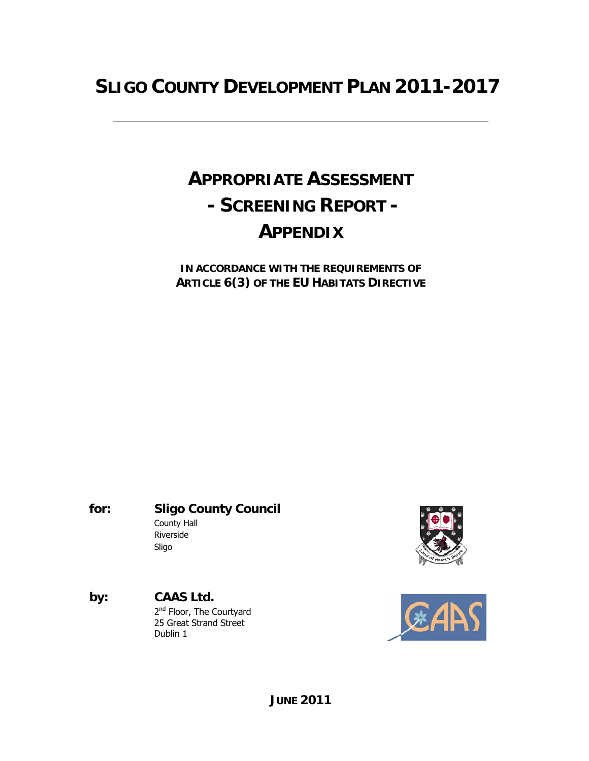# SLIGO COUNTY DEVELOPMENT PLAN 2011-2017

---

## APPROPRIATE ASSESSMENT
## - SCREENING REPORT -
## APPENDIX

**IN ACCORDANCE WITH THE REQUIREMENTS OF ARTICLE 6(3) OF THE EU HABITATS DIRECTIVE**

**for:** **Sligo County Council**
County Hall
Riverside
Sligo

**by:** **CAAS Ltd.**
2nd Floor, The Courtyard
25 Great Strand Street
Dublin 1

**JUNE 2011**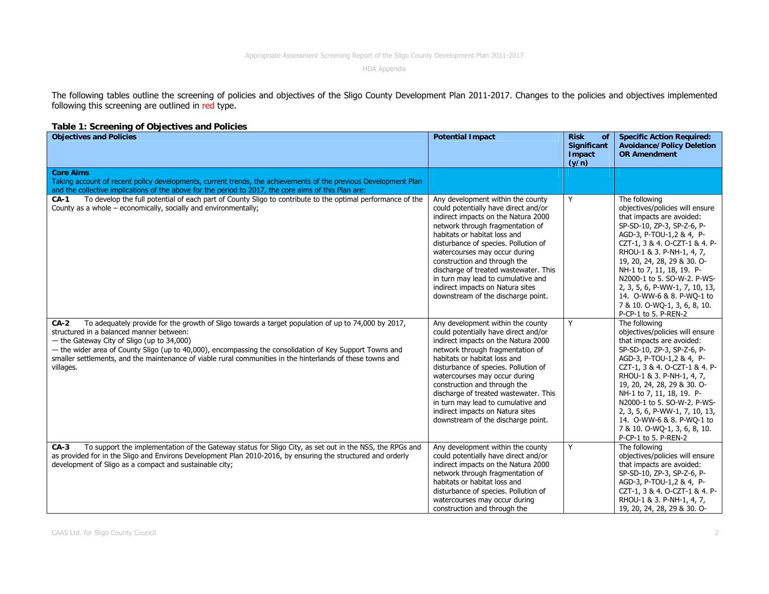The following tables outline the screening of policies and objectives of the Sligo County Development Plan 2011-2017. Changes to the policies and objectives implemented following this screening are outlined in red type.

**Table 1: Screening of Objectives and Policies**

| Objectives and Policies | Potential Impact | Risk of Significant Impact (y/n) | Specific Action Required: Avoidance/Policy Deletion OR Amendment |
|---|---|---|---|
| **Core Aims**<br>Taking account of recent policy developments, current trends, the achievements of the previous Development Plan and the collective implications of the above for the period to 2017, the core aims of this Plan are: | | | |
| **CA-1** To develop the full potential of each part of County Sligo to contribute to the optimal performance of the County as a whole – economically, socially and environmentally; | Any development within the county could potentially have direct and/or indirect impacts on the Natura 2000 network through fragmentation of habitats or habitat loss and disturbance of species. Pollution of watercourses may occur during construction and through the discharge of treated wastewater. This in turn may lead to cumulative and indirect impacts on Natura sites downstream of the discharge point. | Y | The following objectives/policies will ensure that impacts are avoided: SP-SD-10, ZP-3, SP-Z-6, P-AGD-3, P-TOU-1,2 & 4, P-CZT-1, 3 & 4. O-CZT-1 & 4. P-RHOU-1 & 3. P-NH-1, 4, 7, 19, 20, 24, 28, 29 & 30. O-NH-1 to 7, 11, 18, 19. P-N2000-1 to 5. SO-W-2. P-WS-2, 3, 5, 6, P-WW-1, 7, 10, 13, 14. O-WW-6 & 8. P-WQ-1 to 7 & 10. O-WQ-1, 3, 6, 8, 10. P-CP-1 to 5. P-REN-2 |
| **CA-2** To adequately provide for the growth of Sligo towards a target population of up to 74,000 by 2017, structured in a balanced manner between:<br>— the Gateway City of Sligo (up to 34,000)<br>— the wider area of County Sligo (up to 40,000), encompassing the consolidation of Key Support Towns and smaller settlements, and the maintenance of viable rural communities in the hinterlands of these towns and villages. | Any development within the county could potentially have direct and/or indirect impacts on the Natura 2000 network through fragmentation of habitats or habitat loss and disturbance of species. Pollution of watercourses may occur during construction and through the discharge of treated wastewater. This in turn may lead to cumulative and indirect impacts on Natura sites downstream of the discharge point. | Y | The following objectives/policies will ensure that impacts are avoided: SP-SD-10, ZP-3, SP-Z-6, P-AGD-3, P-TOU-1,2 & 4, P-CZT-1, 3 & 4. O-CZT-1 & 4. P-RHOU-1 & 3. P-NH-1, 4, 7, 19, 20, 24, 28, 29 & 30. O-NH-1 to 7, 11, 18, 19. P-N2000-1 to 5. SO-W-2. P-WS-2, 3, 5, 6, P-WW-1, 7, 10, 13, 14. O-WW-6 & 8. P-WQ-1 to 7 & 10. O-WQ-1, 3, 6, 8, 10. P-CP-1 to 5. P-REN-2 |
| **CA-3** To support the implementation of the Gateway status for Sligo City, as set out in the NSS, the RPGs and as provided for in the Sligo and Environs Development Plan 2010-2016, by ensuring the structured and orderly development of Sligo as a compact and sustainable city; | Any development within the county could potentially have direct and/or indirect impacts on the Natura 2000 network through fragmentation of habitats or habitat loss and disturbance of species. Pollution of watercourses may occur during construction and through the | Y | The following objectives/policies will ensure that impacts are avoided: SP-SD-10, ZP-3, SP-Z-6, P-AGD-3, P-TOU-1,2 & 4, P-CZT-1, 3 & 4. O-CZT-1 & 4. P-RHOU-1 & 3. P-NH-1, 4, 7, 19, 20, 24, 28, 29 & 30. O- |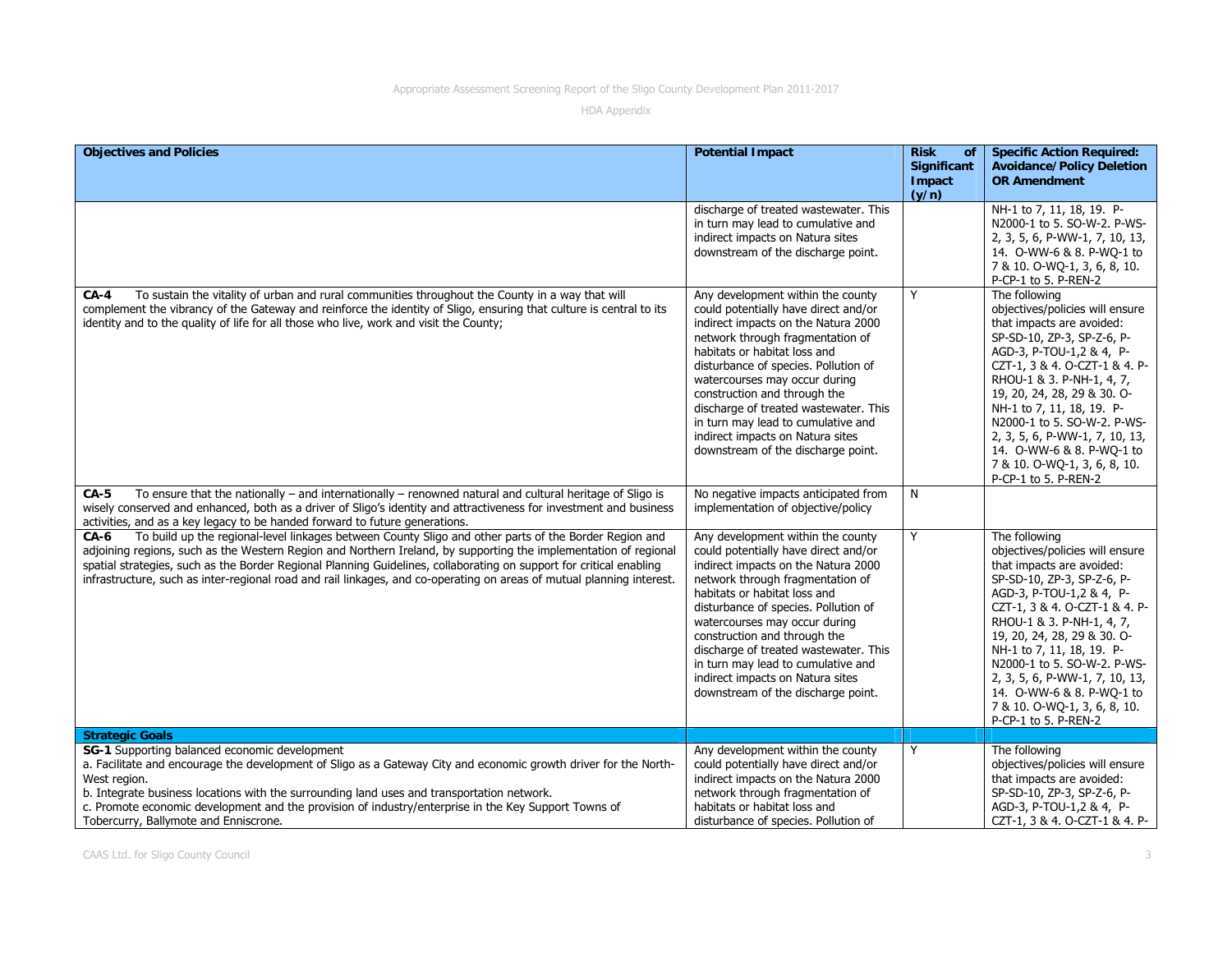| Objectives and Policies | Potential Impact | Risk of Significant Impact (y/n) | Specific Action Required: Avoidance/Policy Deletion OR Amendment |
|---|---|---|---|
| | discharge of treated wastewater. This in turn may lead to cumulative and indirect impacts on Natura sites downstream of the discharge point. | | NH-1 to 7, 11, 18, 19. P-N2000-1 to 5. SO-W-2. P-WS-2, 3, 5, 6, P-WW-1, 7, 10, 13, 14. O-WW-6 & 8. P-WQ-1 to 7 & 10. O-WQ-1, 3, 6, 8, 10. P-CP-1 to 5. P-REN-2 |
| **CA-4** To sustain the vitality of urban and rural communities throughout the County in a way that will complement the vibrancy of the Gateway and reinforce the identity of Sligo, ensuring that culture is central to its identity and to the quality of life for all those who live, work and visit the County; | Any development within the county could potentially have direct and/or indirect impacts on the Natura 2000 network through fragmentation of habitats or habitat loss and disturbance of species. Pollution of watercourses may occur during construction and through the discharge of treated wastewater. This in turn may lead to cumulative and indirect impacts on Natura sites downstream of the discharge point. | Y | The following objectives/policies will ensure that impacts are avoided: SP-SD-10, ZP-3, SP-Z-6, P-AGD-3, P-TOU-1,2 & 4, P-CZT-1, 3 & 4. O-CZT-1 & 4. P-RHOU-1 & 3. P-NH-1, 4, 7, 19, 20, 24, 28, 29 & 30. O-NH-1 to 7, 11, 18, 19. P-N2000-1 to 5. SO-W-2. P-WS-2, 3, 5, 6, P-WW-1, 7, 10, 13, 14. O-WW-6 & 8. P-WQ-1 to 7 & 10. O-WQ-1, 3, 6, 8, 10. P-CP-1 to 5. P-REN-2 |
| **CA-5** To ensure that the nationally – and internationally – renowned natural and cultural heritage of Sligo is wisely conserved and enhanced, both as a driver of Sligo's identity and attractiveness for investment and business activities, and as a key legacy to be handed forward to future generations. | No negative impacts anticipated from implementation of objective/policy | N | |
| **CA-6** To build up the regional-level linkages between County Sligo and other parts of the Border Region and adjoining regions, such as the Western Region and Northern Ireland, by supporting the implementation of regional spatial strategies, such as the Border Regional Planning Guidelines, collaborating on support for critical enabling infrastructure, such as inter-regional road and rail linkages, and co-operating on areas of mutual planning interest. | Any development within the county could potentially have direct and/or indirect impacts on the Natura 2000 network through fragmentation of habitats or habitat loss and disturbance of species. Pollution of watercourses may occur during construction and through the discharge of treated wastewater. This in turn may lead to cumulative and indirect impacts on Natura sites downstream of the discharge point. | Y | The following objectives/policies will ensure that impacts are avoided: SP-SD-10, ZP-3, SP-Z-6, P-AGD-3, P-TOU-1,2 & 4, P-CZT-1, 3 & 4. O-CZT-1 & 4. P-RHOU-1 & 3. P-NH-1, 4, 7, 19, 20, 24, 28, 29 & 30. O-NH-1 to 7, 11, 18, 19. P-N2000-1 to 5. SO-W-2. P-WS-2, 3, 5, 6, P-WW-1, 7, 10, 13, 14. O-WW-6 & 8. P-WQ-1 to 7 & 10. O-WQ-1, 3, 6, 8, 10. P-CP-1 to 5. P-REN-2 |
| **Strategic Goals** | | | |
| **SG-1** Supporting balanced economic development<br>a. Facilitate and encourage the development of Sligo as a Gateway City and economic growth driver for the North-West region.<br>b. Integrate business locations with the surrounding land uses and transportation network.<br>c. Promote economic development and the provision of industry/enterprise in the Key Support Towns of Tobercurry, Ballymote and Enniscrone. | Any development within the county could potentially have direct and/or indirect impacts on the Natura 2000 network through fragmentation of habitats or habitat loss and disturbance of species. Pollution of | Y | The following objectives/policies will ensure that impacts are avoided: SP-SD-10, ZP-3, SP-Z-6, P-AGD-3, P-TOU-1,2 & 4, P-CZT-1, 3 & 4. O-CZT-1 & 4. P- |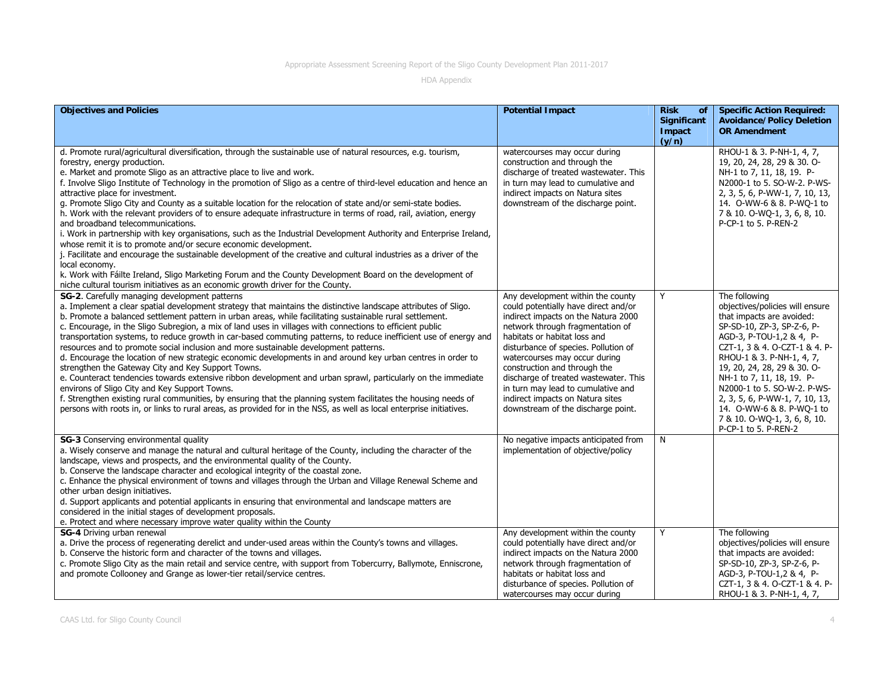| Objectives and Policies | Potential Impact | Risk of Significant Impact (y/n) | Specific Action Required: Avoidance/Policy Deletion OR Amendment |
|---|---|---|---|
| d. Promote rural/agricultural diversification, through the sustainable use of natural resources, e.g. tourism, forestry, energy production.<br>e. Market and promote Sligo as an attractive place to live and work.<br>f. Involve Sligo Institute of Technology in the promotion of Sligo as a centre of third-level education and hence an attractive place for investment.<br>g. Promote Sligo City and County as a suitable location for the relocation of state and/or semi-state bodies.<br>h. Work with the relevant providers of to ensure adequate infrastructure in terms of road, rail, aviation, energy and broadband telecommunications.<br>i. Work in partnership with key organisations, such as the Industrial Development Authority and Enterprise Ireland, whose remit it is to promote and/or secure economic development.<br>j. Facilitate and encourage the sustainable development of the creative and cultural industries as a driver of the local economy.<br>k. Work with Fáilte Ireland, Sligo Marketing Forum and the County Development Board on the development of niche cultural tourism initiatives as an economic growth driver for the County. | watercourses may occur during construction and through the discharge of treated wastewater. This in turn may lead to cumulative and indirect impacts on Natura sites downstream of the discharge point. | | RHOU-1 & 3. P-NH-1, 4, 7, 19, 20, 24, 28, 29 & 30. O-NH-1 to 7, 11, 18, 19. P-N2000-1 to 5. SO-W-2. P-WS-2, 3, 5, 6, P-WW-1, 7, 10, 13, 14. O-WW-6 & 8. P-WQ-1 to 7 & 10. O-WQ-1, 3, 6, 8, 10. P-CP-1 to 5. P-REN-2 |
| **SG-2**. Carefully managing development patterns<br>a. Implement a clear spatial development strategy that maintains the distinctive landscape attributes of Sligo.<br>b. Promote a balanced settlement pattern in urban areas, while facilitating sustainable rural settlement.<br>c. Encourage, in the Sligo Subregion, a mix of land uses in villages with connections to efficient public transportation systems, to reduce growth in car-based commuting patterns, to reduce inefficient use of energy and resources and to promote social inclusion and more sustainable development patterns.<br>d. Encourage the location of new strategic economic developments in and around key urban centres in order to strengthen the Gateway City and Key Support Towns.<br>e. Counteract tendencies towards extensive ribbon development and urban sprawl, particularly on the immediate environs of Sligo City and Key Support Towns.<br>f. Strengthen existing rural communities, by ensuring that the planning system facilitates the housing needs of persons with roots in, or links to rural areas, as provided for in the NSS, as well as local enterprise initiatives. | Any development within the county could potentially have direct and/or indirect impacts on the Natura 2000 network through fragmentation of habitats or habitat loss and disturbance of species. Pollution of watercourses may occur during construction and through the discharge of treated wastewater. This in turn may lead to cumulative and indirect impacts on Natura sites downstream of the discharge point. | Y | The following objectives/policies will ensure that impacts are avoided: SP-SD-10, ZP-3, SP-Z-6, P-AGD-3, P-TOU-1,2 & 4, P-CZT-1, 3 & 4. O-CZT-1 & 4. P-RHOU-1 & 3. P-NH-1, 4, 7, 19, 20, 24, 28, 29 & 30. O-NH-1 to 7, 11, 18, 19. P-N2000-1 to 5. SO-W-2. P-WS-2, 3, 5, 6, P-WW-1, 7, 10, 13, 14. O-WW-6 & 8. P-WQ-1 to 7 & 10. O-WQ-1, 3, 6, 8, 10. P-CP-1 to 5. P-REN-2 |
| **SG-3** Conserving environmental quality<br>a. Wisely conserve and manage the natural and cultural heritage of the County, including the character of the landscape, views and prospects, and the environmental quality of the County.<br>b. Conserve the landscape character and ecological integrity of the coastal zone.<br>c. Enhance the physical environment of towns and villages through the Urban and Village Renewal Scheme and other urban design initiatives.<br>d. Support applicants and potential applicants in ensuring that environmental and landscape matters are considered in the initial stages of development proposals.<br>e. Protect and where necessary improve water quality within the County | No negative impacts anticipated from implementation of objective/policy | N | |
| **SG-4** Driving urban renewal<br>a. Drive the process of regenerating derelict and under-used areas within the County's towns and villages.<br>b. Conserve the historic form and character of the towns and villages.<br>c. Promote Sligo City as the main retail and service centre, with support from Tobercurry, Ballymote, Enniscrone, and promote Collooney and Grange as lower-tier retail/service centres. | Any development within the county could potentially have direct and/or indirect impacts on the Natura 2000 network through fragmentation of habitats or habitat loss and disturbance of species. Pollution of watercourses may occur during | Y | The following objectives/policies will ensure that impacts are avoided: SP-SD-10, ZP-3, SP-Z-6, P-AGD-3, P-TOU-1,2 & 4, P-CZT-1, 3 & 4. O-CZT-1 & 4. P-RHOU-1 & 3. P-NH-1, 4, 7, |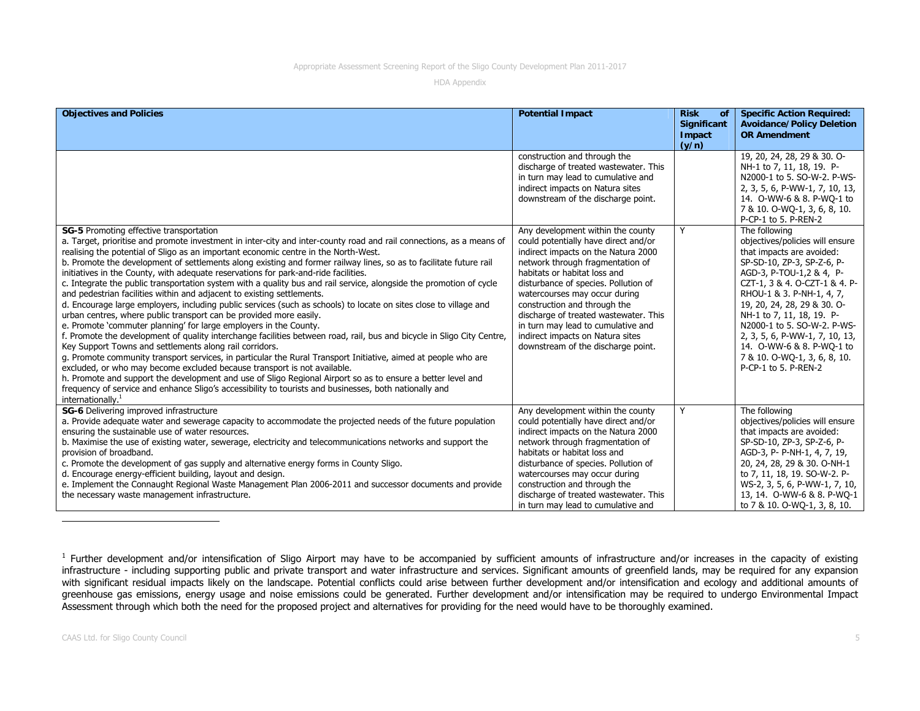| Objectives and Policies | Potential Impact | Risk of Significant Impact (y/n) | Specific Action Required: Avoidance/Policy Deletion OR Amendment |
|---|---|---|---|
| | construction and through the discharge of treated wastewater. This in turn may lead to cumulative and indirect impacts on Natura sites downstream of the discharge point. | | 19, 20, 24, 28, 29 & 30. O-NH-1 to 7, 11, 18, 19. P-N2000-1 to 5. SO-W-2. P-WS-2, 3, 5, 6, P-WW-1, 7, 10, 13, 14. O-WW-6 & 8. P-WQ-1 to 7 & 10. O-WQ-1, 3, 6, 8, 10. P-CP-1 to 5. P-REN-2 |
| **SG-5** Promoting effective transportation<br>a. Target, prioritise and promote investment in inter-city and inter-county road and rail connections, as a means of realising the potential of Sligo as an important economic centre in the North-West.<br>b. Promote the development of settlements along existing and former railway lines, so as to facilitate future rail initiatives in the County, with adequate reservations for park-and-ride facilities.<br>c. Integrate the public transportation system with a quality bus and rail service, alongside the promotion of cycle and pedestrian facilities within and adjacent to existing settlements.<br>d. Encourage large employers, including public services (such as schools) to locate on sites close to village and urban centres, where public transport can be provided more easily.<br>e. Promote 'commuter planning' for large employers in the County.<br>f. Promote the development of quality interchange facilities between road, rail, bus and bicycle in Sligo City Centre, Key Support Towns and settlements along rail corridors.<br>g. Promote community transport services, in particular the Rural Transport Initiative, aimed at people who are excluded, or who may become excluded because transport is not available.<br>h. Promote and support the development and use of Sligo Regional Airport so as to ensure a better level and frequency of service and enhance Sligo's accessibility to tourists and businesses, both nationally and internationally.[1] | Any development within the county could potentially have direct and/or indirect impacts on the Natura 2000 network through fragmentation of habitats or habitat loss and disturbance of species. Pollution of watercourses may occur during construction and through the discharge of treated wastewater. This in turn may lead to cumulative and indirect impacts on Natura sites downstream of the discharge point. | Y | The following objectives/policies will ensure that impacts are avoided: SP-SD-10, ZP-3, SP-Z-6, P-AGD-3, P-TOU-1,2 & 4, P-CZT-1, 3 & 4. O-CZT-1 & 4. P-RHOU-1 & 3. P-NH-1, 4, 7, 19, 20, 24, 28, 29 & 30. O-NH-1 to 7, 11, 18, 19. P-N2000-1 to 5. SO-W-2. P-WS-2, 3, 5, 6, P-WW-1, 7, 10, 13, 14. O-WW-6 & 8. P-WQ-1 to 7 & 10. O-WQ-1, 3, 6, 8, 10. P-CP-1 to 5. P-REN-2 |
| **SG-6** Delivering improved infrastructure<br>a. Provide adequate water and sewerage capacity to accommodate the projected needs of the future population ensuring the sustainable use of water resources.<br>b. Maximise the use of existing water, sewerage, electricity and telecommunications networks and support the provision of broadband.<br>c. Promote the development of gas supply and alternative energy forms in County Sligo.<br>d. Encourage energy-efficient building, layout and design.<br>e. Implement the Connaught Regional Waste Management Plan 2006-2011 and successor documents and provide the necessary waste management infrastructure. | Any development within the county could potentially have direct and/or indirect impacts on the Natura 2000 network through fragmentation of habitats or habitat loss and disturbance of species. Pollution of watercourses may occur during construction and through the discharge of treated wastewater. This in turn may lead to cumulative and | Y | The following objectives/policies will ensure that impacts are avoided: SP-SD-10, ZP-3, SP-Z-6, P-AGD-3, P- P-NH-1, 4, 7, 19, 20, 24, 28, 29 & 30. O-NH-1 to 7, 11, 18, 19. SO-W-2. P-WS-2, 3, 5, 6, P-WW-1, 7, 10, 13, 14. O-WW-6 & 8. P-WQ-1 to 7 & 10. O-WQ-1, 3, 8, 10. |

[1] Further development and/or intensification of Sligo Airport may have to be accompanied by sufficient amounts of infrastructure and/or increases in the capacity of existing infrastructure - including supporting public and private transport and water infrastructure and services. Significant amounts of greenfield lands, may be required for any expansion with significant residual impacts likely on the landscape. Potential conflicts could arise between further development and/or intensification and ecology and additional amounts of greenhouse gas emissions, energy usage and noise emissions could be generated. Further development and/or intensification may be required to undergo Environmental Impact Assessment through which both the need for the proposed project and alternatives for providing for the need would have to be thoroughly examined.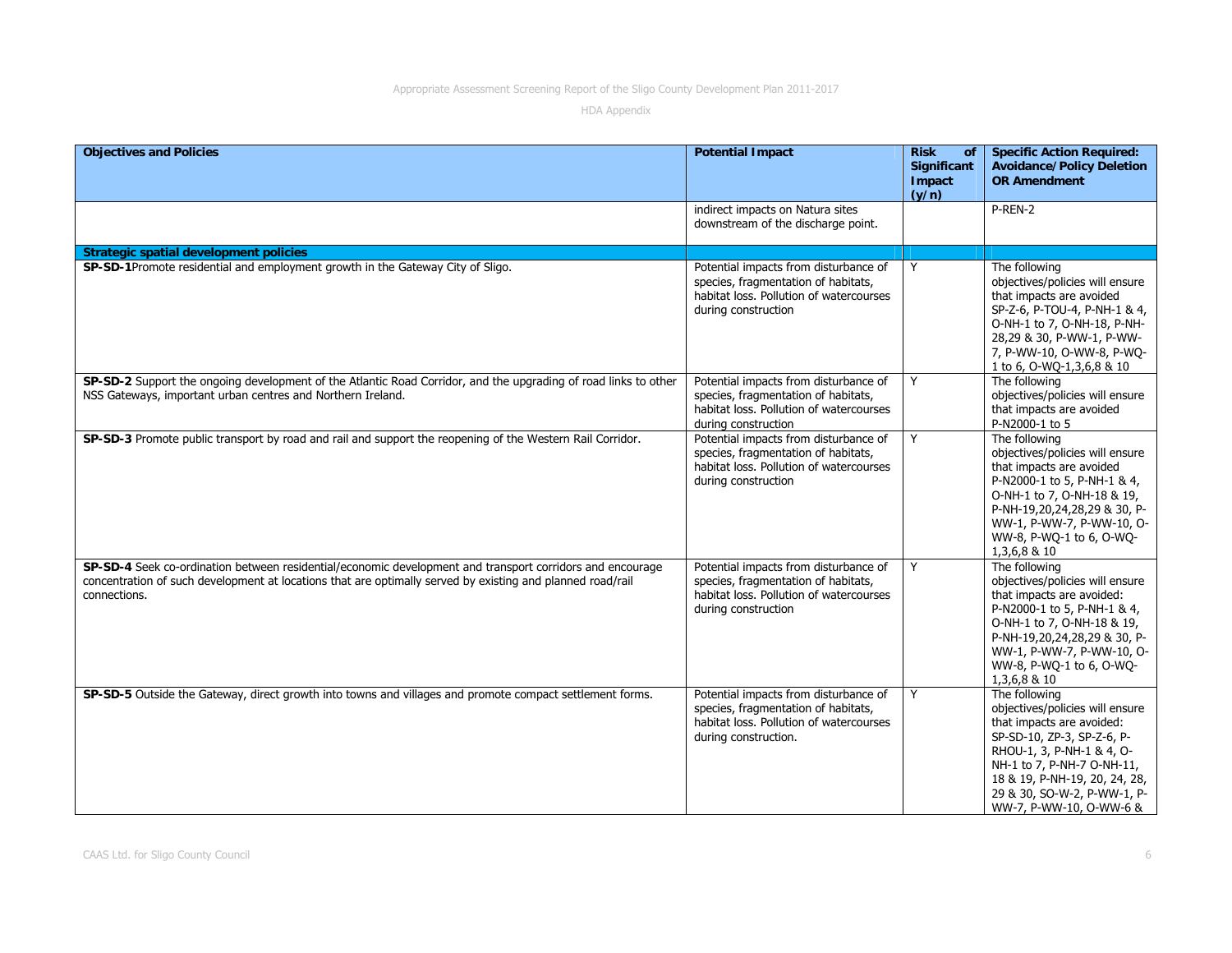| Objectives and Policies | Potential Impact | Risk of Significant Impact (y/n) | Specific Action Required: Avoidance/Policy Deletion OR Amendment |
|---|---|---|---|
| | indirect impacts on Natura sites downstream of the discharge point. | | P-REN-2 |
| **Strategic spatial development policies** | | | |
| **SP-SD-1** Promote residential and employment growth in the Gateway City of Sligo. | Potential impacts from disturbance of species, fragmentation of habitats, habitat loss. Pollution of watercourses during construction | Y | The following objectives/policies will ensure that impacts are avoided SP-Z-6, P-TOU-4, P-NH-1 & 4, O-NH-1 to 7, O-NH-18, P-NH-28,29 & 30, P-WW-1, P-WW-7, P-WW-10, O-WW-8, P-WQ-1 to 6, O-WQ-1,3,6,8 & 10 |
| **SP-SD-2** Support the ongoing development of the Atlantic Road Corridor, and the upgrading of road links to other NSS Gateways, important urban centres and Northern Ireland. | Potential impacts from disturbance of species, fragmentation of habitats, habitat loss. Pollution of watercourses during construction | Y | The following objectives/policies will ensure that impacts are avoided P-N2000-1 to 5 |
| **SP-SD-3** Promote public transport by road and rail and support the reopening of the Western Rail Corridor. | Potential impacts from disturbance of species, fragmentation of habitats, habitat loss. Pollution of watercourses during construction | Y | The following objectives/policies will ensure that impacts are avoided P-N2000-1 to 5, P-NH-1 & 4, O-NH-1 to 7, O-NH-18 & 19, P-NH-19,20,24,28,29 & 30, P-WW-1, P-WW-7, P-WW-10, O-WW-8, P-WQ-1 to 6, O-WQ-1,3,6,8 & 10 |
| **SP-SD-4** Seek co-ordination between residential/economic development and transport corridors and encourage concentration of such development at locations that are optimally served by existing and planned road/rail connections. | Potential impacts from disturbance of species, fragmentation of habitats, habitat loss. Pollution of watercourses during construction | Y | The following objectives/policies will ensure that impacts are avoided: P-N2000-1 to 5, P-NH-1 & 4, O-NH-1 to 7, O-NH-18 & 19, P-NH-19,20,24,28,29 & 30, P-WW-1, P-WW-7, P-WW-10, O-WW-8, P-WQ-1 to 6, O-WQ-1,3,6,8 & 10 |
| **SP-SD-5** Outside the Gateway, direct growth into towns and villages and promote compact settlement forms. | Potential impacts from disturbance of species, fragmentation of habitats, habitat loss. Pollution of watercourses during construction. | Y | The following objectives/policies will ensure that impacts are avoided: SP-SD-10, ZP-3, SP-Z-6, P-RHOU-1, 3, P-NH-1 & 4, O-NH-1 to 7, P-NH-7 O-NH-11, 18 & 19, P-NH-19, 20, 24, 28, 29 & 30, SO-W-2, P-WW-1, P-WW-7, P-WW-10, O-WW-6 & |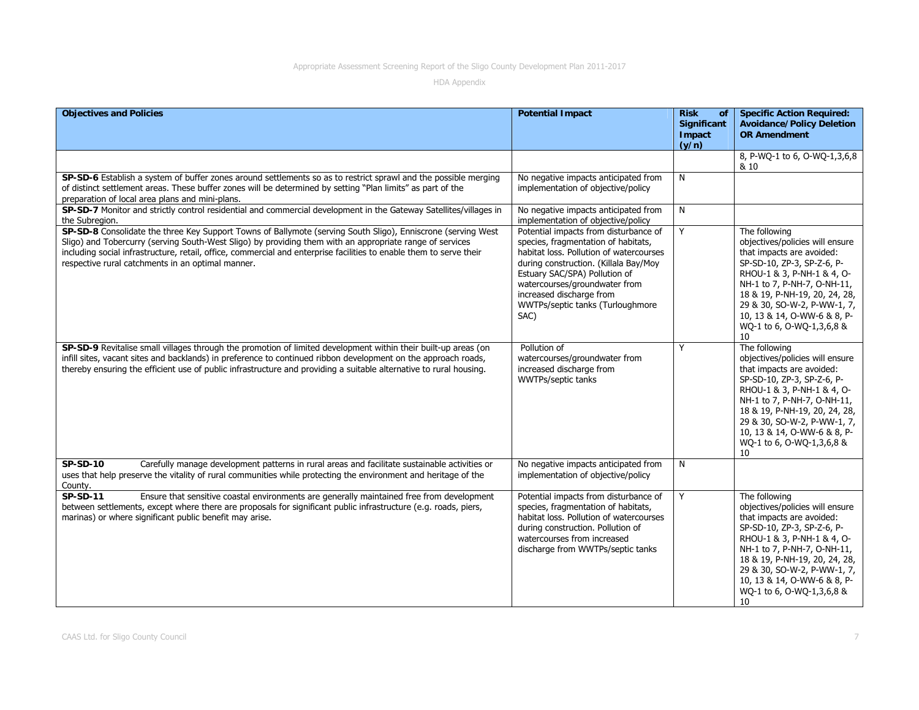| Objectives and Policies | Potential Impact | Risk of Significant Impact (y/n) | Specific Action Required: Avoidance/Policy Deletion OR Amendment |
|---|---|---|---|
| | | | 8, P-WQ-1 to 6, O-WQ-1,3,6,8 & 10 |
| **SP-SD-6** Establish a system of buffer zones around settlements so as to restrict sprawl and the possible merging of distinct settlement areas. These buffer zones will be determined by setting "Plan limits" as part of the preparation of local area plans and mini-plans. | No negative impacts anticipated from implementation of objective/policy | N | |
| **SP-SD-7** Monitor and strictly control residential and commercial development in the Gateway Satellites/villages in the Subregion. | No negative impacts anticipated from implementation of objective/policy | N | |
| **SP-SD-8** Consolidate the three Key Support Towns of Ballymote (serving South Sligo), Enniscrone (serving West Sligo) and Tobercurry (serving South-West Sligo) by providing them with an appropriate range of services including social infrastructure, retail, office, commercial and enterprise facilities to enable them to serve their respective rural catchments in an optimal manner. | Potential impacts from disturbance of species, fragmentation of habitats, habitat loss. Pollution of watercourses during construction. (Killala Bay/Moy Estuary SAC/SPA) Pollution of watercourses/groundwater from increased discharge from WWTPs/septic tanks (Turloughmore SAC) | Y | The following objectives/policies will ensure that impacts are avoided: SP-SD-10, ZP-3, SP-Z-6, P-RHOU-1 & 3, P-NH-1 & 4, O-NH-1 to 7, P-NH-7, O-NH-11, 18 & 19, P-NH-19, 20, 24, 28, 29 & 30, SO-W-2, P-WW-1, 7, 10, 13 & 14, O-WW-6 & 8, P-WQ-1 to 6, O-WQ-1,3,6,8 & 10 |
| **SP-SD-9** Revitalise small villages through the promotion of limited development within their built-up areas (on infill sites, vacant sites and backlands) in preference to continued ribbon development on the approach roads, thereby ensuring the efficient use of public infrastructure and providing a suitable alternative to rural housing. | Pollution of watercourses/groundwater from increased discharge from WWTPs/septic tanks | Y | The following objectives/policies will ensure that impacts are avoided: SP-SD-10, ZP-3, SP-Z-6, P-RHOU-1 & 3, P-NH-1 & 4, O-NH-1 to 7, P-NH-7, O-NH-11, 18 & 19, P-NH-19, 20, 24, 28, 29 & 30, SO-W-2, P-WW-1, 7, 10, 13 & 14, O-WW-6 & 8, P-WQ-1 to 6, O-WQ-1,3,6,8 & 10 |
| **SP-SD-10** Carefully manage development patterns in rural areas and facilitate sustainable activities or uses that help preserve the vitality of rural communities while protecting the environment and heritage of the County. | No negative impacts anticipated from implementation of objective/policy | N | |
| **SP-SD-11** Ensure that sensitive coastal environments are generally maintained free from development between settlements, except where there are proposals for significant public infrastructure (e.g. roads, piers, marinas) or where significant public benefit may arise. | Potential impacts from disturbance of species, fragmentation of habitats, habitat loss. Pollution of watercourses during construction. Pollution of watercourses from increased discharge from WWTPs/septic tanks | Y | The following objectives/policies will ensure that impacts are avoided: SP-SD-10, ZP-3, SP-Z-6, P-RHOU-1 & 3, P-NH-1 & 4, O-NH-1 to 7, P-NH-7, O-NH-11, 18 & 19, P-NH-19, 20, 24, 28, 29 & 30, SO-W-2, P-WW-1, 7, 10, 13 & 14, O-WW-6 & 8, P-WQ-1 to 6, O-WQ-1,3,6,8 & 10 |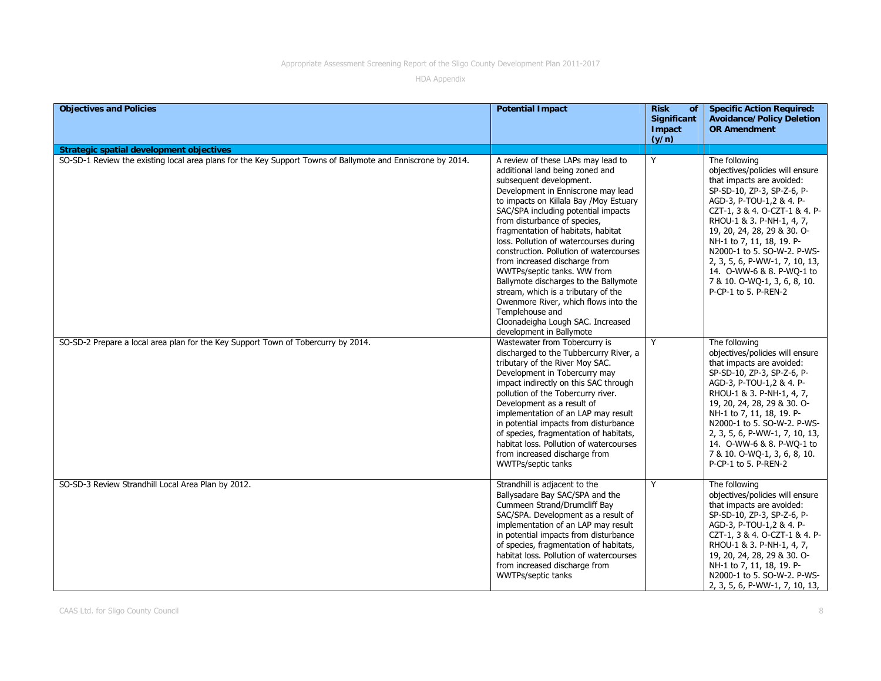| Objectives and Policies | Potential Impact | Risk of Significant Impact (y/n) | Specific Action Required: Avoidance/Policy Deletion OR Amendment |
|---|---|---|---|
| **Strategic spatial development objectives** | | | |
| SO-SD-1 Review the existing local area plans for the Key Support Towns of Ballymote and Enniscrone by 2014. | A review of these LAPs may lead to additional land being zoned and subsequent development. Development in Enniscrone may lead to impacts on Killala Bay /Moy Estuary SAC/SPA including potential impacts from disturbance of species, fragmentation of habitats, habitat loss. Pollution of watercourses during construction. Pollution of watercourses from increased discharge from WWTPs/septic tanks. WW from Ballymote discharges to the Ballymote stream, which is a tributary of the Owenmore River, which flows into the Templehouse and Cloonadeigha Lough SAC. Increased development in Ballymote | Y | The following objectives/policies will ensure that impacts are avoided: SP-SD-10, ZP-3, SP-Z-6, P-AGD-3, P-TOU-1,2 & 4. P-CZT-1, 3 & 4. O-CZT-1 & 4. P-RHOU-1 & 3. P-NH-1, 4, 7, 19, 20, 24, 28, 29 & 30. O-NH-1 to 7, 11, 18, 19. P-N2000-1 to 5. SO-W-2. P-WS-2, 3, 5, 6, P-WW-1, 7, 10, 13, 14. O-WW-6 & 8. P-WQ-1 to 7 & 10. O-WQ-1, 3, 6, 8, 10. P-CP-1 to 5. P-REN-2 |
| SO-SD-2 Prepare a local area plan for the Key Support Town of Tobercurry by 2014. | Wastewater from Tobercurry is discharged to the Tubbercurry River, a tributary of the River Moy SAC. Development in Tobercurry may impact indirectly on this SAC through pollution of the Tobercurry river. Development as a result of implementation of an LAP may result in potential impacts from disturbance of species, fragmentation of habitats, habitat loss. Pollution of watercourses from increased discharge from WWTPs/septic tanks | Y | The following objectives/policies will ensure that impacts are avoided: SP-SD-10, ZP-3, SP-Z-6, P-AGD-3, P-TOU-1,2 & 4. P-RHOU-1 & 3. P-NH-1, 4, 7, 19, 20, 24, 28, 29 & 30. O-NH-1 to 7, 11, 18, 19. P-N2000-1 to 5. SO-W-2. P-WS-2, 3, 5, 6, P-WW-1, 7, 10, 13, 14. O-WW-6 & 8. P-WQ-1 to 7 & 10. O-WQ-1, 3, 6, 8, 10. P-CP-1 to 5. P-REN-2 |
| SO-SD-3 Review Strandhill Local Area Plan by 2012. | Strandhill is adjacent to the Ballysadare Bay SAC/SPA and the Cummeen Strand/Drumcliff Bay SAC/SPA. Development as a result of implementation of an LAP may result in potential impacts from disturbance of species, fragmentation of habitats, habitat loss. Pollution of watercourses from increased discharge from WWTPs/septic tanks | Y | The following objectives/policies will ensure that impacts are avoided: SP-SD-10, ZP-3, SP-Z-6, P-AGD-3, P-TOU-1,2 & 4. P-CZT-1, 3 & 4. O-CZT-1 & 4. P-RHOU-1 & 3. P-NH-1, 4, 7, 19, 20, 24, 28, 29 & 30. O-NH-1 to 7, 11, 18, 19. P-N2000-1 to 5. SO-W-2. P-WS-2, 3, 5, 6, P-WW-1, 7, 10, 13, |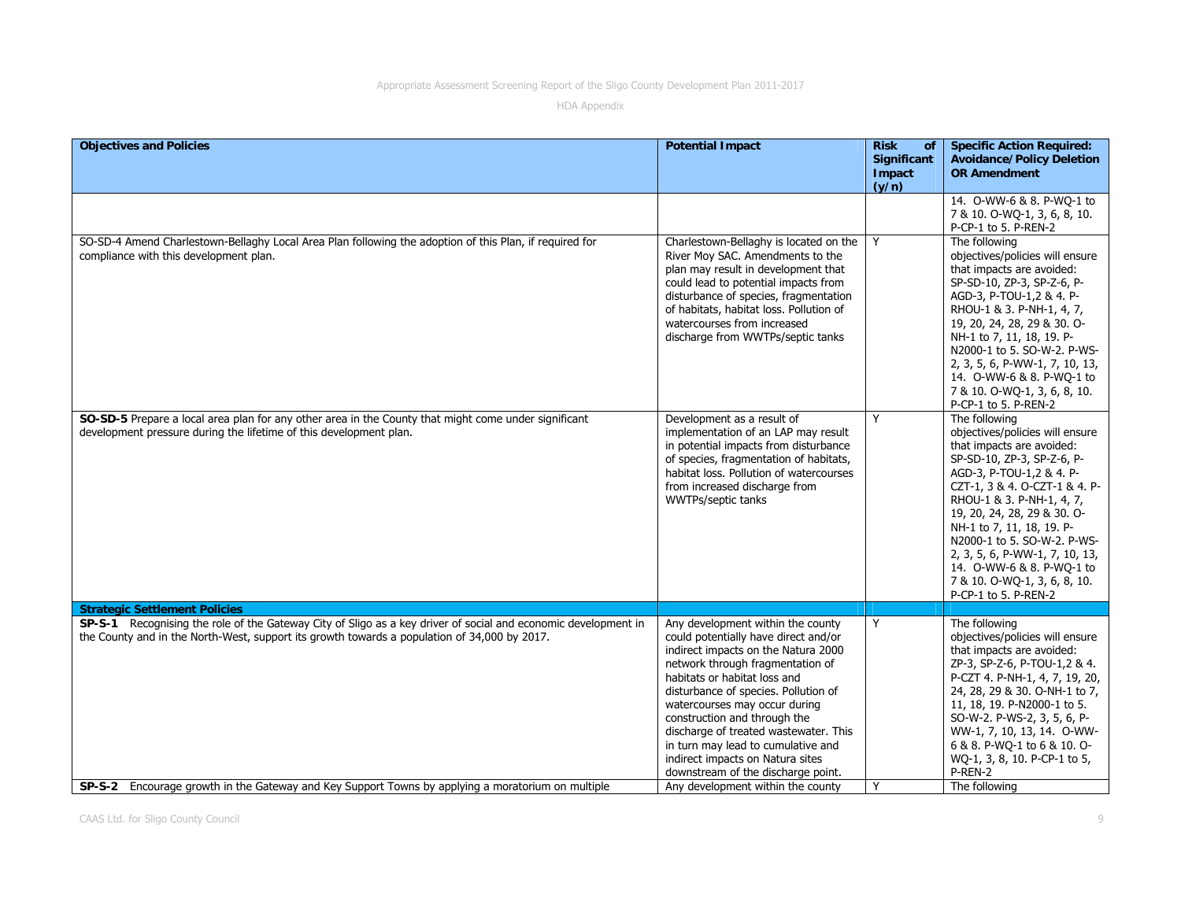| Objectives and Policies | Potential Impact | Risk of Significant Impact (y/n) | Specific Action Required: Avoidance/Policy Deletion OR Amendment |
|---|---|---|---|
| | | | 14. O-WW-6 & 8. P-WQ-1 to 7 & 10. O-WQ-1, 3, 6, 8, 10. P-CP-1 to 5. P-REN-2 |
| SO-SD-4 Amend Charlestown-Bellaghy Local Area Plan following the adoption of this Plan, if required for compliance with this development plan. | Charlestown-Bellaghy is located on the River Moy SAC. Amendments to the plan may result in development that could lead to potential impacts from disturbance of species, fragmentation of habitats, habitat loss. Pollution of watercourses from increased discharge from WWTPs/septic tanks | Y | The following objectives/policies will ensure that impacts are avoided: SP-SD-10, ZP-3, SP-Z-6, P-AGD-3, P-TOU-1,2 & 4. P-RHOU-1 & 3. P-NH-1, 4, 7, 19, 20, 24, 28, 29 & 30. O-NH-1 to 7, 11, 18, 19. P-N2000-1 to 5. SO-W-2. P-WS-2, 3, 5, 6, P-WW-1, 7, 10, 13, 14. O-WW-6 & 8. P-WQ-1 to 7 & 10. O-WQ-1, 3, 6, 8, 10. P-CP-1 to 5. P-REN-2 |
| **SO-SD-5** Prepare a local area plan for any other area in the County that might come under significant development pressure during the lifetime of this development plan. | Development as a result of implementation of an LAP may result in potential impacts from disturbance of species, fragmentation of habitats, habitat loss. Pollution of watercourses from increased discharge from WWTPs/septic tanks | Y | The following objectives/policies will ensure that impacts are avoided: SP-SD-10, ZP-3, SP-Z-6, P-AGD-3, P-TOU-1,2 & 4. P-CZT-1, 3 & 4. O-CZT-1 & 4. P-RHOU-1 & 3. P-NH-1, 4, 7, 19, 20, 24, 28, 29 & 30. O-NH-1 to 7, 11, 18, 19. P-N2000-1 to 5. SO-W-2. P-WS-2, 3, 5, 6, P-WW-1, 7, 10, 13, 14. O-WW-6 & 8. P-WQ-1 to 7 & 10. O-WQ-1, 3, 6, 8, 10. P-CP-1 to 5. P-REN-2 |
| **Strategic Settlement Policies** | | | |
| **SP-S-1** Recognising the role of the Gateway City of Sligo as a key driver of social and economic development in the County and in the North-West, support its growth towards a population of 34,000 by 2017. | Any development within the county could potentially have direct and/or indirect impacts on the Natura 2000 network through fragmentation of habitats or habitat loss and disturbance of species. Pollution of watercourses may occur during construction and through the discharge of treated wastewater. This in turn may lead to cumulative and indirect impacts on Natura sites downstream of the discharge point. | Y | The following objectives/policies will ensure that impacts are avoided: ZP-3, SP-Z-6, P-TOU-1,2 & 4. P-CZT 4. P-NH-1, 4, 7, 19, 20, 24, 28, 29 & 30. O-NH-1 to 7, 11, 18, 19. P-N2000-1 to 5. SO-W-2. P-WS-2, 3, 5, 6, P-WW-1, 7, 10, 13, 14. O-WW-6 & 8. P-WQ-1 to 6 & 10. O-WQ-1, 3, 8, 10. P-CP-1 to 5, P-REN-2 |
| **SP-S-2** Encourage growth in the Gateway and Key Support Towns by applying a moratorium on multiple | Any development within the county | Y | The following |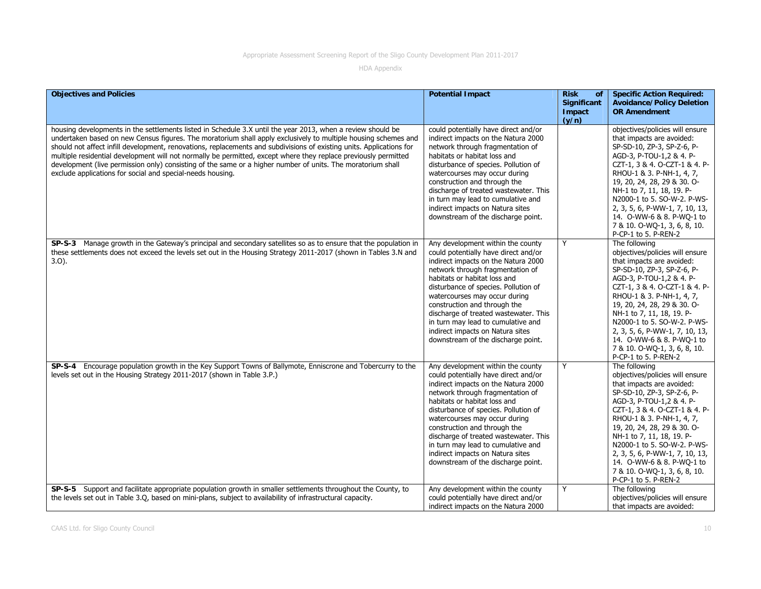| Objectives and Policies | Potential Impact | Risk of Significant Impact (y/n) | Specific Action Required: Avoidance/Policy Deletion OR Amendment |
|---|---|---|---|
| housing developments in the settlements listed in Schedule 3.X until the year 2013, when a review should be undertaken based on new Census figures. The moratorium shall apply exclusively to multiple housing schemes and should not affect infill development, renovations, replacements and subdivisions of existing units. Applications for multiple residential development will not normally be permitted, except where they replace previously permitted development (live permission only) consisting of the same or a higher number of units. The moratorium shall exclude applications for social and special-needs housing. | could potentially have direct and/or indirect impacts on the Natura 2000 network through fragmentation of habitats or habitat loss and disturbance of species. Pollution of watercourses may occur during construction and through the discharge of treated wastewater. This in turn may lead to cumulative and indirect impacts on Natura sites downstream of the discharge point. | | objectives/policies will ensure that impacts are avoided: SP-SD-10, ZP-3, SP-Z-6, P-AGD-3, P-TOU-1,2 & 4. P-CZT-1, 3 & 4. O-CZT-1 & 4. P-RHOU-1 & 3. P-NH-1, 4, 7, 19, 20, 24, 28, 29 & 30. O-NH-1 to 7, 11, 18, 19. P-N2000-1 to 5. SO-W-2. P-WS-2, 3, 5, 6, P-WW-1, 7, 10, 13, 14. O-WW-6 & 8. P-WQ-1 to 7 & 10. O-WQ-1, 3, 6, 8, 10. P-CP-1 to 5. P-REN-2 |
| **SP-S-3** Manage growth in the Gateway's principal and secondary satellites so as to ensure that the population in these settlements does not exceed the levels set out in the Housing Strategy 2011-2017 (shown in Tables 3.N and 3.O). | Any development within the county could potentially have direct and/or indirect impacts on the Natura 2000 network through fragmentation of habitats or habitat loss and disturbance of species. Pollution of watercourses may occur during construction and through the discharge of treated wastewater. This in turn may lead to cumulative and indirect impacts on Natura sites downstream of the discharge point. | Y | The following objectives/policies will ensure that impacts are avoided: SP-SD-10, ZP-3, SP-Z-6, P-AGD-3, P-TOU-1,2 & 4. P-CZT-1, 3 & 4. O-CZT-1 & 4. P-RHOU-1 & 3. P-NH-1, 4, 7, 19, 20, 24, 28, 29 & 30. O-NH-1 to 7, 11, 18, 19. P-N2000-1 to 5. SO-W-2. P-WS-2, 3, 5, 6, P-WW-1, 7, 10, 13, 14. O-WW-6 & 8. P-WQ-1 to 7 & 10. O-WQ-1, 3, 6, 8, 10. P-CP-1 to 5. P-REN-2 |
| **SP-S-4** Encourage population growth in the Key Support Towns of Ballymote, Enniscrone and Tobercurry to the levels set out in the Housing Strategy 2011-2017 (shown in Table 3.P.) | Any development within the county could potentially have direct and/or indirect impacts on the Natura 2000 network through fragmentation of habitats or habitat loss and disturbance of species. Pollution of watercourses may occur during construction and through the discharge of treated wastewater. This in turn may lead to cumulative and indirect impacts on Natura sites downstream of the discharge point. | Y | The following objectives/policies will ensure that impacts are avoided: SP-SD-10, ZP-3, SP-Z-6, P-AGD-3, P-TOU-1,2 & 4. P-CZT-1, 3 & 4. O-CZT-1 & 4. P-RHOU-1 & 3. P-NH-1, 4, 7, 19, 20, 24, 28, 29 & 30. O-NH-1 to 7, 11, 18, 19. P-N2000-1 to 5. SO-W-2. P-WS-2, 3, 5, 6, P-WW-1, 7, 10, 13, 14. O-WW-6 & 8. P-WQ-1 to 7 & 10. O-WQ-1, 3, 6, 8, 10. P-CP-1 to 5. P-REN-2 |
| **SP-S-5** Support and facilitate appropriate population growth in smaller settlements throughout the County, to the levels set out in Table 3.Q, based on mini-plans, subject to availability of infrastructural capacity. | Any development within the county could potentially have direct and/or indirect impacts on the Natura 2000 | Y | The following objectives/policies will ensure that impacts are avoided: |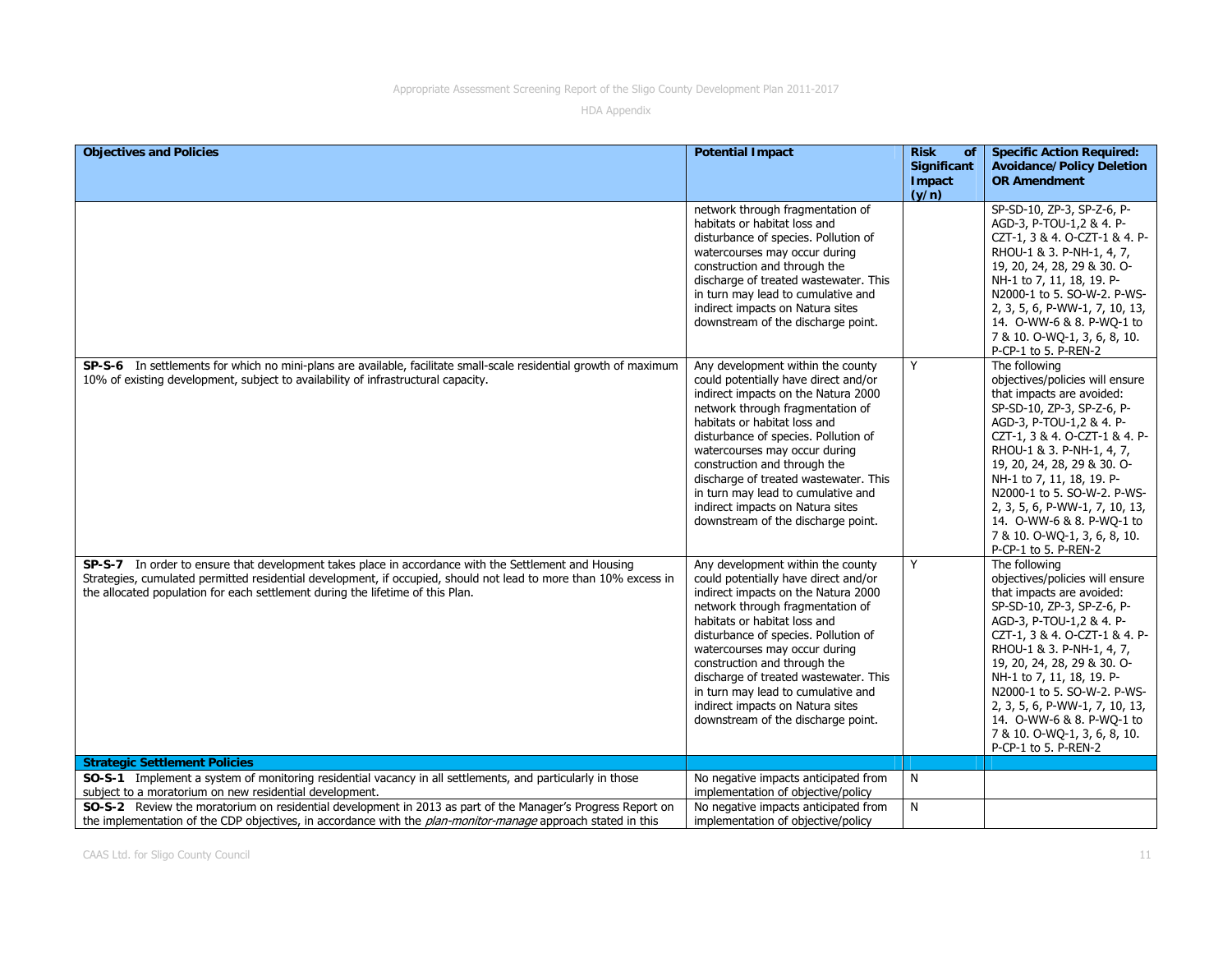| Objectives and Policies | Potential Impact | Risk of Significant Impact (y/n) | Specific Action Required: Avoidance/Policy Deletion OR Amendment |
|---|---|---|---|
| | network through fragmentation of habitats or habitat loss and disturbance of species. Pollution of watercourses may occur during construction and through the discharge of treated wastewater. This in turn may lead to cumulative and indirect impacts on Natura sites downstream of the discharge point. | | SP-SD-10, ZP-3, SP-Z-6, P-AGD-3, P-TOU-1,2 & 4. P-CZT-1, 3 & 4. O-CZT-1 & 4. P-RHOU-1 & 3. P-NH-1, 4, 7, 19, 20, 24, 28, 29 & 30. O-NH-1 to 7, 11, 18, 19. P-N2000-1 to 5. SO-W-2. P-WS-2, 3, 5, 6, P-WW-1, 7, 10, 13, 14. O-WW-6 & 8. P-WQ-1 to 7 & 10. O-WQ-1, 3, 6, 8, 10. P-CP-1 to 5. P-REN-2 |
| **SP-S-6** In settlements for which no mini-plans are available, facilitate small-scale residential growth of maximum 10% of existing development, subject to availability of infrastructural capacity. | Any development within the county could potentially have direct and/or indirect impacts on the Natura 2000 network through fragmentation of habitats or habitat loss and disturbance of species. Pollution of watercourses may occur during construction and through the discharge of treated wastewater. This in turn may lead to cumulative and indirect impacts on Natura sites downstream of the discharge point. | Y | The following objectives/policies will ensure that impacts are avoided: SP-SD-10, ZP-3, SP-Z-6, P-AGD-3, P-TOU-1,2 & 4. P-CZT-1, 3 & 4. O-CZT-1 & 4. P-RHOU-1 & 3. P-NH-1, 4, 7, 19, 20, 24, 28, 29 & 30. O-NH-1 to 7, 11, 18, 19. P-N2000-1 to 5. SO-W-2. P-WS-2, 3, 5, 6, P-WW-1, 7, 10, 13, 14. O-WW-6 & 8. P-WQ-1 to 7 & 10. O-WQ-1, 3, 6, 8, 10. P-CP-1 to 5. P-REN-2 |
| **SP-S-7** In order to ensure that development takes place in accordance with the Settlement and Housing Strategies, cumulated permitted residential development, if occupied, should not lead to more than 10% excess in the allocated population for each settlement during the lifetime of this Plan. | Any development within the county could potentially have direct and/or indirect impacts on the Natura 2000 network through fragmentation of habitats or habitat loss and disturbance of species. Pollution of watercourses may occur during construction and through the discharge of treated wastewater. This in turn may lead to cumulative and indirect impacts on Natura sites downstream of the discharge point. | Y | The following objectives/policies will ensure that impacts are avoided: SP-SD-10, ZP-3, SP-Z-6, P-AGD-3, P-TOU-1,2 & 4. P-CZT-1, 3 & 4. O-CZT-1 & 4. P-RHOU-1 & 3. P-NH-1, 4, 7, 19, 20, 24, 28, 29 & 30. O-NH-1 to 7, 11, 18, 19. P-N2000-1 to 5. SO-W-2. P-WS-2, 3, 5, 6, P-WW-1, 7, 10, 13, 14. O-WW-6 & 8. P-WQ-1 to 7 & 10. O-WQ-1, 3, 6, 8, 10. P-CP-1 to 5. P-REN-2 |
| **Strategic Settlement Policies** | | | |
| **SO-S-1** Implement a system of monitoring residential vacancy in all settlements, and particularly in those subject to a moratorium on new residential development. | No negative impacts anticipated from implementation of objective/policy | N | |
| **SO-S-2** Review the moratorium on residential development in 2013 as part of the Manager's Progress Report on the implementation of the CDP objectives, in accordance with the *plan-monitor-manage* approach stated in this | No negative impacts anticipated from implementation of objective/policy | N | |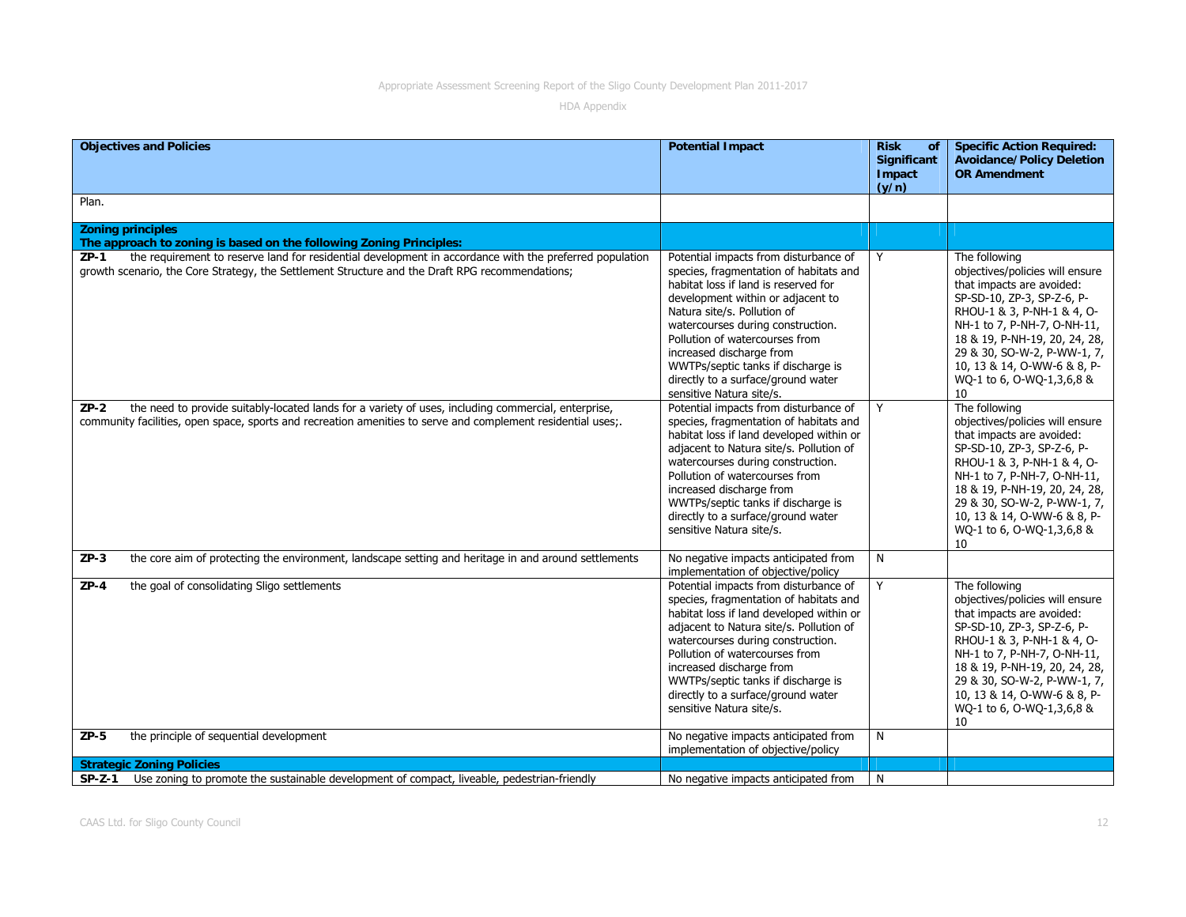| Objectives and Policies | Potential Impact | Risk of Significant Impact (y/n) | Specific Action Required: Avoidance/Policy Deletion OR Amendment |
|---|---|---|---|
| Plan. | | | |
| **Zoning principles**<br>**The approach to zoning is based on the following Zoning Principles:** | | | |
| **ZP-1** the requirement to reserve land for residential development in accordance with the preferred population growth scenario, the Core Strategy, the Settlement Structure and the Draft RPG recommendations; | Potential impacts from disturbance of species, fragmentation of habitats and habitat loss if land is reserved for development within or adjacent to Natura site/s. Pollution of watercourses during construction. Pollution of watercourses from increased discharge from WWTPs/septic tanks if discharge is directly to a surface/ground water sensitive Natura site/s. | Y | The following objectives/policies will ensure that impacts are avoided: SP-SD-10, ZP-3, SP-Z-6, P-RHOU-1 & 3, P-NH-1 & 4, O-NH-1 to 7, P-NH-7, O-NH-11, 18 & 19, P-NH-19, 20, 24, 28, 29 & 30, SO-W-2, P-WW-1, 7, 10, 13 & 14, O-WW-6 & 8, P-WQ-1 to 6, O-WQ-1,3,6,8 & 10 |
| **ZP-2** the need to provide suitably-located lands for a variety of uses, including commercial, enterprise, community facilities, open space, sports and recreation amenities to serve and complement residential uses;. | Potential impacts from disturbance of species, fragmentation of habitats and habitat loss if land developed within or adjacent to Natura site/s. Pollution of watercourses during construction. Pollution of watercourses from increased discharge from WWTPs/septic tanks if discharge is directly to a surface/ground water sensitive Natura site/s. | Y | The following objectives/policies will ensure that impacts are avoided: SP-SD-10, ZP-3, SP-Z-6, P-RHOU-1 & 3, P-NH-1 & 4, O-NH-1 to 7, P-NH-7, O-NH-11, 18 & 19, P-NH-19, 20, 24, 28, 29 & 30, SO-W-2, P-WW-1, 7, 10, 13 & 14, O-WW-6 & 8, P-WQ-1 to 6, O-WQ-1,3,6,8 & 10 |
| **ZP-3** the core aim of protecting the environment, landscape setting and heritage in and around settlements | No negative impacts anticipated from implementation of objective/policy | N | |
| **ZP-4** the goal of consolidating Sligo settlements | Potential impacts from disturbance of species, fragmentation of habitats and habitat loss if land developed within or adjacent to Natura site/s. Pollution of watercourses during construction. Pollution of watercourses from increased discharge from WWTPs/septic tanks if discharge is directly to a surface/ground water sensitive Natura site/s. | Y | The following objectives/policies will ensure that impacts are avoided: SP-SD-10, ZP-3, SP-Z-6, P-RHOU-1 & 3, P-NH-1 & 4, O-NH-1 to 7, P-NH-7, O-NH-11, 18 & 19, P-NH-19, 20, 24, 28, 29 & 30, SO-W-2, P-WW-1, 7, 10, 13 & 14, O-WW-6 & 8, P-WQ-1 to 6, O-WQ-1,3,6,8 & 10 |
| **ZP-5** the principle of sequential development | No negative impacts anticipated from implementation of objective/policy | N | |
| **Strategic Zoning Policies** | | | |
| **SP-Z-1** Use zoning to promote the sustainable development of compact, liveable, pedestrian-friendly | No negative impacts anticipated from | N | |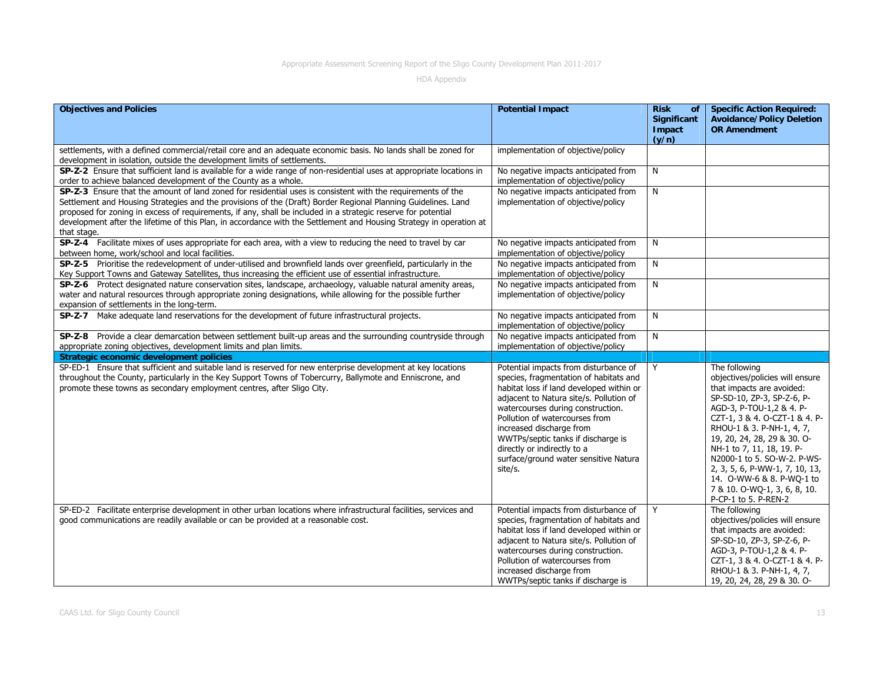| Objectives and Policies | Potential Impact | Risk of Significant Impact (y/n) | Specific Action Required: Avoidance/Policy Deletion OR Amendment |
|---|---|---|---|
| settlements, with a defined commercial/retail core and an adequate economic basis. No lands shall be zoned for development in isolation, outside the development limits of settlements. | implementation of objective/policy | | |
| **SP-Z-2** Ensure that sufficient land is available for a wide range of non-residential uses at appropriate locations in order to achieve balanced development of the County as a whole. | No negative impacts anticipated from implementation of objective/policy | N | |
| **SP-Z-3** Ensure that the amount of land zoned for residential uses is consistent with the requirements of the Settlement and Housing Strategies and the provisions of the (Draft) Border Regional Planning Guidelines. Land proposed for zoning in excess of requirements, if any, shall be included in a strategic reserve for potential development after the lifetime of this Plan, in accordance with the Settlement and Housing Strategy in operation at that stage. | No negative impacts anticipated from implementation of objective/policy | N | |
| **SP-Z-4** Facilitate mixes of uses appropriate for each area, with a view to reducing the need to travel by car between home, work/school and local facilities. | No negative impacts anticipated from implementation of objective/policy | N | |
| **SP-Z-5** Prioritise the redevelopment of under-utilised and brownfield lands over greenfield, particularly in the Key Support Towns and Gateway Satellites, thus increasing the efficient use of essential infrastructure. | No negative impacts anticipated from implementation of objective/policy | N | |
| **SP-Z-6** Protect designated nature conservation sites, landscape, archaeology, valuable natural amenity areas, water and natural resources through appropriate zoning designations, while allowing for the possible further expansion of settlements in the long-term. | No negative impacts anticipated from implementation of objective/policy | N | |
| **SP-Z-7** Make adequate land reservations for the development of future infrastructural projects. | No negative impacts anticipated from implementation of objective/policy | N | |
| **SP-Z-8** Provide a clear demarcation between settlement built-up areas and the surrounding countryside through appropriate zoning objectives, development limits and plan limits. | No negative impacts anticipated from implementation of objective/policy | N | |
| **Strategic economic development policies** | | | |
| SP-ED-1 Ensure that sufficient and suitable land is reserved for new enterprise development at key locations throughout the County, particularly in the Key Support Towns of Tobercurry, Ballymote and Enniscrone, and promote these towns as secondary employment centres, after Sligo City. | Potential impacts from disturbance of species, fragmentation of habitats and habitat loss if land developed within or adjacent to Natura site/s. Pollution of watercourses during construction. Pollution of watercourses from increased discharge from WWTPs/septic tanks if discharge is directly or indirectly to a surface/ground water sensitive Natura site/s. | Y | The following objectives/policies will ensure that impacts are avoided: SP-SD-10, ZP-3, SP-Z-6, P-AGD-3, P-TOU-1,2 & 4. P-CZT-1, 3 & 4. O-CZT-1 & 4. P-RHOU-1 & 3. P-NH-1, 4, 7, 19, 20, 24, 28, 29 & 30. O-NH-1 to 7, 11, 18, 19. P-N2000-1 to 5. SO-W-2. P-WS-2, 3, 5, 6, P-WW-1, 7, 10, 13, 14. O-WW-6 & 8. P-WQ-1 to 7 & 10. O-WQ-1, 3, 6, 8, 10. P-CP-1 to 5. P-REN-2 |
| SP-ED-2 Facilitate enterprise development in other urban locations where infrastructural facilities, services and good communications are readily available or can be provided at a reasonable cost. | Potential impacts from disturbance of species, fragmentation of habitats and habitat loss if land developed within or adjacent to Natura site/s. Pollution of watercourses during construction. Pollution of watercourses from increased discharge from WWTPs/septic tanks if discharge is | Y | The following objectives/policies will ensure that impacts are avoided: SP-SD-10, ZP-3, SP-Z-6, P-AGD-3, P-TOU-1,2 & 4. P-CZT-1, 3 & 4. O-CZT-1 & 4. P-RHOU-1 & 3. P-NH-1, 4, 7, 19, 20, 24, 28, 29 & 30. O- |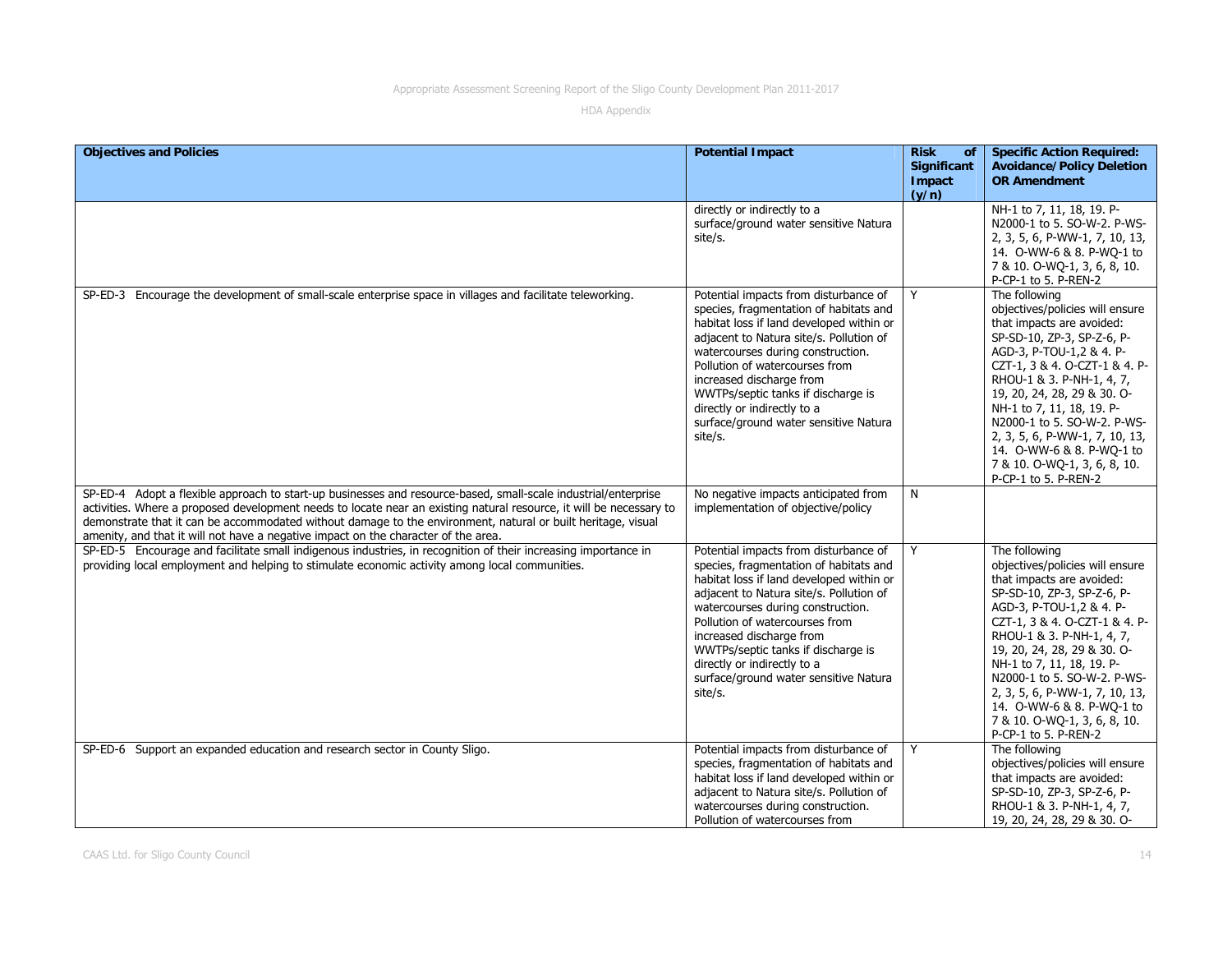| Objectives and Policies | Potential Impact | Risk of Significant Impact (y/n) | Specific Action Required: Avoidance/Policy Deletion OR Amendment |
|---|---|---|---|
| | directly or indirectly to a surface/ground water sensitive Natura site/s. | | NH-1 to 7, 11, 18, 19. P-N2000-1 to 5. SO-W-2. P-WS-2, 3, 5, 6, P-WW-1, 7, 10, 13, 14. O-WW-6 & 8. P-WQ-1 to 7 & 10. O-WQ-1, 3, 6, 8, 10. P-CP-1 to 5. P-REN-2 |
| SP-ED-3 Encourage the development of small-scale enterprise space in villages and facilitate teleworking. | Potential impacts from disturbance of species, fragmentation of habitats and habitat loss if land developed within or adjacent to Natura site/s. Pollution of watercourses during construction. Pollution of watercourses from increased discharge from WWTPs/septic tanks if discharge is directly or indirectly to a surface/ground water sensitive Natura site/s. | Y | The following objectives/policies will ensure that impacts are avoided: SP-SD-10, ZP-3, SP-Z-6, P-AGD-3, P-TOU-1,2 & 4. P-CZT-1, 3 & 4. O-CZT-1 & 4. P-RHOU-1 & 3. P-NH-1, 4, 7, 19, 20, 24, 28, 29 & 30. O-NH-1 to 7, 11, 18, 19. P-N2000-1 to 5. SO-W-2. P-WS-2, 3, 5, 6, P-WW-1, 7, 10, 13, 14. O-WW-6 & 8. P-WQ-1 to 7 & 10. O-WQ-1, 3, 6, 8, 10. P-CP-1 to 5. P-REN-2 |
| SP-ED-4 Adopt a flexible approach to start-up businesses and resource-based, small-scale industrial/enterprise activities. Where a proposed development needs to locate near an existing natural resource, it will be necessary to demonstrate that it can be accommodated without damage to the environment, natural or built heritage, visual amenity, and that it will not have a negative impact on the character of the area. | No negative impacts anticipated from implementation of objective/policy | N | |
| SP-ED-5 Encourage and facilitate small indigenous industries, in recognition of their increasing importance in providing local employment and helping to stimulate economic activity among local communities. | Potential impacts from disturbance of species, fragmentation of habitats and habitat loss if land developed within or adjacent to Natura site/s. Pollution of watercourses during construction. Pollution of watercourses from increased discharge from WWTPs/septic tanks if discharge is directly or indirectly to a surface/ground water sensitive Natura site/s. | Y | The following objectives/policies will ensure that impacts are avoided: SP-SD-10, ZP-3, SP-Z-6, P-AGD-3, P-TOU-1,2 & 4. P-CZT-1, 3 & 4. O-CZT-1 & 4. P-RHOU-1 & 3. P-NH-1, 4, 7, 19, 20, 24, 28, 29 & 30. O-NH-1 to 7, 11, 18, 19. P-N2000-1 to 5. SO-W-2. P-WS-2, 3, 5, 6, P-WW-1, 7, 10, 13, 14. O-WW-6 & 8. P-WQ-1 to 7 & 10. O-WQ-1, 3, 6, 8, 10. P-CP-1 to 5. P-REN-2 |
| SP-ED-6 Support an expanded education and research sector in County Sligo. | Potential impacts from disturbance of species, fragmentation of habitats and habitat loss if land developed within or adjacent to Natura site/s. Pollution of watercourses during construction. Pollution of watercourses from | Y | The following objectives/policies will ensure that impacts are avoided: SP-SD-10, ZP-3, SP-Z-6, P-RHOU-1 & 3. P-NH-1, 4, 7, 19, 20, 24, 28, 29 & 30. O- |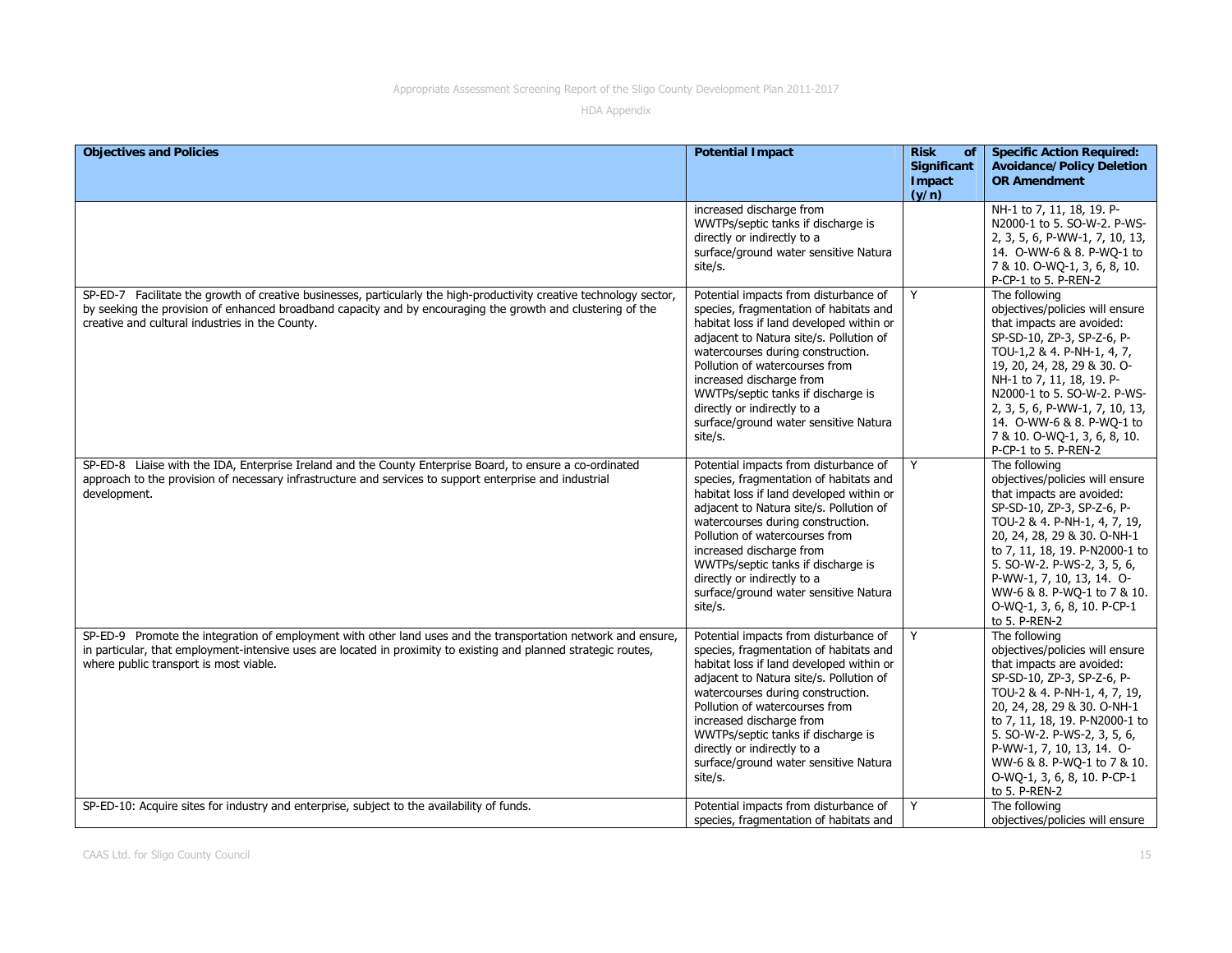| Objectives and Policies | Potential Impact | Risk of Significant Impact (y/n) | Specific Action Required: Avoidance/Policy Deletion OR Amendment |
|---|---|---|---|
| | increased discharge from WWTPs/septic tanks if discharge is directly or indirectly to a surface/ground water sensitive Natura site/s. | | NH-1 to 7, 11, 18, 19. P-N2000-1 to 5. SO-W-2. P-WS-2, 3, 5, 6, P-WW-1, 7, 10, 13, 14. O-WW-6 & 8. P-WQ-1 to 7 & 10. O-WQ-1, 3, 6, 8, 10. P-CP-1 to 5. P-REN-2 |
| SP-ED-7 Facilitate the growth of creative businesses, particularly the high-productivity creative technology sector, by seeking the provision of enhanced broadband capacity and by encouraging the growth and clustering of the creative and cultural industries in the County. | Potential impacts from disturbance of species, fragmentation of habitats and habitat loss if land developed within or adjacent to Natura site/s. Pollution of watercourses during construction. Pollution of watercourses from increased discharge from WWTPs/septic tanks if discharge is directly or indirectly to a surface/ground water sensitive Natura site/s. | Y | The following objectives/policies will ensure that impacts are avoided: SP-SD-10, ZP-3, SP-Z-6, P-TOU-1,2 & 4. P-NH-1, 4, 7, 19, 20, 24, 28, 29 & 30. O-NH-1 to 7, 11, 18, 19. P-N2000-1 to 5. SO-W-2. P-WS-2, 3, 5, 6, P-WW-1, 7, 10, 13, 14. O-WW-6 & 8. P-WQ-1 to 7 & 10. O-WQ-1, 3, 6, 8, 10. P-CP-1 to 5. P-REN-2 |
| SP-ED-8 Liaise with the IDA, Enterprise Ireland and the County Enterprise Board, to ensure a co-ordinated approach to the provision of necessary infrastructure and services to support enterprise and industrial development. | Potential impacts from disturbance of species, fragmentation of habitats and habitat loss if land developed within or adjacent to Natura site/s. Pollution of watercourses during construction. Pollution of watercourses from increased discharge from WWTPs/septic tanks if discharge is directly or indirectly to a surface/ground water sensitive Natura site/s. | Y | The following objectives/policies will ensure that impacts are avoided: SP-SD-10, ZP-3, SP-Z-6, P-TOU-2 & 4. P-NH-1, 4, 7, 19, 20, 24, 28, 29 & 30. O-NH-1 to 7, 11, 18, 19. P-N2000-1 to 5. SO-W-2. P-WS-2, 3, 5, 6, P-WW-1, 7, 10, 13, 14. O-WW-6 & 8. P-WQ-1 to 7 & 10. O-WQ-1, 3, 6, 8, 10. P-CP-1 to 5. P-REN-2 |
| SP-ED-9 Promote the integration of employment with other land uses and the transportation network and ensure, in particular, that employment-intensive uses are located in proximity to existing and planned strategic routes, where public transport is most viable. | Potential impacts from disturbance of species, fragmentation of habitats and habitat loss if land developed within or adjacent to Natura site/s. Pollution of watercourses during construction. Pollution of watercourses from increased discharge from WWTPs/septic tanks if discharge is directly or indirectly to a surface/ground water sensitive Natura site/s. | Y | The following objectives/policies will ensure that impacts are avoided: SP-SD-10, ZP-3, SP-Z-6, P-TOU-2 & 4. P-NH-1, 4, 7, 19, 20, 24, 28, 29 & 30. O-NH-1 to 7, 11, 18, 19. P-N2000-1 to 5. SO-W-2. P-WS-2, 3, 5, 6, P-WW-1, 7, 10, 13, 14. O-WW-6 & 8. P-WQ-1 to 7 & 10. O-WQ-1, 3, 6, 8, 10. P-CP-1 to 5. P-REN-2 |
| SP-ED-10: Acquire sites for industry and enterprise, subject to the availability of funds. | Potential impacts from disturbance of species, fragmentation of habitats and | Y | The following objectives/policies will ensure |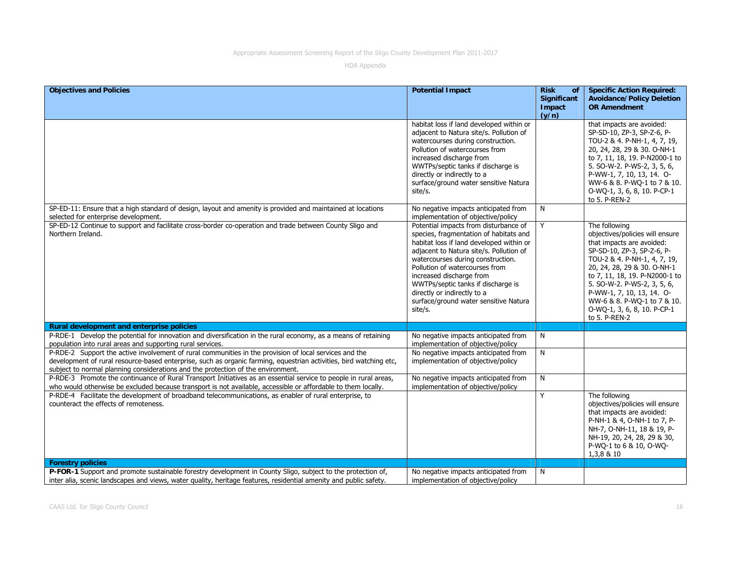| Objectives and Policies | Potential Impact | Risk of Significant Impact (y/n) | Specific Action Required: Avoidance/Policy Deletion OR Amendment |
|---|---|---|---|
| | habitat loss if land developed within or adjacent to Natura site/s. Pollution of watercourses during construction. Pollution of watercourses from increased discharge from WWTPs/septic tanks if discharge is directly or indirectly to a surface/ground water sensitive Natura site/s. | | that impacts are avoided: SP-SD-10, ZP-3, SP-Z-6, P-TOU-2 & 4. P-NH-1, 4, 7, 19, 20, 24, 28, 29 & 30. O-NH-1 to 7, 11, 18, 19. P-N2000-1 to 5. SO-W-2. P-WS-2, 3, 5, 6, P-WW-1, 7, 10, 13, 14. O-WW-6 & 8. P-WQ-1 to 7 & 10. O-WQ-1, 3, 6, 8, 10. P-CP-1 to 5. P-REN-2 |
| SP-ED-11: Ensure that a high standard of design, layout and amenity is provided and maintained at locations selected for enterprise development. | No negative impacts anticipated from implementation of objective/policy | N | |
| SP-ED-12 Continue to support and facilitate cross-border co-operation and trade between County Sligo and Northern Ireland. | Potential impacts from disturbance of species, fragmentation of habitats and habitat loss if land developed within or adjacent to Natura site/s. Pollution of watercourses during construction. Pollution of watercourses from increased discharge from WWTPs/septic tanks if discharge is directly or indirectly to a surface/ground water sensitive Natura site/s. | Y | The following objectives/policies will ensure that impacts are avoided: SP-SD-10, ZP-3, SP-Z-6, P-TOU-2 & 4. P-NH-1, 4, 7, 19, 20, 24, 28, 29 & 30. O-NH-1 to 7, 11, 18, 19. P-N2000-1 to 5. SO-W-2. P-WS-2, 3, 5, 6, P-WW-1, 7, 10, 13, 14. O-WW-6 & 8. P-WQ-1 to 7 & 10. O-WQ-1, 3, 6, 8, 10. P-CP-1 to 5. P-REN-2 |
| **Rural development and enterprise policies** | | | |
| P-RDE-1 Develop the potential for innovation and diversification in the rural economy, as a means of retaining population into rural areas and supporting rural services. | No negative impacts anticipated from implementation of objective/policy | N | |
| P-RDE-2 Support the active involvement of rural communities in the provision of local services and the development of rural resource-based enterprise, such as organic farming, equestrian activities, bird watching etc, subject to normal planning considerations and the protection of the environment. | No negative impacts anticipated from implementation of objective/policy | N | |
| P-RDE-3 Promote the continuance of Rural Transport Initiatives as an essential service to people in rural areas, who would otherwise be excluded because transport is not available, accessible or affordable to them locally. | No negative impacts anticipated from implementation of objective/policy | N | |
| P-RDE-4 Facilitate the development of broadband telecommunications, as enabler of rural enterprise, to counteract the effects of remoteness. | | Y | The following objectives/policies will ensure that impacts are avoided: P-NH-1 & 4, O-NH-1 to 7, P-NH-7, O-NH-11, 18 & 19, P-NH-19, 20, 24, 28, 29 & 30, P-WQ-1 to 6 & 10, O-WQ-1,3,8 & 10 |
| **Forestry policies** | | | |
| **P-FOR-1** Support and promote sustainable forestry development in County Sligo, subject to the protection of, inter alia, scenic landscapes and views, water quality, heritage features, residential amenity and public safety. | No negative impacts anticipated from implementation of objective/policy | N | |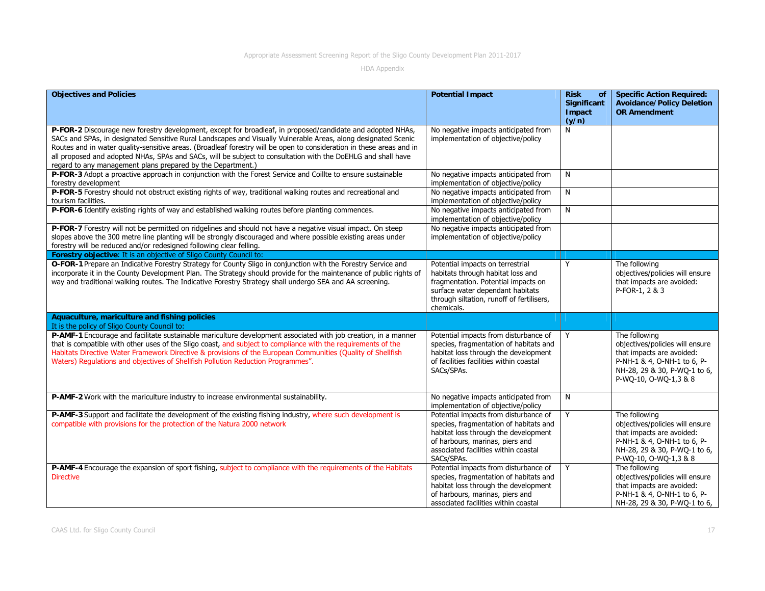| Objectives and Policies | Potential Impact | Risk of Significant Impact (y/n) | Specific Action Required: Avoidance/Policy Deletion OR Amendment |
|---|---|---|---|
| **P-FOR-2** Discourage new forestry development, except for broadleaf, in proposed/candidate and adopted NHAs, SACs and SPAs, in designated Sensitive Rural Landscapes and Visually Vulnerable Areas, along designated Scenic Routes and in water quality-sensitive areas. (Broadleaf forestry will be open to consideration in these areas and in all proposed and adopted NHAs, SPAs and SACs, will be subject to consultation with the DoEHLG and shall have regard to any management plans prepared by the Department.) | No negative impacts anticipated from implementation of objective/policy | N | |
| **P-FOR-3** Adopt a proactive approach in conjunction with the Forest Service and Coillte to ensure sustainable forestry development | No negative impacts anticipated from implementation of objective/policy | N | |
| **P-FOR-5** Forestry should not obstruct existing rights of way, traditional walking routes and recreational and tourism facilities. | No negative impacts anticipated from implementation of objective/policy | N | |
| **P-FOR-6** Identify existing rights of way and established walking routes before planting commences. | No negative impacts anticipated from implementation of objective/policy | N | |
| **P-FOR-7** Forestry will not be permitted on ridgelines and should not have a negative visual impact. On steep slopes above the 300 metre line planting will be strongly discouraged and where possible existing areas under forestry will be reduced and/or redesigned following clear felling. | No negative impacts anticipated from implementation of objective/policy | | |
| **Forestry objective**: It is an objective of Sligo County Council to: | | | |
| **O-FOR-1** Prepare an Indicative Forestry Strategy for County Sligo in conjunction with the Forestry Service and incorporate it in the County Development Plan. The Strategy should provide for the maintenance of public rights of way and traditional walking routes. The Indicative Forestry Strategy shall undergo SEA and AA screening. | Potential impacts on terrestrial habitats through habitat loss and fragmentation. Potential impacts on surface water dependant habitats through siltation, runoff of fertilisers, chemicals. | Y | The following objectives/policies will ensure that impacts are avoided: P-FOR-1, 2 & 3 |
| **Aquaculture, mariculture and fishing policies** It is the policy of Sligo County Council to: | | | |
| **P-AMF-1** Encourage and facilitate sustainable mariculture development associated with job creation, in a manner that is compatible with other uses of the Sligo coast, and subject to compliance with the requirements of the Habitats Directive Water Framework Directive & provisions of the European Communities (Quality of Shellfish Waters) Regulations and objectives of Shellfish Pollution Reduction Programmes". | Potential impacts from disturbance of species, fragmentation of habitats and habitat loss through the development of facilities facilities within coastal SACs/SPAs. | Y | The following objectives/policies will ensure that impacts are avoided: P-NH-1 & 4, O-NH-1 to 6, P-NH-28, 29 & 30, P-WQ-1 to 6, P-WQ-10, O-WQ-1,3 & 8 |
| **P-AMF-2** Work with the mariculture industry to increase environmental sustainability. | No negative impacts anticipated from implementation of objective/policy | N | |
| **P-AMF-3** Support and facilitate the development of the existing fishing industry, where such development is compatible with provisions for the protection of the Natura 2000 network | Potential impacts from disturbance of species, fragmentation of habitats and habitat loss through the development of harbours, marinas, piers and associated facilities within coastal SACs/SPAs. | Y | The following objectives/policies will ensure that impacts are avoided: P-NH-1 & 4, O-NH-1 to 6, P-NH-28, 29 & 30, P-WQ-1 to 6, P-WQ-10, O-WQ-1,3 & 8 |
| **P-AMF-4** Encourage the expansion of sport fishing, subject to compliance with the requirements of the Habitats Directive | Potential impacts from disturbance of species, fragmentation of habitats and habitat loss through the development of harbours, marinas, piers and associated facilities within coastal | Y | The following objectives/policies will ensure that impacts are avoided: P-NH-1 & 4, O-NH-1 to 6, P-NH-28, 29 & 30, P-WQ-1 to 6, |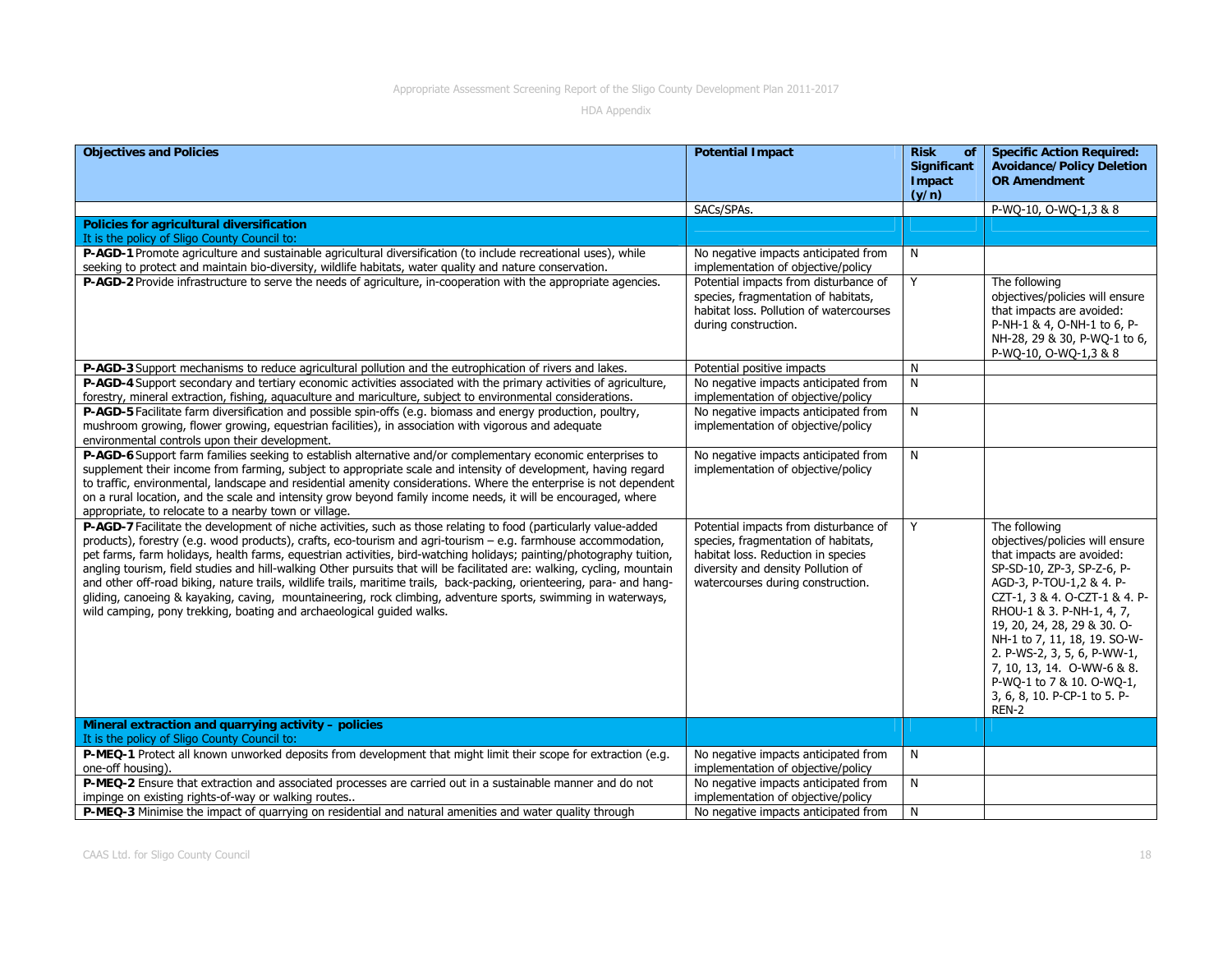| Objectives and Policies | Potential Impact | Risk of Significant Impact (y/n) | Specific Action Required: Avoidance/Policy Deletion OR Amendment |
|---|---|---|---|
| | SACs/SPAs. | | P-WQ-10, O-WQ-1,3 & 8 |
| **Policies for agricultural diversification**<br>It is the policy of Sligo County Council to: | | | |
| **P-AGD-1** Promote agriculture and sustainable agricultural diversification (to include recreational uses), while seeking to protect and maintain bio-diversity, wildlife habitats, water quality and nature conservation. | No negative impacts anticipated from implementation of objective/policy | N | |
| **P-AGD-2** Provide infrastructure to serve the needs of agriculture, in-cooperation with the appropriate agencies. | Potential impacts from disturbance of species, fragmentation of habitats, habitat loss. Pollution of watercourses during construction. | Y | The following objectives/policies will ensure that impacts are avoided: P-NH-1 & 4, O-NH-1 to 6, P-NH-28, 29 & 30, P-WQ-1 to 6, P-WQ-10, O-WQ-1,3 & 8 |
| **P-AGD-3** Support mechanisms to reduce agricultural pollution and the eutrophication of rivers and lakes. | Potential positive impacts | N | |
| **P-AGD-4** Support secondary and tertiary economic activities associated with the primary activities of agriculture, forestry, mineral extraction, fishing, aquaculture and mariculture, subject to environmental considerations. | No negative impacts anticipated from implementation of objective/policy | N | |
| **P-AGD-5** Facilitate farm diversification and possible spin-offs (e.g. biomass and energy production, poultry, mushroom growing, flower growing, equestrian facilities), in association with vigorous and adequate environmental controls upon their development. | No negative impacts anticipated from implementation of objective/policy | N | |
| **P-AGD-6** Support farm families seeking to establish alternative and/or complementary economic enterprises to supplement their income from farming, subject to appropriate scale and intensity of development, having regard to traffic, environmental, landscape and residential amenity considerations. Where the enterprise is not dependent on a rural location, and the scale and intensity grow beyond family income needs, it will be encouraged, where appropriate, to relocate to a nearby town or village. | No negative impacts anticipated from implementation of objective/policy | N | |
| **P-AGD-7** Facilitate the development of niche activities, such as those relating to food (particularly value-added products), forestry (e.g. wood products), crafts, eco-tourism and agri-tourism – e.g. farmhouse accommodation, pet farms, farm holidays, health farms, equestrian activities, bird-watching holidays; painting/photography tuition, angling tourism, field studies and hill-walking Other pursuits that will be facilitated are: walking, cycling, mountain and other off-road biking, nature trails, wildlife trails, maritime trails, back-packing, orienteering, para- and hang-gliding, canoeing & kayaking, caving, mountaineering, rock climbing, adventure sports, swimming in waterways, wild camping, pony trekking, boating and archaeological guided walks. | Potential impacts from disturbance of species, fragmentation of habitats, habitat loss. Reduction in species diversity and density Pollution of watercourses during construction. | Y | The following objectives/policies will ensure that impacts are avoided: SP-SD-10, ZP-3, SP-Z-6, P-AGD-3, P-TOU-1,2 & 4. P-CZT-1, 3 & 4. O-CZT-1 & 4. P-RHOU-1 & 3. P-NH-1, 4, 7, 19, 20, 24, 28, 29 & 30. O-NH-1 to 7, 11, 18, 19. SO-W-2. P-WS-2, 3, 5, 6, P-WW-1, 7, 10, 13, 14. O-WW-6 & 8. P-WQ-1 to 7 & 10. O-WQ-1, 3, 6, 8, 10. P-CP-1 to 5. P-REN-2 |
| **Mineral extraction and quarrying activity – policies**<br>It is the policy of Sligo County Council to: | | | |
| **P-MEQ-1** Protect all known unworked deposits from development that might limit their scope for extraction (e.g. one-off housing). | No negative impacts anticipated from implementation of objective/policy | N | |
| **P-MEQ-2** Ensure that extraction and associated processes are carried out in a sustainable manner and do not impinge on existing rights-of-way or walking routes.. | No negative impacts anticipated from implementation of objective/policy | N | |
| **P-MEQ-3** Minimise the impact of quarrying on residential and natural amenities and water quality through | No negative impacts anticipated from | N | |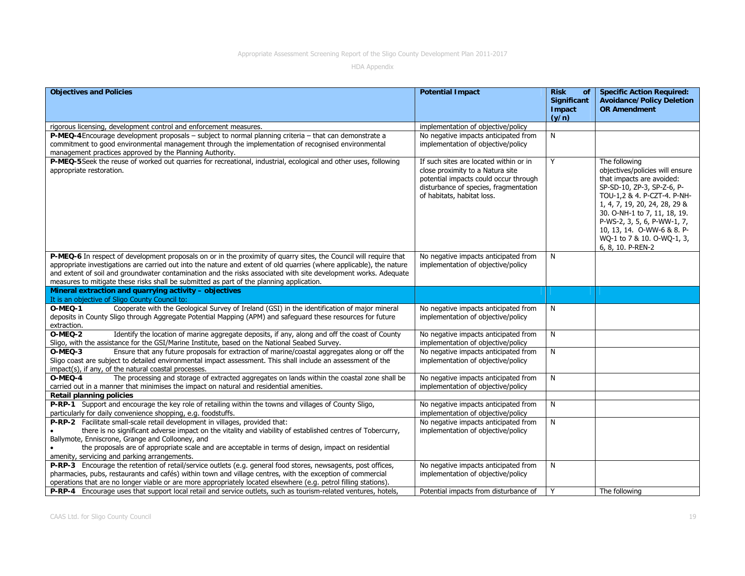| Objectives and Policies | Potential Impact | Risk of Significant Impact (y/n) | Specific Action Required: Avoidance/Policy Deletion OR Amendment |
|---|---|---|---|
| rigorous licensing, development control and enforcement measures. | implementation of objective/policy | | |
| **P-MEQ-4** Encourage development proposals – subject to normal planning criteria – that can demonstrate a commitment to good environmental management through the implementation of recognised environmental management practices approved by the Planning Authority. | No negative impacts anticipated from implementation of objective/policy | N | |
| **P-MEQ-5** Seek the reuse of worked out quarries for recreational, industrial, ecological and other uses, following appropriate restoration. | If such sites are located within or in close proximity to a Natura site potential impacts could occur through disturbance of species, fragmentation of habitats, habitat loss. | Y | The following objectives/policies will ensure that impacts are avoided: SP-SD-10, ZP-3, SP-Z-6, P-TOU-1,2 & 4. P-CZT-4. P-NH-1, 4, 7, 19, 20, 24, 28, 29 & 30. O-NH-1 to 7, 11, 18, 19. P-WS-2, 3, 5, 6, P-WW-1, 7, 10, 13, 14. O-WW-6 & 8. P-WQ-1 to 7 & 10. O-WQ-1, 3, 6, 8, 10. P-REN-2 |
| **P-MEQ-6** In respect of development proposals on or in the proximity of quarry sites, the Council will require that appropriate investigations are carried out into the nature and extent of old quarries (where applicable), the nature and extent of soil and groundwater contamination and the risks associated with site development works. Adequate measures to mitigate these risks shall be submitted as part of the planning application. | No negative impacts anticipated from implementation of objective/policy | N | |
| **Mineral extraction and quarrying activity – objectives**<br>It is an objective of Sligo County Council to: | | | |
| **O-MEQ-1** Cooperate with the Geological Survey of Ireland (GSI) in the identification of major mineral deposits in County Sligo through Aggregate Potential Mapping (APM) and safeguard these resources for future extraction. | No negative impacts anticipated from implementation of objective/policy | N | |
| **O-MEQ-2** Identify the location of marine aggregate deposits, if any, along and off the coast of County Sligo, with the assistance for the GSI/Marine Institute, based on the National Seabed Survey. | No negative impacts anticipated from implementation of objective/policy | N | |
| **O-MEQ-3** Ensure that any future proposals for extraction of marine/coastal aggregates along or off the Sligo coast are subject to detailed environmental impact assessment. This shall include an assessment of the impact(s), if any, of the natural coastal processes. | No negative impacts anticipated from implementation of objective/policy | N | |
| **O-MEQ-4** The processing and storage of extracted aggregates on lands within the coastal zone shall be carried out in a manner that minimises the impact on natural and residential amenities. | No negative impacts anticipated from implementation of objective/policy | N | |
| **Retail planning policies** | | | |
| **P-RP-1** Support and encourage the key role of retailing within the towns and villages of County Sligo, particularly for daily convenience shopping, e.g. foodstuffs. | No negative impacts anticipated from implementation of objective/policy | N | |
| **P-RP-2** Facilitate small-scale retail development in villages, provided that:<br>• there is no significant adverse impact on the vitality and viability of established centres of Tobercurry, Ballymote, Enniscrone, Grange and Collooney, and<br>• the proposals are of appropriate scale and are acceptable in terms of design, impact on residential amenity, servicing and parking arrangements. | No negative impacts anticipated from implementation of objective/policy | N | |
| **P-RP-3** Encourage the retention of retail/service outlets (e.g. general food stores, newsagents, post offices, pharmacies, pubs, restaurants and cafés) within town and village centres, with the exception of commercial operations that are no longer viable or are more appropriately located elsewhere (e.g. petrol filling stations). | No negative impacts anticipated from implementation of objective/policy | N | |
| **P-RP-4** Encourage uses that support local retail and service outlets, such as tourism-related ventures, hotels, | Potential impacts from disturbance of | Y | The following |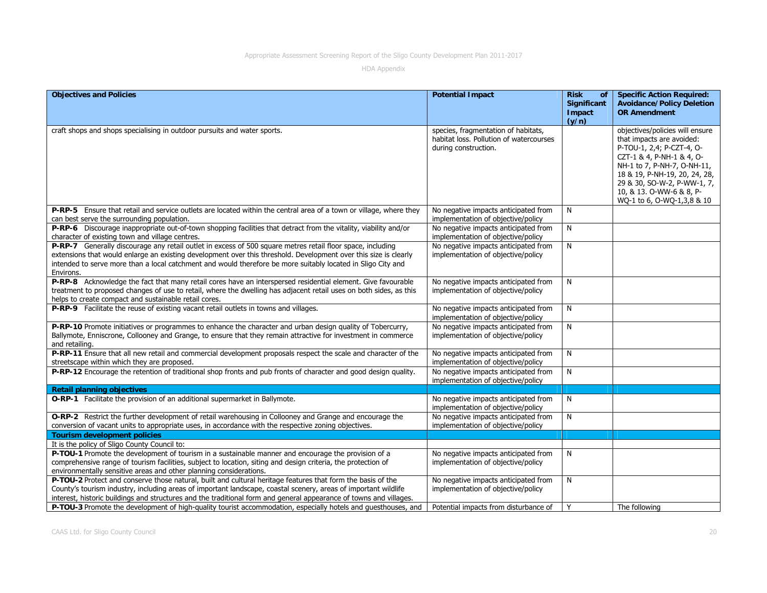| Objectives and Policies | Potential Impact | Risk of Significant Impact (y/n) | Specific Action Required: Avoidance/Policy Deletion OR Amendment |
|---|---|---|---|
| craft shops and shops specialising in outdoor pursuits and water sports. | species, fragmentation of habitats, habitat loss. Pollution of watercourses during construction. | | objectives/policies will ensure that impacts are avoided: P-TOU-1, 2,4; P-CZT-4, O-CZT-1 & 4, P-NH-1 & 4, O-NH-1 to 7, P-NH-7, O-NH-11, 18 & 19, P-NH-19, 20, 24, 28, 29 & 30, SO-W-2, P-WW-1, 7, 10, & 13. O-WW-6 & 8, P-WQ-1 to 6, O-WQ-1,3,8 & 10 |
| **P-RP-5** Ensure that retail and service outlets are located within the central area of a town or village, where they can best serve the surrounding population. | No negative impacts anticipated from implementation of objective/policy | N | |
| **P-RP-6** Discourage inappropriate out-of-town shopping facilities that detract from the vitality, viability and/or character of existing town and village centres. | No negative impacts anticipated from implementation of objective/policy | N | |
| **P-RP-7** Generally discourage any retail outlet in excess of 500 square metres retail floor space, including extensions that would enlarge an existing development over this threshold. Development over this size is clearly intended to serve more than a local catchment and would therefore be more suitably located in Sligo City and Environs. | No negative impacts anticipated from implementation of objective/policy | N | |
| **P-RP-8** Acknowledge the fact that many retail cores have an interspersed residential element. Give favourable treatment to proposed changes of use to retail, where the dwelling has adjacent retail uses on both sides, as this helps to create compact and sustainable retail cores. | No negative impacts anticipated from implementation of objective/policy | N | |
| **P-RP-9** Facilitate the reuse of existing vacant retail outlets in towns and villages. | No negative impacts anticipated from implementation of objective/policy | N | |
| **P-RP-10** Promote initiatives or programmes to enhance the character and urban design quality of Tobercurry, Ballymote, Enniscrone, Collooney and Grange, to ensure that they remain attractive for investment in commerce and retailing. | No negative impacts anticipated from implementation of objective/policy | N | |
| **P-RP-11** Ensure that all new retail and commercial development proposals respect the scale and character of the streetscape within which they are proposed. | No negative impacts anticipated from implementation of objective/policy | N | |
| **P-RP-12** Encourage the retention of traditional shop fronts and pub fronts of character and good design quality. | No negative impacts anticipated from implementation of objective/policy | N | |
| **Retail planning objectives** | | | |
| **O-RP-1** Facilitate the provision of an additional supermarket in Ballymote. | No negative impacts anticipated from implementation of objective/policy | N | |
| **O-RP-2** Restrict the further development of retail warehousing in Collooney and Grange and encourage the conversion of vacant units to appropriate uses, in accordance with the respective zoning objectives. | No negative impacts anticipated from implementation of objective/policy | N | |
| **Tourism development policies** | | | |
| It is the policy of Sligo County Council to: | | | |
| **P-TOU-1** Promote the development of tourism in a sustainable manner and encourage the provision of a comprehensive range of tourism facilities, subject to location, siting and design criteria, the protection of environmentally sensitive areas and other planning considerations. | No negative impacts anticipated from implementation of objective/policy | N | |
| **P-TOU-2** Protect and conserve those natural, built and cultural heritage features that form the basis of the County's tourism industry, including areas of important landscape, coastal scenery, areas of important wildlife interest, historic buildings and structures and the traditional form and general appearance of towns and villages. | No negative impacts anticipated from implementation of objective/policy | N | |
| **P-TOU-3** Promote the development of high-quality tourist accommodation, especially hotels and guesthouses, and | Potential impacts from disturbance of | Y | The following |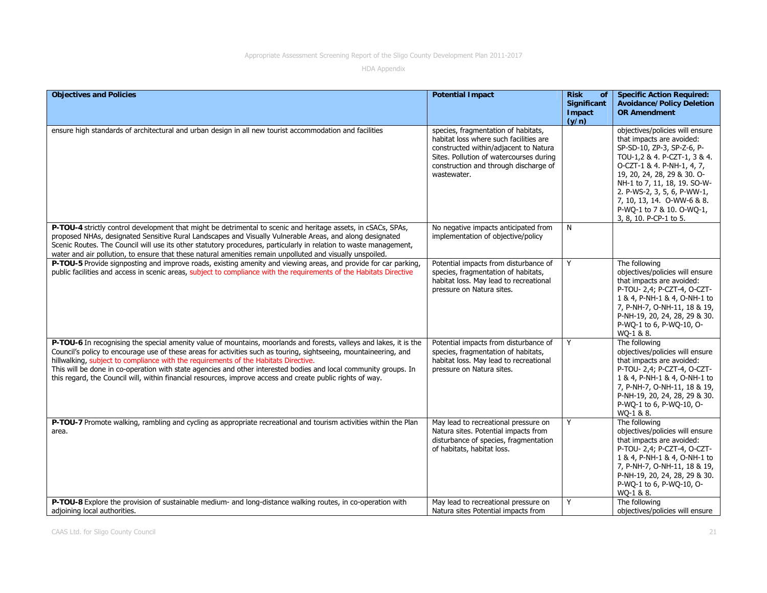| Objectives and Policies | Potential Impact | Risk of Significant Impact (y/n) | Specific Action Required: Avoidance/Policy Deletion OR Amendment |
|---|---|---|---|
| ensure high standards of architectural and urban design in all new tourist accommodation and facilities | species, fragmentation of habitats, habitat loss where such facilities are constructed within/adjacent to Natura Sites. Pollution of watercourses during construction and through discharge of wastewater. | | objectives/policies will ensure that impacts are avoided: SP-SD-10, ZP-3, SP-Z-6, P-TOU-1,2 & 4. P-CZT-1, 3 & 4. O-CZT-1 & 4. P-NH-1, 4, 7, 19, 20, 24, 28, 29 & 30. O-NH-1 to 7, 11, 18, 19. SO-W-2. P-WS-2, 3, 5, 6, P-WW-1, 7, 10, 13, 14. O-WW-6 & 8. P-WQ-1 to 7 & 10. O-WQ-1, 3, 8, 10. P-CP-1 to 5. |
| **P-TOU-4** strictly control development that might be detrimental to scenic and heritage assets, in cSACs, SPAs, proposed NHAs, designated Sensitive Rural Landscapes and Visually Vulnerable Areas, and along designated Scenic Routes. The Council will use its other statutory procedures, particularly in relation to waste management, water and air pollution, to ensure that these natural amenities remain unpolluted and visually unspoiled. | No negative impacts anticipated from implementation of objective/policy | N | |
| **P-TOU-5** Provide signposting and improve roads, existing amenity and viewing areas, and provide for car parking, public facilities and access in scenic areas, subject to compliance with the requirements of the Habitats Directive | Potential impacts from disturbance of species, fragmentation of habitats, habitat loss. May lead to recreational pressure on Natura sites. | Y | The following objectives/policies will ensure that impacts are avoided: P-TOU- 2,4; P-CZT-4, O-CZT-1 & 4, P-NH-1 & 4, O-NH-1 to 7, P-NH-7, O-NH-11, 18 & 19, P-NH-19, 20, 24, 28, 29 & 30. P-WQ-1 to 6, P-WQ-10, O-WQ-1 & 8. |
| **P-TOU-6** In recognising the special amenity value of mountains, moorlands and forests, valleys and lakes, it is the Council's policy to encourage use of these areas for activities such as touring, sightseeing, mountaineering, and hillwalking, subject to compliance with the requirements of the Habitats Directive.<br>This will be done in co-operation with state agencies and other interested bodies and local community groups. In this regard, the Council will, within financial resources, improve access and create public rights of way. | Potential impacts from disturbance of species, fragmentation of habitats, habitat loss. May lead to recreational pressure on Natura sites. | Y | The following objectives/policies will ensure that impacts are avoided: P-TOU- 2,4; P-CZT-4, O-CZT-1 & 4, P-NH-1 & 4, O-NH-1 to 7, P-NH-7, O-NH-11, 18 & 19, P-NH-19, 20, 24, 28, 29 & 30. P-WQ-1 to 6, P-WQ-10, O-WQ-1 & 8. |
| **P-TOU-7** Promote walking, rambling and cycling as appropriate recreational and tourism activities within the Plan area. | May lead to recreational pressure on Natura sites. Potential impacts from disturbance of species, fragmentation of habitats, habitat loss. | Y | The following objectives/policies will ensure that impacts are avoided: P-TOU- 2,4; P-CZT-4, O-CZT-1 & 4, P-NH-1 & 4, O-NH-1 to 7, P-NH-7, O-NH-11, 18 & 19, P-NH-19, 20, 24, 28, 29 & 30. P-WQ-1 to 6, P-WQ-10, O-WQ-1 & 8. |
| **P-TOU-8** Explore the provision of sustainable medium- and long-distance walking routes, in co-operation with adjoining local authorities. | May lead to recreational pressure on Natura sites Potential impacts from | Y | The following objectives/policies will ensure |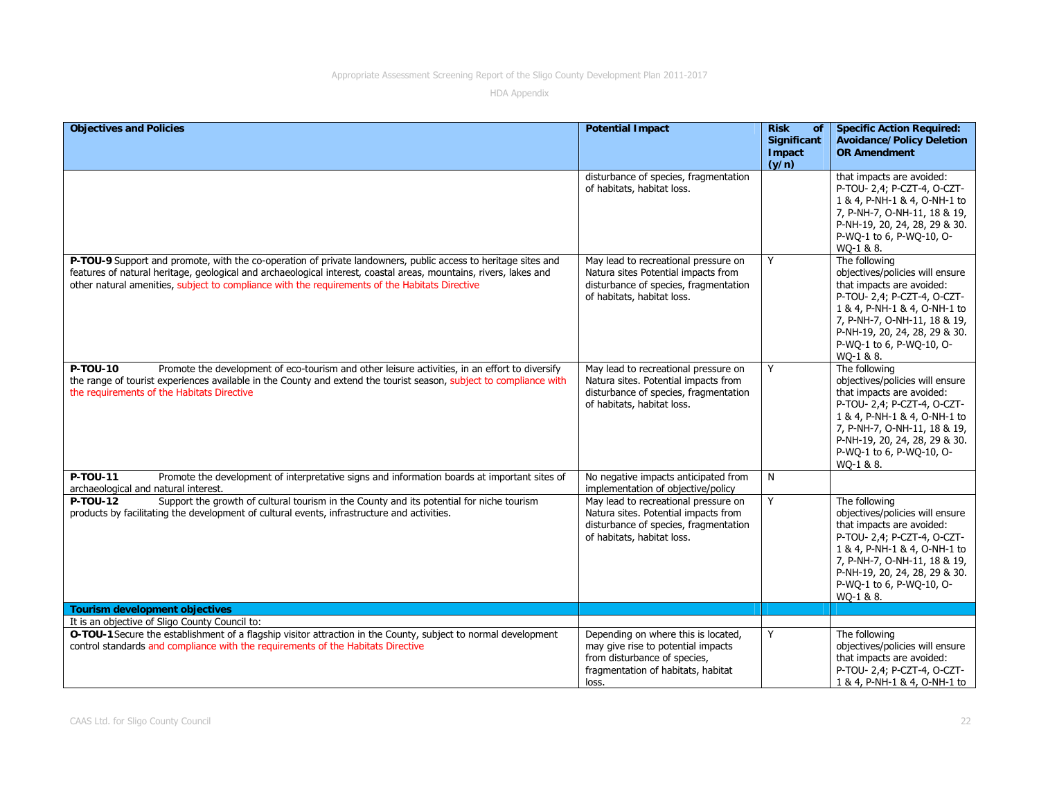| Objectives and Policies | Potential Impact | Risk of Significant Impact (y/n) | Specific Action Required: Avoidance/Policy Deletion OR Amendment |
|---|---|---|---|
| | disturbance of species, fragmentation of habitats, habitat loss. | | that impacts are avoided: P-TOU- 2,4; P-CZT-4, O-CZT-1 & 4, P-NH-1 & 4, O-NH-1 to 7, P-NH-7, O-NH-11, 18 & 19, P-NH-19, 20, 24, 28, 29 & 30. P-WQ-1 to 6, P-WQ-10, O-WQ-1 & 8. |
| **P-TOU-9** Support and promote, with the co-operation of private landowners, public access to heritage sites and features of natural heritage, geological and archaeological interest, coastal areas, mountains, rivers, lakes and other natural amenities, subject to compliance with the requirements of the Habitats Directive | May lead to recreational pressure on Natura sites Potential impacts from disturbance of species, fragmentation of habitats, habitat loss. | Y | The following objectives/policies will ensure that impacts are avoided: P-TOU- 2,4; P-CZT-4, O-CZT-1 & 4, P-NH-1 & 4, O-NH-1 to 7, P-NH-7, O-NH-11, 18 & 19, P-NH-19, 20, 24, 28, 29 & 30. P-WQ-1 to 6, P-WQ-10, O-WQ-1 & 8. |
| **P-TOU-10** Promote the development of eco-tourism and other leisure activities, in an effort to diversify the range of tourist experiences available in the County and extend the tourist season, subject to compliance with the requirements of the Habitats Directive | May lead to recreational pressure on Natura sites. Potential impacts from disturbance of species, fragmentation of habitats, habitat loss. | Y | The following objectives/policies will ensure that impacts are avoided: P-TOU- 2,4; P-CZT-4, O-CZT-1 & 4, P-NH-1 & 4, O-NH-1 to 7, P-NH-7, O-NH-11, 18 & 19, P-NH-19, 20, 24, 28, 29 & 30. P-WQ-1 to 6, P-WQ-10, O-WQ-1 & 8. |
| **P-TOU-11** Promote the development of interpretative signs and information boards at important sites of archaeological and natural interest. | No negative impacts anticipated from implementation of objective/policy | N | |
| **P-TOU-12** Support the growth of cultural tourism in the County and its potential for niche tourism products by facilitating the development of cultural events, infrastructure and activities. | May lead to recreational pressure on Natura sites. Potential impacts from disturbance of species, fragmentation of habitats, habitat loss. | Y | The following objectives/policies will ensure that impacts are avoided: P-TOU- 2,4; P-CZT-4, O-CZT-1 & 4, P-NH-1 & 4, O-NH-1 to 7, P-NH-7, O-NH-11, 18 & 19, P-NH-19, 20, 24, 28, 29 & 30. P-WQ-1 to 6, P-WQ-10, O-WQ-1 & 8. |
| **Tourism development objectives** | | | |
| It is an objective of Sligo County Council to: | | | |
| **O-TOU-1** Secure the establishment of a flagship visitor attraction in the County, subject to normal development control standards and compliance with the requirements of the Habitats Directive | Depending on where this is located, may give rise to potential impacts from disturbance of species, fragmentation of habitats, habitat loss. | Y | The following objectives/policies will ensure that impacts are avoided: P-TOU- 2,4; P-CZT-4, O-CZT-1 & 4, P-NH-1 & 4, O-NH-1 to |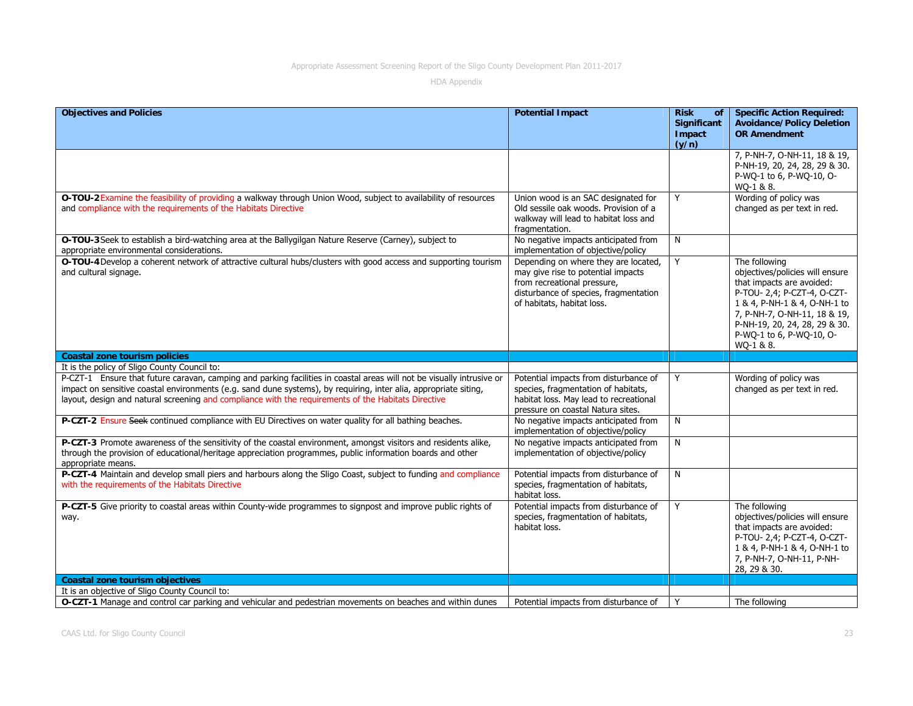| Objectives and Policies | Potential Impact | Risk of Significant Impact (y/n) | Specific Action Required: Avoidance/Policy Deletion OR Amendment |
|---|---|---|---|
| | | | 7, P-NH-7, O-NH-11, 18 & 19, P-NH-19, 20, 24, 28, 29 & 30. P-WQ-1 to 6, P-WQ-10, O-WQ-1 & 8. |
| **O-TOU-2** Examine the feasibility of providing a walkway through Union Wood, subject to availability of resources and compliance with the requirements of the Habitats Directive | Union wood is an SAC designated for Old sessile oak woods. Provision of a walkway will lead to habitat loss and fragmentation. | Y | Wording of policy was changed as per text in red. |
| **O-TOU-3** Seek to establish a bird-watching area at the Ballygilgan Nature Reserve (Carney), subject to appropriate environmental considerations. | No negative impacts anticipated from implementation of objective/policy | N | |
| **O-TOU-4** Develop a coherent network of attractive cultural hubs/clusters with good access and supporting tourism and cultural signage. | Depending on where they are located, may give rise to potential impacts from recreational pressure, disturbance of species, fragmentation of habitats, habitat loss. | Y | The following objectives/policies will ensure that impacts are avoided: P-TOU- 2,4; P-CZT-4, O-CZT-1 & 4, P-NH-1 & 4, O-NH-1 to 7, P-NH-7, O-NH-11, 18 & 19, P-NH-19, 20, 24, 28, 29 & 30. P-WQ-1 to 6, P-WQ-10, O-WQ-1 & 8. |
| **Coastal zone tourism policies** | | | |
| It is the policy of Sligo County Council to: | | | |
| P-CZT-1 Ensure that future caravan, camping and parking facilities in coastal areas will not be visually intrusive or impact on sensitive coastal environments (e.g. sand dune systems), by requiring, inter alia, appropriate siting, layout, design and natural screening and compliance with the requirements of the Habitats Directive | Potential impacts from disturbance of species, fragmentation of habitats, habitat loss. May lead to recreational pressure on coastal Natura sites. | Y | Wording of policy was changed as per text in red. |
| **P-CZT-2** Ensure ~~Seek~~ continued compliance with EU Directives on water quality for all bathing beaches. | No negative impacts anticipated from implementation of objective/policy | N | |
| **P-CZT-3** Promote awareness of the sensitivity of the coastal environment, amongst visitors and residents alike, through the provision of educational/heritage appreciation programmes, public information boards and other appropriate means. | No negative impacts anticipated from implementation of objective/policy | N | |
| **P-CZT-4** Maintain and develop small piers and harbours along the Sligo Coast, subject to funding and compliance with the requirements of the Habitats Directive | Potential impacts from disturbance of species, fragmentation of habitats, habitat loss. | N | |
| **P-CZT-5** Give priority to coastal areas within County-wide programmes to signpost and improve public rights of way. | Potential impacts from disturbance of species, fragmentation of habitats, habitat loss. | Y | The following objectives/policies will ensure that impacts are avoided: P-TOU- 2,4; P-CZT-4, O-CZT-1 & 4, P-NH-1 & 4, O-NH-1 to 7, P-NH-7, O-NH-11, P-NH-28, 29 & 30. |
| **Coastal zone tourism objectives** | | | |
| It is an objective of Sligo County Council to: | | | |
| **O-CZT-1** Manage and control car parking and vehicular and pedestrian movements on beaches and within dunes | Potential impacts from disturbance of | Y | The following |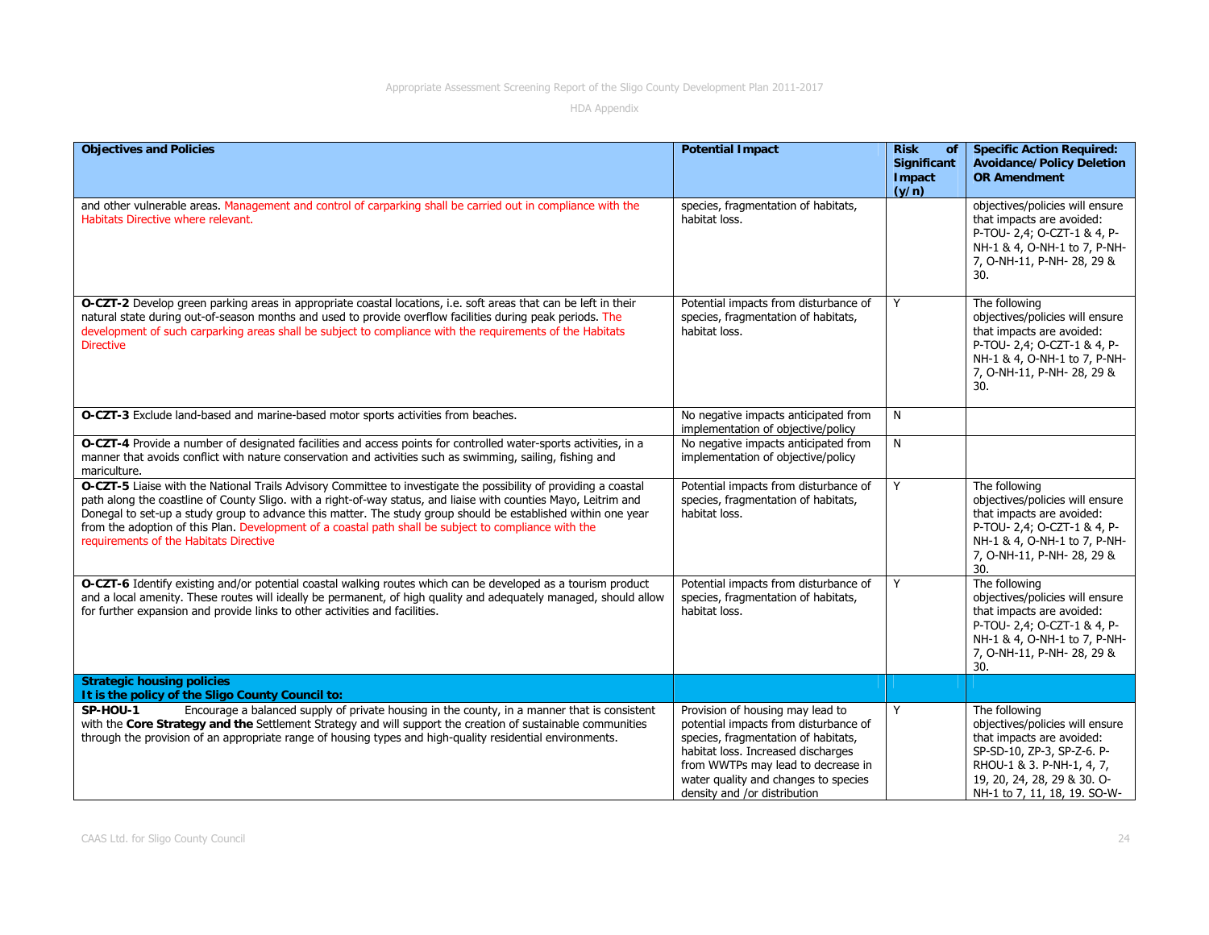| Objectives and Policies | Potential Impact | Risk of Significant Impact (y/n) | Specific Action Required: Avoidance/Policy Deletion OR Amendment |
|---|---|---|---|
| and other vulnerable areas. Management and control of carparking shall be carried out in compliance with the Habitats Directive where relevant. | species, fragmentation of habitats, habitat loss. | | objectives/policies will ensure that impacts are avoided: P-TOU- 2,4; O-CZT-1 & 4, P-NH-1 & 4, O-NH-1 to 7, P-NH-7, O-NH-11, P-NH- 28, 29 & 30. |
| **O-CZT-2** Develop green parking areas in appropriate coastal locations, i.e. soft areas that can be left in their natural state during out-of-season months and used to provide overflow facilities during peak periods. The development of such carparking areas shall be subject to compliance with the requirements of the Habitats Directive | Potential impacts from disturbance of species, fragmentation of habitats, habitat loss. | Y | The following objectives/policies will ensure that impacts are avoided: P-TOU- 2,4; O-CZT-1 & 4, P-NH-1 & 4, O-NH-1 to 7, P-NH-7, O-NH-11, P-NH- 28, 29 & 30. |
| **O-CZT-3** Exclude land-based and marine-based motor sports activities from beaches. | No negative impacts anticipated from implementation of objective/policy | N | |
| **O-CZT-4** Provide a number of designated facilities and access points for controlled water-sports activities, in a manner that avoids conflict with nature conservation and activities such as swimming, sailing, fishing and mariculture. | No negative impacts anticipated from implementation of objective/policy | N | |
| **O-CZT-5** Liaise with the National Trails Advisory Committee to investigate the possibility of providing a coastal path along the coastline of County Sligo. with a right-of-way status, and liaise with counties Mayo, Leitrim and Donegal to set-up a study group to advance this matter. The study group should be established within one year from the adoption of this Plan. Development of a coastal path shall be subject to compliance with the requirements of the Habitats Directive | Potential impacts from disturbance of species, fragmentation of habitats, habitat loss. | Y | The following objectives/policies will ensure that impacts are avoided: P-TOU- 2,4; O-CZT-1 & 4, P-NH-1 & 4, O-NH-1 to 7, P-NH-7, O-NH-11, P-NH- 28, 29 & 30. |
| **O-CZT-6** Identify existing and/or potential coastal walking routes which can be developed as a tourism product and a local amenity. These routes will ideally be permanent, of high quality and adequately managed, should allow for further expansion and provide links to other activities and facilities. | Potential impacts from disturbance of species, fragmentation of habitats, habitat loss. | Y | The following objectives/policies will ensure that impacts are avoided: P-TOU- 2,4; O-CZT-1 & 4, P-NH-1 & 4, O-NH-1 to 7, P-NH-7, O-NH-11, P-NH- 28, 29 & 30. |
| **Strategic housing policies** **It is the policy of the Sligo County Council to:** | | | |
| **SP-HOU-1** Encourage a balanced supply of private housing in the county, in a manner that is consistent with the **Core Strategy and the** Settlement Strategy and will support the creation of sustainable communities through the provision of an appropriate range of housing types and high-quality residential environments. | Provision of housing may lead to potential impacts from disturbance of species, fragmentation of habitats, habitat loss. Increased discharges from WWTPs may lead to decrease in water quality and changes to species density and /or distribution | Y | The following objectives/policies will ensure that impacts are avoided: SP-SD-10, ZP-3, SP-Z-6. P-RHOU-1 & 3. P-NH-1, 4, 7, 19, 20, 24, 28, 29 & 30. O-NH-1 to 7, 11, 18, 19. SO-W- |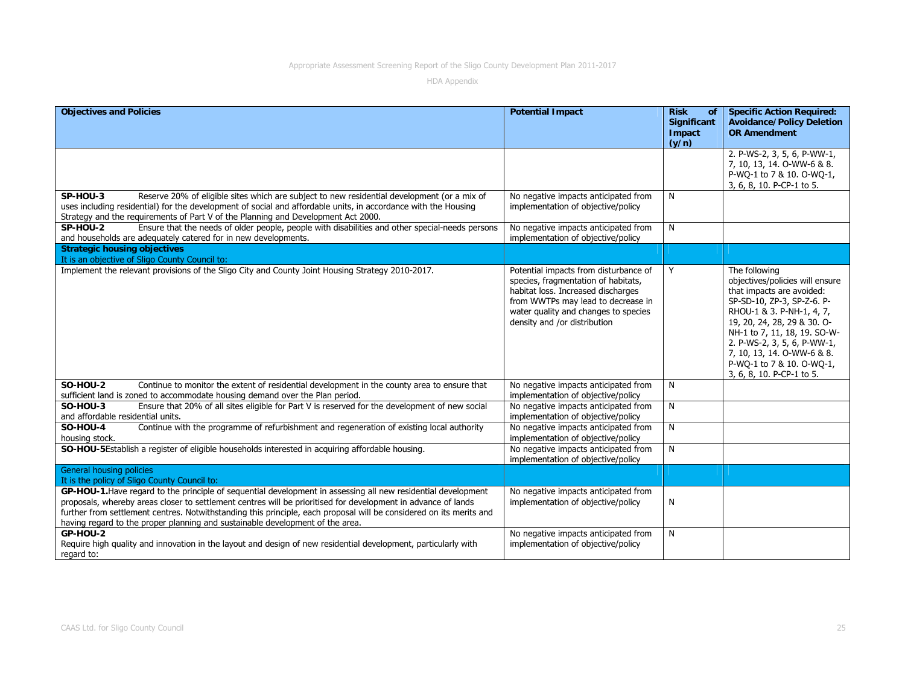| Objectives and Policies | Potential Impact | Risk of Significant Impact (y/n) | Specific Action Required: Avoidance/Policy Deletion OR Amendment |
|---|---|---|---|
| | | | 2. P-WS-2, 3, 5, 6, P-WW-1, 7, 10, 13, 14. O-WW-6 & 8. P-WQ-1 to 7 & 10. O-WQ-1, 3, 6, 8, 10. P-CP-1 to 5. |
| **SP-HOU-3** Reserve 20% of eligible sites which are subject to new residential development (or a mix of uses including residential) for the development of social and affordable units, in accordance with the Housing Strategy and the requirements of Part V of the Planning and Development Act 2000. | No negative impacts anticipated from implementation of objective/policy | N | |
| **SP-HOU-2** Ensure that the needs of older people, people with disabilities and other special-needs persons and households are adequately catered for in new developments. | No negative impacts anticipated from implementation of objective/policy | N | |
| **Strategic housing objectives** It is an objective of Sligo County Council to: | | | |
| Implement the relevant provisions of the Sligo City and County Joint Housing Strategy 2010-2017. | Potential impacts from disturbance of species, fragmentation of habitats, habitat loss. Increased discharges from WWTPs may lead to decrease in water quality and changes to species density and /or distribution | Y | The following objectives/policies will ensure that impacts are avoided: SP-SD-10, ZP-3, SP-Z-6. P-RHOU-1 & 3. P-NH-1, 4, 7, 19, 20, 24, 28, 29 & 30. O-NH-1 to 7, 11, 18, 19. SO-W-2. P-WS-2, 3, 5, 6, P-WW-1, 7, 10, 13, 14. O-WW-6 & 8. P-WQ-1 to 7 & 10. O-WQ-1, 3, 6, 8, 10. P-CP-1 to 5. |
| **SO-HOU-2** Continue to monitor the extent of residential development in the county area to ensure that sufficient land is zoned to accommodate housing demand over the Plan period. | No negative impacts anticipated from implementation of objective/policy | N | |
| **SO-HOU-3** Ensure that 20% of all sites eligible for Part V is reserved for the development of new social and affordable residential units. | No negative impacts anticipated from implementation of objective/policy | N | |
| **SO-HOU-4** Continue with the programme of refurbishment and regeneration of existing local authority housing stock. | No negative impacts anticipated from implementation of objective/policy | N | |
| **SO-HOU-5** Establish a register of eligible households interested in acquiring affordable housing. | No negative impacts anticipated from implementation of objective/policy | N | |
| General housing policies It is the policy of Sligo County Council to: | | | |
| **GP-HOU-1.** Have regard to the principle of sequential development in assessing all new residential development proposals, whereby areas closer to settlement centres will be prioritised for development in advance of lands further from settlement centres. Notwithstanding this principle, each proposal will be considered on its merits and having regard to the proper planning and sustainable development of the area. | No negative impacts anticipated from implementation of objective/policy | N | |
| **GP-HOU-2** Require high quality and innovation in the layout and design of new residential development, particularly with regard to: | No negative impacts anticipated from implementation of objective/policy | N | |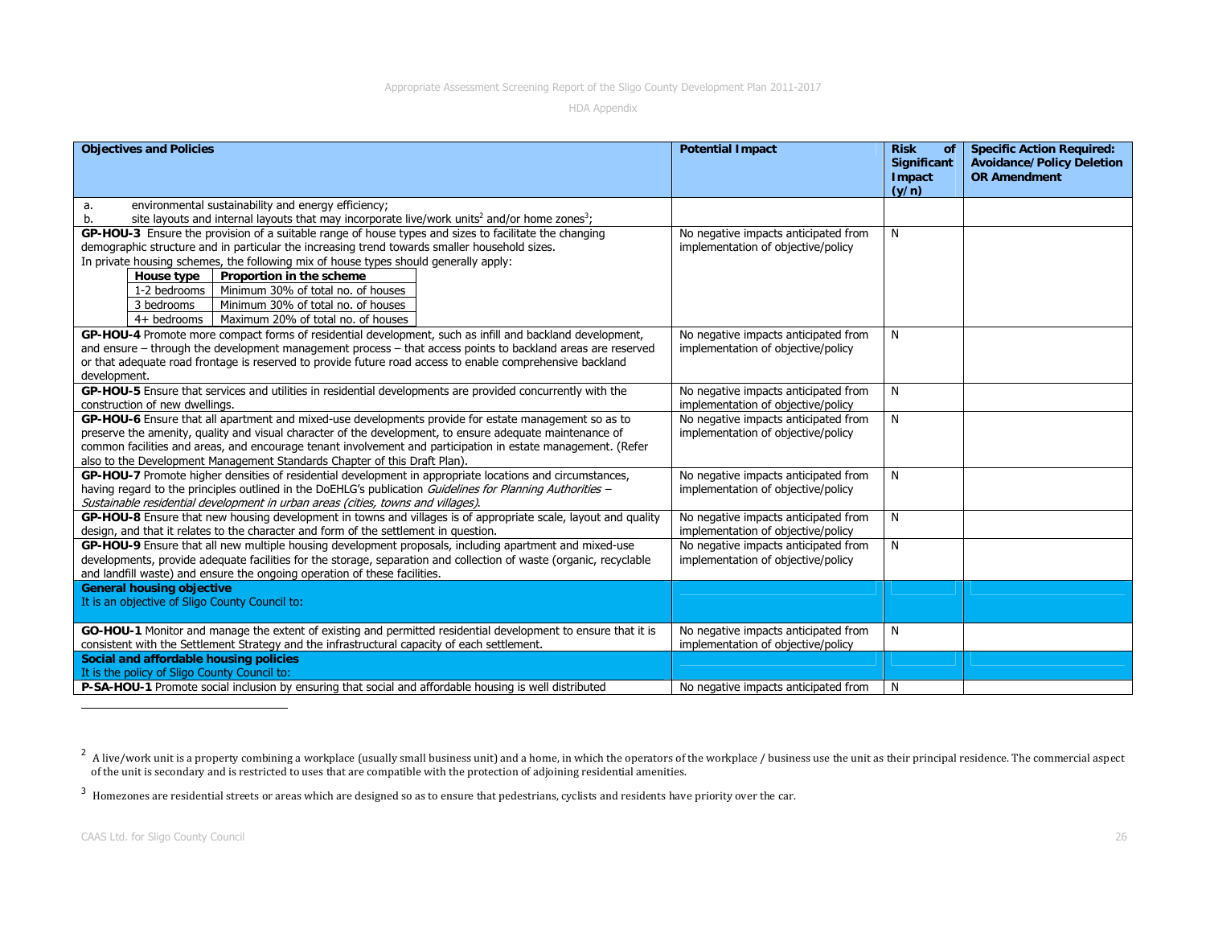| Objectives and Policies | Potential Impact | Risk of Significant Impact (y/n) | Specific Action Required: Avoidance/Policy Deletion OR Amendment |
|---|---|---|---|
| a. environmental sustainability and energy efficiency;<br>b. site layouts and internal layouts that may incorporate live/work units[2] and/or home zones[3]; | | | |
| **GP-HOU-3** Ensure the provision of a suitable range of house types and sizes to facilitate the changing demographic structure and in particular the increasing trend towards smaller household sizes.<br>In private housing schemes, the following mix of house types should generally apply:<br>**House type** – **Proportion in the scheme**<br>1-2 bedrooms – Minimum 30% of total no. of houses<br>3 bedrooms – Minimum 30% of total no. of houses<br>4+ bedrooms – Maximum 20% of total no. of houses | No negative impacts anticipated from implementation of objective/policy | N | |
| **GP-HOU-4** Promote more compact forms of residential development, such as infill and backland development, and ensure – through the development management process – that access points to backland areas are reserved or that adequate road frontage is reserved to provide future road access to enable comprehensive backland development. | No negative impacts anticipated from implementation of objective/policy | N | |
| **GP-HOU-5** Ensure that services and utilities in residential developments are provided concurrently with the construction of new dwellings. | No negative impacts anticipated from implementation of objective/policy | N | |
| **GP-HOU-6** Ensure that all apartment and mixed-use developments provide for estate management so as to preserve the amenity, quality and visual character of the development, to ensure adequate maintenance of common facilities and areas, and encourage tenant involvement and participation in estate management. (Refer also to the Development Management Standards Chapter of this Draft Plan). | No negative impacts anticipated from implementation of objective/policy | N | |
| **GP-HOU-7** Promote higher densities of residential development in appropriate locations and circumstances, having regard to the principles outlined in the DoEHLG's publication *Guidelines for Planning Authorities – Sustainable residential development in urban areas (cities, towns and villages)*. | No negative impacts anticipated from implementation of objective/policy | N | |
| **GP-HOU-8** Ensure that new housing development in towns and villages is of appropriate scale, layout and quality design, and that it relates to the character and form of the settlement in question. | No negative impacts anticipated from implementation of objective/policy | N | |
| **GP-HOU-9** Ensure that all new multiple housing development proposals, including apartment and mixed-use developments, provide adequate facilities for the storage, separation and collection of waste (organic, recyclable and landfill waste) and ensure the ongoing operation of these facilities. | No negative impacts anticipated from implementation of objective/policy | N | |
| **General housing objective**<br>It is an objective of Sligo County Council to: | | | |
| **GO-HOU-1** Monitor and manage the extent of existing and permitted residential development to ensure that it is consistent with the Settlement Strategy and the infrastructural capacity of each settlement. | No negative impacts anticipated from implementation of objective/policy | N | |
| **Social and affordable housing policies**<br>It is the policy of Sligo County Council to: | | | |
| **P-SA-HOU-1** Promote social inclusion by ensuring that social and affordable housing is well distributed | No negative impacts anticipated from | N | |

[2] A live/work unit is a property combining a workplace (usually small business unit) and a home, in which the operators of the workplace / business use the unit as their principal residence. The commercial aspect of the unit is secondary and is restricted to uses that are compatible with the protection of adjoining residential amenities.

[3] Homezones are residential streets or areas which are designed so as to ensure that pedestrians, cyclists and residents have priority over the car.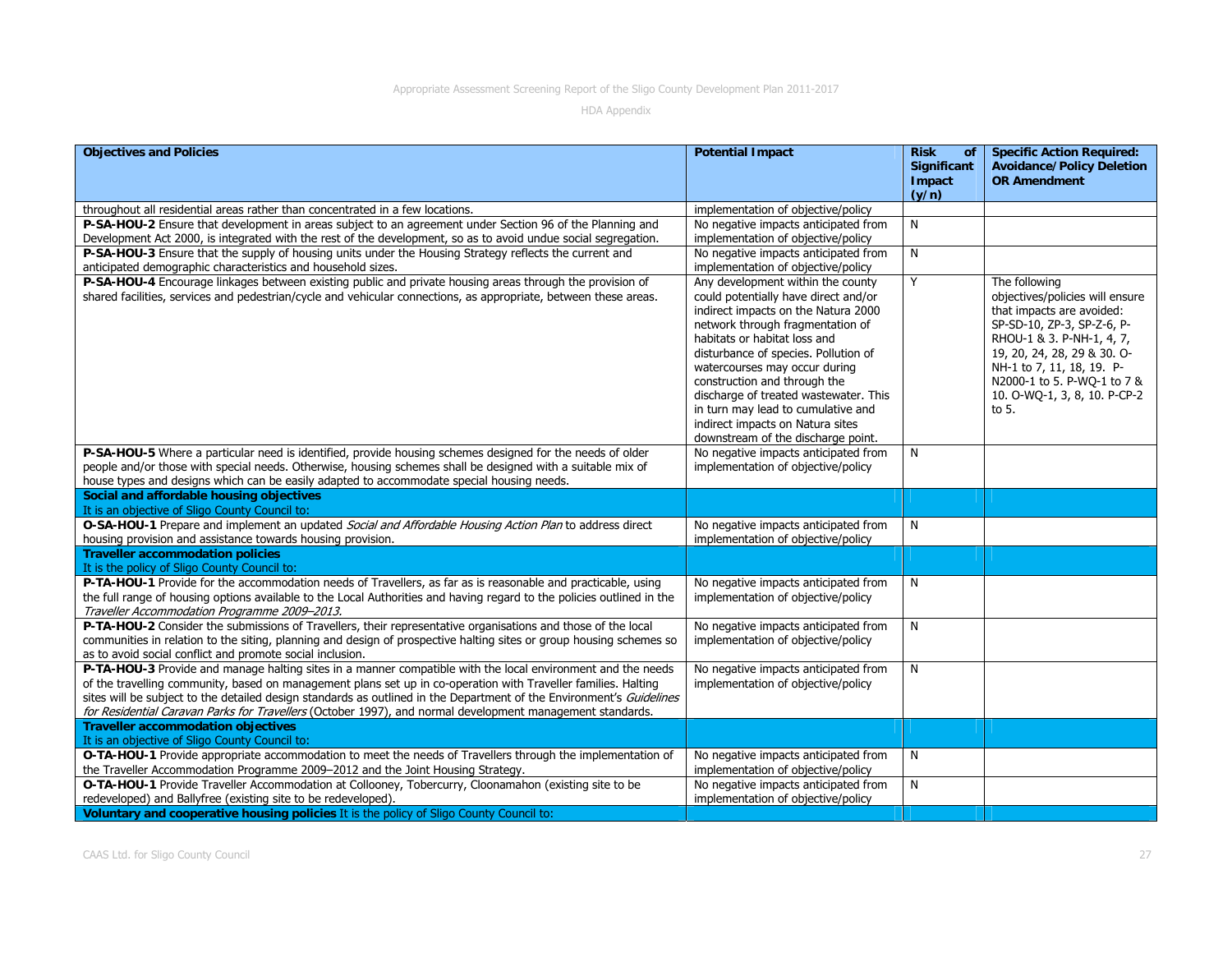| Objectives and Policies | Potential Impact | Risk of Significant Impact (y/n) | Specific Action Required: Avoidance/Policy Deletion OR Amendment |
|---|---|---|---|
| throughout all residential areas rather than concentrated in a few locations. | implementation of objective/policy | | |
| **P-SA-HOU-2** Ensure that development in areas subject to an agreement under Section 96 of the Planning and Development Act 2000, is integrated with the rest of the development, so as to avoid undue social segregation. | No negative impacts anticipated from implementation of objective/policy | N | |
| **P-SA-HOU-3** Ensure that the supply of housing units under the Housing Strategy reflects the current and anticipated demographic characteristics and household sizes. | No negative impacts anticipated from implementation of objective/policy | N | |
| **P-SA-HOU-4** Encourage linkages between existing public and private housing areas through the provision of shared facilities, services and pedestrian/cycle and vehicular connections, as appropriate, between these areas. | Any development within the county could potentially have direct and/or indirect impacts on the Natura 2000 network through fragmentation of habitats or habitat loss and disturbance of species. Pollution of watercourses may occur during construction and through the discharge of treated wastewater. This in turn may lead to cumulative and indirect impacts on Natura sites downstream of the discharge point. | Y | The following objectives/policies will ensure that impacts are avoided: SP-SD-10, ZP-3, SP-Z-6, P-RHOU-1 & 3. P-NH-1, 4, 7, 19, 20, 24, 28, 29 & 30. O-NH-1 to 7, 11, 18, 19. P-N2000-1 to 5. P-WQ-1 to 7 & 10. O-WQ-1, 3, 8, 10. P-CP-2 to 5. |
| **P-SA-HOU-5** Where a particular need is identified, provide housing schemes designed for the needs of older people and/or those with special needs. Otherwise, housing schemes shall be designed with a suitable mix of house types and designs which can be easily adapted to accommodate special housing needs. | No negative impacts anticipated from implementation of objective/policy | N | |
| **Social and affordable housing objectives** It is an objective of Sligo County Council to: | | | |
| **O-SA-HOU-1** Prepare and implement an updated *Social and Affordable Housing Action Plan* to address direct housing provision and assistance towards housing provision. | No negative impacts anticipated from implementation of objective/policy | N | |
| **Traveller accommodation policies** It is the policy of Sligo County Council to: | | | |
| **P-TA-HOU-1** Provide for the accommodation needs of Travellers, as far as is reasonable and practicable, using the full range of housing options available to the Local Authorities and having regard to the policies outlined in the *Traveller Accommodation Programme 2009–2013*. | No negative impacts anticipated from implementation of objective/policy | N | |
| **P-TA-HOU-2** Consider the submissions of Travellers, their representative organisations and those of the local communities in relation to the siting, planning and design of prospective halting sites or group housing schemes so as to avoid social conflict and promote social inclusion. | No negative impacts anticipated from implementation of objective/policy | N | |
| **P-TA-HOU-3** Provide and manage halting sites in a manner compatible with the local environment and the needs of the travelling community, based on management plans set up in co-operation with Traveller families. Halting sites will be subject to the detailed design standards as outlined in the Department of the Environment's *Guidelines for Residential Caravan Parks for Travellers* (October 1997), and normal development management standards. | No negative impacts anticipated from implementation of objective/policy | N | |
| **Traveller accommodation objectives** It is an objective of Sligo County Council to: | | | |
| **O-TA-HOU-1** Provide appropriate accommodation to meet the needs of Travellers through the implementation of the Traveller Accommodation Programme 2009–2012 and the Joint Housing Strategy. | No negative impacts anticipated from implementation of objective/policy | N | |
| **O-TA-HOU-1** Provide Traveller Accommodation at Collooney, Tobercurry, Cloonamahon (existing site to be redeveloped) and Ballyfree (existing site to be redeveloped). | No negative impacts anticipated from implementation of objective/policy | N | |
| **Voluntary and cooperative housing policies** It is the policy of Sligo County Council to: | | | |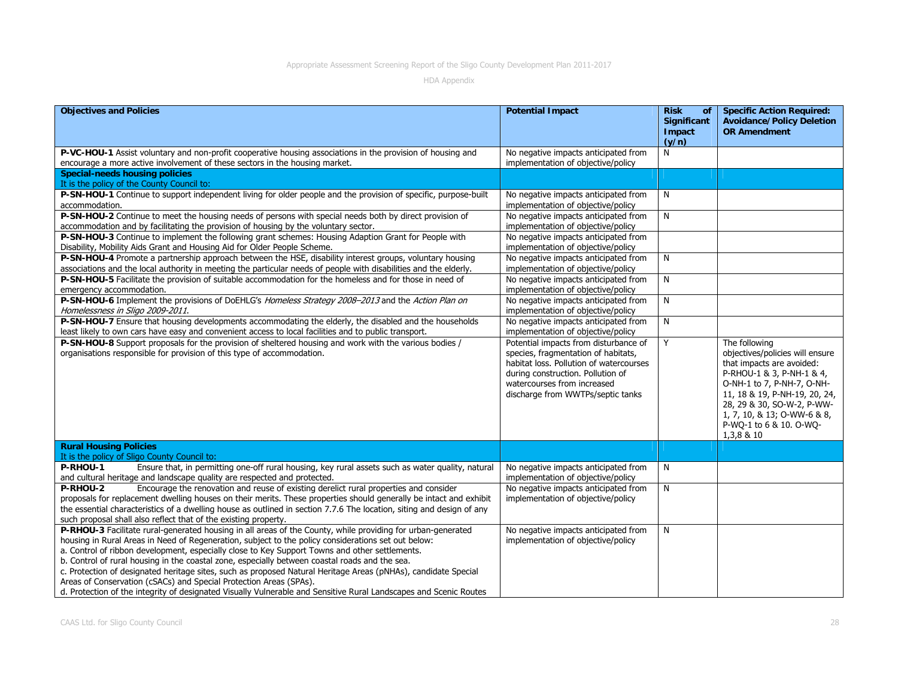| **Objectives and Policies** | **Potential Impact** | **Risk of Significant Impact (y/n)** | **Specific Action Required: Avoidance/Policy Deletion OR Amendment** |
|---|---|---|---|
| **P-VC-HOU-1** Assist voluntary and non-profit cooperative housing associations in the provision of housing and encourage a more active involvement of these sectors in the housing market. | No negative impacts anticipated from implementation of objective/policy | N | |
| **Special-needs housing policies** It is the policy of the County Council to: | | | |
| **P-SN-HOU-1** Continue to support independent living for older people and the provision of specific, purpose-built accommodation. | No negative impacts anticipated from implementation of objective/policy | N | |
| **P-SN-HOU-2** Continue to meet the housing needs of persons with special needs both by direct provision of accommodation and by facilitating the provision of housing by the voluntary sector. | No negative impacts anticipated from implementation of objective/policy | N | |
| **P-SN-HOU-3** Continue to implement the following grant schemes: Housing Adaption Grant for People with Disability, Mobility Aids Grant and Housing Aid for Older People Scheme. | No negative impacts anticipated from implementation of objective/policy | | |
| **P-SN-HOU-4** Promote a partnership approach between the HSE, disability interest groups, voluntary housing associations and the local authority in meeting the particular needs of people with disabilities and the elderly. | No negative impacts anticipated from implementation of objective/policy | N | |
| **P-SN-HOU-5** Facilitate the provision of suitable accommodation for the homeless and for those in need of emergency accommodation. | No negative impacts anticipated from implementation of objective/policy | N | |
| **P-SN-HOU-6** Implement the provisions of DoEHLG's *Homeless Strategy 2008–2013* and the *Action Plan on Homelessness in Sligo 2009-2011*. | No negative impacts anticipated from implementation of objective/policy | N | |
| **P-SN-HOU-7** Ensure that housing developments accommodating the elderly, the disabled and the households least likely to own cars have easy and convenient access to local facilities and to public transport. | No negative impacts anticipated from implementation of objective/policy | N | |
| **P-SN-HOU-8** Support proposals for the provision of sheltered housing and work with the various bodies / organisations responsible for provision of this type of accommodation. | Potential impacts from disturbance of species, fragmentation of habitats, habitat loss. Pollution of watercourses during construction. Pollution of watercourses from increased discharge from WWTPs/septic tanks | Y | The following objectives/policies will ensure that impacts are avoided: P-RHOU-1 & 3, P-NH-1 & 4, O-NH-1 to 7, P-NH-7, O-NH-11, 18 & 19, P-NH-19, 20, 24, 28, 29 & 30, SO-W-2, P-WW-1, 7, 10, & 13; O-WW-6 & 8, P-WQ-1 to 6 & 10. O-WQ-1,3,8 & 10 |
| **Rural Housing Policies** It is the policy of Sligo County Council to: | | | |
| **P-RHOU-1** Ensure that, in permitting one-off rural housing, key rural assets such as water quality, natural and cultural heritage and landscape quality are respected and protected. | No negative impacts anticipated from implementation of objective/policy | N | |
| **P-RHOU-2** Encourage the renovation and reuse of existing derelict rural properties and consider proposals for replacement dwelling houses on their merits. These properties should generally be intact and exhibit the essential characteristics of a dwelling house as outlined in section 7.7.6 The location, siting and design of any such proposal shall also reflect that of the existing property. | No negative impacts anticipated from implementation of objective/policy | N | |
| **P-RHOU-3** Facilitate rural-generated housing in all areas of the County, while providing for urban-generated housing in Rural Areas in Need of Regeneration, subject to the policy considerations set out below:<br>a. Control of ribbon development, especially close to Key Support Towns and other settlements.<br>b. Control of rural housing in the coastal zone, especially between coastal roads and the sea.<br>c. Protection of designated heritage sites, such as proposed Natural Heritage Areas (pNHAs), candidate Special Areas of Conservation (cSACs) and Special Protection Areas (SPAs).<br>d. Protection of the integrity of designated Visually Vulnerable and Sensitive Rural Landscapes and Scenic Routes | No negative impacts anticipated from implementation of objective/policy | N | |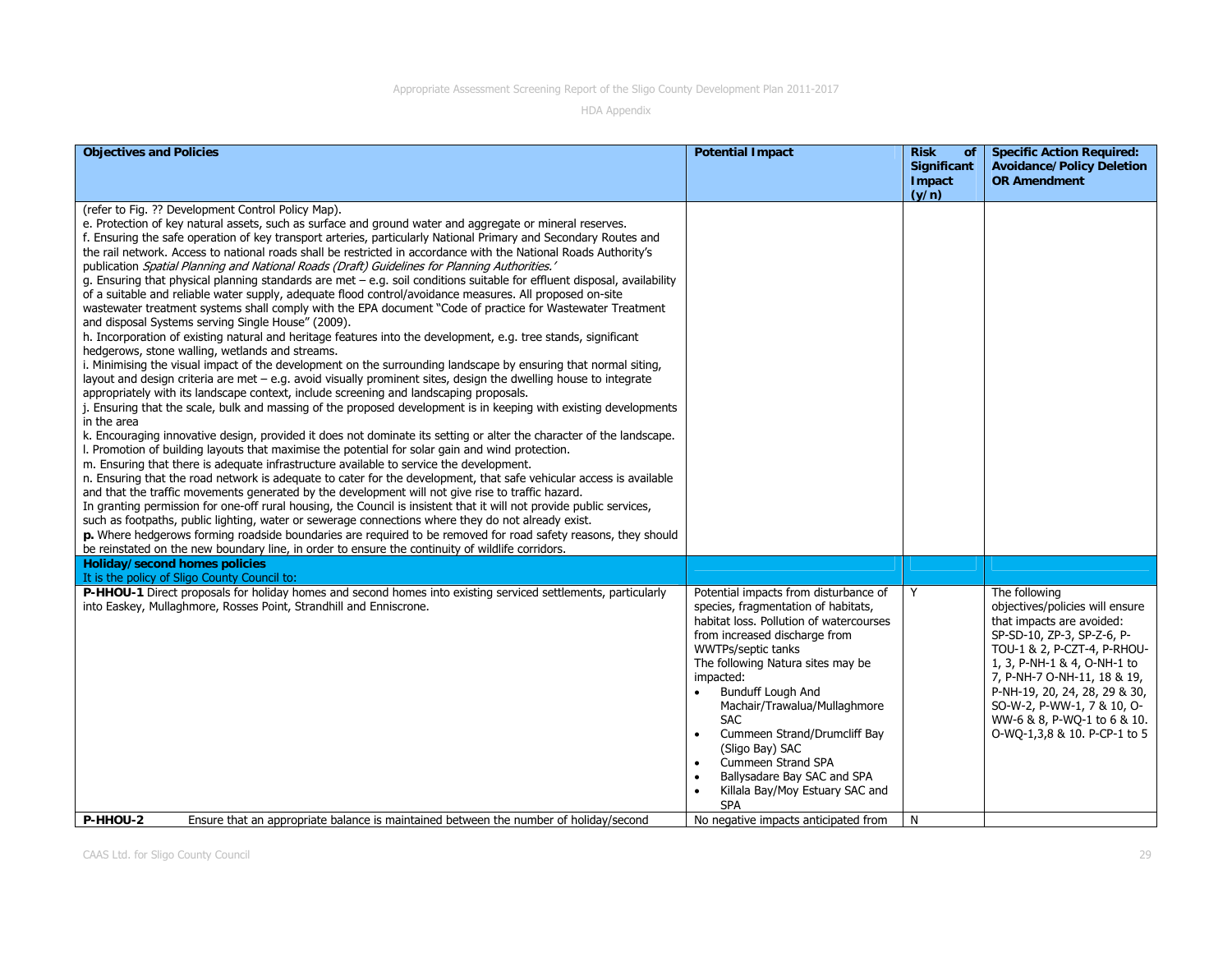| Objectives and Policies | Potential Impact | Risk of Significant Impact (y/n) | Specific Action Required: Avoidance/Policy Deletion OR Amendment |
|---|---|---|---|
| (refer to Fig. ?? Development Control Policy Map).<br>e. Protection of key natural assets, such as surface and ground water and aggregate or mineral reserves.<br>f. Ensuring the safe operation of key transport arteries, particularly National Primary and Secondary Routes and the rail network. Access to national roads shall be restricted in accordance with the National Roads Authority's publication *Spatial Planning and National Roads (Draft) Guidelines for Planning Authorities.'*<br>g. Ensuring that physical planning standards are met – e.g. soil conditions suitable for effluent disposal, availability of a suitable and reliable water supply, adequate flood control/avoidance measures. All proposed on-site wastewater treatment systems shall comply with the EPA document "Code of practice for Wastewater Treatment and disposal Systems serving Single House" (2009).<br>h. Incorporation of existing natural and heritage features into the development, e.g. tree stands, significant hedgerows, stone walling, wetlands and streams.<br>i. Minimising the visual impact of the development on the surrounding landscape by ensuring that normal siting, layout and design criteria are met – e.g. avoid visually prominent sites, design the dwelling house to integrate appropriately with its landscape context, include screening and landscaping proposals.<br>j. Ensuring that the scale, bulk and massing of the proposed development is in keeping with existing developments in the area<br>k. Encouraging innovative design, provided it does not dominate its setting or alter the character of the landscape.<br>l. Promotion of building layouts that maximise the potential for solar gain and wind protection.<br>m. Ensuring that there is adequate infrastructure available to service the development.<br>n. Ensuring that the road network is adequate to cater for the development, that safe vehicular access is available and that the traffic movements generated by the development will not give rise to traffic hazard.<br>In granting permission for one-off rural housing, the Council is insistent that it will not provide public services, such as footpaths, public lighting, water or sewerage connections where they do not already exist.<br>**p.** Where hedgerows forming roadside boundaries are required to be removed for road safety reasons, they should be reinstated on the new boundary line, in order to ensure the continuity of wildlife corridors. | | | |
| **Holiday/second homes policies**<br>It is the policy of Sligo County Council to: | | | |
| **P-HHOU-1** Direct proposals for holiday homes and second homes into existing serviced settlements, particularly into Easkey, Mullaghmore, Rosses Point, Strandhill and Enniscrone. | Potential impacts from disturbance of species, fragmentation of habitats, habitat loss. Pollution of watercourses from increased discharge from WWTPs/septic tanks<br>The following Natura sites may be impacted:<br>• Bunduff Lough And Machair/Trawalua/Mullaghmore SAC<br>• Cummeen Strand/Drumcliff Bay (Sligo Bay) SAC<br>• Cummeen Strand SPA<br>• Ballysadare Bay SAC and SPA<br>• Killala Bay/Moy Estuary SAC and SPA | Y | The following objectives/policies will ensure that impacts are avoided: SP-SD-10, ZP-3, SP-Z-6, P-TOU-1 & 2, P-CZT-4, P-RHOU-1, 3, P-NH-1 & 4, O-NH-1 to 7, P-NH-7 O-NH-11, 18 & 19, P-NH-19, 20, 24, 28, 29 & 30, SO-W-2, P-WW-1, 7 & 10, O-WW-6 & 8, P-WQ-1 to 6 & 10. O-WQ-1,3,8 & 10. P-CP-1 to 5 |
| **P-HHOU-2** Ensure that an appropriate balance is maintained between the number of holiday/second | No negative impacts anticipated from | N | |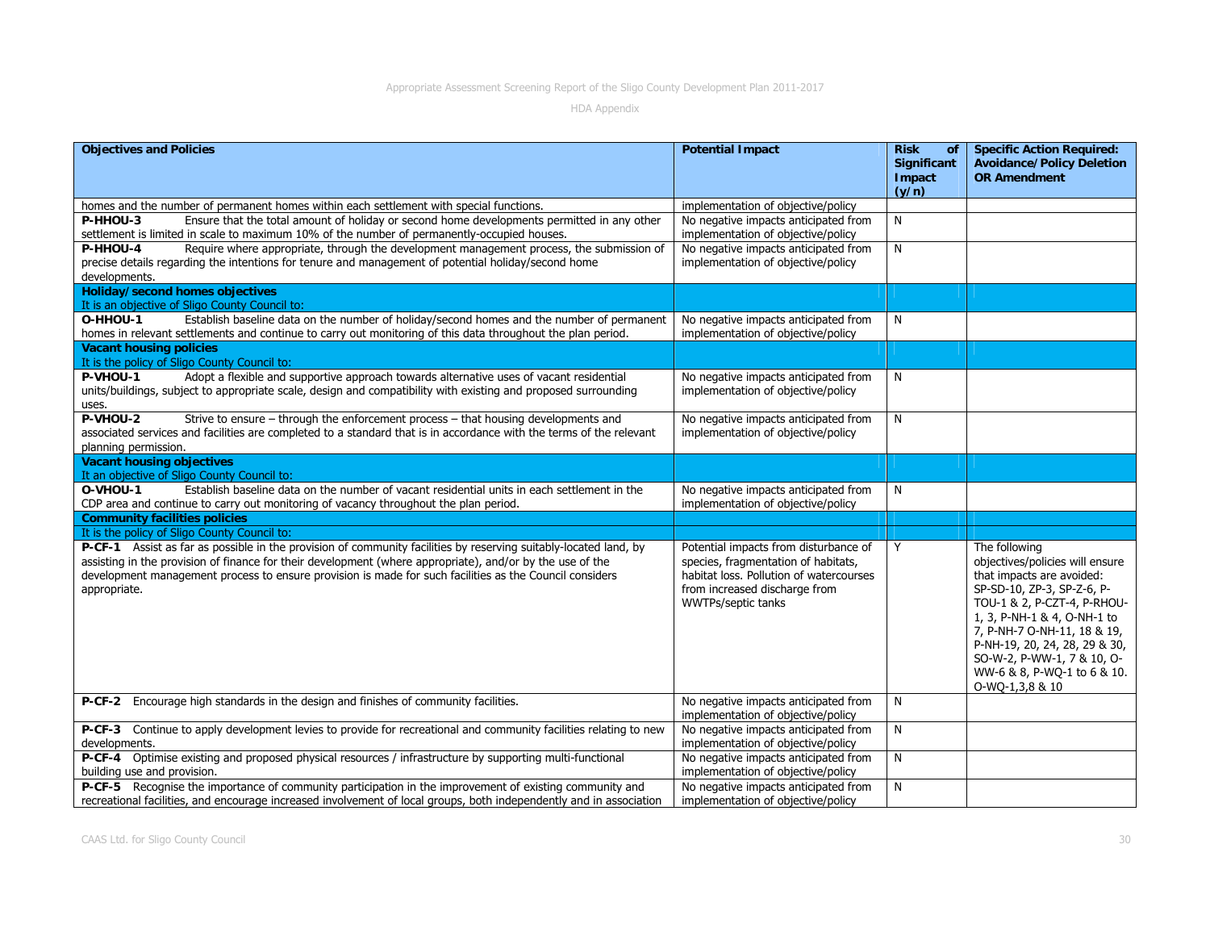| Objectives and Policies | Potential Impact | Risk of Significant Impact (y/n) | Specific Action Required: Avoidance/Policy Deletion OR Amendment |
|---|---|---|---|
| homes and the number of permanent homes within each settlement with special functions. | implementation of objective/policy | | |
| **P-HHOU-3** Ensure that the total amount of holiday or second home developments permitted in any other settlement is limited in scale to maximum 10% of the number of permanently-occupied houses. | No negative impacts anticipated from implementation of objective/policy | N | |
| **P-HHOU-4** Require where appropriate, through the development management process, the submission of precise details regarding the intentions for tenure and management of potential holiday/second home developments. | No negative impacts anticipated from implementation of objective/policy | N | |
| **Holiday/second homes objectives** It is an objective of Sligo County Council to: | | | |
| **O-HHOU-1** Establish baseline data on the number of holiday/second homes and the number of permanent homes in relevant settlements and continue to carry out monitoring of this data throughout the plan period. | No negative impacts anticipated from implementation of objective/policy | N | |
| **Vacant housing policies** It is the policy of Sligo County Council to: | | | |
| **P-VHOU-1** Adopt a flexible and supportive approach towards alternative uses of vacant residential units/buildings, subject to appropriate scale, design and compatibility with existing and proposed surrounding uses. | No negative impacts anticipated from implementation of objective/policy | N | |
| **P-VHOU-2** Strive to ensure – through the enforcement process – that housing developments and associated services and facilities are completed to a standard that is in accordance with the terms of the relevant planning permission. | No negative impacts anticipated from implementation of objective/policy | N | |
| **Vacant housing objectives** It an objective of Sligo County Council to: | | | |
| **O-VHOU-1** Establish baseline data on the number of vacant residential units in each settlement in the CDP area and continue to carry out monitoring of vacancy throughout the plan period. | No negative impacts anticipated from implementation of objective/policy | N | |
| **Community facilities policies** | | | |
| It is the policy of Sligo County Council to: | | | |
| **P-CF-1** Assist as far as possible in the provision of community facilities by reserving suitably-located land, by assisting in the provision of finance for their development (where appropriate), and/or by the use of the development management process to ensure provision is made for such facilities as the Council considers appropriate. | Potential impacts from disturbance of species, fragmentation of habitats, habitat loss. Pollution of watercourses from increased discharge from WWTPs/septic tanks | Y | The following objectives/policies will ensure that impacts are avoided: SP-SD-10, ZP-3, SP-Z-6, P-TOU-1 & 2, P-CZT-4, P-RHOU-1, 3, P-NH-1 & 4, O-NH-1 to 7, P-NH-7 O-NH-11, 18 & 19, P-NH-19, 20, 24, 28, 29 & 30, SO-W-2, P-WW-1, 7 & 10, O-WW-6 & 8, P-WQ-1 to 6 & 10. O-WQ-1,3,8 & 10 |
| **P-CF-2** Encourage high standards in the design and finishes of community facilities. | No negative impacts anticipated from implementation of objective/policy | N | |
| **P-CF-3** Continue to apply development levies to provide for recreational and community facilities relating to new developments. | No negative impacts anticipated from implementation of objective/policy | N | |
| **P-CF-4** Optimise existing and proposed physical resources / infrastructure by supporting multi-functional building use and provision. | No negative impacts anticipated from implementation of objective/policy | N | |
| **P-CF-5** Recognise the importance of community participation in the improvement of existing community and recreational facilities, and encourage increased involvement of local groups, both independently and in association | No negative impacts anticipated from implementation of objective/policy | N | |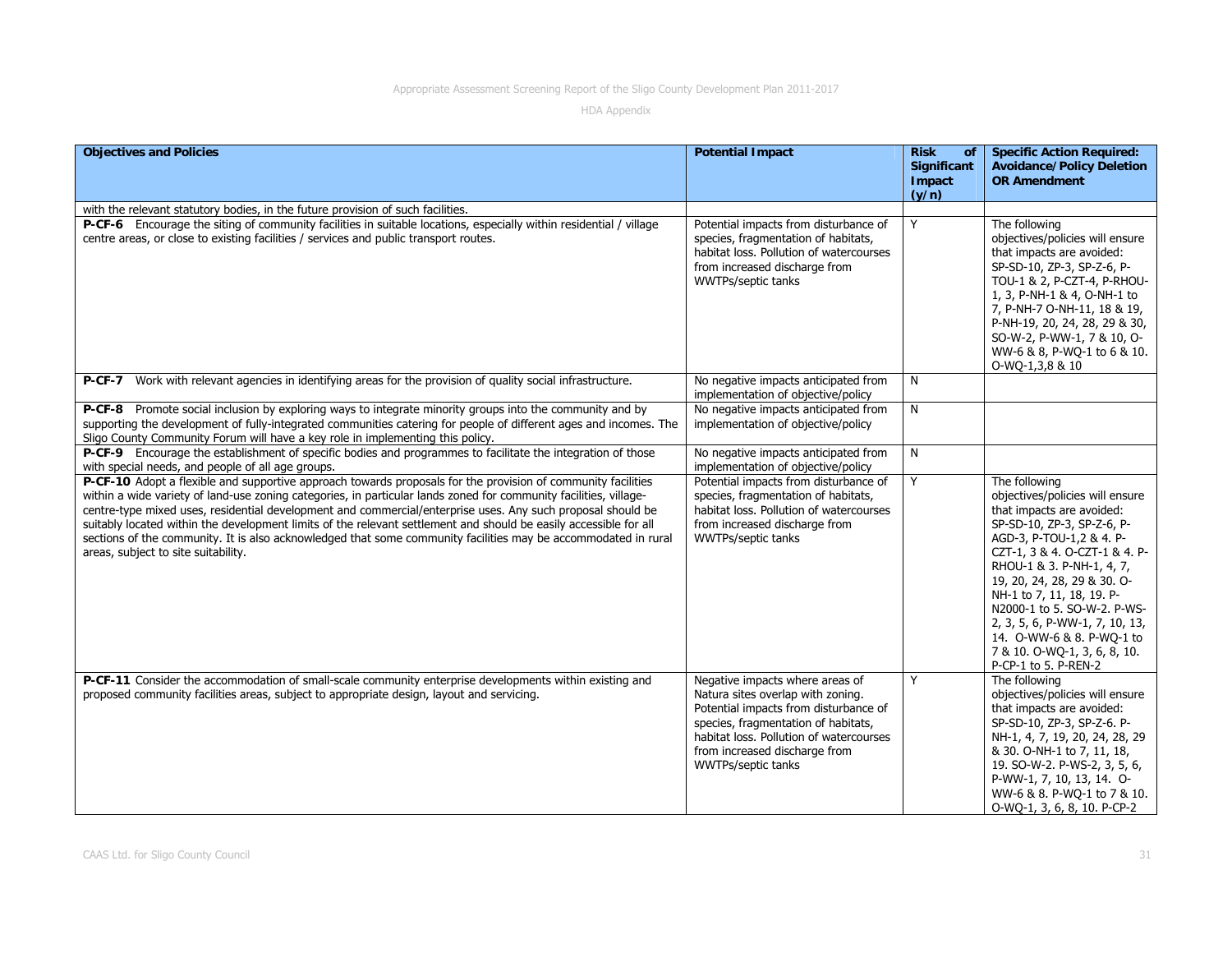| Objectives and Policies | Potential Impact | Risk of Significant Impact (y/n) | Specific Action Required: Avoidance/Policy Deletion OR Amendment |
|---|---|---|---|
| with the relevant statutory bodies, in the future provision of such facilities. | | | |
| **P-CF-6** Encourage the siting of community facilities in suitable locations, especially within residential / village centre areas, or close to existing facilities / services and public transport routes. | Potential impacts from disturbance of species, fragmentation of habitats, habitat loss. Pollution of watercourses from increased discharge from WWTPs/septic tanks | Y | The following objectives/policies will ensure that impacts are avoided: SP-SD-10, ZP-3, SP-Z-6, P-TOU-1 & 2, P-CZT-4, P-RHOU-1, 3, P-NH-1 & 4, O-NH-1 to 7, P-NH-7 O-NH-11, 18 & 19, P-NH-19, 20, 24, 28, 29 & 30, SO-W-2, P-WW-1, 7 & 10, O-WW-6 & 8, P-WQ-1 to 6 & 10. O-WQ-1,3,8 & 10 |
| **P-CF-7** Work with relevant agencies in identifying areas for the provision of quality social infrastructure. | No negative impacts anticipated from implementation of objective/policy | N | |
| **P-CF-8** Promote social inclusion by exploring ways to integrate minority groups into the community and by supporting the development of fully-integrated communities catering for people of different ages and incomes. The Sligo County Community Forum will have a key role in implementing this policy. | No negative impacts anticipated from implementation of objective/policy | N | |
| **P-CF-9** Encourage the establishment of specific bodies and programmes to facilitate the integration of those with special needs, and people of all age groups. | No negative impacts anticipated from implementation of objective/policy | N | |
| **P-CF-10** Adopt a flexible and supportive approach towards proposals for the provision of community facilities within a wide variety of land-use zoning categories, in particular lands zoned for community facilities, village-centre-type mixed uses, residential development and commercial/enterprise uses. Any such proposal should be suitably located within the development limits of the relevant settlement and should be easily accessible for all sections of the community. It is also acknowledged that some community facilities may be accommodated in rural areas, subject to site suitability. | Potential impacts from disturbance of species, fragmentation of habitats, habitat loss. Pollution of watercourses from increased discharge from WWTPs/septic tanks | Y | The following objectives/policies will ensure that impacts are avoided: SP-SD-10, ZP-3, SP-Z-6, P-AGD-3, P-TOU-1,2 & 4. P-CZT-1, 3 & 4. O-CZT-1 & 4. P-RHOU-1 & 3. P-NH-1, 4, 7, 19, 20, 24, 28, 29 & 30. O-NH-1 to 7, 11, 18, 19. P-N2000-1 to 5. SO-W-2. P-WS-2, 3, 5, 6, P-WW-1, 7, 10, 13, 14. O-WW-6 & 8. P-WQ-1 to 7 & 10. O-WQ-1, 3, 6, 8, 10. P-CP-1 to 5. P-REN-2 |
| **P-CF-11** Consider the accommodation of small-scale community enterprise developments within existing and proposed community facilities areas, subject to appropriate design, layout and servicing. | Negative impacts where areas of Natura sites overlap with zoning. Potential impacts from disturbance of species, fragmentation of habitats, habitat loss. Pollution of watercourses from increased discharge from WWTPs/septic tanks | Y | The following objectives/policies will ensure that impacts are avoided: SP-SD-10, ZP-3, SP-Z-6. P-NH-1, 4, 7, 19, 20, 24, 28, 29 & 30. O-NH-1 to 7, 11, 18, 19. SO-W-2. P-WS-2, 3, 5, 6, P-WW-1, 7, 10, 13, 14. O-WW-6 & 8. P-WQ-1 to 7 & 10. O-WQ-1, 3, 6, 8, 10. P-CP-2 |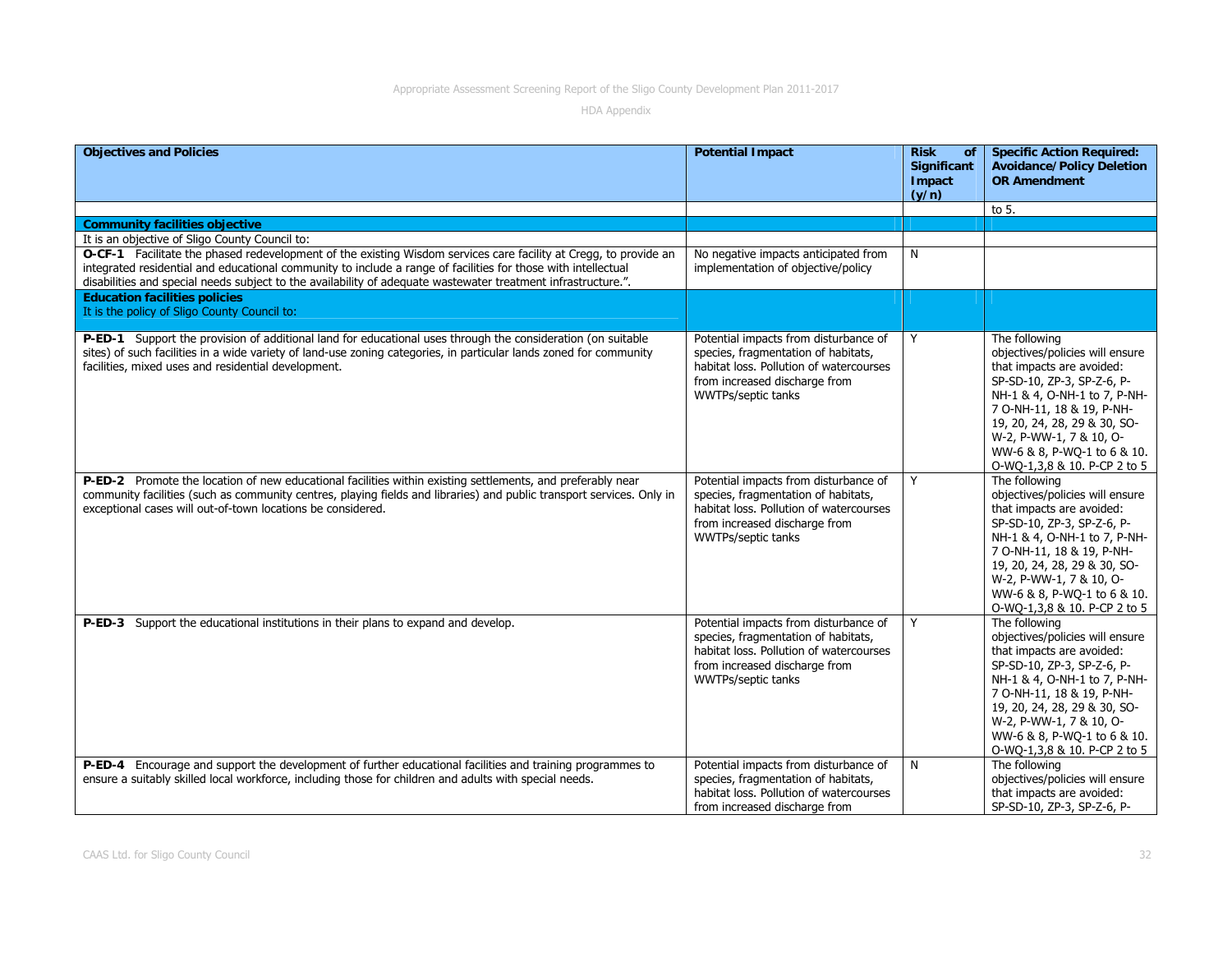| Objectives and Policies | Potential Impact | Risk of Significant Impact (y/n) | Specific Action Required: Avoidance/Policy Deletion OR Amendment |
|---|---|---|---|
| | | | to 5. |
| **Community facilities objective** | | | |
| It is an objective of Sligo County Council to: | | | |
| **O-CF-1** Facilitate the phased redevelopment of the existing Wisdom services care facility at Cregg, to provide an integrated residential and educational community to include a range of facilities for those with intellectual disabilities and special needs subject to the availability of adequate wastewater treatment infrastructure.". | No negative impacts anticipated from implementation of objective/policy | N | |
| **Education facilities policies** It is the policy of Sligo County Council to: | | | |
| **P-ED-1** Support the provision of additional land for educational uses through the consideration (on suitable sites) of such facilities in a wide variety of land-use zoning categories, in particular lands zoned for community facilities, mixed uses and residential development. | Potential impacts from disturbance of species, fragmentation of habitats, habitat loss. Pollution of watercourses from increased discharge from WWTPs/septic tanks | Y | The following objectives/policies will ensure that impacts are avoided: SP-SD-10, ZP-3, SP-Z-6, P-NH-1 & 4, O-NH-1 to 7, P-NH-7 O-NH-11, 18 & 19, P-NH-19, 20, 24, 28, 29 & 30, SO-W-2, P-WW-1, 7 & 10, O-WW-6 & 8, P-WQ-1 to 6 & 10. O-WQ-1,3,8 & 10. P-CP 2 to 5 |
| **P-ED-2** Promote the location of new educational facilities within existing settlements, and preferably near community facilities (such as community centres, playing fields and libraries) and public transport services. Only in exceptional cases will out-of-town locations be considered. | Potential impacts from disturbance of species, fragmentation of habitats, habitat loss. Pollution of watercourses from increased discharge from WWTPs/septic tanks | Y | The following objectives/policies will ensure that impacts are avoided: SP-SD-10, ZP-3, SP-Z-6, P-NH-1 & 4, O-NH-1 to 7, P-NH-7 O-NH-11, 18 & 19, P-NH-19, 20, 24, 28, 29 & 30, SO-W-2, P-WW-1, 7 & 10, O-WW-6 & 8, P-WQ-1 to 6 & 10. O-WQ-1,3,8 & 10. P-CP 2 to 5 |
| **P-ED-3** Support the educational institutions in their plans to expand and develop. | Potential impacts from disturbance of species, fragmentation of habitats, habitat loss. Pollution of watercourses from increased discharge from WWTPs/septic tanks | Y | The following objectives/policies will ensure that impacts are avoided: SP-SD-10, ZP-3, SP-Z-6, P-NH-1 & 4, O-NH-1 to 7, P-NH-7 O-NH-11, 18 & 19, P-NH-19, 20, 24, 28, 29 & 30, SO-W-2, P-WW-1, 7 & 10, O-WW-6 & 8, P-WQ-1 to 6 & 10. O-WQ-1,3,8 & 10. P-CP 2 to 5 |
| **P-ED-4** Encourage and support the development of further educational facilities and training programmes to ensure a suitably skilled local workforce, including those for children and adults with special needs. | Potential impacts from disturbance of species, fragmentation of habitats, habitat loss. Pollution of watercourses from increased discharge from | N | The following objectives/policies will ensure that impacts are avoided: SP-SD-10, ZP-3, SP-Z-6, P- |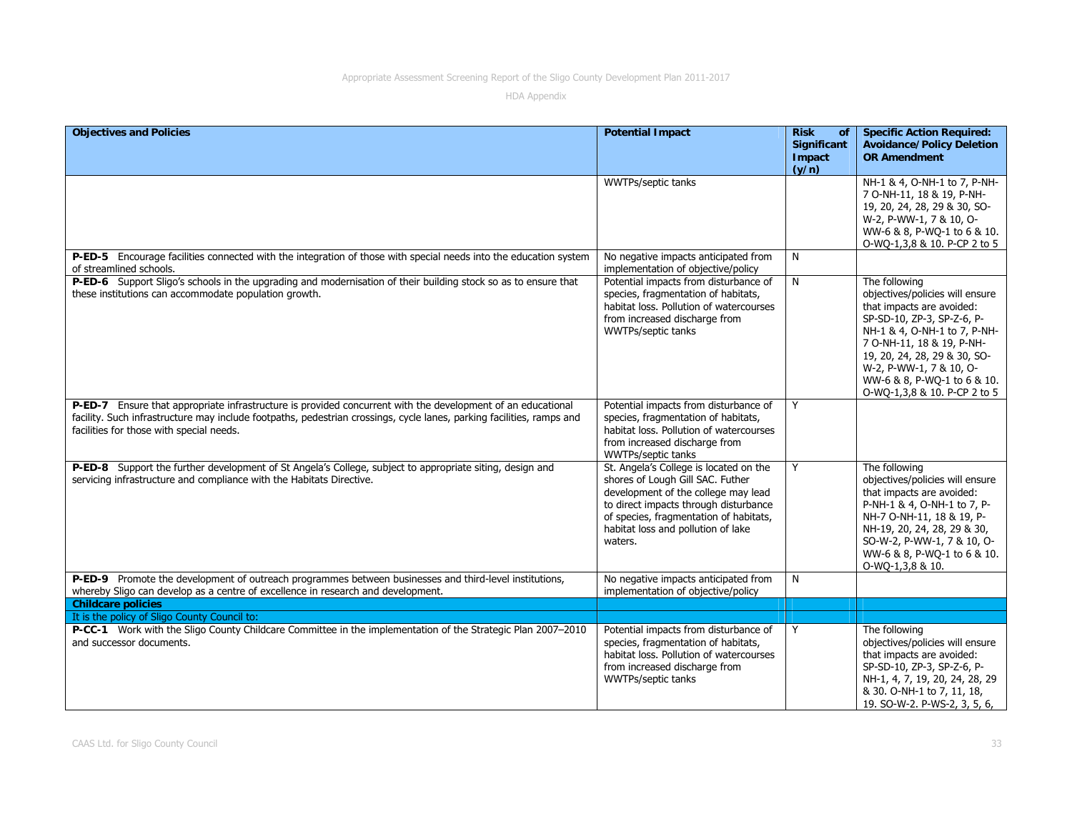| Objectives and Policies | Potential Impact | Risk of Significant Impact (y/n) | Specific Action Required: Avoidance/Policy Deletion OR Amendment |
|---|---|---|---|
| | WWTPs/septic tanks | | NH-1 & 4, O-NH-1 to 7, P-NH-7 O-NH-11, 18 & 19, P-NH-19, 20, 24, 28, 29 & 30, SO-W-2, P-WW-1, 7 & 10, O-WW-6 & 8, P-WQ-1 to 6 & 10. O-WQ-1,3,8 & 10. P-CP 2 to 5 |
| **P-ED-5** Encourage facilities connected with the integration of those with special needs into the education system of streamlined schools. | No negative impacts anticipated from implementation of objective/policy | N | |
| **P-ED-6** Support Sligo's schools in the upgrading and modernisation of their building stock so as to ensure that these institutions can accommodate population growth. | Potential impacts from disturbance of species, fragmentation of habitats, habitat loss. Pollution of watercourses from increased discharge from WWTPs/septic tanks | N | The following objectives/policies will ensure that impacts are avoided: SP-SD-10, ZP-3, SP-Z-6, P-NH-1 & 4, O-NH-1 to 7, P-NH-7 O-NH-11, 18 & 19, P-NH-19, 20, 24, 28, 29 & 30, SO-W-2, P-WW-1, 7 & 10, O-WW-6 & 8, P-WQ-1 to 6 & 10. O-WQ-1,3,8 & 10. P-CP 2 to 5 |
| **P-ED-7** Ensure that appropriate infrastructure is provided concurrent with the development of an educational facility. Such infrastructure may include footpaths, pedestrian crossings, cycle lanes, parking facilities, ramps and facilities for those with special needs. | Potential impacts from disturbance of species, fragmentation of habitats, habitat loss. Pollution of watercourses from increased discharge from WWTPs/septic tanks | Y | |
| **P-ED-8** Support the further development of St Angela's College, subject to appropriate siting, design and servicing infrastructure and compliance with the Habitats Directive. | St. Angela's College is located on the shores of Lough Gill SAC. Futher development of the college may lead to direct impacts through disturbance of species, fragmentation of habitats, habitat loss and pollution of lake waters. | Y | The following objectives/policies will ensure that impacts are avoided: P-NH-1 & 4, O-NH-1 to 7, P-NH-7 O-NH-11, 18 & 19, P-NH-19, 20, 24, 28, 29 & 30, SO-W-2, P-WW-1, 7 & 10, O-WW-6 & 8, P-WQ-1 to 6 & 10. O-WQ-1,3,8 & 10. |
| **P-ED-9** Promote the development of outreach programmes between businesses and third-level institutions, whereby Sligo can develop as a centre of excellence in research and development. | No negative impacts anticipated from implementation of objective/policy | N | |
| **Childcare policies** | | | |
| It is the policy of Sligo County Council to: | | | |
| **P-CC-1** Work with the Sligo County Childcare Committee in the implementation of the Strategic Plan 2007–2010 and successor documents. | Potential impacts from disturbance of species, fragmentation of habitats, habitat loss. Pollution of watercourses from increased discharge from WWTPs/septic tanks | Y | The following objectives/policies will ensure that impacts are avoided: SP-SD-10, ZP-3, SP-Z-6, P-NH-1, 4, 7, 19, 20, 24, 28, 29 & 30. O-NH-1 to 7, 11, 18, 19. SO-W-2. P-WS-2, 3, 5, 6, |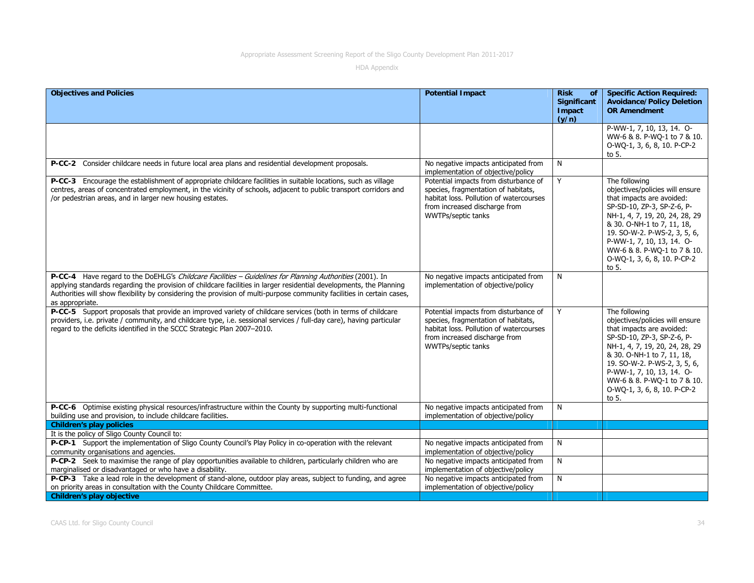| Objectives and Policies | Potential Impact | Risk of Significant Impact (y/n) | Specific Action Required: Avoidance/Policy Deletion OR Amendment |
|---|---|---|---|
| | | | P-WW-1, 7, 10, 13, 14. O-WW-6 & 8. P-WQ-1 to 7 & 10. O-WQ-1, 3, 6, 8, 10. P-CP-2 to 5. |
| **P-CC-2** Consider childcare needs in future local area plans and residential development proposals. | No negative impacts anticipated from implementation of objective/policy | N | |
| **P-CC-3** Encourage the establishment of appropriate childcare facilities in suitable locations, such as village centres, areas of concentrated employment, in the vicinity of schools, adjacent to public transport corridors and /or pedestrian areas, and in larger new housing estates. | Potential impacts from disturbance of species, fragmentation of habitats, habitat loss. Pollution of watercourses from increased discharge from WWTPs/septic tanks | Y | The following objectives/policies will ensure that impacts are avoided: SP-SD-10, ZP-3, SP-Z-6, P-NH-1, 4, 7, 19, 20, 24, 28, 29 & 30. O-NH-1 to 7, 11, 18, 19. SO-W-2. P-WS-2, 3, 5, 6, P-WW-1, 7, 10, 13, 14. O-WW-6 & 8. P-WQ-1 to 7 & 10. O-WQ-1, 3, 6, 8, 10. P-CP-2 to 5. |
| **P-CC-4** Have regard to the DoEHLG's *Childcare Facilities – Guidelines for Planning Authorities* (2001). In applying standards regarding the provision of childcare facilities in larger residential developments, the Planning Authorities will show flexibility by considering the provision of multi-purpose community facilities in certain cases, as appropriate. | No negative impacts anticipated from implementation of objective/policy | N | |
| **P-CC-5** Support proposals that provide an improved variety of childcare services (both in terms of childcare providers, i.e. private / community, and childcare type, i.e. sessional services / full-day care), having particular regard to the deficits identified in the SCCC Strategic Plan 2007–2010. | Potential impacts from disturbance of species, fragmentation of habitats, habitat loss. Pollution of watercourses from increased discharge from WWTPs/septic tanks | Y | The following objectives/policies will ensure that impacts are avoided: SP-SD-10, ZP-3, SP-Z-6, P-NH-1, 4, 7, 19, 20, 24, 28, 29 & 30. O-NH-1 to 7, 11, 18, 19. SO-W-2. P-WS-2, 3, 5, 6, P-WW-1, 7, 10, 13, 14. O-WW-6 & 8. P-WQ-1 to 7 & 10. O-WQ-1, 3, 6, 8, 10. P-CP-2 to 5. |
| **P-CC-6** Optimise existing physical resources/infrastructure within the County by supporting multi-functional building use and provision, to include childcare facilities. | No negative impacts anticipated from implementation of objective/policy | N | |
| **Children's play policies** | | | |
| It is the policy of Sligo County Council to: | | | |
| **P-CP-1** Support the implementation of Sligo County Council's Play Policy in co-operation with the relevant community organisations and agencies. | No negative impacts anticipated from implementation of objective/policy | N | |
| **P-CP-2** Seek to maximise the range of play opportunities available to children, particularly children who are marginalised or disadvantaged or who have a disability. | No negative impacts anticipated from implementation of objective/policy | N | |
| **P-CP-3** Take a lead role in the development of stand-alone, outdoor play areas, subject to funding, and agree on priority areas in consultation with the County Childcare Committee. | No negative impacts anticipated from implementation of objective/policy | N | |
| **Children's play objective** | | | |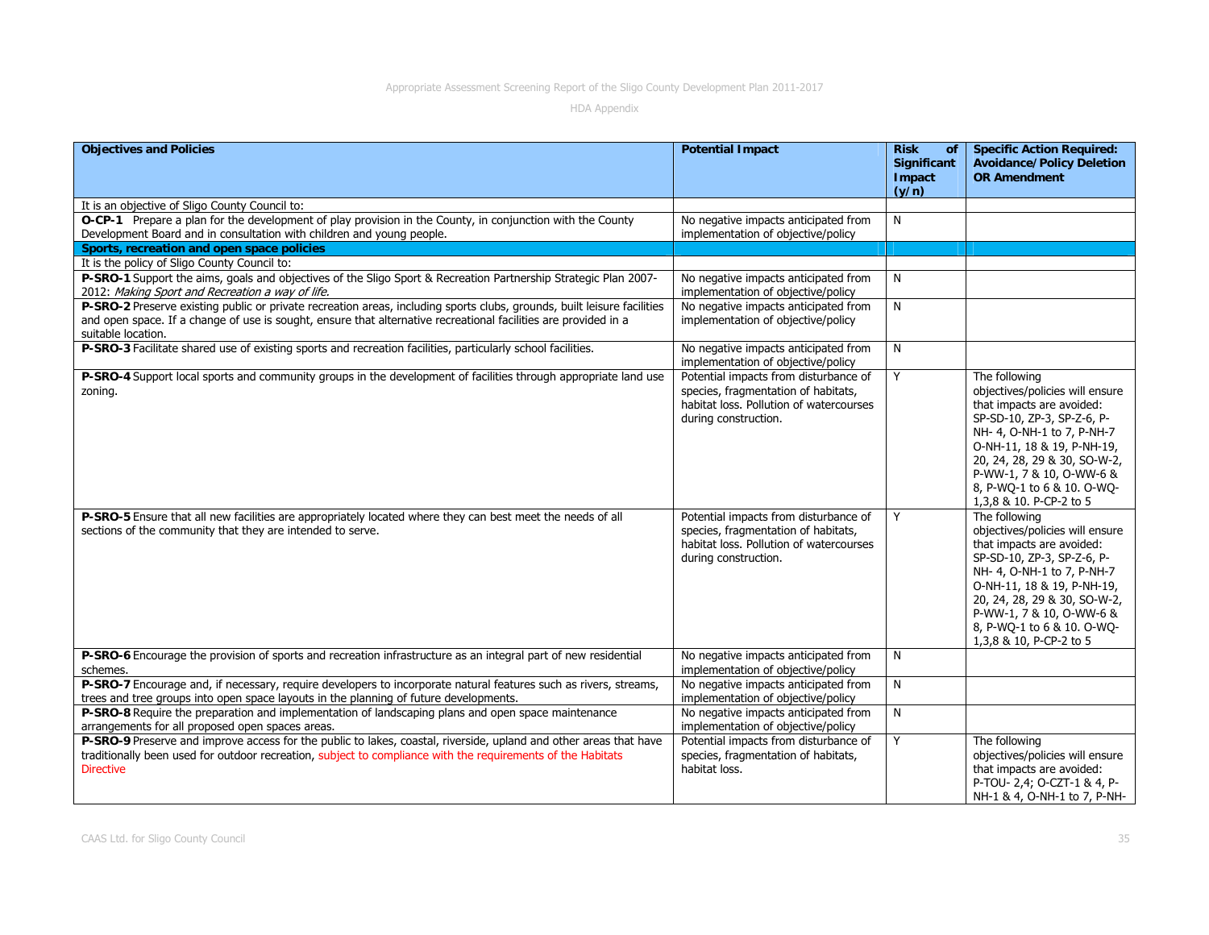| Objectives and Policies | Potential Impact | Risk of Significant Impact (y/n) | Specific Action Required: Avoidance/Policy Deletion OR Amendment |
|---|---|---|---|
| It is an objective of Sligo County Council to: | | | |
| **O-CP-1** Prepare a plan for the development of play provision in the County, in conjunction with the County Development Board and in consultation with children and young people. | No negative impacts anticipated from implementation of objective/policy | N | |
| **Sports, recreation and open space policies** | | | |
| It is the policy of Sligo County Council to: | | | |
| **P-SRO-1** Support the aims, goals and objectives of the Sligo Sport & Recreation Partnership Strategic Plan 2007-2012: *Making Sport and Recreation a way of life.* | No negative impacts anticipated from implementation of objective/policy | N | |
| **P-SRO-2** Preserve existing public or private recreation areas, including sports clubs, grounds, built leisure facilities and open space. If a change of use is sought, ensure that alternative recreational facilities are provided in a suitable location. | No negative impacts anticipated from implementation of objective/policy | N | |
| **P-SRO-3** Facilitate shared use of existing sports and recreation facilities, particularly school facilities. | No negative impacts anticipated from implementation of objective/policy | N | |
| **P-SRO-4** Support local sports and community groups in the development of facilities through appropriate land use zoning. | Potential impacts from disturbance of species, fragmentation of habitats, habitat loss. Pollution of watercourses during construction. | Y | The following objectives/policies will ensure that impacts are avoided: SP-SD-10, ZP-3, SP-Z-6, P-NH- 4, O-NH-1 to 7, P-NH-7 O-NH-11, 18 & 19, P-NH-19, 20, 24, 28, 29 & 30, SO-W-2, P-WW-1, 7 & 10, O-WW-6 & 8, P-WQ-1 to 6 & 10. O-WQ-1,3,8 & 10. P-CP-2 to 5 |
| **P-SRO-5** Ensure that all new facilities are appropriately located where they can best meet the needs of all sections of the community that they are intended to serve. | Potential impacts from disturbance of species, fragmentation of habitats, habitat loss. Pollution of watercourses during construction. | Y | The following objectives/policies will ensure that impacts are avoided: SP-SD-10, ZP-3, SP-Z-6, P-NH- 4, O-NH-1 to 7, P-NH-7 O-NH-11, 18 & 19, P-NH-19, 20, 24, 28, 29 & 30, SO-W-2, P-WW-1, 7 & 10, O-WW-6 & 8, P-WQ-1 to 6 & 10. O-WQ-1,3,8 & 10, P-CP-2 to 5 |
| **P-SRO-6** Encourage the provision of sports and recreation infrastructure as an integral part of new residential schemes. | No negative impacts anticipated from implementation of objective/policy | N | |
| **P-SRO-7** Encourage and, if necessary, require developers to incorporate natural features such as rivers, streams, trees and tree groups into open space layouts in the planning of future developments. | No negative impacts anticipated from implementation of objective/policy | N | |
| **P-SRO-8** Require the preparation and implementation of landscaping plans and open space maintenance arrangements for all proposed open spaces areas. | No negative impacts anticipated from implementation of objective/policy | N | |
| **P-SRO-9** Preserve and improve access for the public to lakes, coastal, riverside, upland and other areas that have traditionally been used for outdoor recreation, subject to compliance with the requirements of the Habitats Directive | Potential impacts from disturbance of species, fragmentation of habitats, habitat loss. | Y | The following objectives/policies will ensure that impacts are avoided: P-TOU- 2,4; O-CZT-1 & 4, P-NH-1 & 4, O-NH-1 to 7, P-NH- |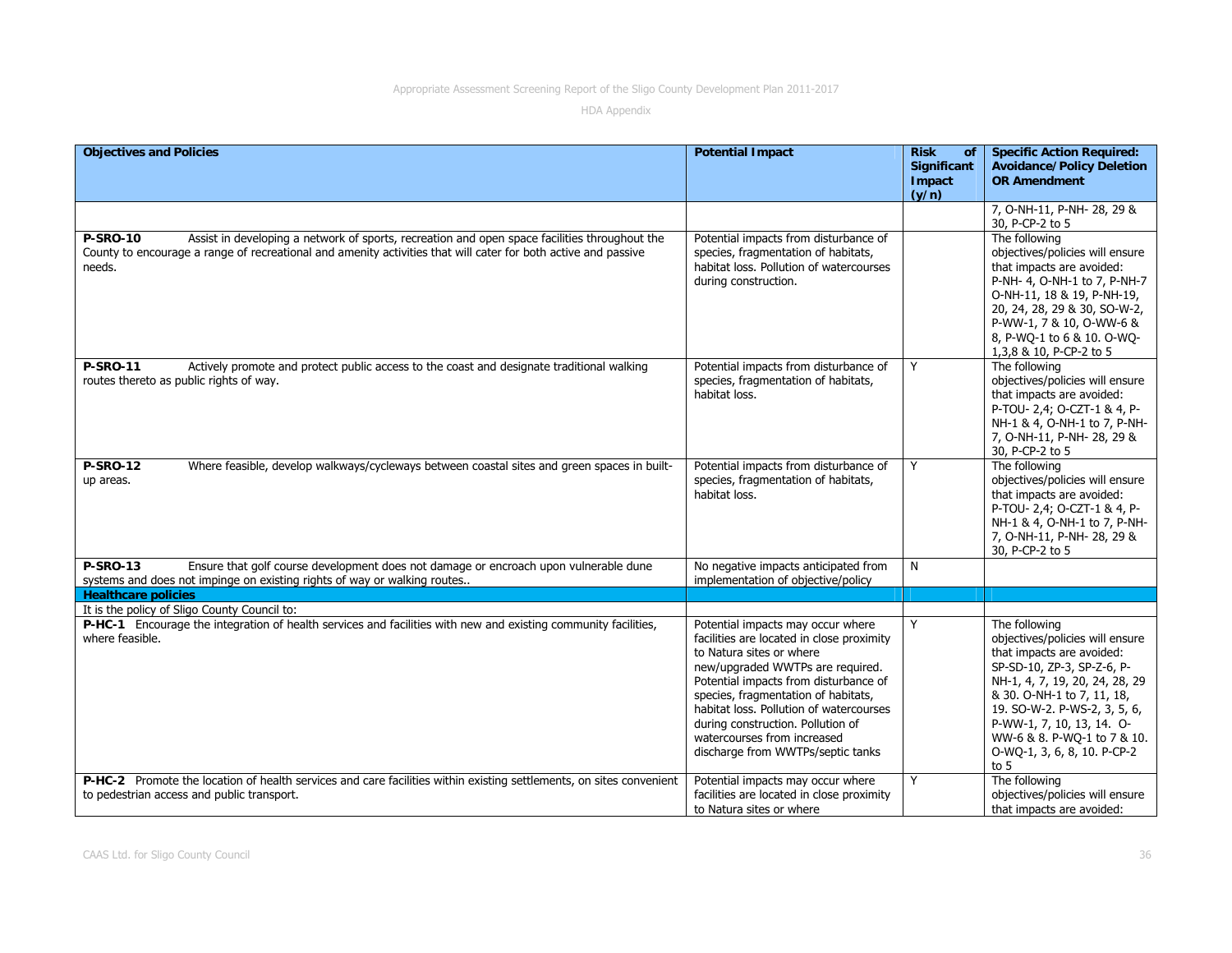| Objectives and Policies | Potential Impact | Risk of Significant Impact (y/n) | Specific Action Required: Avoidance/Policy Deletion OR Amendment |
|---|---|---|---|
| | | | 7, O-NH-11, P-NH- 28, 29 & 30, P-CP-2 to 5 |
| **P-SRO-10** Assist in developing a network of sports, recreation and open space facilities throughout the County to encourage a range of recreational and amenity activities that will cater for both active and passive needs. | Potential impacts from disturbance of species, fragmentation of habitats, habitat loss. Pollution of watercourses during construction. | | The following objectives/policies will ensure that impacts are avoided: P-NH- 4, O-NH-1 to 7, P-NH-7 O-NH-11, 18 & 19, P-NH-19, 20, 24, 28, 29 & 30, SO-W-2, P-WW-1, 7 & 10, O-WW-6 & 8, P-WQ-1 to 6 & 10. O-WQ-1,3,8 & 10, P-CP-2 to 5 |
| **P-SRO-11** Actively promote and protect public access to the coast and designate traditional walking routes thereto as public rights of way. | Potential impacts from disturbance of species, fragmentation of habitats, habitat loss. | Y | The following objectives/policies will ensure that impacts are avoided: P-TOU- 2,4; O-CZT-1 & 4, P-NH-1 & 4, O-NH-1 to 7, P-NH-7, O-NH-11, P-NH- 28, 29 & 30, P-CP-2 to 5 |
| **P-SRO-12** Where feasible, develop walkways/cycleways between coastal sites and green spaces in built-up areas. | Potential impacts from disturbance of species, fragmentation of habitats, habitat loss. | Y | The following objectives/policies will ensure that impacts are avoided: P-TOU- 2,4; O-CZT-1 & 4, P-NH-1 & 4, O-NH-1 to 7, P-NH-7, O-NH-11, P-NH- 28, 29 & 30, P-CP-2 to 5 |
| **P-SRO-13** Ensure that golf course development does not damage or encroach upon vulnerable dune systems and does not impinge on existing rights of way or walking routes.. | No negative impacts anticipated from implementation of objective/policy | N | |
| **Healthcare policies** | | | |
| It is the policy of Sligo County Council to: | | | |
| **P-HC-1** Encourage the integration of health services and facilities with new and existing community facilities, where feasible. | Potential impacts may occur where facilities are located in close proximity to Natura sites or where new/upgraded WWTPs are required. Potential impacts from disturbance of species, fragmentation of habitats, habitat loss. Pollution of watercourses during construction. Pollution of watercourses from increased discharge from WWTPs/septic tanks | Y | The following objectives/policies will ensure that impacts are avoided: SP-SD-10, ZP-3, SP-Z-6, P-NH-1, 4, 7, 19, 20, 24, 28, 29 & 30. O-NH-1 to 7, 11, 18, 19. SO-W-2. P-WS-2, 3, 5, 6, P-WW-1, 7, 10, 13, 14. O-WW-6 & 8. P-WQ-1 to 7 & 10. O-WQ-1, 3, 6, 8, 10. P-CP-2 to 5 |
| **P-HC-2** Promote the location of health services and care facilities within existing settlements, on sites convenient to pedestrian access and public transport. | Potential impacts may occur where facilities are located in close proximity to Natura sites or where | Y | The following objectives/policies will ensure that impacts are avoided: |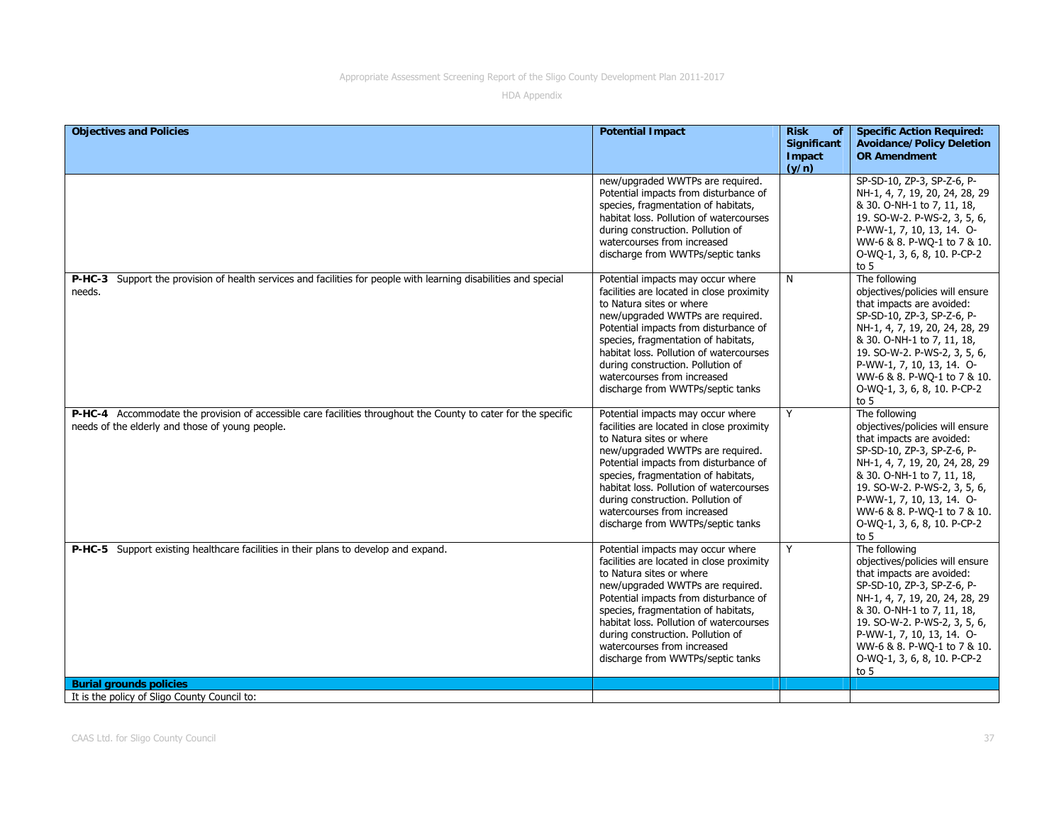| Objectives and Policies | Potential Impact | Risk of Significant Impact (y/n) | Specific Action Required: Avoidance/Policy Deletion OR Amendment |
|---|---|---|---|
| | new/upgraded WWTPs are required. Potential impacts from disturbance of species, fragmentation of habitats, habitat loss. Pollution of watercourses during construction. Pollution of watercourses from increased discharge from WWTPs/septic tanks | | SP-SD-10, ZP-3, SP-Z-6, P-NH-1, 4, 7, 19, 20, 24, 28, 29 & 30. O-NH-1 to 7, 11, 18, 19. SO-W-2. P-WS-2, 3, 5, 6, P-WW-1, 7, 10, 13, 14. O-WW-6 & 8. P-WQ-1 to 7 & 10. O-WQ-1, 3, 6, 8, 10. P-CP-2 to 5 |
| **P-HC-3** Support the provision of health services and facilities for people with learning disabilities and special needs. | Potential impacts may occur where facilities are located in close proximity to Natura sites or where new/upgraded WWTPs are required. Potential impacts from disturbance of species, fragmentation of habitats, habitat loss. Pollution of watercourses during construction. Pollution of watercourses from increased discharge from WWTPs/septic tanks | N | The following objectives/policies will ensure that impacts are avoided: SP-SD-10, ZP-3, SP-Z-6, P-NH-1, 4, 7, 19, 20, 24, 28, 29 & 30. O-NH-1 to 7, 11, 18, 19. SO-W-2. P-WS-2, 3, 5, 6, P-WW-1, 7, 10, 13, 14. O-WW-6 & 8. P-WQ-1 to 7 & 10. O-WQ-1, 3, 6, 8, 10. P-CP-2 to 5 |
| **P-HC-4** Accommodate the provision of accessible care facilities throughout the County to cater for the specific needs of the elderly and those of young people. | Potential impacts may occur where facilities are located in close proximity to Natura sites or where new/upgraded WWTPs are required. Potential impacts from disturbance of species, fragmentation of habitats, habitat loss. Pollution of watercourses during construction. Pollution of watercourses from increased discharge from WWTPs/septic tanks | Y | The following objectives/policies will ensure that impacts are avoided: SP-SD-10, ZP-3, SP-Z-6, P-NH-1, 4, 7, 19, 20, 24, 28, 29 & 30. O-NH-1 to 7, 11, 18, 19. SO-W-2. P-WS-2, 3, 5, 6, P-WW-1, 7, 10, 13, 14. O-WW-6 & 8. P-WQ-1 to 7 & 10. O-WQ-1, 3, 6, 8, 10. P-CP-2 to 5 |
| **P-HC-5** Support existing healthcare facilities in their plans to develop and expand. | Potential impacts may occur where facilities are located in close proximity to Natura sites or where new/upgraded WWTPs are required. Potential impacts from disturbance of species, fragmentation of habitats, habitat loss. Pollution of watercourses during construction. Pollution of watercourses from increased discharge from WWTPs/septic tanks | Y | The following objectives/policies will ensure that impacts are avoided: SP-SD-10, ZP-3, SP-Z-6, P-NH-1, 4, 7, 19, 20, 24, 28, 29 & 30. O-NH-1 to 7, 11, 18, 19. SO-W-2. P-WS-2, 3, 5, 6, P-WW-1, 7, 10, 13, 14. O-WW-6 & 8. P-WQ-1 to 7 & 10. O-WQ-1, 3, 6, 8, 10. P-CP-2 to 5 |
| **Burial grounds policies** | | | |
| It is the policy of Sligo County Council to: | | | |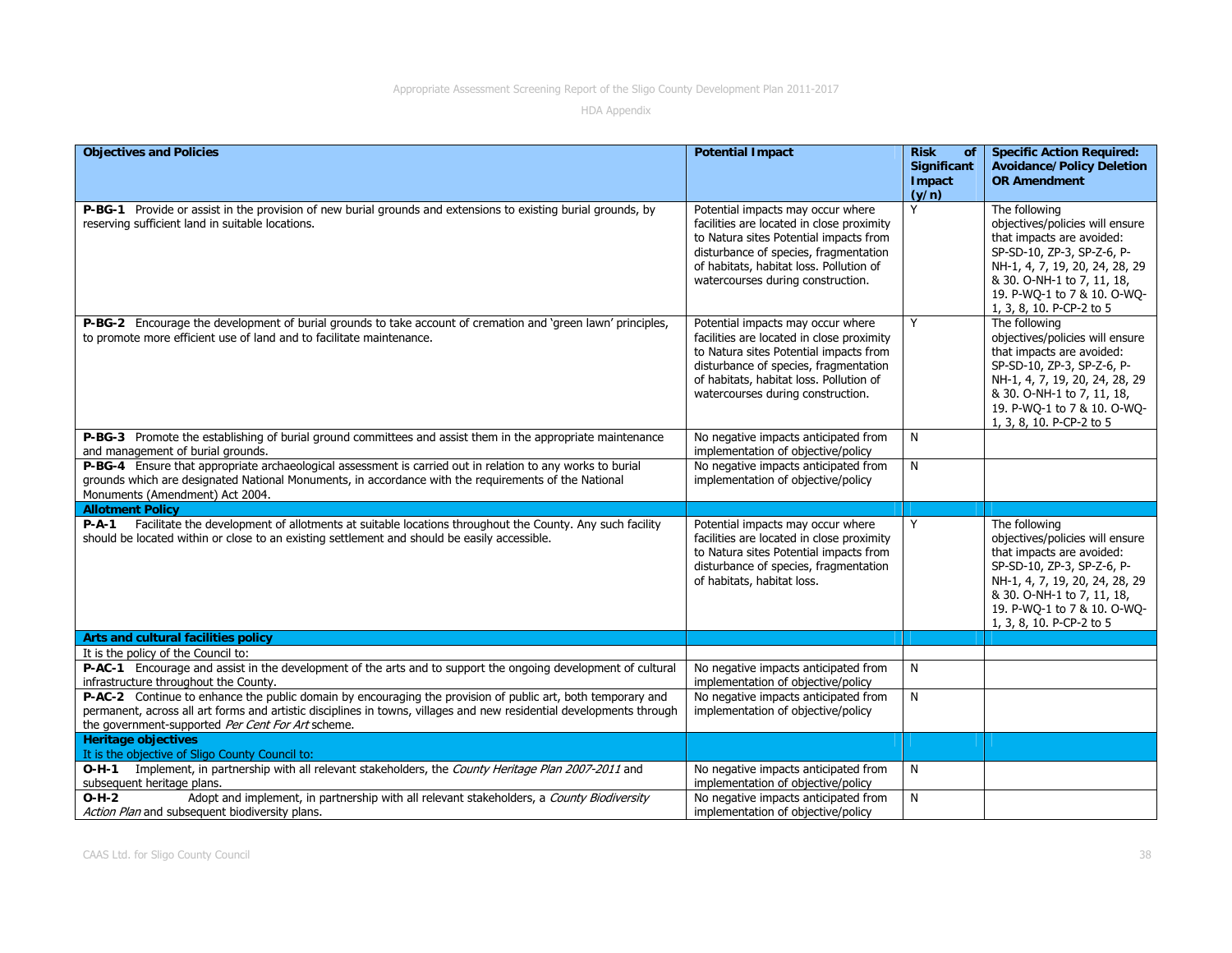| **Objectives and Policies** | **Potential Impact** | **Risk of Significant Impact (y/n)** | **Specific Action Required: Avoidance/Policy Deletion OR Amendment** |
|---|---|---|---|
| **P-BG-1** Provide or assist in the provision of new burial grounds and extensions to existing burial grounds, by reserving sufficient land in suitable locations. | Potential impacts may occur where facilities are located in close proximity to Natura sites Potential impacts from disturbance of species, fragmentation of habitats, habitat loss. Pollution of watercourses during construction. | Y | The following objectives/policies will ensure that impacts are avoided: SP-SD-10, ZP-3, SP-Z-6, P-NH-1, 4, 7, 19, 20, 24, 28, 29 & 30. O-NH-1 to 7, 11, 18, 19. P-WQ-1 to 7 & 10. O-WQ-1, 3, 8, 10. P-CP-2 to 5 |
| **P-BG-2** Encourage the development of burial grounds to take account of cremation and 'green lawn' principles, to promote more efficient use of land and to facilitate maintenance. | Potential impacts may occur where facilities are located in close proximity to Natura sites Potential impacts from disturbance of species, fragmentation of habitats, habitat loss. Pollution of watercourses during construction. | Y | The following objectives/policies will ensure that impacts are avoided: SP-SD-10, ZP-3, SP-Z-6, P-NH-1, 4, 7, 19, 20, 24, 28, 29 & 30. O-NH-1 to 7, 11, 18, 19. P-WQ-1 to 7 & 10. O-WQ-1, 3, 8, 10. P-CP-2 to 5 |
| **P-BG-3** Promote the establishing of burial ground committees and assist them in the appropriate maintenance and management of burial grounds. | No negative impacts anticipated from implementation of objective/policy | N | |
| **P-BG-4** Ensure that appropriate archaeological assessment is carried out in relation to any works to burial grounds which are designated National Monuments, in accordance with the requirements of the National Monuments (Amendment) Act 2004. | No negative impacts anticipated from implementation of objective/policy | N | |
| **Allotment Policy** | | | |
| **P-A-1** Facilitate the development of allotments at suitable locations throughout the County. Any such facility should be located within or close to an existing settlement and should be easily accessible. | Potential impacts may occur where facilities are located in close proximity to Natura sites Potential impacts from disturbance of species, fragmentation of habitats, habitat loss. | Y | The following objectives/policies will ensure that impacts are avoided: SP-SD-10, ZP-3, SP-Z-6, P-NH-1, 4, 7, 19, 20, 24, 28, 29 & 30. O-NH-1 to 7, 11, 18, 19. P-WQ-1 to 7 & 10. O-WQ-1, 3, 8, 10. P-CP-2 to 5 |
| **Arts and cultural facilities policy** | | | |
| It is the policy of the Council to: | | | |
| **P-AC-1** Encourage and assist in the development of the arts and to support the ongoing development of cultural infrastructure throughout the County. | No negative impacts anticipated from implementation of objective/policy | N | |
| **P-AC-2** Continue to enhance the public domain by encouraging the provision of public art, both temporary and permanent, across all art forms and artistic disciplines in towns, villages and new residential developments through the government-supported *Per Cent For Art* scheme. | No negative impacts anticipated from implementation of objective/policy | N | |
| **Heritage objectives**<br>It is the objective of Sligo County Council to: | | | |
| **O-H-1** Implement, in partnership with all relevant stakeholders, the *County Heritage Plan 2007-2011* and subsequent heritage plans. | No negative impacts anticipated from implementation of objective/policy | N | |
| **O-H-2** Adopt and implement, in partnership with all relevant stakeholders, a *County Biodiversity Action Plan* and subsequent biodiversity plans. | No negative impacts anticipated from implementation of objective/policy | N | |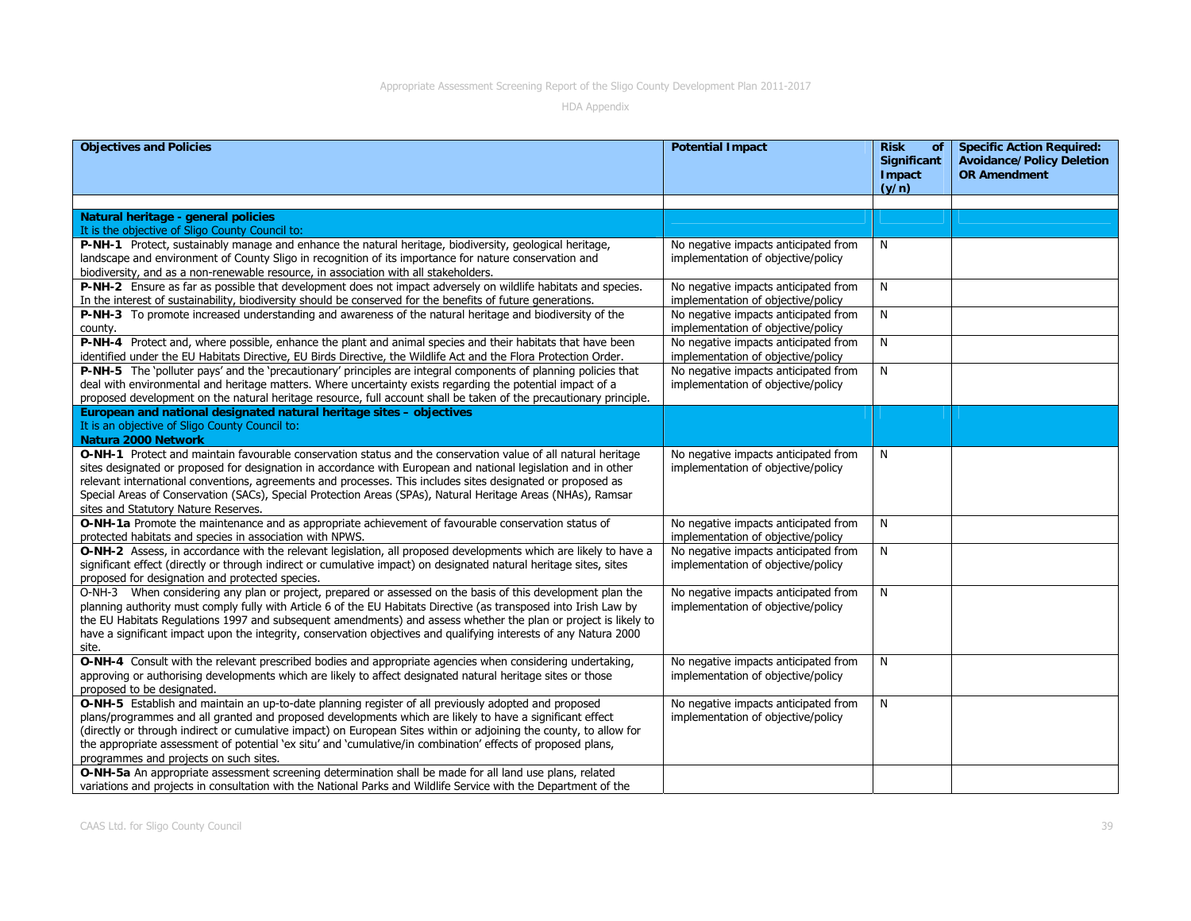| Objectives and Policies | Potential Impact | Risk of Significant Impact (y/n) | Specific Action Required: Avoidance/Policy Deletion OR Amendment |
|---|---|---|---|
| | | | |
| **Natural heritage - general policies**<br>It is the objective of Sligo County Council to: | | | |
| **P-NH-1** Protect, sustainably manage and enhance the natural heritage, biodiversity, geological heritage, landscape and environment of County Sligo in recognition of its importance for nature conservation and biodiversity, and as a non-renewable resource, in association with all stakeholders. | No negative impacts anticipated from implementation of objective/policy | N | |
| **P-NH-2** Ensure as far as possible that development does not impact adversely on wildlife habitats and species. In the interest of sustainability, biodiversity should be conserved for the benefits of future generations. | No negative impacts anticipated from implementation of objective/policy | N | |
| **P-NH-3** To promote increased understanding and awareness of the natural heritage and biodiversity of the county. | No negative impacts anticipated from implementation of objective/policy | N | |
| **P-NH-4** Protect and, where possible, enhance the plant and animal species and their habitats that have been identified under the EU Habitats Directive, EU Birds Directive, the Wildlife Act and the Flora Protection Order. | No negative impacts anticipated from implementation of objective/policy | N | |
| **P-NH-5** The 'polluter pays' and the 'precautionary' principles are integral components of planning policies that deal with environmental and heritage matters. Where uncertainty exists regarding the potential impact of a proposed development on the natural heritage resource, full account shall be taken of the precautionary principle. | No negative impacts anticipated from implementation of objective/policy | N | |
| **European and national designated natural heritage sites – objectives**<br>It is an objective of Sligo County Council to:<br>**Natura 2000 Network** | | | |
| **O-NH-1** Protect and maintain favourable conservation status and the conservation value of all natural heritage sites designated or proposed for designation in accordance with European and national legislation and in other relevant international conventions, agreements and processes. This includes sites designated or proposed as Special Areas of Conservation (SACs), Special Protection Areas (SPAs), Natural Heritage Areas (NHAs), Ramsar sites and Statutory Nature Reserves. | No negative impacts anticipated from implementation of objective/policy | N | |
| **O-NH-1a** Promote the maintenance and as appropriate achievement of favourable conservation status of protected habitats and species in association with NPWS. | No negative impacts anticipated from implementation of objective/policy | N | |
| **O-NH-2** Assess, in accordance with the relevant legislation, all proposed developments which are likely to have a significant effect (directly or through indirect or cumulative impact) on designated natural heritage sites, sites proposed for designation and protected species. | No negative impacts anticipated from implementation of objective/policy | N | |
| O-NH-3 When considering any plan or project, prepared or assessed on the basis of this development plan the planning authority must comply fully with Article 6 of the EU Habitats Directive (as transposed into Irish Law by the EU Habitats Regulations 1997 and subsequent amendments) and assess whether the plan or project is likely to have a significant impact upon the integrity, conservation objectives and qualifying interests of any Natura 2000 site. | No negative impacts anticipated from implementation of objective/policy | N | |
| **O-NH-4** Consult with the relevant prescribed bodies and appropriate agencies when considering undertaking, approving or authorising developments which are likely to affect designated natural heritage sites or those proposed to be designated. | No negative impacts anticipated from implementation of objective/policy | N | |
| **O-NH-5** Establish and maintain an up-to-date planning register of all previously adopted and proposed plans/programmes and all granted and proposed developments which are likely to have a significant effect (directly or through indirect or cumulative impact) on European Sites within or adjoining the county, to allow for the appropriate assessment of potential 'ex situ' and 'cumulative/in combination' effects of proposed plans, programmes and projects on such sites. | No negative impacts anticipated from implementation of objective/policy | N | |
| **O-NH-5a** An appropriate assessment screening determination shall be made for all land use plans, related variations and projects in consultation with the National Parks and Wildlife Service with the Department of the | | | |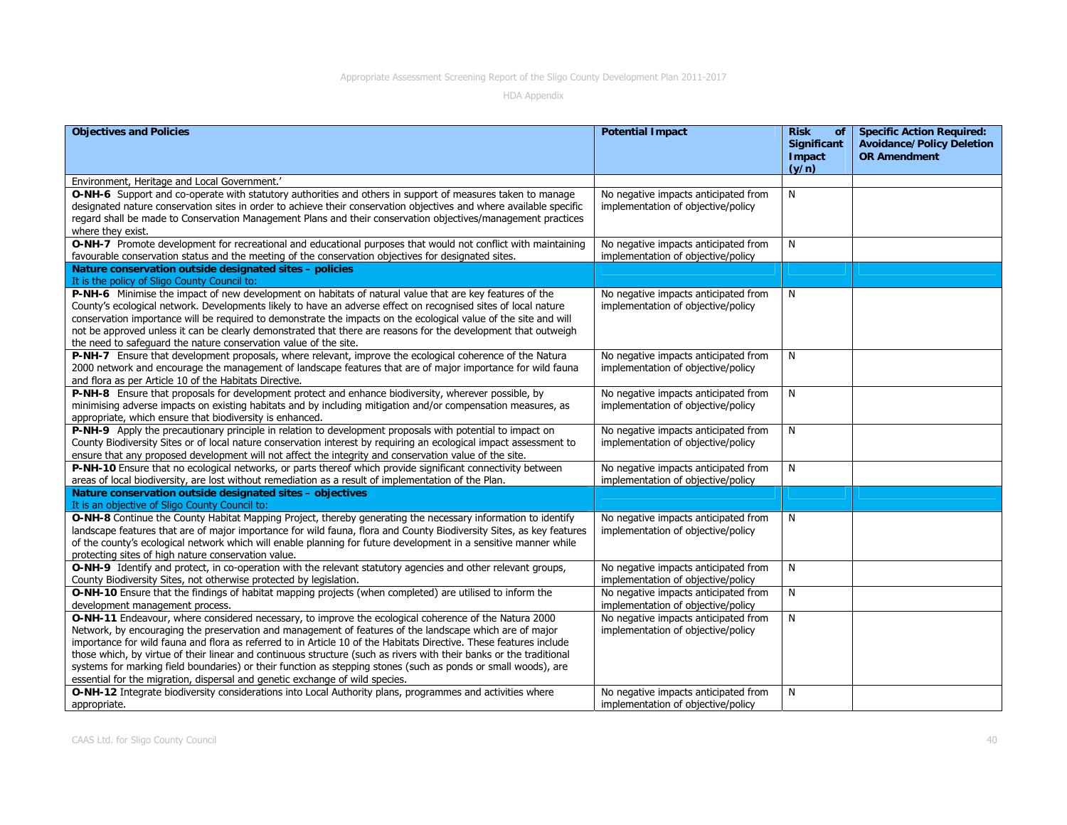| Objectives and Policies | Potential Impact | Risk of Significant Impact (y/n) | Specific Action Required: Avoidance/Policy Deletion OR Amendment |
|---|---|---|---|
| Environment, Heritage and Local Government.' | | | |
| **O-NH-6** Support and co-operate with statutory authorities and others in support of measures taken to manage designated nature conservation sites in order to achieve their conservation objectives and where available specific regard shall be made to Conservation Management Plans and their conservation objectives/management practices where they exist. | No negative impacts anticipated from implementation of objective/policy | N | |
| **O-NH-7** Promote development for recreational and educational purposes that would not conflict with maintaining favourable conservation status and the meeting of the conservation objectives for designated sites. | No negative impacts anticipated from implementation of objective/policy | N | |
| **Nature conservation outside designated sites – policies** It is the policy of Sligo County Council to: | | | |
| **P-NH-6** Minimise the impact of new development on habitats of natural value that are key features of the County's ecological network. Developments likely to have an adverse effect on recognised sites of local nature conservation importance will be required to demonstrate the impacts on the ecological value of the site and will not be approved unless it can be clearly demonstrated that there are reasons for the development that outweigh the need to safeguard the nature conservation value of the site. | No negative impacts anticipated from implementation of objective/policy | N | |
| **P-NH-7** Ensure that development proposals, where relevant, improve the ecological coherence of the Natura 2000 network and encourage the management of landscape features that are of major importance for wild fauna and flora as per Article 10 of the Habitats Directive. | No negative impacts anticipated from implementation of objective/policy | N | |
| **P-NH-8** Ensure that proposals for development protect and enhance biodiversity, wherever possible, by minimising adverse impacts on existing habitats and by including mitigation and/or compensation measures, as appropriate, which ensure that biodiversity is enhanced. | No negative impacts anticipated from implementation of objective/policy | N | |
| **P-NH-9** Apply the precautionary principle in relation to development proposals with potential to impact on County Biodiversity Sites or of local nature conservation interest by requiring an ecological impact assessment to ensure that any proposed development will not affect the integrity and conservation value of the site. | No negative impacts anticipated from implementation of objective/policy | N | |
| **P-NH-10** Ensure that no ecological networks, or parts thereof which provide significant connectivity between areas of local biodiversity, are lost without remediation as a result of implementation of the Plan. | No negative impacts anticipated from implementation of objective/policy | N | |
| **Nature conservation outside designated sites – objectives** It is an objective of Sligo County Council to: | | | |
| **O-NH-8** Continue the County Habitat Mapping Project, thereby generating the necessary information to identify landscape features that are of major importance for wild fauna, flora and County Biodiversity Sites, as key features of the county's ecological network which will enable planning for future development in a sensitive manner while protecting sites of high nature conservation value. | No negative impacts anticipated from implementation of objective/policy | N | |
| **O-NH-9** Identify and protect, in co-operation with the relevant statutory agencies and other relevant groups, County Biodiversity Sites, not otherwise protected by legislation. | No negative impacts anticipated from implementation of objective/policy | N | |
| **O-NH-10** Ensure that the findings of habitat mapping projects (when completed) are utilised to inform the development management process. | No negative impacts anticipated from implementation of objective/policy | N | |
| **O-NH-11** Endeavour, where considered necessary, to improve the ecological coherence of the Natura 2000 Network, by encouraging the preservation and management of features of the landscape which are of major importance for wild fauna and flora as referred to in Article 10 of the Habitats Directive. These features include those which, by virtue of their linear and continuous structure (such as rivers with their banks or the traditional systems for marking field boundaries) or their function as stepping stones (such as ponds or small woods), are essential for the migration, dispersal and genetic exchange of wild species. | No negative impacts anticipated from implementation of objective/policy | N | |
| **O-NH-12** Integrate biodiversity considerations into Local Authority plans, programmes and activities where appropriate. | No negative impacts anticipated from implementation of objective/policy | N | |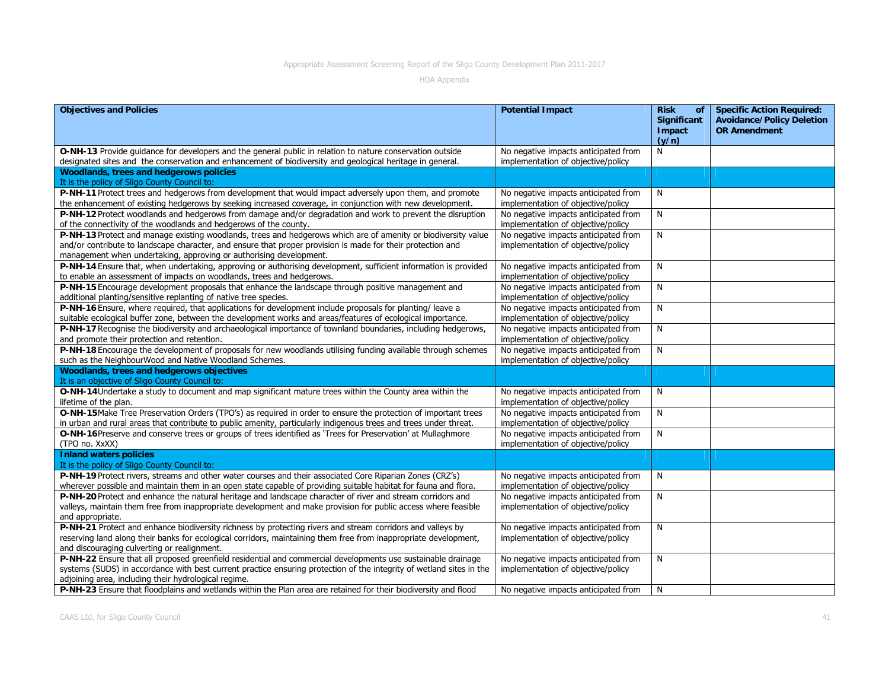| Objectives and Policies | Potential Impact | Risk of Significant Impact (y/n) | Specific Action Required: Avoidance/Policy Deletion OR Amendment |
|---|---|---|---|
| **O-NH-13** Provide guidance for developers and the general public in relation to nature conservation outside designated sites and the conservation and enhancement of biodiversity and geological heritage in general. | No negative impacts anticipated from implementation of objective/policy | N | |
| **Woodlands, trees and hedgerows policies** It is the policy of Sligo County Council to: | | | |
| **P-NH-11** Protect trees and hedgerows from development that would impact adversely upon them, and promote the enhancement of existing hedgerows by seeking increased coverage, in conjunction with new development. | No negative impacts anticipated from implementation of objective/policy | N | |
| **P-NH-12** Protect woodlands and hedgerows from damage and/or degradation and work to prevent the disruption of the connectivity of the woodlands and hedgerows of the county. | No negative impacts anticipated from implementation of objective/policy | N | |
| **P-NH-13** Protect and manage existing woodlands, trees and hedgerows which are of amenity or biodiversity value and/or contribute to landscape character, and ensure that proper provision is made for their protection and management when undertaking, approving or authorising development. | No negative impacts anticipated from implementation of objective/policy | N | |
| **P-NH-14** Ensure that, when undertaking, approving or authorising development, sufficient information is provided to enable an assessment of impacts on woodlands, trees and hedgerows. | No negative impacts anticipated from implementation of objective/policy | N | |
| **P-NH-15** Encourage development proposals that enhance the landscape through positive management and additional planting/sensitive replanting of native tree species. | No negative impacts anticipated from implementation of objective/policy | N | |
| **P-NH-16** Ensure, where required, that applications for development include proposals for planting/ leave a suitable ecological buffer zone, between the development works and areas/features of ecological importance. | No negative impacts anticipated from implementation of objective/policy | N | |
| **P-NH-17** Recognise the biodiversity and archaeological importance of townland boundaries, including hedgerows, and promote their protection and retention. | No negative impacts anticipated from implementation of objective/policy | N | |
| **P-NH-18** Encourage the development of proposals for new woodlands utilising funding available through schemes such as the NeighbourWood and Native Woodland Schemes. | No negative impacts anticipated from implementation of objective/policy | N | |
| **Woodlands, trees and hedgerows objectives** It is an objective of Sligo County Council to: | | | |
| **O-NH-14** Undertake a study to document and map significant mature trees within the County area within the lifetime of the plan. | No negative impacts anticipated from implementation of objective/policy | N | |
| **O-NH-15** Make Tree Preservation Orders (TPO's) as required in order to ensure the protection of important trees in urban and rural areas that contribute to public amenity, particularly indigenous trees and trees under threat. | No negative impacts anticipated from implementation of objective/policy | N | |
| **O-NH-16** Preserve and conserve trees or groups of trees identified as 'Trees for Preservation' at Mullaghmore (TPO no. XxXX) | No negative impacts anticipated from implementation of objective/policy | N | |
| **Inland waters policies** It is the policy of Sligo County Council to: | | | |
| **P-NH-19** Protect rivers, streams and other water courses and their associated Core Riparian Zones (CRZ's) wherever possible and maintain them in an open state capable of providing suitable habitat for fauna and flora. | No negative impacts anticipated from implementation of objective/policy | N | |
| **P-NH-20** Protect and enhance the natural heritage and landscape character of river and stream corridors and valleys, maintain them free from inappropriate development and make provision for public access where feasible and appropriate. | No negative impacts anticipated from implementation of objective/policy | N | |
| **P-NH-21** Protect and enhance biodiversity richness by protecting rivers and stream corridors and valleys by reserving land along their banks for ecological corridors, maintaining them free from inappropriate development, and discouraging culverting or realignment. | No negative impacts anticipated from implementation of objective/policy | N | |
| **P-NH-22** Ensure that all proposed greenfield residential and commercial developments use sustainable drainage systems (SUDS) in accordance with best current practice ensuring protection of the integrity of wetland sites in the adjoining area, including their hydrological regime. | No negative impacts anticipated from implementation of objective/policy | N | |
| **P-NH-23** Ensure that floodplains and wetlands within the Plan area are retained for their biodiversity and flood | No negative impacts anticipated from | N | |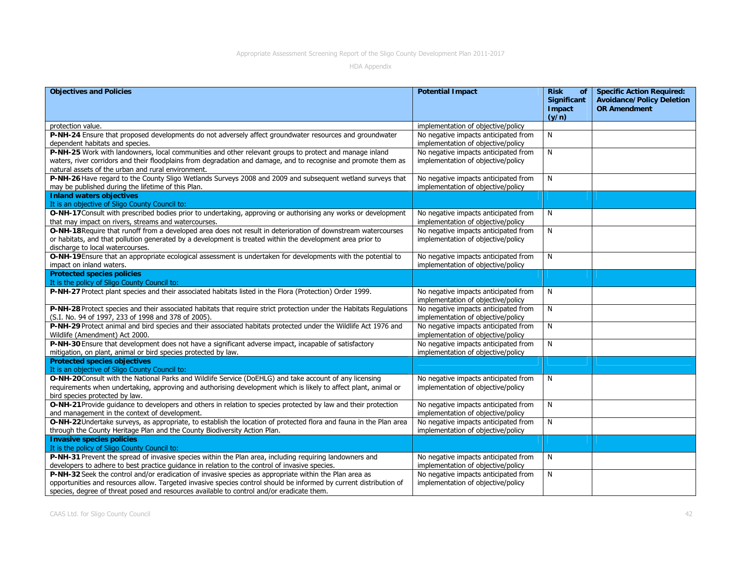| Objectives and Policies | Potential Impact | Risk of Significant Impact (y/n) | Specific Action Required: Avoidance/Policy Deletion OR Amendment |
|---|---|---|---|
| protection value. | implementation of objective/policy | | |
| **P-NH-24** Ensure that proposed developments do not adversely affect groundwater resources and groundwater dependent habitats and species. | No negative impacts anticipated from implementation of objective/policy | N | |
| **P-NH-25** Work with landowners, local communities and other relevant groups to protect and manage inland waters, river corridors and their floodplains from degradation and damage, and to recognise and promote them as natural assets of the urban and rural environment. | No negative impacts anticipated from implementation of objective/policy | N | |
| **P-NH-26** Have regard to the County Sligo Wetlands Surveys 2008 and 2009 and subsequent wetland surveys that may be published during the lifetime of this Plan. | No negative impacts anticipated from implementation of objective/policy | N | |
| **Inland waters objectives** It is an objective of Sligo County Council to: | | | |
| **O-NH-17** Consult with prescribed bodies prior to undertaking, approving or authorising any works or development that may impact on rivers, streams and watercourses. | No negative impacts anticipated from implementation of objective/policy | N | |
| **O-NH-18** Require that runoff from a developed area does not result in deterioration of downstream watercourses or habitats, and that pollution generated by a development is treated within the development area prior to discharge to local watercourses. | No negative impacts anticipated from implementation of objective/policy | N | |
| **O-NH-19** Ensure that an appropriate ecological assessment is undertaken for developments with the potential to impact on inland waters. | No negative impacts anticipated from implementation of objective/policy | N | |
| **Protected species policies** It is the policy of Sligo County Council to: | | | |
| **P-NH-27** Protect plant species and their associated habitats listed in the Flora (Protection) Order 1999. | No negative impacts anticipated from implementation of objective/policy | N | |
| **P-NH-28** Protect species and their associated habitats that require strict protection under the Habitats Regulations (S.I. No. 94 of 1997, 233 of 1998 and 378 of 2005). | No negative impacts anticipated from implementation of objective/policy | N | |
| **P-NH-29** Protect animal and bird species and their associated habitats protected under the Wildlife Act 1976 and Wildlife (Amendment) Act 2000. | No negative impacts anticipated from implementation of objective/policy | N | |
| **P-NH-30** Ensure that development does not have a significant adverse impact, incapable of satisfactory mitigation, on plant, animal or bird species protected by law. | No negative impacts anticipated from implementation of objective/policy | N | |
| **Protected species objectives** It is an objective of Sligo County Council to: | | | |
| **O-NH-20** Consult with the National Parks and Wildlife Service (DoEHLG) and take account of any licensing requirements when undertaking, approving and authorising development which is likely to affect plant, animal or bird species protected by law. | No negative impacts anticipated from implementation of objective/policy | N | |
| **O-NH-21** Provide guidance to developers and others in relation to species protected by law and their protection and management in the context of development. | No negative impacts anticipated from implementation of objective/policy | N | |
| **O-NH-22** Undertake surveys, as appropriate, to establish the location of protected flora and fauna in the Plan area through the County Heritage Plan and the County Biodiversity Action Plan. | No negative impacts anticipated from implementation of objective/policy | N | |
| **Invasive species policies** It is the policy of Sligo County Council to: | | | |
| **P-NH-31** Prevent the spread of invasive species within the Plan area, including requiring landowners and developers to adhere to best practice guidance in relation to the control of invasive species. | No negative impacts anticipated from implementation of objective/policy | N | |
| **P-NH-32** Seek the control and/or eradication of invasive species as appropriate within the Plan area as opportunities and resources allow. Targeted invasive species control should be informed by current distribution of species, degree of threat posed and resources available to control and/or eradicate them. | No negative impacts anticipated from implementation of objective/policy | N | |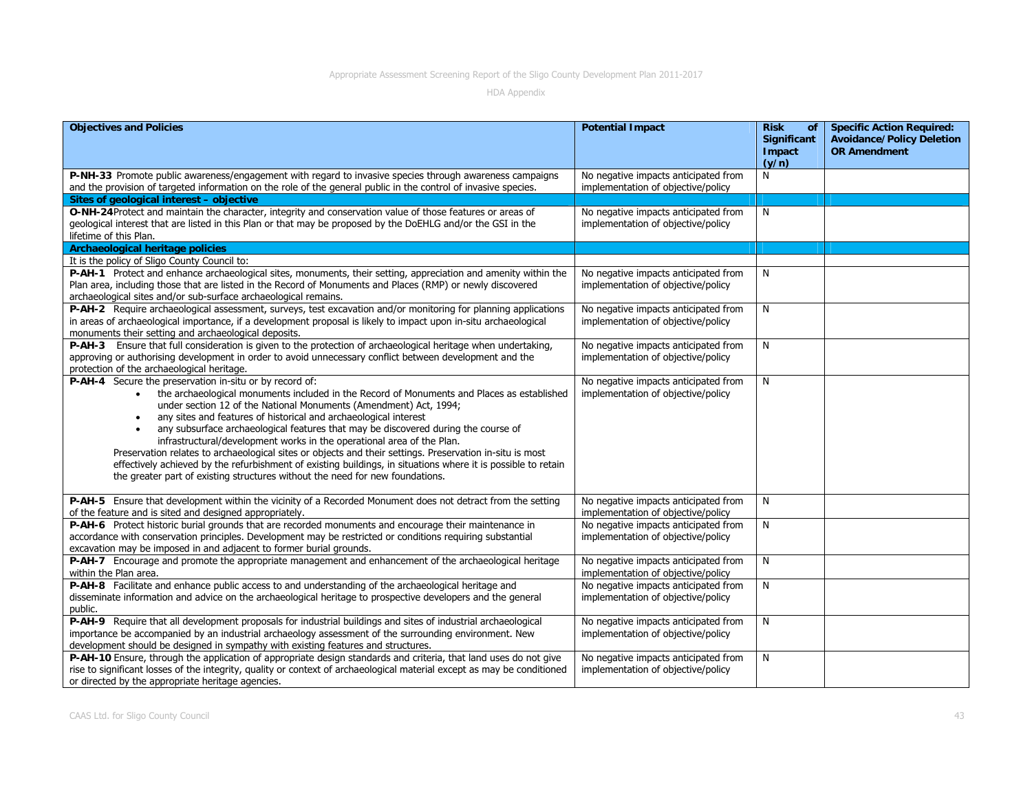| Objectives and Policies | Potential Impact | Risk of Significant Impact (y/n) | Specific Action Required: Avoidance/Policy Deletion OR Amendment |
|---|---|---|---|
| **P-NH-33** Promote public awareness/engagement with regard to invasive species through awareness campaigns and the provision of targeted information on the role of the general public in the control of invasive species. | No negative impacts anticipated from implementation of objective/policy | N | |
| **Sites of geological interest – objective** | | | |
| **O-NH-24** Protect and maintain the character, integrity and conservation value of those features or areas of geological interest that are listed in this Plan or that may be proposed by the DoEHLG and/or the GSI in the lifetime of this Plan. | No negative impacts anticipated from implementation of objective/policy | N | |
| **Archaeological heritage policies** | | | |
| It is the policy of Sligo County Council to: | | | |
| **P-AH-1** Protect and enhance archaeological sites, monuments, their setting, appreciation and amenity within the Plan area, including those that are listed in the Record of Monuments and Places (RMP) or newly discovered archaeological sites and/or sub-surface archaeological remains. | No negative impacts anticipated from implementation of objective/policy | N | |
| **P-AH-2** Require archaeological assessment, surveys, test excavation and/or monitoring for planning applications in areas of archaeological importance, if a development proposal is likely to impact upon in-situ archaeological monuments their setting and archaeological deposits. | No negative impacts anticipated from implementation of objective/policy | N | |
| **P-AH-3** Ensure that full consideration is given to the protection of archaeological heritage when undertaking, approving or authorising development in order to avoid unnecessary conflict between development and the protection of the archaeological heritage. | No negative impacts anticipated from implementation of objective/policy | N | |
| **P-AH-4** Secure the preservation in-situ or by record of: <br>• the archaeological monuments included in the Record of Monuments and Places as established under section 12 of the National Monuments (Amendment) Act, 1994; <br>• any sites and features of historical and archaeological interest <br>• any subsurface archaeological features that may be discovered during the course of infrastructural/development works in the operational area of the Plan. <br>Preservation relates to archaeological sites or objects and their settings. Preservation in-situ is most effectively achieved by the refurbishment of existing buildings, in situations where it is possible to retain the greater part of existing structures without the need for new foundations. | No negative impacts anticipated from implementation of objective/policy | N | |
| **P-AH-5** Ensure that development within the vicinity of a Recorded Monument does not detract from the setting of the feature and is sited and designed appropriately. | No negative impacts anticipated from implementation of objective/policy | N | |
| **P-AH-6** Protect historic burial grounds that are recorded monuments and encourage their maintenance in accordance with conservation principles. Development may be restricted or conditions requiring substantial excavation may be imposed in and adjacent to former burial grounds. | No negative impacts anticipated from implementation of objective/policy | N | |
| **P-AH-7** Encourage and promote the appropriate management and enhancement of the archaeological heritage within the Plan area. | No negative impacts anticipated from implementation of objective/policy | N | |
| **P-AH-8** Facilitate and enhance public access to and understanding of the archaeological heritage and disseminate information and advice on the archaeological heritage to prospective developers and the general public. | No negative impacts anticipated from implementation of objective/policy | N | |
| **P-AH-9** Require that all development proposals for industrial buildings and sites of industrial archaeological importance be accompanied by an industrial archaeology assessment of the surrounding environment. New development should be designed in sympathy with existing features and structures. | No negative impacts anticipated from implementation of objective/policy | N | |
| **P-AH-10** Ensure, through the application of appropriate design standards and criteria, that land uses do not give rise to significant losses of the integrity, quality or context of archaeological material except as may be conditioned or directed by the appropriate heritage agencies. | No negative impacts anticipated from implementation of objective/policy | N | |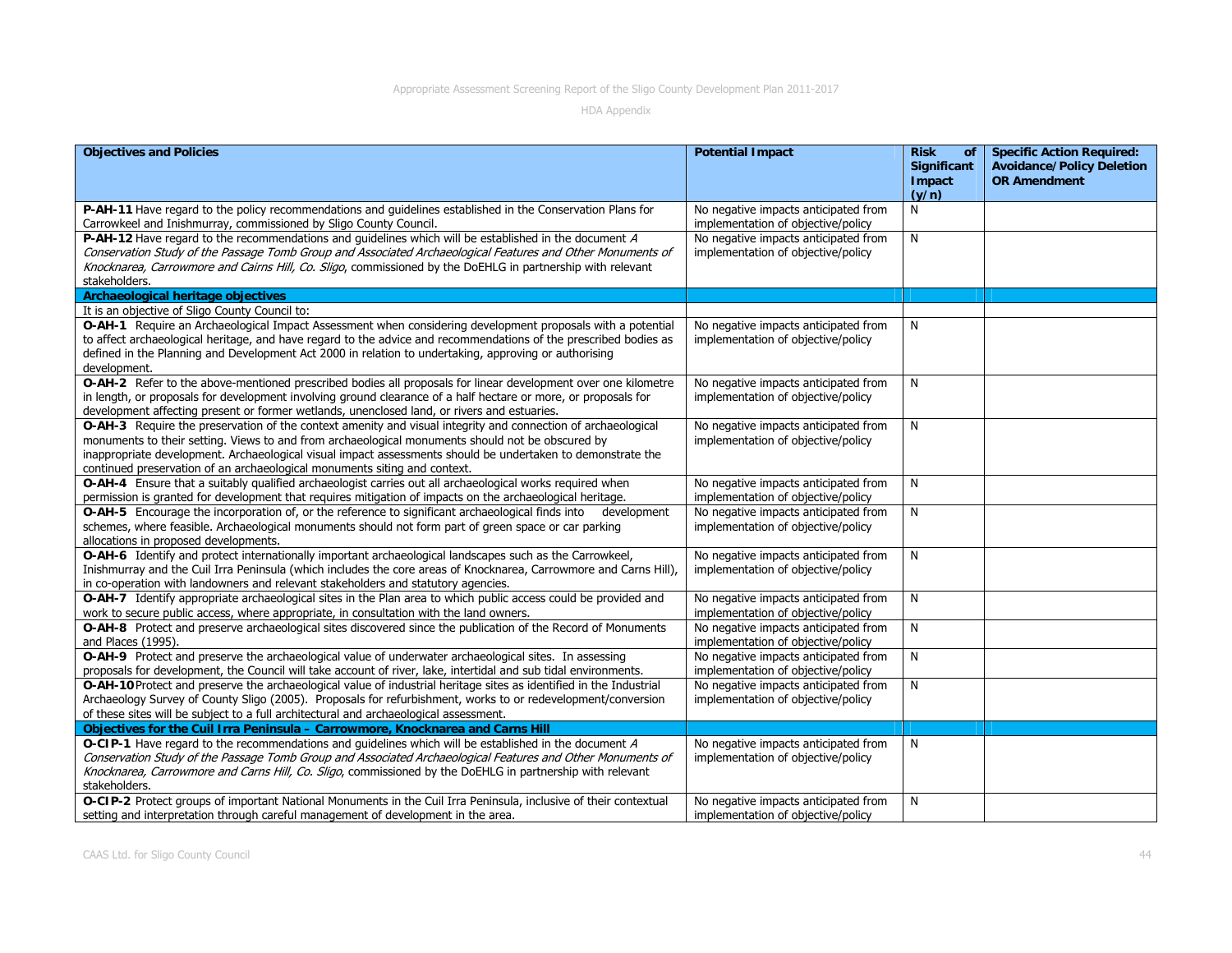| Objectives and Policies | Potential Impact | Risk of Significant Impact (y/n) | Specific Action Required: Avoidance/Policy Deletion OR Amendment |
|---|---|---|---|
| **P-AH-11** Have regard to the policy recommendations and guidelines established in the Conservation Plans for Carrowkeel and Inishmurray, commissioned by Sligo County Council. | No negative impacts anticipated from implementation of objective/policy | N | |
| **P-AH-12** Have regard to the recommendations and guidelines which will be established in the document *A Conservation Study of the Passage Tomb Group and Associated Archaeological Features and Other Monuments of Knocknarea, Carrowmore and Cairns Hill, Co. Sligo*, commissioned by the DoEHLG in partnership with relevant stakeholders. | No negative impacts anticipated from implementation of objective/policy | N | |
| **Archaeological heritage objectives** | | | |
| It is an objective of Sligo County Council to: | | | |
| **O-AH-1** Require an Archaeological Impact Assessment when considering development proposals with a potential to affect archaeological heritage, and have regard to the advice and recommendations of the prescribed bodies as defined in the Planning and Development Act 2000 in relation to undertaking, approving or authorising development. | No negative impacts anticipated from implementation of objective/policy | N | |
| **O-AH-2** Refer to the above-mentioned prescribed bodies all proposals for linear development over one kilometre in length, or proposals for development involving ground clearance of a half hectare or more, or proposals for development affecting present or former wetlands, unenclosed land, or rivers and estuaries. | No negative impacts anticipated from implementation of objective/policy | N | |
| **O-AH-3** Require the preservation of the context amenity and visual integrity and connection of archaeological monuments to their setting. Views to and from archaeological monuments should not be obscured by inappropriate development. Archaeological visual impact assessments should be undertaken to demonstrate the continued preservation of an archaeological monuments siting and context. | No negative impacts anticipated from implementation of objective/policy | N | |
| **O-AH-4** Ensure that a suitably qualified archaeologist carries out all archaeological works required when permission is granted for development that requires mitigation of impacts on the archaeological heritage. | No negative impacts anticipated from implementation of objective/policy | N | |
| **O-AH-5** Encourage the incorporation of, or the reference to significant archaeological finds into development schemes, where feasible. Archaeological monuments should not form part of green space or car parking allocations in proposed developments. | No negative impacts anticipated from implementation of objective/policy | N | |
| **O-AH-6** Identify and protect internationally important archaeological landscapes such as the Carrowkeel, Inishmurray and the Cuil Irra Peninsula (which includes the core areas of Knocknarea, Carrowmore and Carns Hill), in co-operation with landowners and relevant stakeholders and statutory agencies. | No negative impacts anticipated from implementation of objective/policy | N | |
| **O-AH-7** Identify appropriate archaeological sites in the Plan area to which public access could be provided and work to secure public access, where appropriate, in consultation with the land owners. | No negative impacts anticipated from implementation of objective/policy | N | |
| **O-AH-8** Protect and preserve archaeological sites discovered since the publication of the Record of Monuments and Places (1995). | No negative impacts anticipated from implementation of objective/policy | N | |
| **O-AH-9** Protect and preserve the archaeological value of underwater archaeological sites. In assessing proposals for development, the Council will take account of river, lake, intertidal and sub tidal environments. | No negative impacts anticipated from implementation of objective/policy | N | |
| **O-AH-10** Protect and preserve the archaeological value of industrial heritage sites as identified in the Industrial Archaeology Survey of County Sligo (2005). Proposals for refurbishment, works to or redevelopment/conversion of these sites will be subject to a full architectural and archaeological assessment. | No negative impacts anticipated from implementation of objective/policy | N | |
| **Objectives for the Cuil Irra Peninsula – Carrowmore, Knocknarea and Carns Hill** | | | |
| **O-CIP-1** Have regard to the recommendations and guidelines which will be established in the document *A Conservation Study of the Passage Tomb Group and Associated Archaeological Features and Other Monuments of Knocknarea, Carrowmore and Carns Hill, Co. Sligo*, commissioned by the DoEHLG in partnership with relevant stakeholders. | No negative impacts anticipated from implementation of objective/policy | N | |
| **O-CIP-2** Protect groups of important National Monuments in the Cuil Irra Peninsula, inclusive of their contextual setting and interpretation through careful management of development in the area. | No negative impacts anticipated from implementation of objective/policy | N | |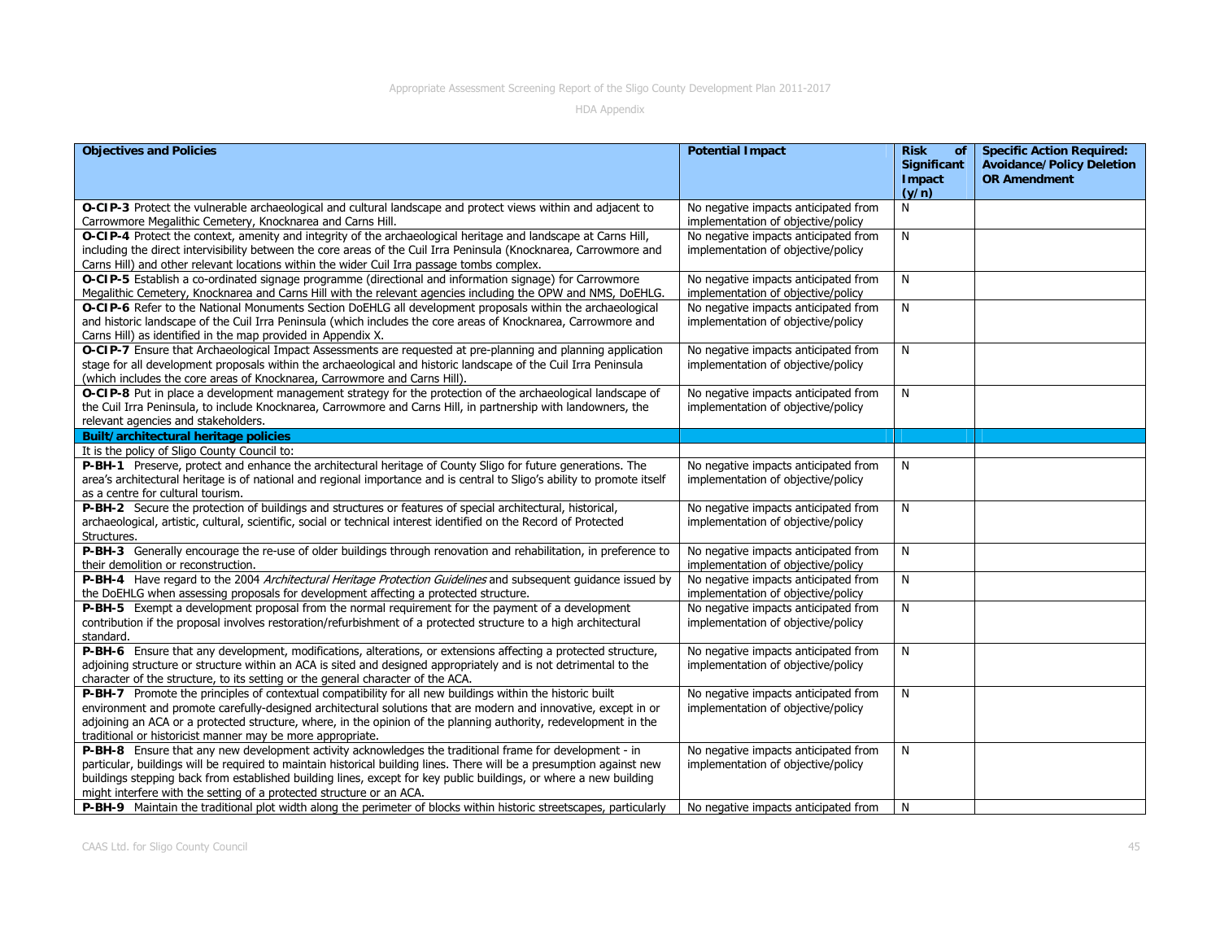| Objectives and Policies | Potential Impact | Risk of Significant Impact (y/n) | Specific Action Required: Avoidance/Policy Deletion OR Amendment |
|---|---|---|---|
| **O-CIP-3** Protect the vulnerable archaeological and cultural landscape and protect views within and adjacent to Carrowmore Megalithic Cemetery, Knocknarea and Carns Hill. | No negative impacts anticipated from implementation of objective/policy | N | |
| **O-CIP-4** Protect the context, amenity and integrity of the archaeological heritage and landscape at Carns Hill, including the direct intervisibility between the core areas of the Cuil Irra Peninsula (Knocknarea, Carrowmore and Carns Hill) and other relevant locations within the wider Cuil Irra passage tombs complex. | No negative impacts anticipated from implementation of objective/policy | N | |
| **O-CIP-5** Establish a co-ordinated signage programme (directional and information signage) for Carrowmore Megalithic Cemetery, Knocknarea and Carns Hill with the relevant agencies including the OPW and NMS, DoEHLG. | No negative impacts anticipated from implementation of objective/policy | N | |
| **O-CIP-6** Refer to the National Monuments Section DoEHLG all development proposals within the archaeological and historic landscape of the Cuil Irra Peninsula (which includes the core areas of Knocknarea, Carrowmore and Carns Hill) as identified in the map provided in Appendix X. | No negative impacts anticipated from implementation of objective/policy | N | |
| **O-CIP-7** Ensure that Archaeological Impact Assessments are requested at pre-planning and planning application stage for all development proposals within the archaeological and historic landscape of the Cuil Irra Peninsula (which includes the core areas of Knocknarea, Carrowmore and Carns Hill). | No negative impacts anticipated from implementation of objective/policy | N | |
| **O-CIP-8** Put in place a development management strategy for the protection of the archaeological landscape of the Cuil Irra Peninsula, to include Knocknarea, Carrowmore and Carns Hill, in partnership with landowners, the relevant agencies and stakeholders. | No negative impacts anticipated from implementation of objective/policy | N | |
| **Built/architectural heritage policies** | | | |
| It is the policy of Sligo County Council to: | | | |
| **P-BH-1** Preserve, protect and enhance the architectural heritage of County Sligo for future generations. The area's architectural heritage is of national and regional importance and is central to Sligo's ability to promote itself as a centre for cultural tourism. | No negative impacts anticipated from implementation of objective/policy | N | |
| **P-BH-2** Secure the protection of buildings and structures or features of special architectural, historical, archaeological, artistic, cultural, scientific, social or technical interest identified on the Record of Protected Structures. | No negative impacts anticipated from implementation of objective/policy | N | |
| **P-BH-3** Generally encourage the re-use of older buildings through renovation and rehabilitation, in preference to their demolition or reconstruction. | No negative impacts anticipated from implementation of objective/policy | N | |
| **P-BH-4** Have regard to the 2004 *Architectural Heritage Protection Guidelines* and subsequent guidance issued by the DoEHLG when assessing proposals for development affecting a protected structure. | No negative impacts anticipated from implementation of objective/policy | N | |
| **P-BH-5** Exempt a development proposal from the normal requirement for the payment of a development contribution if the proposal involves restoration/refurbishment of a protected structure to a high architectural standard. | No negative impacts anticipated from implementation of objective/policy | N | |
| **P-BH-6** Ensure that any development, modifications, alterations, or extensions affecting a protected structure, adjoining structure or structure within an ACA is sited and designed appropriately and is not detrimental to the character of the structure, to its setting or the general character of the ACA. | No negative impacts anticipated from implementation of objective/policy | N | |
| **P-BH-7** Promote the principles of contextual compatibility for all new buildings within the historic built environment and promote carefully-designed architectural solutions that are modern and innovative, except in or adjoining an ACA or a protected structure, where, in the opinion of the planning authority, redevelopment in the traditional or historicist manner may be more appropriate. | No negative impacts anticipated from implementation of objective/policy | N | |
| **P-BH-8** Ensure that any new development activity acknowledges the traditional frame for development - in particular, buildings will be required to maintain historical building lines. There will be a presumption against new buildings stepping back from established building lines, except for key public buildings, or where a new building might interfere with the setting of a protected structure or an ACA. | No negative impacts anticipated from implementation of objective/policy | N | |
| **P-BH-9** Maintain the traditional plot width along the perimeter of blocks within historic streetscapes, particularly | No negative impacts anticipated from | N | |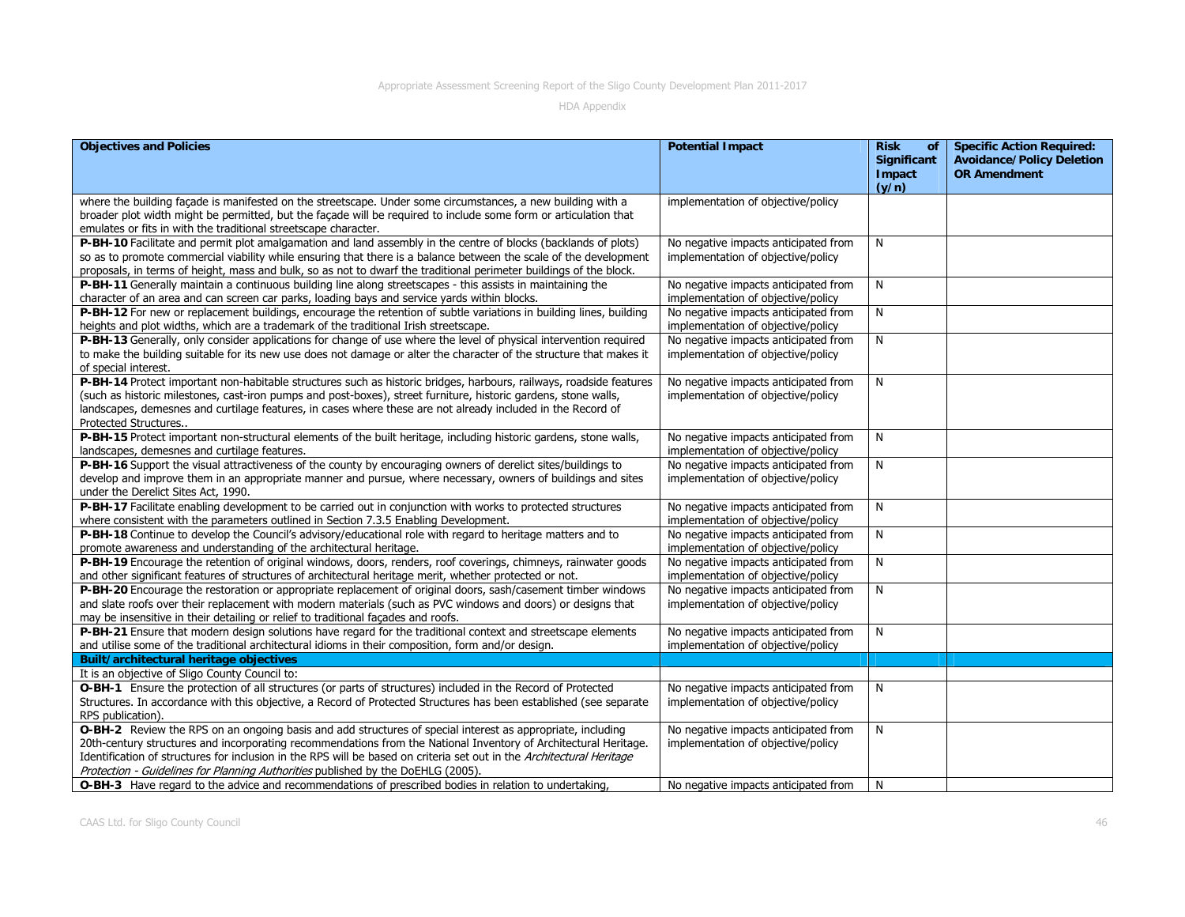| Objectives and Policies | Potential Impact | Risk of Significant Impact (y/n) | Specific Action Required: Avoidance/Policy Deletion OR Amendment |
|---|---|---|---|
| where the building façade is manifested on the streetscape. Under some circumstances, a new building with a broader plot width might be permitted, but the façade will be required to include some form or articulation that emulates or fits in with the traditional streetscape character. | implementation of objective/policy | | |
| **P-BH-10** Facilitate and permit plot amalgamation and land assembly in the centre of blocks (backlands of plots) so as to promote commercial viability while ensuring that there is a balance between the scale of the development proposals, in terms of height, mass and bulk, so as not to dwarf the traditional perimeter buildings of the block. | No negative impacts anticipated from implementation of objective/policy | N | |
| **P-BH-11** Generally maintain a continuous building line along streetscapes - this assists in maintaining the character of an area and can screen car parks, loading bays and service yards within blocks. | No negative impacts anticipated from implementation of objective/policy | N | |
| **P-BH-12** For new or replacement buildings, encourage the retention of subtle variations in building lines, building heights and plot widths, which are a trademark of the traditional Irish streetscape. | No negative impacts anticipated from implementation of objective/policy | N | |
| **P-BH-13** Generally, only consider applications for change of use where the level of physical intervention required to make the building suitable for its new use does not damage or alter the character of the structure that makes it of special interest. | No negative impacts anticipated from implementation of objective/policy | N | |
| **P-BH-14** Protect important non-habitable structures such as historic bridges, harbours, railways, roadside features (such as historic milestones, cast-iron pumps and post-boxes), street furniture, historic gardens, stone walls, landscapes, demesnes and curtilage features, in cases where these are not already included in the Record of Protected Structures.. | No negative impacts anticipated from implementation of objective/policy | N | |
| **P-BH-15** Protect important non-structural elements of the built heritage, including historic gardens, stone walls, landscapes, demesnes and curtilage features. | No negative impacts anticipated from implementation of objective/policy | N | |
| **P-BH-16** Support the visual attractiveness of the county by encouraging owners of derelict sites/buildings to develop and improve them in an appropriate manner and pursue, where necessary, owners of buildings and sites under the Derelict Sites Act, 1990. | No negative impacts anticipated from implementation of objective/policy | N | |
| **P-BH-17** Facilitate enabling development to be carried out in conjunction with works to protected structures where consistent with the parameters outlined in Section 7.3.5 Enabling Development. | No negative impacts anticipated from implementation of objective/policy | N | |
| **P-BH-18** Continue to develop the Council's advisory/educational role with regard to heritage matters and to promote awareness and understanding of the architectural heritage. | No negative impacts anticipated from implementation of objective/policy | N | |
| **P-BH-19** Encourage the retention of original windows, doors, renders, roof coverings, chimneys, rainwater goods and other significant features of structures of architectural heritage merit, whether protected or not. | No negative impacts anticipated from implementation of objective/policy | N | |
| **P-BH-20** Encourage the restoration or appropriate replacement of original doors, sash/casement timber windows and slate roofs over their replacement with modern materials (such as PVC windows and doors) or designs that may be insensitive in their detailing or relief to traditional façades and roofs. | No negative impacts anticipated from implementation of objective/policy | N | |
| **P-BH-21** Ensure that modern design solutions have regard for the traditional context and streetscape elements and utilise some of the traditional architectural idioms in their composition, form and/or design. | No negative impacts anticipated from implementation of objective/policy | N | |
| **Built/architectural heritage objectives** | | | |
| It is an objective of Sligo County Council to: | | | |
| **O-BH-1** Ensure the protection of all structures (or parts of structures) included in the Record of Protected Structures. In accordance with this objective, a Record of Protected Structures has been established (see separate RPS publication). | No negative impacts anticipated from implementation of objective/policy | N | |
| **O-BH-2** Review the RPS on an ongoing basis and add structures of special interest as appropriate, including 20th-century structures and incorporating recommendations from the National Inventory of Architectural Heritage. Identification of structures for inclusion in the RPS will be based on criteria set out in the *Architectural Heritage Protection - Guidelines for Planning Authorities* published by the DoEHLG (2005). | No negative impacts anticipated from implementation of objective/policy | N | |
| **O-BH-3** Have regard to the advice and recommendations of prescribed bodies in relation to undertaking, | No negative impacts anticipated from | N | |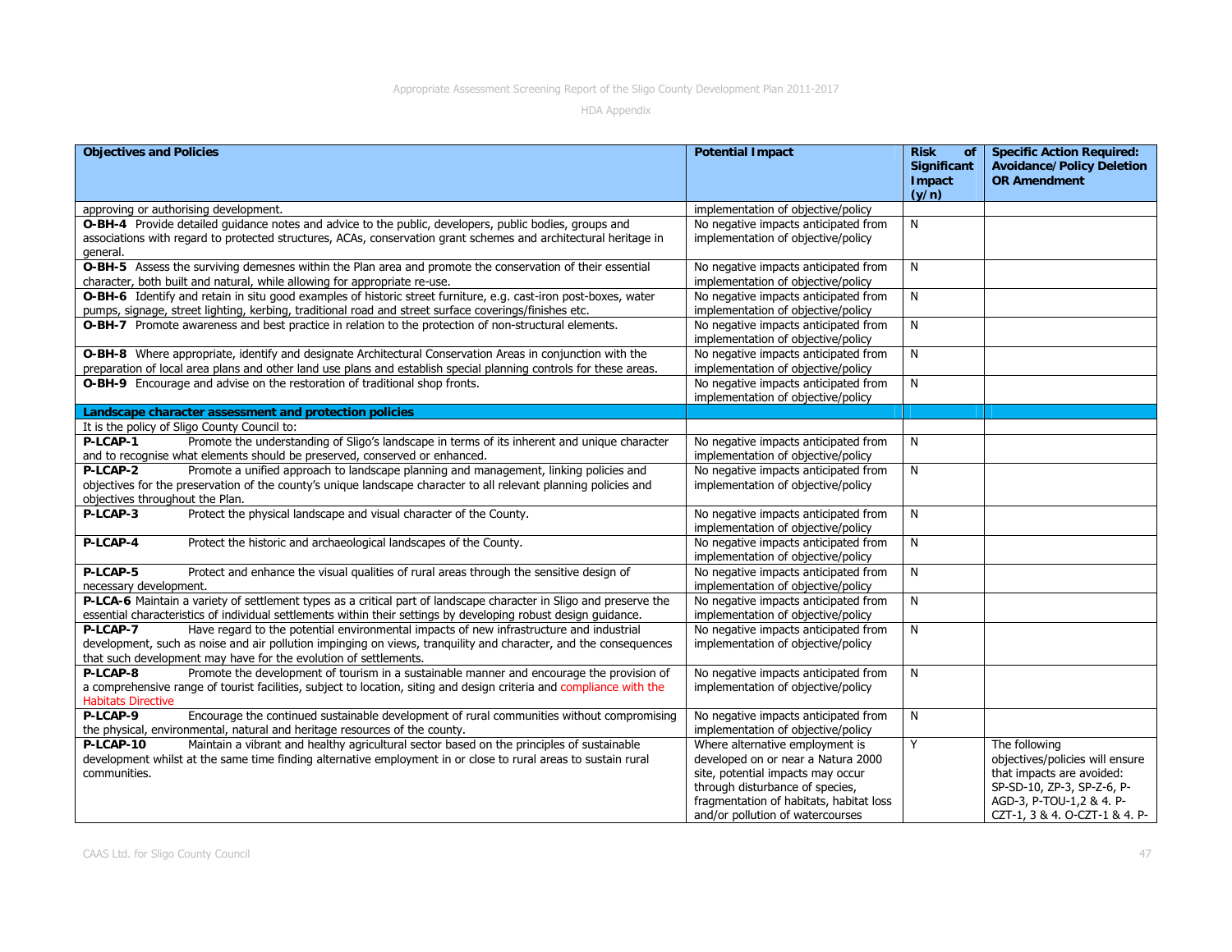| Objectives and Policies | Potential Impact | Risk of Significant Impact (y/n) | Specific Action Required: Avoidance/Policy Deletion OR Amendment |
|---|---|---|---|
| approving or authorising development. | implementation of objective/policy | | |
| **O-BH-4** Provide detailed guidance notes and advice to the public, developers, public bodies, groups and associations with regard to protected structures, ACAs, conservation grant schemes and architectural heritage in general. | No negative impacts anticipated from implementation of objective/policy | N | |
| **O-BH-5** Assess the surviving demesnes within the Plan area and promote the conservation of their essential character, both built and natural, while allowing for appropriate re-use. | No negative impacts anticipated from implementation of objective/policy | N | |
| **O-BH-6** Identify and retain in situ good examples of historic street furniture, e.g. cast-iron post-boxes, water pumps, signage, street lighting, kerbing, traditional road and street surface coverings/finishes etc. | No negative impacts anticipated from implementation of objective/policy | N | |
| **O-BH-7** Promote awareness and best practice in relation to the protection of non-structural elements. | No negative impacts anticipated from implementation of objective/policy | N | |
| **O-BH-8** Where appropriate, identify and designate Architectural Conservation Areas in conjunction with the preparation of local area plans and other land use plans and establish special planning controls for these areas. | No negative impacts anticipated from implementation of objective/policy | N | |
| **O-BH-9** Encourage and advise on the restoration of traditional shop fronts. | No negative impacts anticipated from implementation of objective/policy | N | |
| **Landscape character assessment and protection policies** | | | |
| It is the policy of Sligo County Council to: | | | |
| **P-LCAP-1** Promote the understanding of Sligo's landscape in terms of its inherent and unique character and to recognise what elements should be preserved, conserved or enhanced. | No negative impacts anticipated from implementation of objective/policy | N | |
| **P-LCAP-2** Promote a unified approach to landscape planning and management, linking policies and objectives for the preservation of the county's unique landscape character to all relevant planning policies and objectives throughout the Plan. | No negative impacts anticipated from implementation of objective/policy | N | |
| **P-LCAP-3** Protect the physical landscape and visual character of the County. | No negative impacts anticipated from implementation of objective/policy | N | |
| **P-LCAP-4** Protect the historic and archaeological landscapes of the County. | No negative impacts anticipated from implementation of objective/policy | N | |
| **P-LCAP-5** Protect and enhance the visual qualities of rural areas through the sensitive design of necessary development. | No negative impacts anticipated from implementation of objective/policy | N | |
| **P-LCA-6** Maintain a variety of settlement types as a critical part of landscape character in Sligo and preserve the essential characteristics of individual settlements within their settings by developing robust design guidance. | No negative impacts anticipated from implementation of objective/policy | N | |
| **P-LCAP-7** Have regard to the potential environmental impacts of new infrastructure and industrial development, such as noise and air pollution impinging on views, tranquility and character, and the consequences that such development may have for the evolution of settlements. | No negative impacts anticipated from implementation of objective/policy | N | |
| **P-LCAP-8** Promote the development of tourism in a sustainable manner and encourage the provision of a comprehensive range of tourist facilities, subject to location, siting and design criteria and compliance with the Habitats Directive | No negative impacts anticipated from implementation of objective/policy | N | |
| **P-LCAP-9** Encourage the continued sustainable development of rural communities without compromising the physical, environmental, natural and heritage resources of the county. | No negative impacts anticipated from implementation of objective/policy | N | |
| **P-LCAP-10** Maintain a vibrant and healthy agricultural sector based on the principles of sustainable development whilst at the same time finding alternative employment in or close to rural areas to sustain rural communities. | Where alternative employment is developed on or near a Natura 2000 site, potential impacts may occur through disturbance of species, fragmentation of habitats, habitat loss and/or pollution of watercourses | Y | The following objectives/policies will ensure that impacts are avoided: SP-SD-10, ZP-3, SP-Z-6, P-AGD-3, P-TOU-1,2 & 4. P-CZT-1, 3 & 4. O-CZT-1 & 4. P- |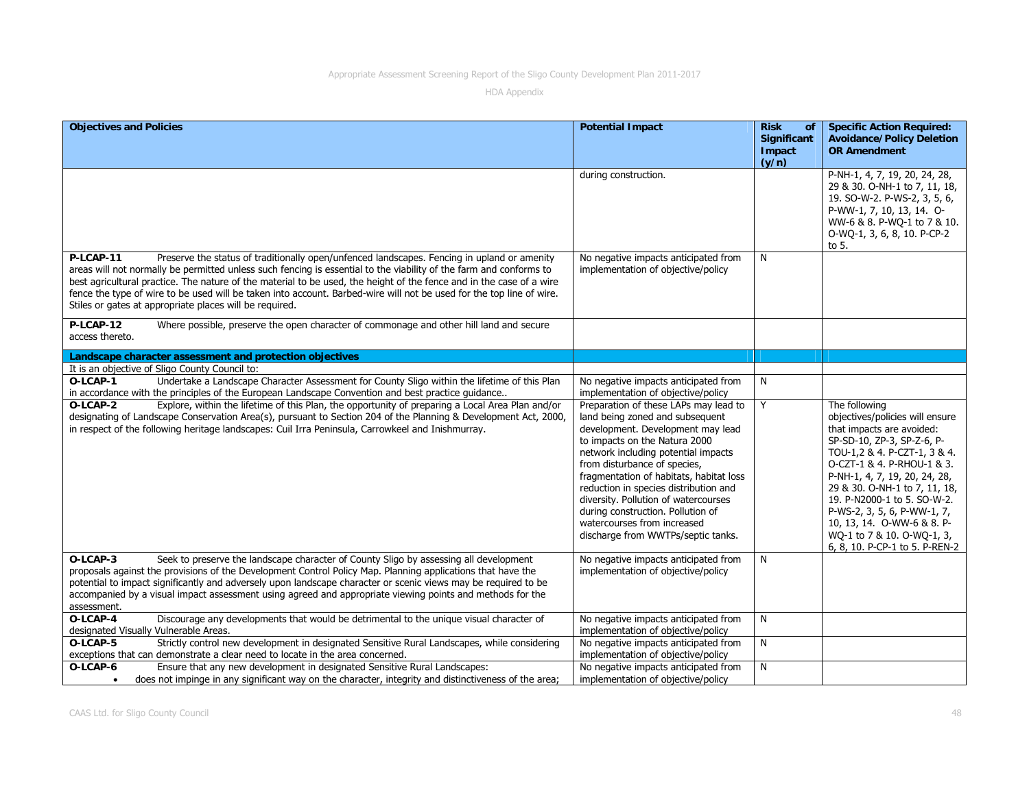| Objectives and Policies | Potential Impact | Risk of Significant Impact (y/n) | Specific Action Required: Avoidance/Policy Deletion OR Amendment |
|---|---|---|---|
| | during construction. | | P-NH-1, 4, 7, 19, 20, 24, 28, 29 & 30. O-NH-1 to 7, 11, 18, 19. SO-W-2. P-WS-2, 3, 5, 6, P-WW-1, 7, 10, 13, 14. O-WW-6 & 8. P-WQ-1 to 7 & 10. O-WQ-1, 3, 6, 8, 10. P-CP-2 to 5. |
| **P-LCAP-11** Preserve the status of traditionally open/unfenced landscapes. Fencing in upland or amenity areas will not normally be permitted unless such fencing is essential to the viability of the farm and conforms to best agricultural practice. The nature of the material to be used, the height of the fence and in the case of a wire fence the type of wire to be used will be taken into account. Barbed-wire will not be used for the top line of wire. Stiles or gates at appropriate places will be required. | No negative impacts anticipated from implementation of objective/policy | N | |
| **P-LCAP-12** Where possible, preserve the open character of commonage and other hill land and secure access thereto. | | | |
| **Landscape character assessment and protection objectives** | | | |
| It is an objective of Sligo County Council to: | | | |
| **O-LCAP-1** Undertake a Landscape Character Assessment for County Sligo within the lifetime of this Plan in accordance with the principles of the European Landscape Convention and best practice guidance.. | No negative impacts anticipated from implementation of objective/policy | N | |
| **O-LCAP-2** Explore, within the lifetime of this Plan, the opportunity of preparing a Local Area Plan and/or designating of Landscape Conservation Area(s), pursuant to Section 204 of the Planning & Development Act, 2000, in respect of the following heritage landscapes: Cuil Irra Peninsula, Carrowkeel and Inishmurray. | Preparation of these LAPs may lead to land being zoned and subsequent development. Development may lead to impacts on the Natura 2000 network including potential impacts from disturbance of species, fragmentation of habitats, habitat loss reduction in species distribution and diversity. Pollution of watercourses during construction. Pollution of watercourses from increased discharge from WWTPs/septic tanks. | Y | The following objectives/policies will ensure that impacts are avoided: SP-SD-10, ZP-3, SP-Z-6, P-TOU-1,2 & 4. P-CZT-1, 3 & 4. O-CZT-1 & 4. P-RHOU-1 & 3. P-NH-1, 4, 7, 19, 20, 24, 28, 29 & 30. O-NH-1 to 7, 11, 18, 19. P-N2000-1 to 5. SO-W-2. P-WS-2, 3, 5, 6, P-WW-1, 7, 10, 13, 14. O-WW-6 & 8. P-WQ-1 to 7 & 10. O-WQ-1, 3, 6, 8, 10. P-CP-1 to 5. P-REN-2 |
| **O-LCAP-3** Seek to preserve the landscape character of County Sligo by assessing all development proposals against the provisions of the Development Control Policy Map. Planning applications that have the potential to impact significantly and adversely upon landscape character or scenic views may be required to be accompanied by a visual impact assessment using agreed and appropriate viewing points and methods for the assessment. | No negative impacts anticipated from implementation of objective/policy | N | |
| **O-LCAP-4** Discourage any developments that would be detrimental to the unique visual character of designated Visually Vulnerable Areas. | No negative impacts anticipated from implementation of objective/policy | N | |
| **O-LCAP-5** Strictly control new development in designated Sensitive Rural Landscapes, while considering exceptions that can demonstrate a clear need to locate in the area concerned. | No negative impacts anticipated from implementation of objective/policy | N | |
| **O-LCAP-6** Ensure that any new development in designated Sensitive Rural Landscapes: <br>• does not impinge in any significant way on the character, integrity and distinctiveness of the area; | No negative impacts anticipated from implementation of objective/policy | N | |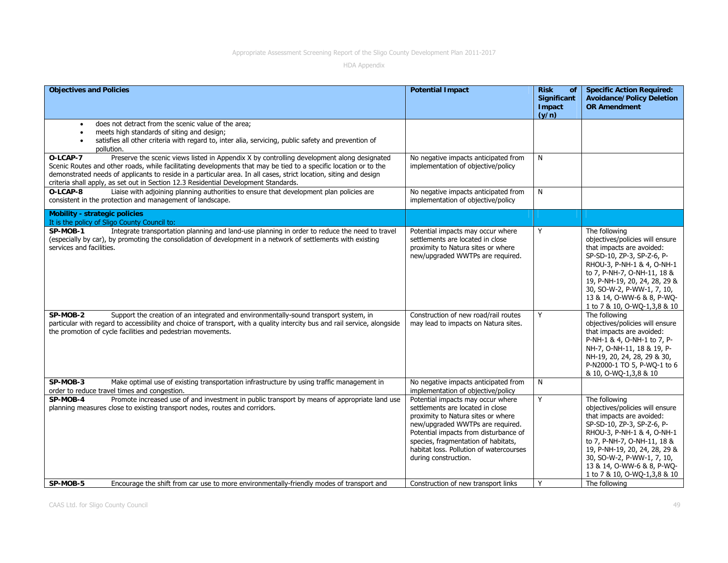| Objectives and Policies | Potential Impact | Risk of Significant Impact (y/n) | Specific Action Required: Avoidance/Policy Deletion OR Amendment |
|---|---|---|---|
| • does not detract from the scenic value of the area;<br>• meets high standards of siting and design;<br>• satisfies all other criteria with regard to, inter alia, servicing, public safety and prevention of pollution. | | | |
| **O-LCAP-7** Preserve the scenic views listed in Appendix X by controlling development along designated Scenic Routes and other roads, while facilitating developments that may be tied to a specific location or to the demonstrated needs of applicants to reside in a particular area. In all cases, strict location, siting and design criteria shall apply, as set out in Section 12.3 Residential Development Standards. | No negative impacts anticipated from implementation of objective/policy | N | |
| **O-LCAP-8** Liaise with adjoining planning authorities to ensure that development plan policies are consistent in the protection and management of landscape. | No negative impacts anticipated from implementation of objective/policy | N | |
| **Mobility - strategic policies**<br>It is the policy of Sligo County Council to: | | | |
| **SP-MOB-1** Integrate transportation planning and land-use planning in order to reduce the need to travel (especially by car), by promoting the consolidation of development in a network of settlements with existing services and facilities. | Potential impacts may occur where settlements are located in close proximity to Natura sites or where new/upgraded WWTPs are required. | Y | The following objectives/policies will ensure that impacts are avoided: SP-SD-10, ZP-3, SP-Z-6, P-RHOU-3, P-NH-1 & 4, O-NH-1 to 7, P-NH-7, O-NH-11, 18 & 19, P-NH-19, 20, 24, 28, 29 & 30, SO-W-2, P-WW-1, 7, 10, 13 & 14, O-WW-6 & 8, P-WQ-1 to 7 & 10, O-WQ-1,3,8 & 10 |
| **SP-MOB-2** Support the creation of an integrated and environmentally-sound transport system, in particular with regard to accessibility and choice of transport, with a quality intercity bus and rail service, alongside the promotion of cycle facilities and pedestrian movements. | Construction of new road/rail routes may lead to impacts on Natura sites. | Y | The following objectives/policies will ensure that impacts are avoided: P-NH-1 & 4, O-NH-1 to 7, P-NH-7, O-NH-11, 18 & 19, P-NH-19, 20, 24, 28, 29 & 30, P-N2000-1 TO 5, P-WQ-1 to 6 & 10, O-WQ-1,3,8 & 10 |
| **SP-MOB-3** Make optimal use of existing transportation infrastructure by using traffic management in order to reduce travel times and congestion. | No negative impacts anticipated from implementation of objective/policy | N | |
| **SP-MOB-4** Promote increased use of and investment in public transport by means of appropriate land use planning measures close to existing transport nodes, routes and corridors. | Potential impacts may occur where settlements are located in close proximity to Natura sites or where new/upgraded WWTPs are required. Potential impacts from disturbance of species, fragmentation of habitats, habitat loss. Pollution of watercourses during construction. | Y | The following objectives/policies will ensure that impacts are avoided: SP-SD-10, ZP-3, SP-Z-6, P-RHOU-3, P-NH-1 & 4, O-NH-1 to 7, P-NH-7, O-NH-11, 18 & 19, P-NH-19, 20, 24, 28, 29 & 30, SO-W-2, P-WW-1, 7, 10, 13 & 14, O-WW-6 & 8, P-WQ-1 to 7 & 10, O-WQ-1,3,8 & 10 |
| **SP-MOB-5** Encourage the shift from car use to more environmentally-friendly modes of transport and | Construction of new transport links | Y | The following |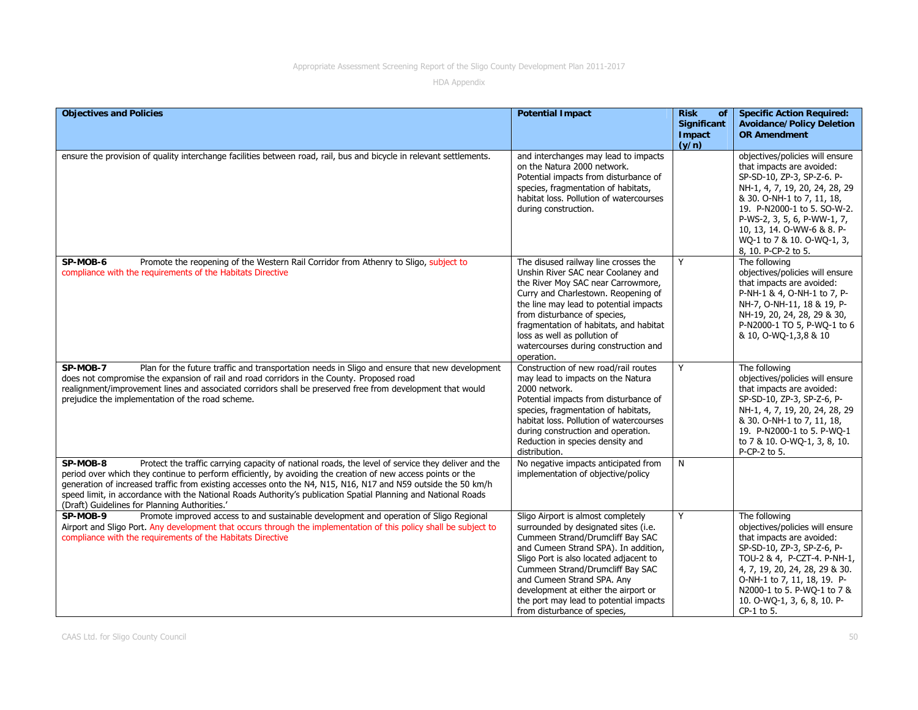| Objectives and Policies | Potential Impact | Risk of Significant Impact (y/n) | Specific Action Required: Avoidance/Policy Deletion OR Amendment |
|---|---|---|---|
| ensure the provision of quality interchange facilities between road, rail, bus and bicycle in relevant settlements. | and interchanges may lead to impacts on the Natura 2000 network. Potential impacts from disturbance of species, fragmentation of habitats, habitat loss. Pollution of watercourses during construction. | | objectives/policies will ensure that impacts are avoided: SP-SD-10, ZP-3, SP-Z-6. P-NH-1, 4, 7, 19, 20, 24, 28, 29 & 30. O-NH-1 to 7, 11, 18, 19. P-N2000-1 to 5. SO-W-2. P-WS-2, 3, 5, 6, P-WW-1, 7, 10, 13, 14. O-WW-6 & 8. P-WQ-1 to 7 & 10. O-WQ-1, 3, 8, 10. P-CP-2 to 5. |
| **SP-MOB-6** Promote the reopening of the Western Rail Corridor from Athenry to Sligo, subject to compliance with the requirements of the Habitats Directive | The disused railway line crosses the Unshin River SAC near Coolaney and the River Moy SAC near Carrowmore, Curry and Charlestown. Reopening of the line may lead to potential impacts from disturbance of species, fragmentation of habitats, and habitat loss as well as pollution of watercourses during construction and operation. | Y | The following objectives/policies will ensure that impacts are avoided: P-NH-1 & 4, O-NH-1 to 7, P-NH-7, O-NH-11, 18 & 19, P-NH-19, 20, 24, 28, 29 & 30, P-N2000-1 TO 5, P-WQ-1 to 6 & 10, O-WQ-1,3,8 & 10 |
| **SP-MOB-7** Plan for the future traffic and transportation needs in Sligo and ensure that new development does not compromise the expansion of rail and road corridors in the County. Proposed road realignment/improvement lines and associated corridors shall be preserved free from development that would prejudice the implementation of the road scheme. | Construction of new road/rail routes may lead to impacts on the Natura 2000 network. Potential impacts from disturbance of species, fragmentation of habitats, habitat loss. Pollution of watercourses during construction and operation. Reduction in species density and distribution. | Y | The following objectives/policies will ensure that impacts are avoided: SP-SD-10, ZP-3, SP-Z-6, P-NH-1, 4, 7, 19, 20, 24, 28, 29 & 30. O-NH-1 to 7, 11, 18, 19. P-N2000-1 to 5. P-WQ-1 to 7 & 10. O-WQ-1, 3, 8, 10. P-CP-2 to 5. |
| **SP-MOB-8** Protect the traffic carrying capacity of national roads, the level of service they deliver and the period over which they continue to perform efficiently, by avoiding the creation of new access points or the generation of increased traffic from existing accesses onto the N4, N15, N16, N17 and N59 outside the 50 km/h speed limit, in accordance with the National Roads Authority's publication Spatial Planning and National Roads (Draft) Guidelines for Planning Authorities.' | No negative impacts anticipated from implementation of objective/policy | N | |
| **SP-MOB-9** Promote improved access to and sustainable development and operation of Sligo Regional Airport and Sligo Port. Any development that occurs through the implementation of this policy shall be subject to compliance with the requirements of the Habitats Directive | Sligo Airport is almost completely surrounded by designated sites (i.e. Cummeen Strand/Drumcliff Bay SAC and Cumeen Strand SPA). In addition, Sligo Port is also located adjacent to Cummeen Strand/Drumcliff Bay SAC and Cumeen Strand SPA. Any development at either the airport or the port may lead to potential impacts from disturbance of species, | Y | The following objectives/policies will ensure that impacts are avoided: SP-SD-10, ZP-3, SP-Z-6, P-TOU-2 & 4, P-CZT-4. P-NH-1, 4, 7, 19, 20, 24, 28, 29 & 30. O-NH-1 to 7, 11, 18, 19. P-N2000-1 to 5. P-WQ-1 to 7 & 10. O-WQ-1, 3, 6, 8, 10. P-CP-1 to 5. |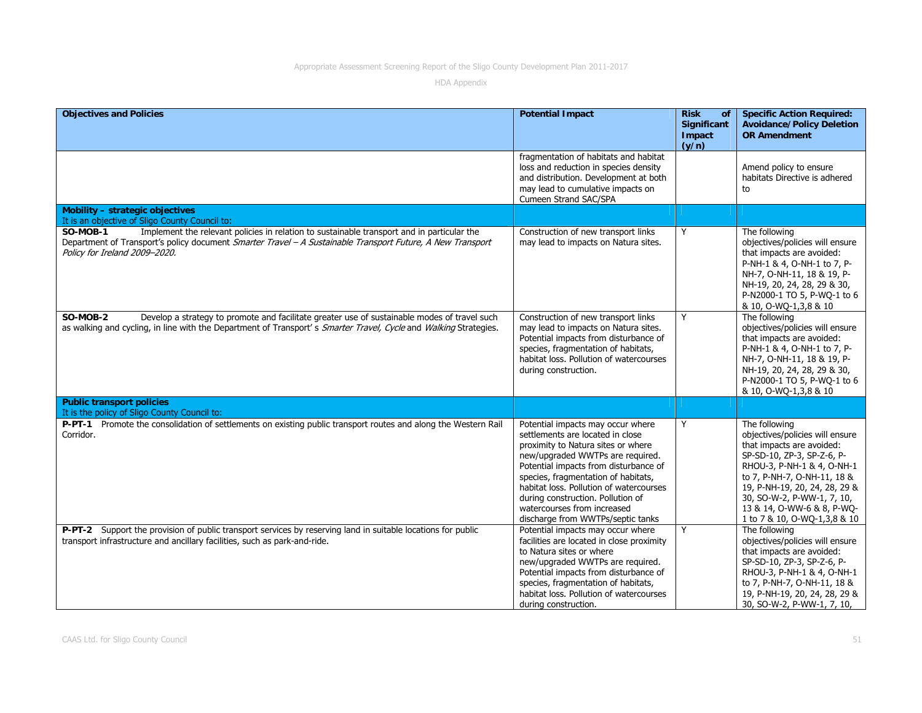| Objectives and Policies | Potential Impact | Risk of Significant Impact (y/n) | Specific Action Required: Avoidance/Policy Deletion OR Amendment |
|---|---|---|---|
| | fragmentation of habitats and habitat loss and reduction in species density and distribution. Development at both may lead to cumulative impacts on Cumeen Strand SAC/SPA | | Amend policy to ensure habitats Directive is adhered to |
| **Mobility – strategic objectives** It is an objective of Sligo County Council to: | | | |
| **SO-MOB-1** Implement the relevant policies in relation to sustainable transport and in particular the Department of Transport's policy document *Smarter Travel – A Sustainable Transport Future, A New Transport Policy for Ireland 2009–2020.* | Construction of new transport links may lead to impacts on Natura sites. | Y | The following objectives/policies will ensure that impacts are avoided: P-NH-1 & 4, O-NH-1 to 7, P-NH-7, O-NH-11, 18 & 19, P-NH-19, 20, 24, 28, 29 & 30, P-N2000-1 TO 5, P-WQ-1 to 6 & 10, O-WQ-1,3,8 & 10 |
| **SO-MOB-2** Develop a strategy to promote and facilitate greater use of sustainable modes of travel such as walking and cycling, in line with the Department of Transport' s *Smarter Travel, Cycle* and *Walking* Strategies. | Construction of new transport links may lead to impacts on Natura sites. Potential impacts from disturbance of species, fragmentation of habitats, habitat loss. Pollution of watercourses during construction. | Y | The following objectives/policies will ensure that impacts are avoided: P-NH-1 & 4, O-NH-1 to 7, P-NH-7, O-NH-11, 18 & 19, P-NH-19, 20, 24, 28, 29 & 30, P-N2000-1 TO 5, P-WQ-1 to 6 & 10, O-WQ-1,3,8 & 10 |
| **Public transport policies** It is the policy of Sligo County Council to: | | | |
| **P-PT-1** Promote the consolidation of settlements on existing public transport routes and along the Western Rail Corridor. | Potential impacts may occur where settlements are located in close proximity to Natura sites or where new/upgraded WWTPs are required. Potential impacts from disturbance of species, fragmentation of habitats, habitat loss. Pollution of watercourses during construction. Pollution of watercourses from increased discharge from WWTPs/septic tanks | Y | The following objectives/policies will ensure that impacts are avoided: SP-SD-10, ZP-3, SP-Z-6, P-RHOU-3, P-NH-1 & 4, O-NH-1 to 7, P-NH-7, O-NH-11, 18 & 19, P-NH-19, 20, 24, 28, 29 & 30, SO-W-2, P-WW-1, 7, 10, 13 & 14, O-WW-6 & 8, P-WQ-1 to 7 & 10, O-WQ-1,3,8 & 10 |
| **P-PT-2** Support the provision of public transport services by reserving land in suitable locations for public transport infrastructure and ancillary facilities, such as park-and-ride. | Potential impacts may occur where facilities are located in close proximity to Natura sites or where new/upgraded WWTPs are required. Potential impacts from disturbance of species, fragmentation of habitats, habitat loss. Pollution of watercourses during construction. | Y | The following objectives/policies will ensure that impacts are avoided: SP-SD-10, ZP-3, SP-Z-6, P-RHOU-3, P-NH-1 & 4, O-NH-1 to 7, P-NH-7, O-NH-11, 18 & 19, P-NH-19, 20, 24, 28, 29 & 30, SO-W-2, P-WW-1, 7, 10, |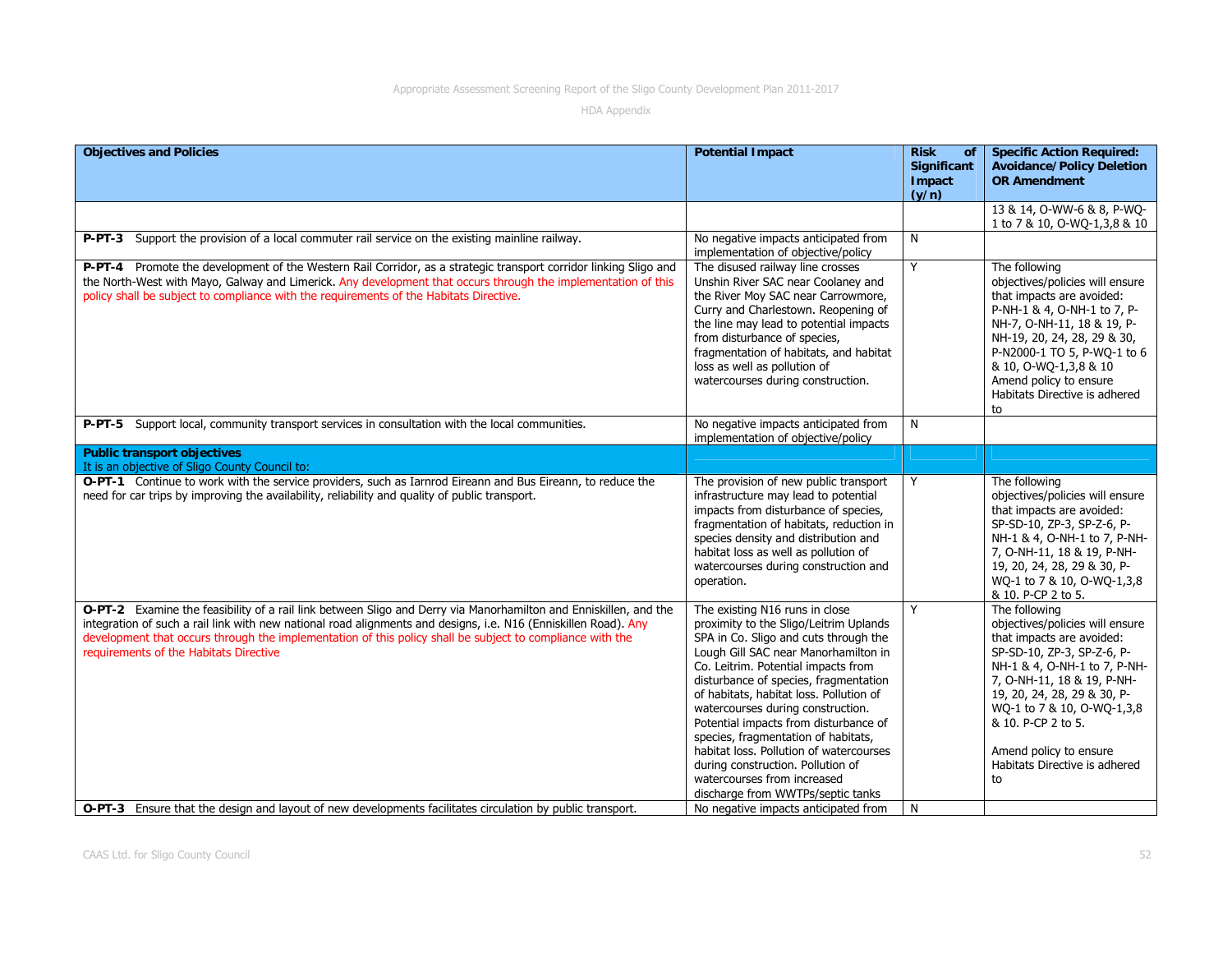| Objectives and Policies | Potential Impact | Risk of Significant Impact (y/n) | Specific Action Required: Avoidance/Policy Deletion OR Amendment |
|---|---|---|---|
| | | | 13 & 14, O-WW-6 & 8, P-WQ-1 to 7 & 10, O-WQ-1,3,8 & 10 |
| **P-PT-3** Support the provision of a local commuter rail service on the existing mainline railway. | No negative impacts anticipated from implementation of objective/policy | N | |
| **P-PT-4** Promote the development of the Western Rail Corridor, as a strategic transport corridor linking Sligo and the North-West with Mayo, Galway and Limerick. Any development that occurs through the implementation of this policy shall be subject to compliance with the requirements of the Habitats Directive. | The disused railway line crosses Unshin River SAC near Coolaney and the River Moy SAC near Carrowmore, Curry and Charlestown. Reopening of the line may lead to potential impacts from disturbance of species, fragmentation of habitats, and habitat loss as well as pollution of watercourses during construction. | Y | The following objectives/policies will ensure that impacts are avoided: P-NH-1 & 4, O-NH-1 to 7, P-NH-7, O-NH-11, 18 & 19, P-NH-19, 20, 24, 28, 29 & 30, P-N2000-1 TO 5, P-WQ-1 to 6 & 10, O-WQ-1,3,8 & 10<br>Amend policy to ensure Habitats Directive is adhered to |
| **P-PT-5** Support local, community transport services in consultation with the local communities. | No negative impacts anticipated from implementation of objective/policy | N | |
| **Public transport objectives**<br>It is an objective of Sligo County Council to: | | | |
| **O-PT-1** Continue to work with the service providers, such as Iarnrod Eireann and Bus Eireann, to reduce the need for car trips by improving the availability, reliability and quality of public transport. | The provision of new public transport infrastructure may lead to potential impacts from disturbance of species, fragmentation of habitats, reduction in species density and distribution and habitat loss as well as pollution of watercourses during construction and operation. | Y | The following objectives/policies will ensure that impacts are avoided: SP-SD-10, ZP-3, SP-Z-6, P-NH-1 & 4, O-NH-1 to 7, P-NH-7, O-NH-11, 18 & 19, P-NH-19, 20, 24, 28, 29 & 30, P-WQ-1 to 7 & 10, O-WQ-1,3,8 & 10. P-CP 2 to 5. |
| **O-PT-2** Examine the feasibility of a rail link between Sligo and Derry via Manorhamilton and Enniskillen, and the integration of such a rail link with new national road alignments and designs, i.e. N16 (Enniskillen Road). Any development that occurs through the implementation of this policy shall be subject to compliance with the requirements of the Habitats Directive | The existing N16 runs in close proximity to the Sligo/Leitrim Uplands SPA in Co. Sligo and cuts through the Lough Gill SAC near Manorhamilton in Co. Leitrim. Potential impacts from disturbance of species, fragmentation of habitats, habitat loss. Pollution of watercourses during construction. Potential impacts from disturbance of species, fragmentation of habitats, habitat loss. Pollution of watercourses during construction. Pollution of watercourses from increased discharge from WWTPs/septic tanks | Y | The following objectives/policies will ensure that impacts are avoided: SP-SD-10, ZP-3, SP-Z-6, P-NH-1 & 4, O-NH-1 to 7, P-NH-7, O-NH-11, 18 & 19, P-NH-19, 20, 24, 28, 29 & 30, P-WQ-1 to 7 & 10, O-WQ-1,3,8 & 10. P-CP 2 to 5.<br><br>Amend policy to ensure Habitats Directive is adhered to |
| **O-PT-3** Ensure that the design and layout of new developments facilitates circulation by public transport. | No negative impacts anticipated from | N | |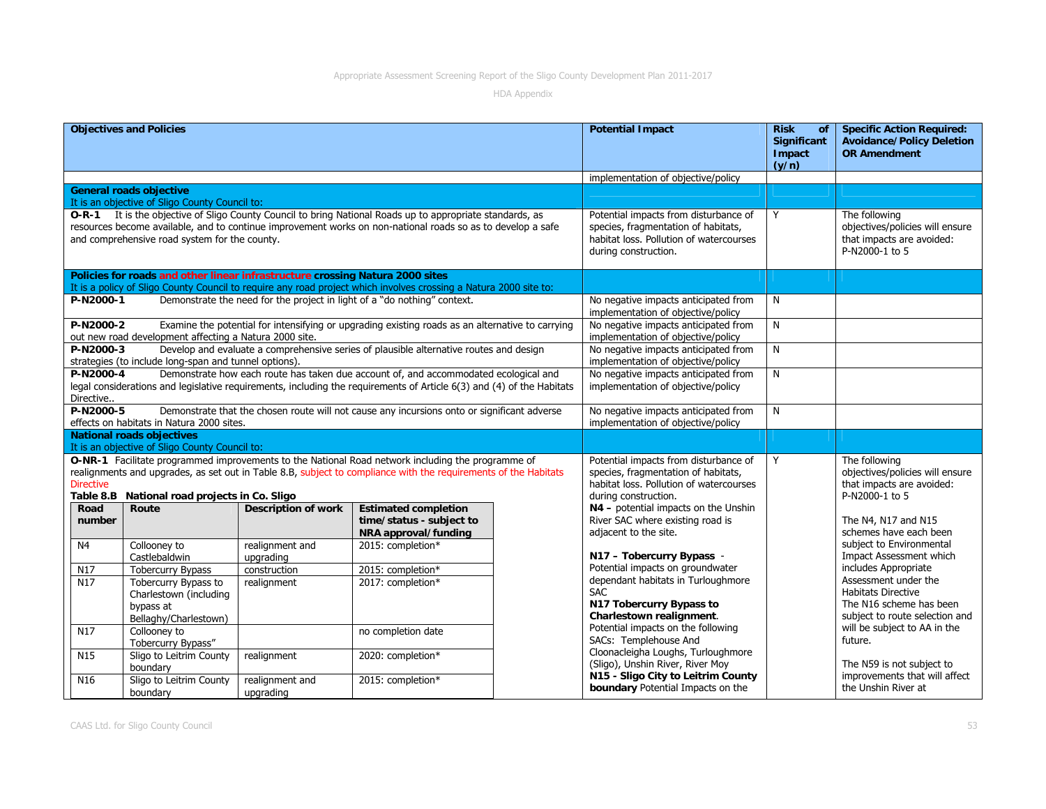| Objectives and Policies | Potential Impact | Risk of Significant Impact (y/n) | Specific Action Required: Avoidance/Policy Deletion OR Amendment |
|---|---|---|---|
| | implementation of objective/policy | | |
| **General roads objective**<br>It is an objective of Sligo County Council to: | | | |
| **O-R-1** It is the objective of Sligo County Council to bring National Roads up to appropriate standards, as resources become available, and to continue improvement works on non-national roads so as to develop a safe and comprehensive road system for the county. | Potential impacts from disturbance of species, fragmentation of habitats, habitat loss. Pollution of watercourses during construction. | Y | The following objectives/policies will ensure that impacts are avoided: P-N2000-1 to 5 |
| **Policies for roads and other linear infrastructure crossing Natura 2000 sites**<br>It is a policy of Sligo County Council to require any road project which involves crossing a Natura 2000 site to: | | | |
| **P-N2000-1** Demonstrate the need for the project in light of a "do nothing" context. | No negative impacts anticipated from implementation of objective/policy | N | |
| **P-N2000-2** Examine the potential for intensifying or upgrading existing roads as an alternative to carrying out new road development affecting a Natura 2000 site. | No negative impacts anticipated from implementation of objective/policy | N | |
| **P-N2000-3** Develop and evaluate a comprehensive series of plausible alternative routes and design strategies (to include long-span and tunnel options). | No negative impacts anticipated from implementation of objective/policy | N | |
| **P-N2000-4** Demonstrate how each route has taken due account of, and accommodated ecological and legal considerations and legislative requirements, including the requirements of Article 6(3) and (4) of the Habitats Directive.. | No negative impacts anticipated from implementation of objective/policy | N | |
| **P-N2000-5** Demonstrate that the chosen route will not cause any incursions onto or significant adverse effects on habitats in Natura 2000 sites. | No negative impacts anticipated from implementation of objective/policy | N | |
| **National roads objectives**<br>It is an objective of Sligo County Council to: | | | |
| **O-NR-1** Facilitate programmed improvements to the National Road network including the programme of realignments and upgrades, as set out in Table 8.B, subject to compliance with the requirements of the Habitats Directive<br>**Table 8.B National road projects in Co. Sligo** (see table below) | Potential impacts from disturbance of species, fragmentation of habitats, habitat loss. Pollution of watercourses during construction.<br>**N4 –** potential impacts on the Unshin River SAC where existing road is adjacent to the site.<br>**N17 – Tobercurry Bypass** - Potential impacts on groundwater dependant habitats in Turloughmore SAC<br>**N17 Tobercurry Bypass to Charlestown realignment**. Potential impacts on the following SACs: Templehouse And Cloonacleigha Loughs, Turloughmore (Sligo), Unshin River, River Moy<br>**N15 - Sligo City to Leitrim County boundary** Potential Impacts on the | Y | The following objectives/policies will ensure that impacts are avoided: P-N2000-1 to 5<br><br>The N4, N17 and N15 schemes have each been subject to Environmental Impact Assessment which includes Appropriate Assessment under the Habitats Directive<br>The N16 scheme has been subject to route selection and will be subject to AA in the future.<br><br>The N59 is not subject to improvements that will affect the Unshin River at |

**Table 8.B National road projects in Co. Sligo**

| Road number | Route | Description of work | Estimated completion time/status - subject to NRA approval/funding |
|---|---|---|---|
| N4 | Collooney to Castlebaldwin | realignment and upgrading | 2015: completion* |
| N17 | Tobercurry Bypass | construction | 2015: completion* |
| N17 | Tobercurry Bypass to Charlestown (including bypass at Bellaghy/Charlestown) | realignment | 2017: completion* |
| N17 | Collooney to Tobercurry Bypass" | | no completion date |
| N15 | Sligo to Leitrim County boundary | realignment | 2020: completion* |
| N16 | Sligo to Leitrim County boundary | realignment and upgrading | 2015: completion* |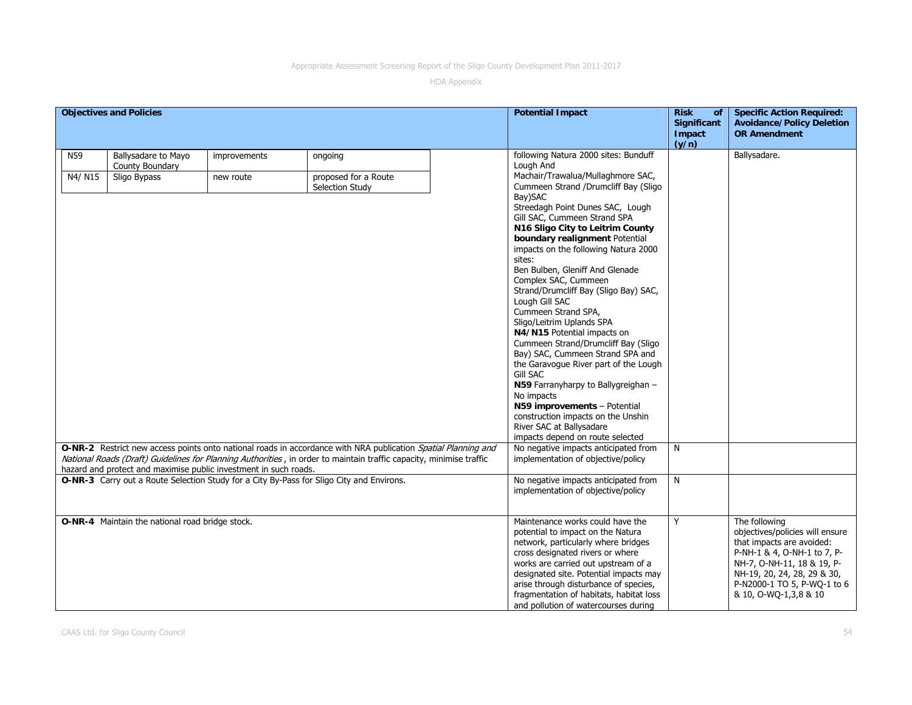| Objectives and Policies | Potential Impact | Risk of Significant Impact (y/n) | Specific Action Required: Avoidance/Policy Deletion OR Amendment |
|---|---|---|---|
| N59 &#124; Ballysadare to Mayo County Boundary &#124; improvements &#124; ongoing<br>N4/ N15 &#124; Sligo Bypass &#124; new route &#124; proposed for a Route Selection Study | following Natura 2000 sites: Bunduff Lough And Machair/Trawalua/Mullaghmore SAC, Cummeen Strand /Drumcliff Bay (Sligo Bay)SAC Streedagh Point Dunes SAC, Lough Gill SAC, Cummeen Strand SPA **N16 Sligo City to Leitrim County boundary realignment** Potential impacts on the following Natura 2000 sites: Ben Bulben, Gleniff And Glenade Complex SAC, Cummeen Strand/Drumcliff Bay (Sligo Bay) SAC, Lough Gill SAC Cummeen Strand SPA, Sligo/Leitrim Uplands SPA **N4/N15** Potential impacts on Cummeen Strand/Drumcliff Bay (Sligo Bay) SAC, Cummeen Strand SPA and the Garavogue River part of the Lough Gill SAC **N59** Farranyharpy to Ballygreighan – No impacts **N59 improvements** – Potential construction impacts on the Unshin River SAC at Ballysadare impacts depend on route selected | | Ballysadare. |
| **O-NR-2** Restrict new access points onto national roads in accordance with NRA publication *Spatial Planning and National Roads (Draft) Guidelines for Planning Authorities*, in order to maintain traffic capacity, minimise traffic hazard and protect and maximise public investment in such roads. | No negative impacts anticipated from implementation of objective/policy | N | |
| **O-NR-3** Carry out a Route Selection Study for a City By-Pass for Sligo City and Environs. | No negative impacts anticipated from implementation of objective/policy | N | |
| **O-NR-4** Maintain the national road bridge stock. | Maintenance works could have the potential to impact on the Natura network, particularly where bridges cross designated rivers or where works are carried out upstream of a designated site. Potential impacts may arise through disturbance of species, fragmentation of habitats, habitat loss and pollution of watercourses during | Y | The following objectives/policies will ensure that impacts are avoided: P-NH-1 & 4, O-NH-1 to 7, P-NH-7, O-NH-11, 18 & 19, P-NH-19, 20, 24, 28, 29 & 30, P-N2000-1 TO 5, P-WQ-1 to 6 & 10, O-WQ-1,3,8 & 10 |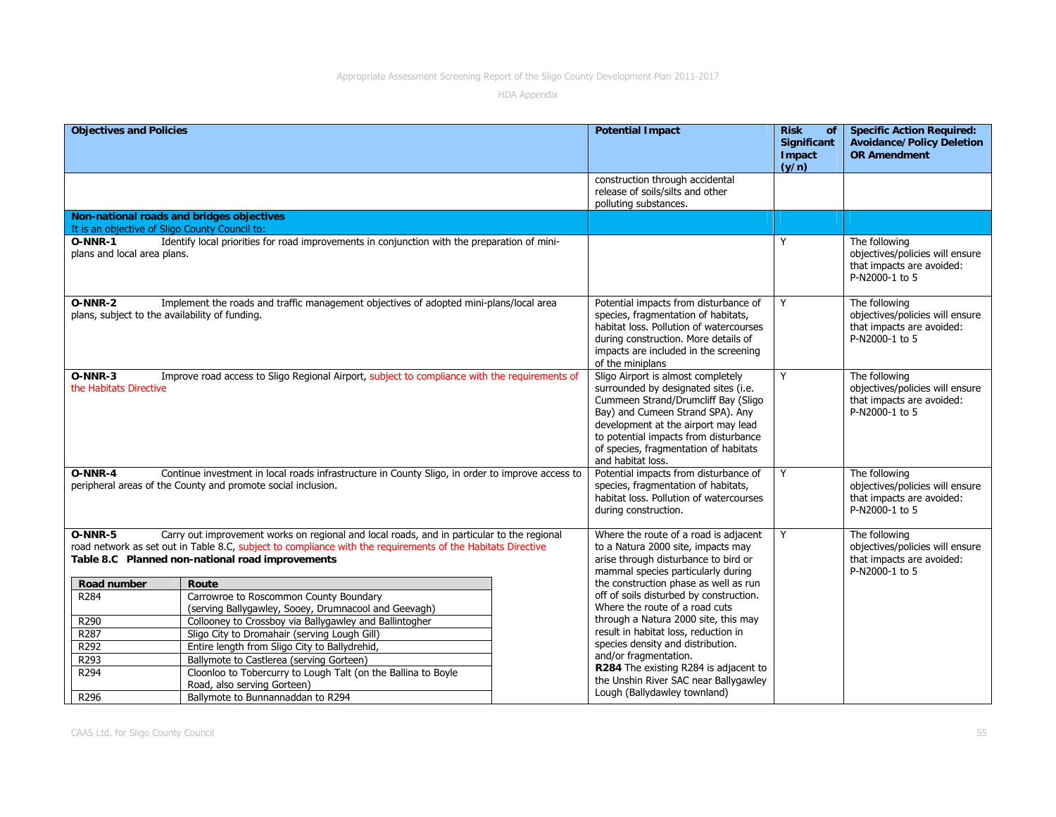| Objectives and Policies | Potential Impact | Risk of Significant Impact (y/n) | Specific Action Required: Avoidance/Policy Deletion OR Amendment |
|---|---|---|---|
| | construction through accidental release of soils/silts and other polluting substances. | | |
| **Non-national roads and bridges objectives**<br>It is an objective of Sligo County Council to: | | | |
| **O-NNR-1** Identify local priorities for road improvements in conjunction with the preparation of mini-plans and local area plans. | | Y | The following objectives/policies will ensure that impacts are avoided: P-N2000-1 to 5 |
| **O-NNR-2** Implement the roads and traffic management objectives of adopted mini-plans/local area plans, subject to the availability of funding. | Potential impacts from disturbance of species, fragmentation of habitats, habitat loss. Pollution of watercourses during construction. More details of impacts are included in the screening of the miniplans | Y | The following objectives/policies will ensure that impacts are avoided: P-N2000-1 to 5 |
| **O-NNR-3** Improve road access to Sligo Regional Airport, subject to compliance with the requirements of the Habitats Directive | Sligo Airport is almost completely surrounded by designated sites (i.e. Cummeen Strand/Drumcliff Bay (Sligo Bay) and Cumeen Strand SPA). Any development at the airport may lead to potential impacts from disturbance of species, fragmentation of habitats and habitat loss. | Y | The following objectives/policies will ensure that impacts are avoided: P-N2000-1 to 5 |
| **O-NNR-4** Continue investment in local roads infrastructure in County Sligo, in order to improve access to peripheral areas of the County and promote social inclusion. | Potential impacts from disturbance of species, fragmentation of habitats, habitat loss. Pollution of watercourses during construction. | Y | The following objectives/policies will ensure that impacts are avoided: P-N2000-1 to 5 |
| **O-NNR-5** Carry out improvement works on regional and local roads, and in particular to the regional road network as set out in Table 8.C, subject to compliance with the requirements of the Habitats Directive<br>**Table 8.C Planned non-national road improvements**<br>**Road number** – **Route**<br>R284 – Carrowroe to Roscommon County Boundary (serving Ballygawley, Sooey, Drumnacool and Geevagh)<br>R290 – Collooney to Crossboy via Ballygawley and Ballintogher<br>R287 – Sligo City to Dromahair (serving Lough Gill)<br>R292 – Entire length from Sligo City to Ballydrehid,<br>R293 – Ballymote to Castlerea (serving Gorteen)<br>R294 – Cloonloo to Tobercurry to Lough Talt (on the Ballina to Boyle Road, also serving Gorteen)<br>R296 – Ballymote to Bunnannaddan to R294 | Where the route of a road is adjacent to a Natura 2000 site, impacts may arise through disturbance to bird or mammal species particularly during the construction phase as well as run off of soils disturbed by construction. Where the route of a road cuts through a Natura 2000 site, this may result in habitat loss, reduction in species density and distribution. and/or fragmentation.<br>**R284** The existing R284 is adjacent to the Unshin River SAC near Ballygawley Lough (Ballydawley townland) | Y | The following objectives/policies will ensure that impacts are avoided: P-N2000-1 to 5 |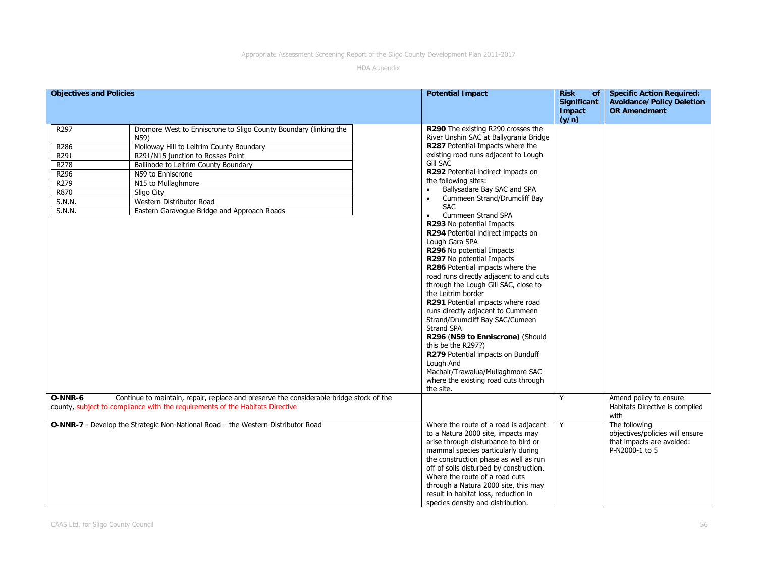| Objectives and Policies | Potential Impact | Risk of Significant Impact (y/n) | Specific Action Required: Avoidance/Policy Deletion OR Amendment |
|---|---|---|---|
| R297 — Dromore West to Enniscrone to Sligo County Boundary (linking the N59)<br>R286 — Molloway Hill to Leitrim County Boundary<br>R291 — R291/N15 junction to Rosses Point<br>R278 — Ballinode to Leitrim County Boundary<br>R296 — N59 to Enniscrone<br>R279 — N15 to Mullaghmore<br>R870 — Sligo City<br>S.N.N. — Western Distributor Road<br>S.N.N. — Eastern Garavogue Bridge and Approach Roads | **R290** The existing R290 crosses the River Unshin SAC at Ballygrania Bridge<br>**R287** Potential Impacts where the existing road runs adjacent to Lough Gill SAC<br>**R292** Potential indirect impacts on the following sites:<br>• Ballysadare Bay SAC and SPA<br>• Cummeen Strand/Drumcliff Bay SAC<br>• Cummeen Strand SPA<br>**R293** No potential Impacts<br>**R294** Potential indirect impacts on Lough Gara SPA<br>**R296** No potential Impacts<br>**R297** No potential Impacts<br>**R286** Potential impacts where the road runs directly adjacent to and cuts through the Lough Gill SAC, close to the Leitrim border<br>**R291** Potential impacts where road runs directly adjacent to Cummeen Strand/Drumcliff Bay SAC/Cumeen Strand SPA<br>**R296** (**N59 to Enniscrone**) (Should this be the R297?)<br>**R279** Potential impacts on Bunduff Lough And Machair/Trawalua/Mullaghmore SAC where the existing road cuts through the site. | | |
| **O-NNR-6** Continue to maintain, repair, replace and preserve the considerable bridge stock of the county, subject to compliance with the requirements of the Habitats Directive | | Y | Amend policy to ensure Habitats Directive is complied with |
| **O-NNR-7** - Develop the Strategic Non-National Road – the Western Distributor Road | Where the route of a road is adjacent to a Natura 2000 site, impacts may arise through disturbance to bird or mammal species particularly during the construction phase as well as run off of soils disturbed by construction. Where the route of a road cuts through a Natura 2000 site, this may result in habitat loss, reduction in species density and distribution. | Y | The following objectives/policies will ensure that impacts are avoided: P-N2000-1 to 5 |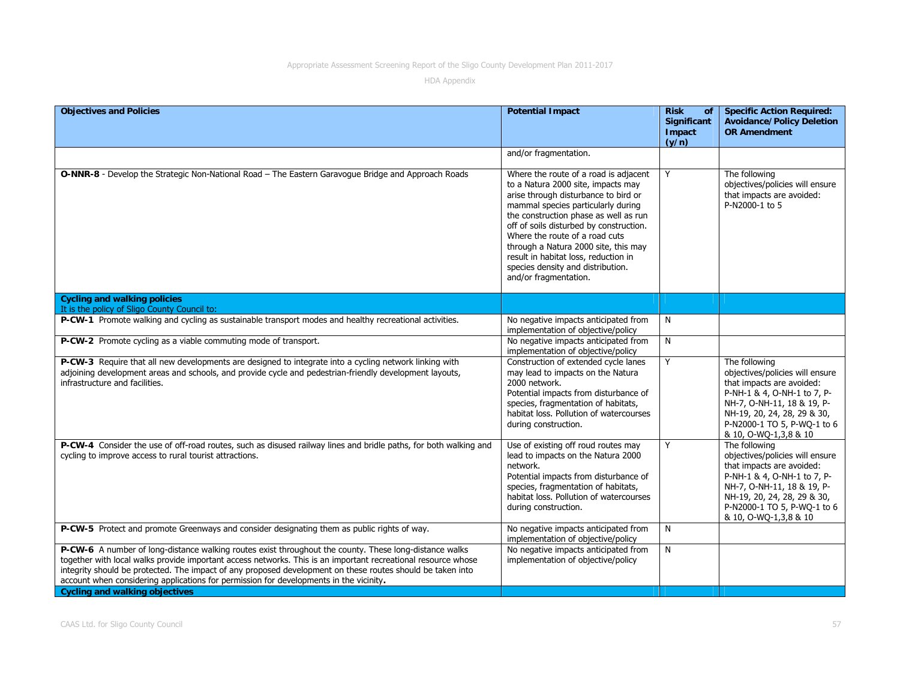| Objectives and Policies | Potential Impact | Risk of Significant Impact (y/n) | Specific Action Required: Avoidance/Policy Deletion OR Amendment |
|---|---|---|---|
| | and/or fragmentation. | | |
| **O-NNR-8** - Develop the Strategic Non-National Road – The Eastern Garavogue Bridge and Approach Roads | Where the route of a road is adjacent to a Natura 2000 site, impacts may arise through disturbance to bird or mammal species particularly during the construction phase as well as run off of soils disturbed by construction. Where the route of a road cuts through a Natura 2000 site, this may result in habitat loss, reduction in species density and distribution. and/or fragmentation. | Y | The following objectives/policies will ensure that impacts are avoided: P-N2000-1 to 5 |
| **Cycling and walking policies** It is the policy of Sligo County Council to: | | | |
| **P-CW-1** Promote walking and cycling as sustainable transport modes and healthy recreational activities. | No negative impacts anticipated from implementation of objective/policy | N | |
| **P-CW-2** Promote cycling as a viable commuting mode of transport. | No negative impacts anticipated from implementation of objective/policy | N | |
| **P-CW-3** Require that all new developments are designed to integrate into a cycling network linking with adjoining development areas and schools, and provide cycle and pedestrian-friendly development layouts, infrastructure and facilities. | Construction of extended cycle lanes may lead to impacts on the Natura 2000 network. Potential impacts from disturbance of species, fragmentation of habitats, habitat loss. Pollution of watercourses during construction. | Y | The following objectives/policies will ensure that impacts are avoided: P-NH-1 & 4, O-NH-1 to 7, P-NH-7, O-NH-11, 18 & 19, P-NH-19, 20, 24, 28, 29 & 30, P-N2000-1 TO 5, P-WQ-1 to 6 & 10, O-WQ-1,3,8 & 10 |
| **P-CW-4** Consider the use of off-road routes, such as disused railway lines and bridle paths, for both walking and cycling to improve access to rural tourist attractions. | Use of existing off roud routes may lead to impacts on the Natura 2000 network. Potential impacts from disturbance of species, fragmentation of habitats, habitat loss. Pollution of watercourses during construction. | Y | The following objectives/policies will ensure that impacts are avoided: P-NH-1 & 4, O-NH-1 to 7, P-NH-7, O-NH-11, 18 & 19, P-NH-19, 20, 24, 28, 29 & 30, P-N2000-1 TO 5, P-WQ-1 to 6 & 10, O-WQ-1,3,8 & 10 |
| **P-CW-5** Protect and promote Greenways and consider designating them as public rights of way. | No negative impacts anticipated from implementation of objective/policy | N | |
| **P-CW-6** A number of long-distance walking routes exist throughout the county. These long-distance walks together with local walks provide important access networks. This is an important recreational resource whose integrity should be protected. The impact of any proposed development on these routes should be taken into account when considering applications for permission for developments in the vicinity**.** | No negative impacts anticipated from implementation of objective/policy | N | |
| **Cycling and walking objectives** | | | |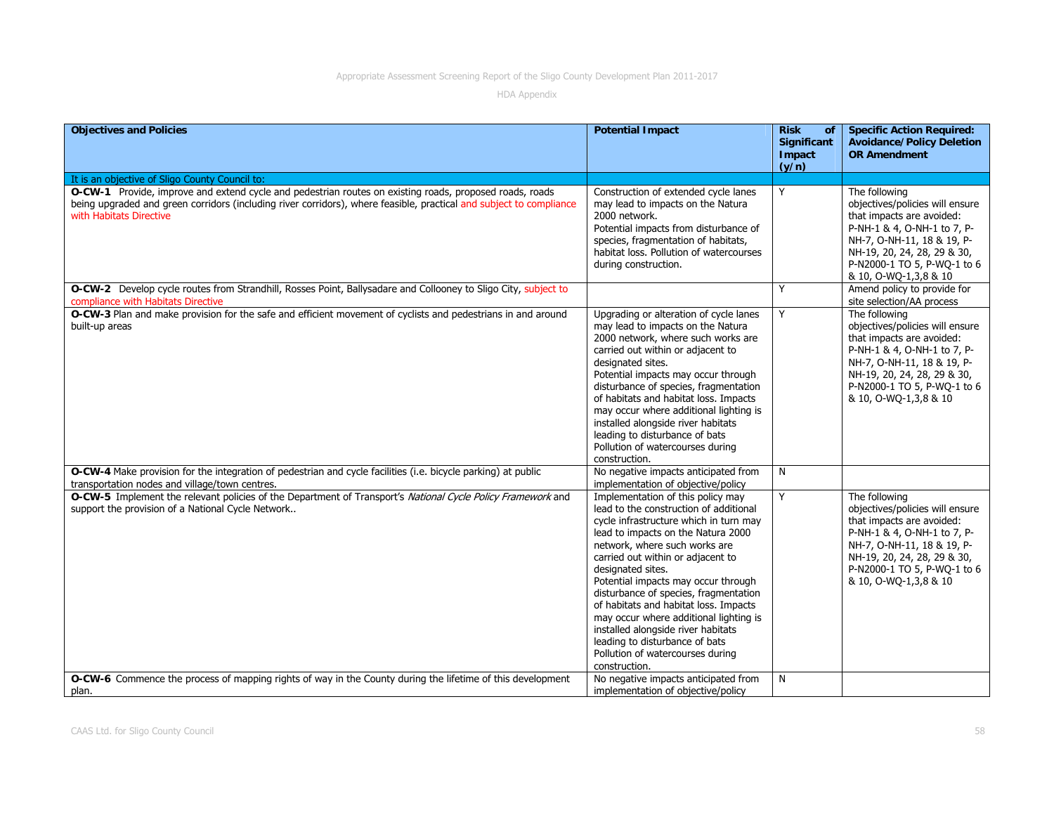| Objectives and Policies | Potential Impact | Risk of Significant Impact (y/n) | Specific Action Required: Avoidance/Policy Deletion OR Amendment |
|---|---|---|---|
| It is an objective of Sligo County Council to: | | | |
| **O-CW-1** Provide, improve and extend cycle and pedestrian routes on existing roads, proposed roads, roads being upgraded and green corridors (including river corridors), where feasible, practical and subject to compliance with Habitats Directive | Construction of extended cycle lanes may lead to impacts on the Natura 2000 network. Potential impacts from disturbance of species, fragmentation of habitats, habitat loss. Pollution of watercourses during construction. | Y | The following objectives/policies will ensure that impacts are avoided: P-NH-1 & 4, O-NH-1 to 7, P-NH-7, O-NH-11, 18 & 19, P-NH-19, 20, 24, 28, 29 & 30, P-N2000-1 TO 5, P-WQ-1 to 6 & 10, O-WQ-1,3,8 & 10 |
| **O-CW-2** Develop cycle routes from Strandhill, Rosses Point, Ballysadare and Collooney to Sligo City, subject to compliance with Habitats Directive | | Y | Amend policy to provide for site selection/AA process |
| **O-CW-3** Plan and make provision for the safe and efficient movement of cyclists and pedestrians in and around built-up areas | Upgrading or alteration of cycle lanes may lead to impacts on the Natura 2000 network, where such works are carried out within or adjacent to designated sites. Potential impacts may occur through disturbance of species, fragmentation of habitats and habitat loss. Impacts may occur where additional lighting is installed alongside river habitats leading to disturbance of bats Pollution of watercourses during construction. | Y | The following objectives/policies will ensure that impacts are avoided: P-NH-1 & 4, O-NH-1 to 7, P-NH-7, O-NH-11, 18 & 19, P-NH-19, 20, 24, 28, 29 & 30, P-N2000-1 TO 5, P-WQ-1 to 6 & 10, O-WQ-1,3,8 & 10 |
| **O-CW-4** Make provision for the integration of pedestrian and cycle facilities (i.e. bicycle parking) at public transportation nodes and village/town centres. | No negative impacts anticipated from implementation of objective/policy | N | |
| **O-CW-5** Implement the relevant policies of the Department of Transport's *National Cycle Policy Framework* and support the provision of a National Cycle Network.. | Implementation of this policy may lead to the construction of additional cycle infrastructure which in turn may lead to impacts on the Natura 2000 network, where such works are carried out within or adjacent to designated sites. Potential impacts may occur through disturbance of species, fragmentation of habitats and habitat loss. Impacts may occur where additional lighting is installed alongside river habitats leading to disturbance of bats Pollution of watercourses during construction. | Y | The following objectives/policies will ensure that impacts are avoided: P-NH-1 & 4, O-NH-1 to 7, P-NH-7, O-NH-11, 18 & 19, P-NH-19, 20, 24, 28, 29 & 30, P-N2000-1 TO 5, P-WQ-1 to 6 & 10, O-WQ-1,3,8 & 10 |
| **O-CW-6** Commence the process of mapping rights of way in the County during the lifetime of this development plan. | No negative impacts anticipated from implementation of objective/policy | N | |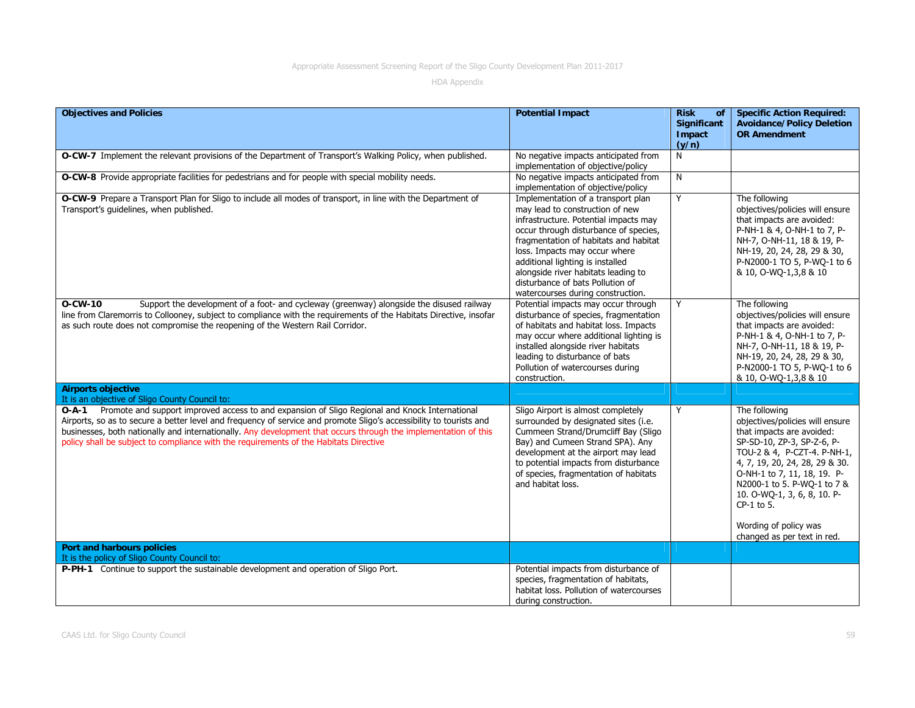| Objectives and Policies | Potential Impact | Risk of Significant Impact (y/n) | Specific Action Required: Avoidance/Policy Deletion OR Amendment |
|---|---|---|---|
| **O-CW-7** Implement the relevant provisions of the Department of Transport's Walking Policy, when published. | No negative impacts anticipated from implementation of objective/policy | N | |
| **O-CW-8** Provide appropriate facilities for pedestrians and for people with special mobility needs. | No negative impacts anticipated from implementation of objective/policy | N | |
| **O-CW-9** Prepare a Transport Plan for Sligo to include all modes of transport, in line with the Department of Transport's guidelines, when published. | Implementation of a transport plan may lead to construction of new infrastructure. Potential impacts may occur through disturbance of species, fragmentation of habitats and habitat loss. Impacts may occur where additional lighting is installed alongside river habitats leading to disturbance of bats Pollution of watercourses during construction. | Y | The following objectives/policies will ensure that impacts are avoided: P-NH-1 & 4, O-NH-1 to 7, P-NH-7, O-NH-11, 18 & 19, P-NH-19, 20, 24, 28, 29 & 30, P-N2000-1 TO 5, P-WQ-1 to 6 & 10, O-WQ-1,3,8 & 10 |
| **O-CW-10** Support the development of a foot- and cycleway (greenway) alongside the disused railway line from Claremorris to Collooney, subject to compliance with the requirements of the Habitats Directive, insofar as such route does not compromise the reopening of the Western Rail Corridor. | Potential impacts may occur through disturbance of species, fragmentation of habitats and habitat loss. Impacts may occur where additional lighting is installed alongside river habitats leading to disturbance of bats Pollution of watercourses during construction. | Y | The following objectives/policies will ensure that impacts are avoided: P-NH-1 & 4, O-NH-1 to 7, P-NH-7, O-NH-11, 18 & 19, P-NH-19, 20, 24, 28, 29 & 30, P-N2000-1 TO 5, P-WQ-1 to 6 & 10, O-WQ-1,3,8 & 10 |
| **Airports objective**<br>It is an objective of Sligo County Council to: | | | |
| **O-A-1** Promote and support improved access to and expansion of Sligo Regional and Knock International Airports, so as to secure a better level and frequency of service and promote Sligo's accessibility to tourists and businesses, both nationally and internationally. Any development that occurs through the implementation of this policy shall be subject to compliance with the requirements of the Habitats Directive | Sligo Airport is almost completely surrounded by designated sites (i.e. Cummeen Strand/Drumcliff Bay (Sligo Bay) and Cumeen Strand SPA). Any development at the airport may lead to potential impacts from disturbance of species, fragmentation of habitats and habitat loss. | Y | The following objectives/policies will ensure that impacts are avoided: SP-SD-10, ZP-3, SP-Z-6, P-TOU-2 & 4, P-CZT-4. P-NH-1, 4, 7, 19, 20, 24, 28, 29 & 30. O-NH-1 to 7, 11, 18, 19. P-N2000-1 to 5. P-WQ-1 to 7 & 10. O-WQ-1, 3, 6, 8, 10. P-CP-1 to 5.<br><br>Wording of policy was changed as per text in red. |
| **Port and harbours policies**<br>It is the policy of Sligo County Council to: | | | |
| **P-PH-1** Continue to support the sustainable development and operation of Sligo Port. | Potential impacts from disturbance of species, fragmentation of habitats, habitat loss. Pollution of watercourses during construction. | | |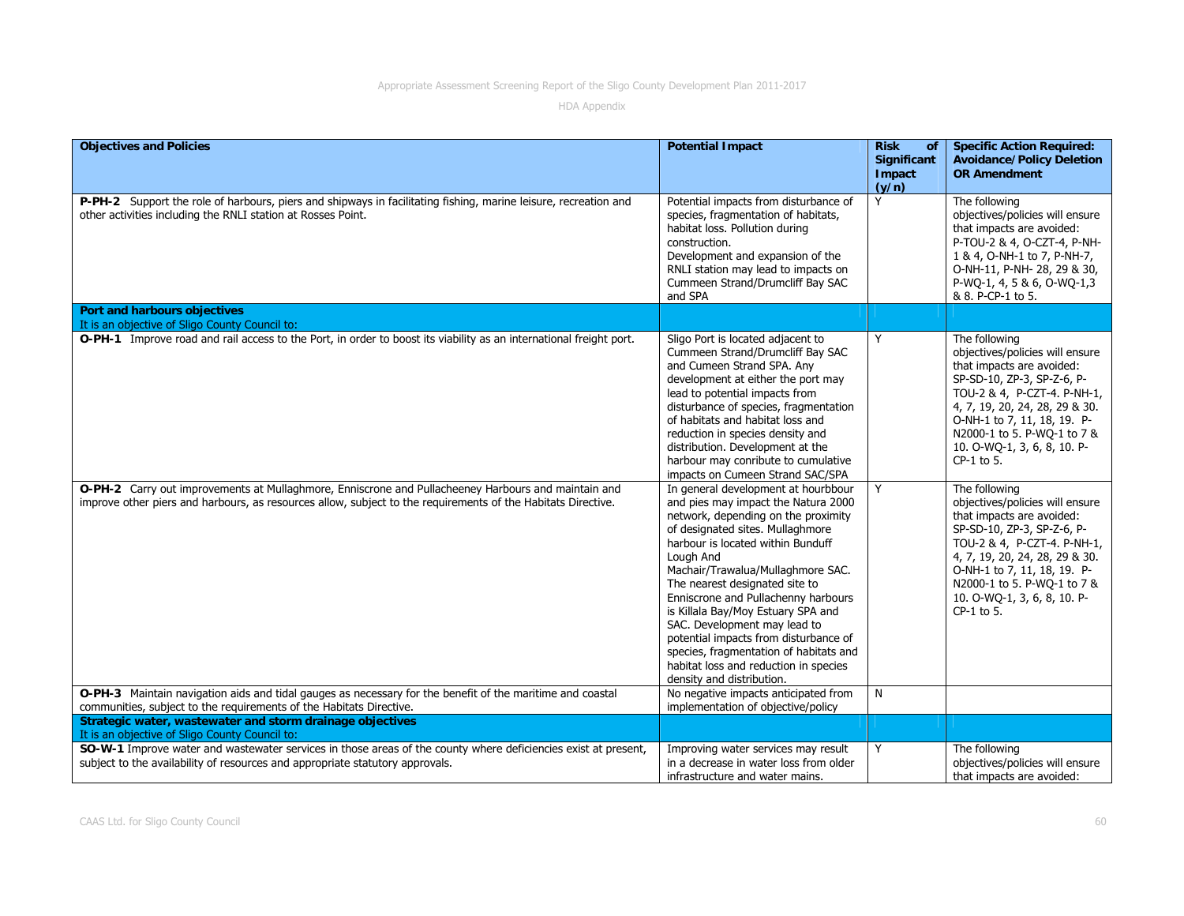| Objectives and Policies | Potential Impact | Risk of Significant Impact (y/n) | Specific Action Required: Avoidance/Policy Deletion OR Amendment |
|---|---|---|---|
| **P-PH-2** Support the role of harbours, piers and shipways in facilitating fishing, marine leisure, recreation and other activities including the RNLI station at Rosses Point. | Potential impacts from disturbance of species, fragmentation of habitats, habitat loss. Pollution during construction.<br>Development and expansion of the RNLI station may lead to impacts on Cummeen Strand/Drumcliff Bay SAC and SPA | Y | The following objectives/policies will ensure that impacts are avoided: P-TOU-2 & 4, O-CZT-4, P-NH-1 & 4, O-NH-1 to 7, P-NH-7, O-NH-11, P-NH- 28, 29 & 30, P-WQ-1, 4, 5 & 6, O-WQ-1,3 & 8. P-CP-1 to 5. |
| **Port and harbours objectives**<br>It is an objective of Sligo County Council to: | | | |
| **O-PH-1** Improve road and rail access to the Port, in order to boost its viability as an international freight port. | Sligo Port is located adjacent to Cummeen Strand/Drumcliff Bay SAC and Cumeen Strand SPA. Any development at either the port may lead to potential impacts from disturbance of species, fragmentation of habitats and habitat loss and reduction in species density and distribution. Development at the harbour may conribute to cumulative impacts on Cumeen Strand SAC/SPA | Y | The following objectives/policies will ensure that impacts are avoided: SP-SD-10, ZP-3, SP-Z-6, P-TOU-2 & 4, P-CZT-4. P-NH-1, 4, 7, 19, 20, 24, 28, 29 & 30. O-NH-1 to 7, 11, 18, 19. P-N2000-1 to 5. P-WQ-1 to 7 & 10. O-WQ-1, 3, 6, 8, 10. P-CP-1 to 5. |
| **O-PH-2** Carry out improvements at Mullaghmore, Enniscrone and Pullacheeney Harbours and maintain and improve other piers and harbours, as resources allow, subject to the requirements of the Habitats Directive. | In general development at hourbbour and pies may impact the Natura 2000 network, depending on the proximity of designated sites. Mullaghmore harbour is located within Bunduff Lough And Machair/Trawalua/Mullaghmore SAC. The nearest designated site to Enniscrone and Pullachenny harbours is Killala Bay/Moy Estuary SPA and SAC. Development may lead to potential impacts from disturbance of species, fragmentation of habitats and habitat loss and reduction in species density and distribution. | Y | The following objectives/policies will ensure that impacts are avoided: SP-SD-10, ZP-3, SP-Z-6, P-TOU-2 & 4, P-CZT-4. P-NH-1, 4, 7, 19, 20, 24, 28, 29 & 30. O-NH-1 to 7, 11, 18, 19. P-N2000-1 to 5. P-WQ-1 to 7 & 10. O-WQ-1, 3, 6, 8, 10. P-CP-1 to 5. |
| **O-PH-3** Maintain navigation aids and tidal gauges as necessary for the benefit of the maritime and coastal communities, subject to the requirements of the Habitats Directive. | No negative impacts anticipated from implementation of objective/policy | N | |
| **Strategic water, wastewater and storm drainage objectives**<br>It is an objective of Sligo County Council to: | | | |
| **SO-W-1** Improve water and wastewater services in those areas of the county where deficiencies exist at present, subject to the availability of resources and appropriate statutory approvals. | Improving water services may result in a decrease in water loss from older infrastructure and water mains. | Y | The following objectives/policies will ensure that impacts are avoided: |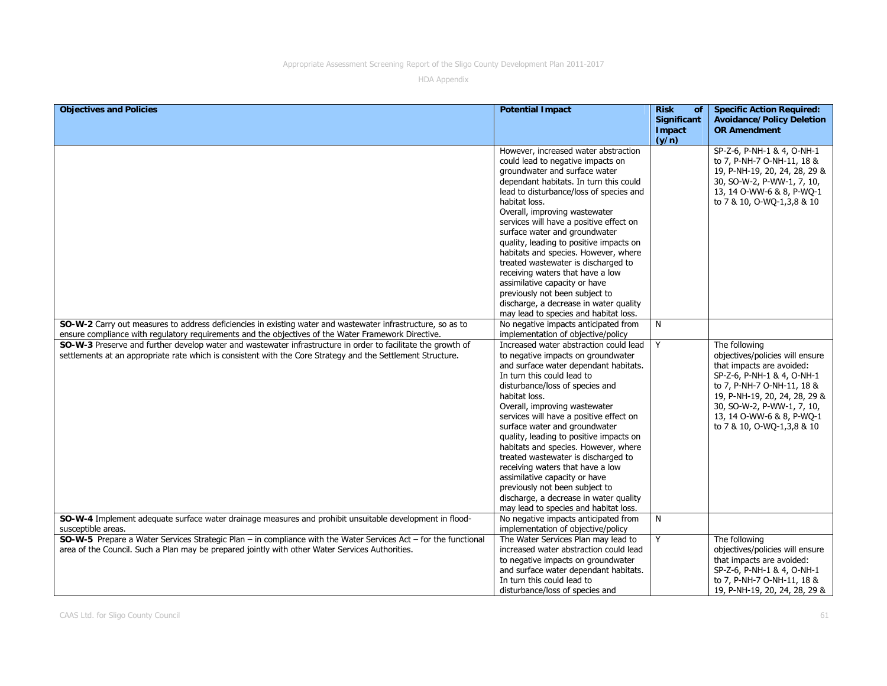| Objectives and Policies | Potential Impact | Risk of Significant Impact (y/n) | Specific Action Required: Avoidance/Policy Deletion OR Amendment |
|---|---|---|---|
| | However, increased water abstraction could lead to negative impacts on groundwater and surface water dependant habitats. In turn this could lead to disturbance/loss of species and habitat loss. Overall, improving wastewater services will have a positive effect on surface water and groundwater quality, leading to positive impacts on habitats and species. However, where treated wastewater is discharged to receiving waters that have a low assimilative capacity or have previously not been subject to discharge, a decrease in water quality may lead to species and habitat loss. | | SP-Z-6, P-NH-1 & 4, O-NH-1 to 7, P-NH-7 O-NH-11, 18 & 19, P-NH-19, 20, 24, 28, 29 & 30, SO-W-2, P-WW-1, 7, 10, 13, 14 O-WW-6 & 8, P-WQ-1 to 7 & 10, O-WQ-1,3,8 & 10 |
| **SO-W-2** Carry out measures to address deficiencies in existing water and wastewater infrastructure, so as to ensure compliance with regulatory requirements and the objectives of the Water Framework Directive. | No negative impacts anticipated from implementation of objective/policy | N | |
| **SO-W-3** Preserve and further develop water and wastewater infrastructure in order to facilitate the growth of settlements at an appropriate rate which is consistent with the Core Strategy and the Settlement Structure. | Increased water abstraction could lead to negative impacts on groundwater and surface water dependant habitats. In turn this could lead to disturbance/loss of species and habitat loss. Overall, improving wastewater services will have a positive effect on surface water and groundwater quality, leading to positive impacts on habitats and species. However, where treated wastewater is discharged to receiving waters that have a low assimilative capacity or have previously not been subject to discharge, a decrease in water quality may lead to species and habitat loss. | Y | The following objectives/policies will ensure that impacts are avoided: SP-Z-6, P-NH-1 & 4, O-NH-1 to 7, P-NH-7 O-NH-11, 18 & 19, P-NH-19, 20, 24, 28, 29 & 30, SO-W-2, P-WW-1, 7, 10, 13, 14 O-WW-6 & 8, P-WQ-1 to 7 & 10, O-WQ-1,3,8 & 10 |
| **SO-W-4** Implement adequate surface water drainage measures and prohibit unsuitable development in flood-susceptible areas. | No negative impacts anticipated from implementation of objective/policy | N | |
| **SO-W-5** Prepare a Water Services Strategic Plan – in compliance with the Water Services Act – for the functional area of the Council. Such a Plan may be prepared jointly with other Water Services Authorities. | The Water Services Plan may lead to increased water abstraction could lead to negative impacts on groundwater and surface water dependant habitats. In turn this could lead to disturbance/loss of species and | Y | The following objectives/policies will ensure that impacts are avoided: SP-Z-6, P-NH-1 & 4, O-NH-1 to 7, P-NH-7 O-NH-11, 18 & 19, P-NH-19, 20, 24, 28, 29 & |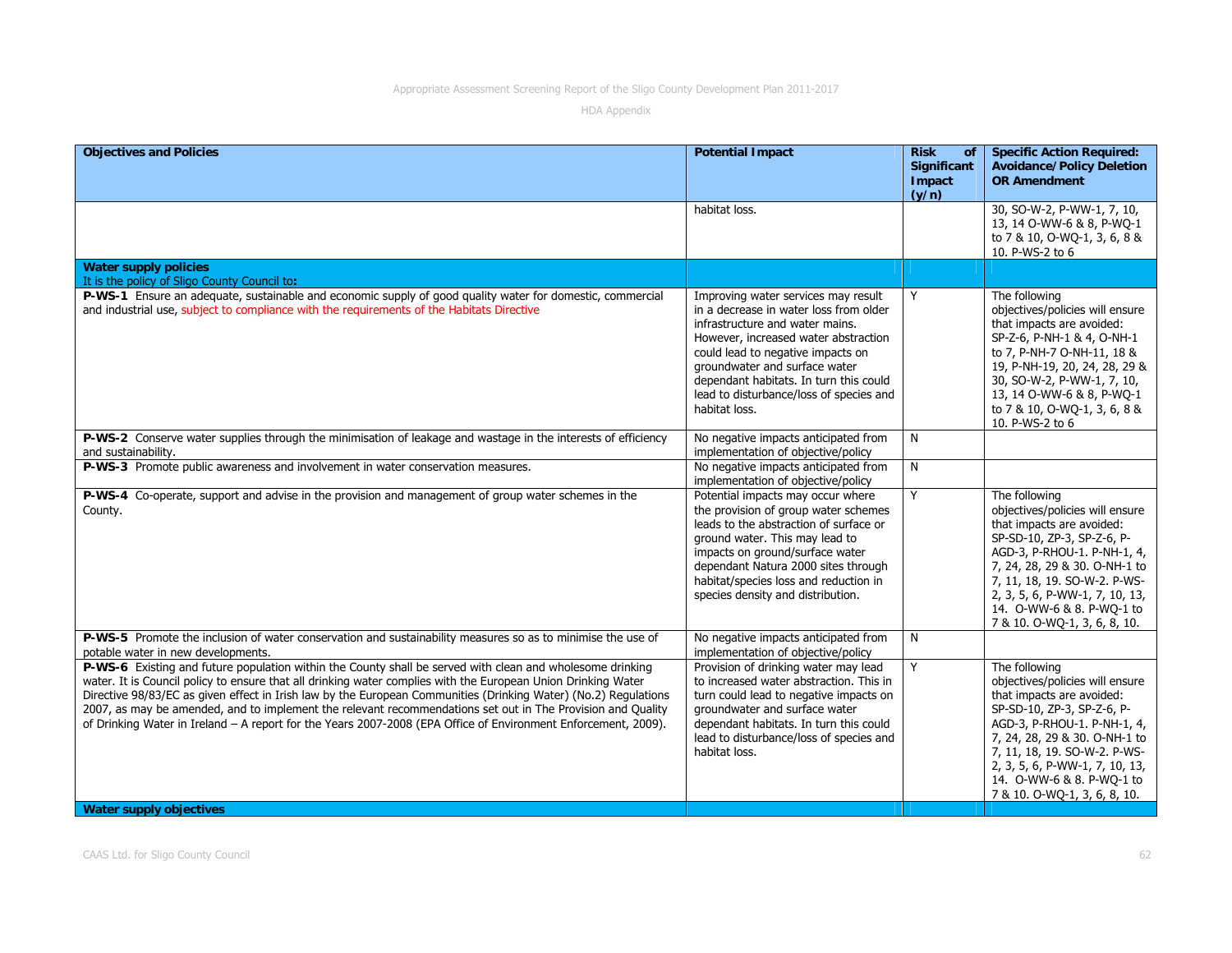| Objectives and Policies | Potential Impact | Risk of Significant Impact (y/n) | Specific Action Required: Avoidance/Policy Deletion OR Amendment |
|---|---|---|---|
| | habitat loss. | | 30, SO-W-2, P-WW-1, 7, 10, 13, 14 O-WW-6 & 8, P-WQ-1 to 7 & 10, O-WQ-1, 3, 6, 8 & 10. P-WS-2 to 6 |
| **Water supply policies** It is the policy of Sligo County Council to**:** | | | |
| **P-WS-1** Ensure an adequate, sustainable and economic supply of good quality water for domestic, commercial and industrial use, subject to compliance with the requirements of the Habitats Directive | Improving water services may result in a decrease in water loss from older infrastructure and water mains. However, increased water abstraction could lead to negative impacts on groundwater and surface water dependant habitats. In turn this could lead to disturbance/loss of species and habitat loss. | Y | The following objectives/policies will ensure that impacts are avoided: SP-Z-6, P-NH-1 & 4, O-NH-1 to 7, P-NH-7 O-NH-11, 18 & 19, P-NH-19, 20, 24, 28, 29 & 30, SO-W-2, P-WW-1, 7, 10, 13, 14 O-WW-6 & 8, P-WQ-1 to 7 & 10, O-WQ-1, 3, 6, 8 & 10. P-WS-2 to 6 |
| **P-WS-2** Conserve water supplies through the minimisation of leakage and wastage in the interests of efficiency and sustainability. | No negative impacts anticipated from implementation of objective/policy | N | |
| **P-WS-3** Promote public awareness and involvement in water conservation measures. | No negative impacts anticipated from implementation of objective/policy | N | |
| **P-WS-4** Co-operate, support and advise in the provision and management of group water schemes in the County. | Potential impacts may occur where the provision of group water schemes leads to the abstraction of surface or ground water. This may lead to impacts on ground/surface water dependant Natura 2000 sites through habitat/species loss and reduction in species density and distribution. | Y | The following objectives/policies will ensure that impacts are avoided: SP-SD-10, ZP-3, SP-Z-6, P-AGD-3, P-RHOU-1. P-NH-1, 4, 7, 24, 28, 29 & 30. O-NH-1 to 7, 11, 18, 19. SO-W-2. P-WS-2, 3, 5, 6, P-WW-1, 7, 10, 13, 14. O-WW-6 & 8. P-WQ-1 to 7 & 10. O-WQ-1, 3, 6, 8, 10. |
| **P-WS-5** Promote the inclusion of water conservation and sustainability measures so as to minimise the use of potable water in new developments. | No negative impacts anticipated from implementation of objective/policy | N | |
| **P-WS-6** Existing and future population within the County shall be served with clean and wholesome drinking water. It is Council policy to ensure that all drinking water complies with the European Union Drinking Water Directive 98/83/EC as given effect in Irish law by the European Communities (Drinking Water) (No.2) Regulations 2007, as may be amended, and to implement the relevant recommendations set out in The Provision and Quality of Drinking Water in Ireland – A report for the Years 2007-2008 (EPA Office of Environment Enforcement, 2009). | Provision of drinking water may lead to increased water abstraction. This in turn could lead to negative impacts on groundwater and surface water dependant habitats. In turn this could lead to disturbance/loss of species and habitat loss. | Y | The following objectives/policies will ensure that impacts are avoided: SP-SD-10, ZP-3, SP-Z-6, P-AGD-3, P-RHOU-1. P-NH-1, 4, 7, 24, 28, 29 & 30. O-NH-1 to 7, 11, 18, 19. SO-W-2. P-WS-2, 3, 5, 6, P-WW-1, 7, 10, 13, 14. O-WW-6 & 8. P-WQ-1 to 7 & 10. O-WQ-1, 3, 6, 8, 10. |
| **Water supply objectives** | | | |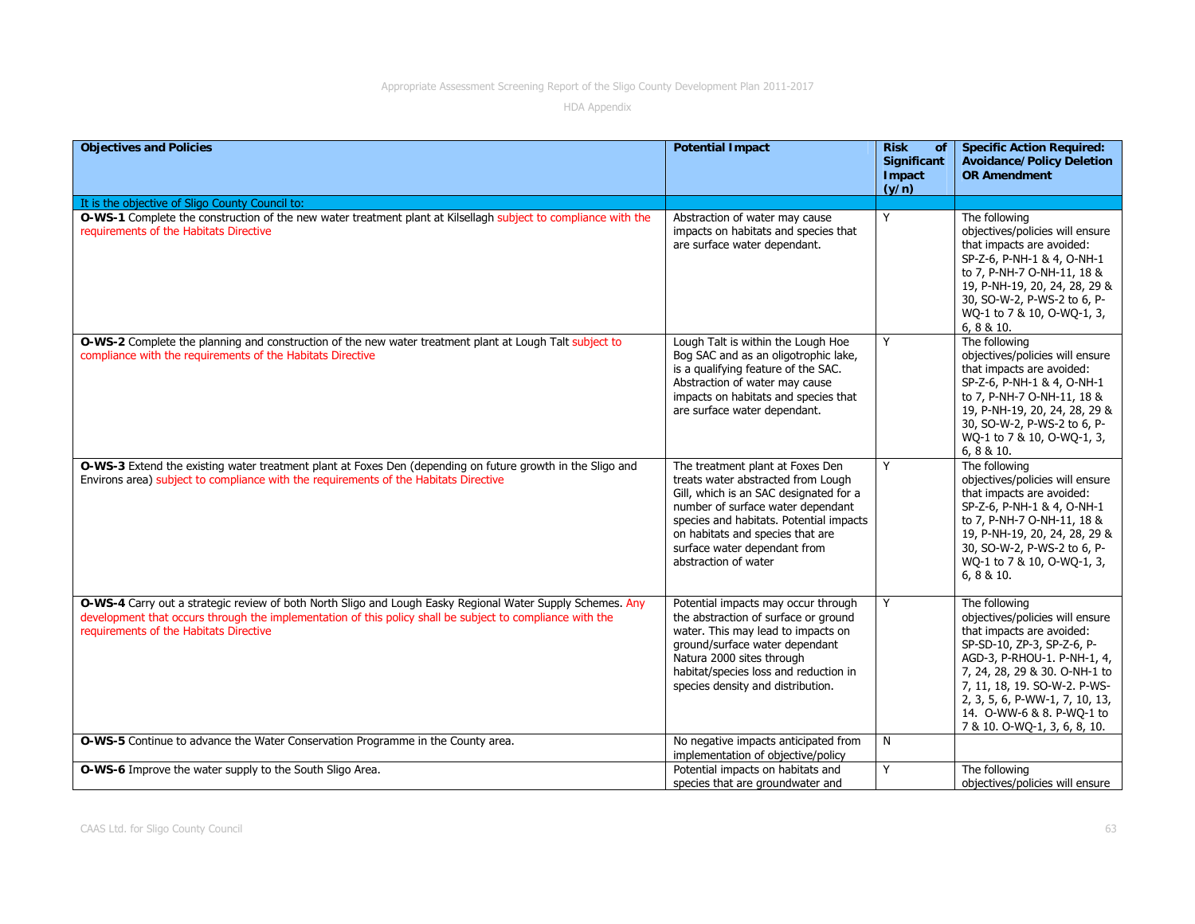| Objectives and Policies | Potential Impact | Risk of Significant Impact (y/n) | Specific Action Required: Avoidance/Policy Deletion OR Amendment |
|---|---|---|---|
| It is the objective of Sligo County Council to: | | | |
| **O-WS-1** Complete the construction of the new water treatment plant at Kilsellagh subject to compliance with the requirements of the Habitats Directive | Abstraction of water may cause impacts on habitats and species that are surface water dependant. | Y | The following objectives/policies will ensure that impacts are avoided: SP-Z-6, P-NH-1 & 4, O-NH-1 to 7, P-NH-7 O-NH-11, 18 & 19, P-NH-19, 20, 24, 28, 29 & 30, SO-W-2, P-WS-2 to 6, P-WQ-1 to 7 & 10, O-WQ-1, 3, 6, 8 & 10. |
| **O-WS-2** Complete the planning and construction of the new water treatment plant at Lough Talt subject to compliance with the requirements of the Habitats Directive | Lough Talt is within the Lough Hoe Bog SAC and as an oligotrophic lake, is a qualifying feature of the SAC. Abstraction of water may cause impacts on habitats and species that are surface water dependant. | Y | The following objectives/policies will ensure that impacts are avoided: SP-Z-6, P-NH-1 & 4, O-NH-1 to 7, P-NH-7 O-NH-11, 18 & 19, P-NH-19, 20, 24, 28, 29 & 30, SO-W-2, P-WS-2 to 6, P-WQ-1 to 7 & 10, O-WQ-1, 3, 6, 8 & 10. |
| **O-WS-3** Extend the existing water treatment plant at Foxes Den (depending on future growth in the Sligo and Environs area) subject to compliance with the requirements of the Habitats Directive | The treatment plant at Foxes Den treats water abstracted from Lough Gill, which is an SAC designated for a number of surface water dependant species and habitats. Potential impacts on habitats and species that are surface water dependant from abstraction of water | Y | The following objectives/policies will ensure that impacts are avoided: SP-Z-6, P-NH-1 & 4, O-NH-1 to 7, P-NH-7 O-NH-11, 18 & 19, P-NH-19, 20, 24, 28, 29 & 30, SO-W-2, P-WS-2 to 6, P-WQ-1 to 7 & 10, O-WQ-1, 3, 6, 8 & 10. |
| **O-WS-4** Carry out a strategic review of both North Sligo and Lough Easky Regional Water Supply Schemes. Any development that occurs through the implementation of this policy shall be subject to compliance with the requirements of the Habitats Directive | Potential impacts may occur through the abstraction of surface or ground water. This may lead to impacts on ground/surface water dependant Natura 2000 sites through habitat/species loss and reduction in species density and distribution. | Y | The following objectives/policies will ensure that impacts are avoided: SP-SD-10, ZP-3, SP-Z-6, P-AGD-3, P-RHOU-1. P-NH-1, 4, 7, 24, 28, 29 & 30. O-NH-1 to 7, 11, 18, 19. SO-W-2. P-WS-2, 3, 5, 6, P-WW-1, 7, 10, 13, 14. O-WW-6 & 8. P-WQ-1 to 7 & 10. O-WQ-1, 3, 6, 8, 10. |
| **O-WS-5** Continue to advance the Water Conservation Programme in the County area. | No negative impacts anticipated from implementation of objective/policy | N | |
| **O-WS-6** Improve the water supply to the South Sligo Area. | Potential impacts on habitats and species that are groundwater and | Y | The following objectives/policies will ensure |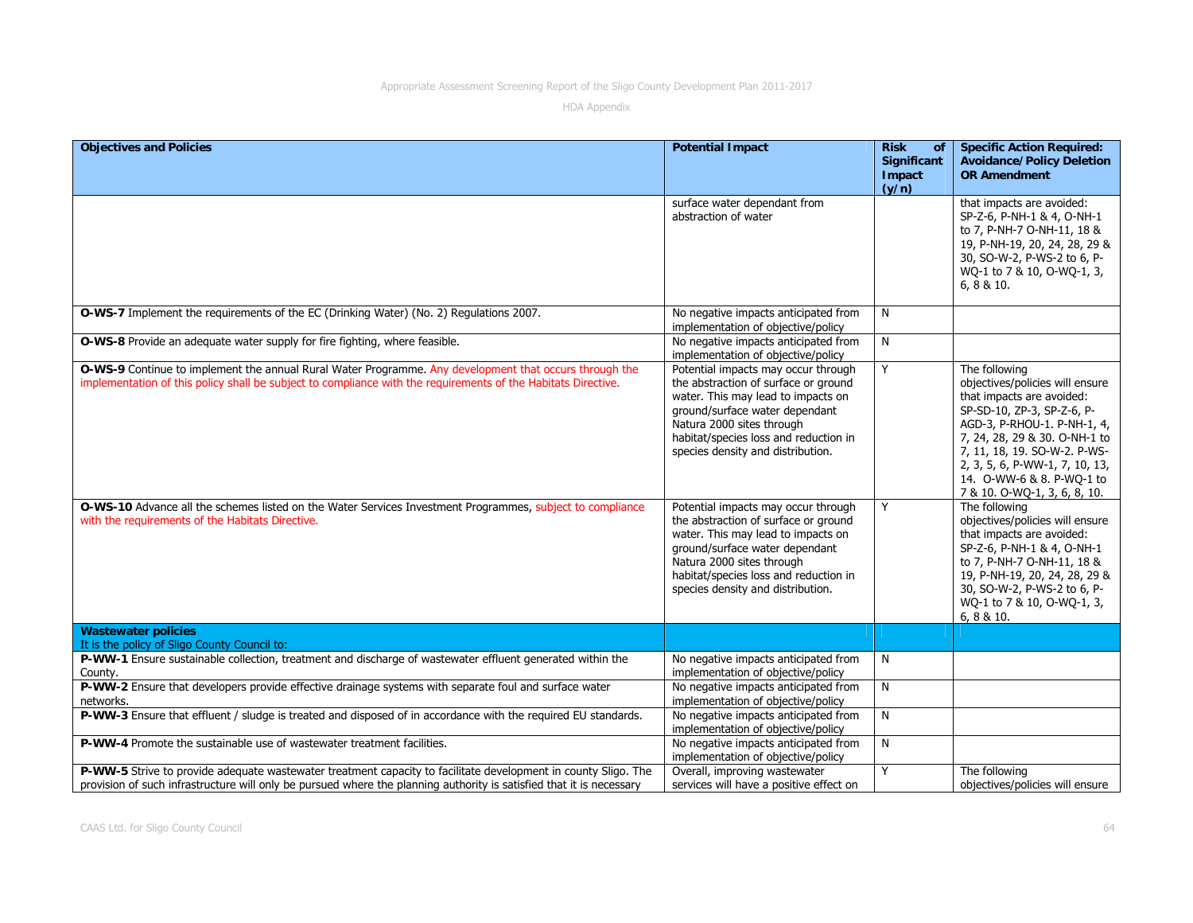| Objectives and Policies | Potential Impact | Risk of Significant Impact (y/n) | Specific Action Required: Avoidance/Policy Deletion OR Amendment |
|---|---|---|---|
| | surface water dependant from abstraction of water | | that impacts are avoided: SP-Z-6, P-NH-1 & 4, O-NH-1 to 7, P-NH-7 O-NH-11, 18 & 19, P-NH-19, 20, 24, 28, 29 & 30, SO-W-2, P-WS-2 to 6, P-WQ-1 to 7 & 10, O-WQ-1, 3, 6, 8 & 10. |
| **O-WS-7** Implement the requirements of the EC (Drinking Water) (No. 2) Regulations 2007. | No negative impacts anticipated from implementation of objective/policy | N | |
| **O-WS-8** Provide an adequate water supply for fire fighting, where feasible. | No negative impacts anticipated from implementation of objective/policy | N | |
| **O-WS-9** Continue to implement the annual Rural Water Programme. Any development that occurs through the implementation of this policy shall be subject to compliance with the requirements of the Habitats Directive. | Potential impacts may occur through the abstraction of surface or ground water. This may lead to impacts on ground/surface water dependant Natura 2000 sites through habitat/species loss and reduction in species density and distribution. | Y | The following objectives/policies will ensure that impacts are avoided: SP-SD-10, ZP-3, SP-Z-6, P-AGD-3, P-RHOU-1. P-NH-1, 4, 7, 24, 28, 29 & 30. O-NH-1 to 7, 11, 18, 19. SO-W-2. P-WS-2, 3, 5, 6, P-WW-1, 7, 10, 13, 14. O-WW-6 & 8. P-WQ-1 to 7 & 10. O-WQ-1, 3, 6, 8, 10. |
| **O-WS-10** Advance all the schemes listed on the Water Services Investment Programmes, subject to compliance with the requirements of the Habitats Directive. | Potential impacts may occur through the abstraction of surface or ground water. This may lead to impacts on ground/surface water dependant Natura 2000 sites through habitat/species loss and reduction in species density and distribution. | Y | The following objectives/policies will ensure that impacts are avoided: SP-Z-6, P-NH-1 & 4, O-NH-1 to 7, P-NH-7 O-NH-11, 18 & 19, P-NH-19, 20, 24, 28, 29 & 30, SO-W-2, P-WS-2 to 6, P-WQ-1 to 7 & 10, O-WQ-1, 3, 6, 8 & 10. |
| **Wastewater policies**<br>It is the policy of Sligo County Council to: | | | |
| **P-WW-1** Ensure sustainable collection, treatment and discharge of wastewater effluent generated within the County. | No negative impacts anticipated from implementation of objective/policy | N | |
| **P-WW-2** Ensure that developers provide effective drainage systems with separate foul and surface water networks. | No negative impacts anticipated from implementation of objective/policy | N | |
| **P-WW-3** Ensure that effluent / sludge is treated and disposed of in accordance with the required EU standards. | No negative impacts anticipated from implementation of objective/policy | N | |
| **P-WW-4** Promote the sustainable use of wastewater treatment facilities. | No negative impacts anticipated from implementation of objective/policy | N | |
| **P-WW-5** Strive to provide adequate wastewater treatment capacity to facilitate development in county Sligo. The provision of such infrastructure will only be pursued where the planning authority is satisfied that it is necessary | Overall, improving wastewater services will have a positive effect on | Y | The following objectives/policies will ensure |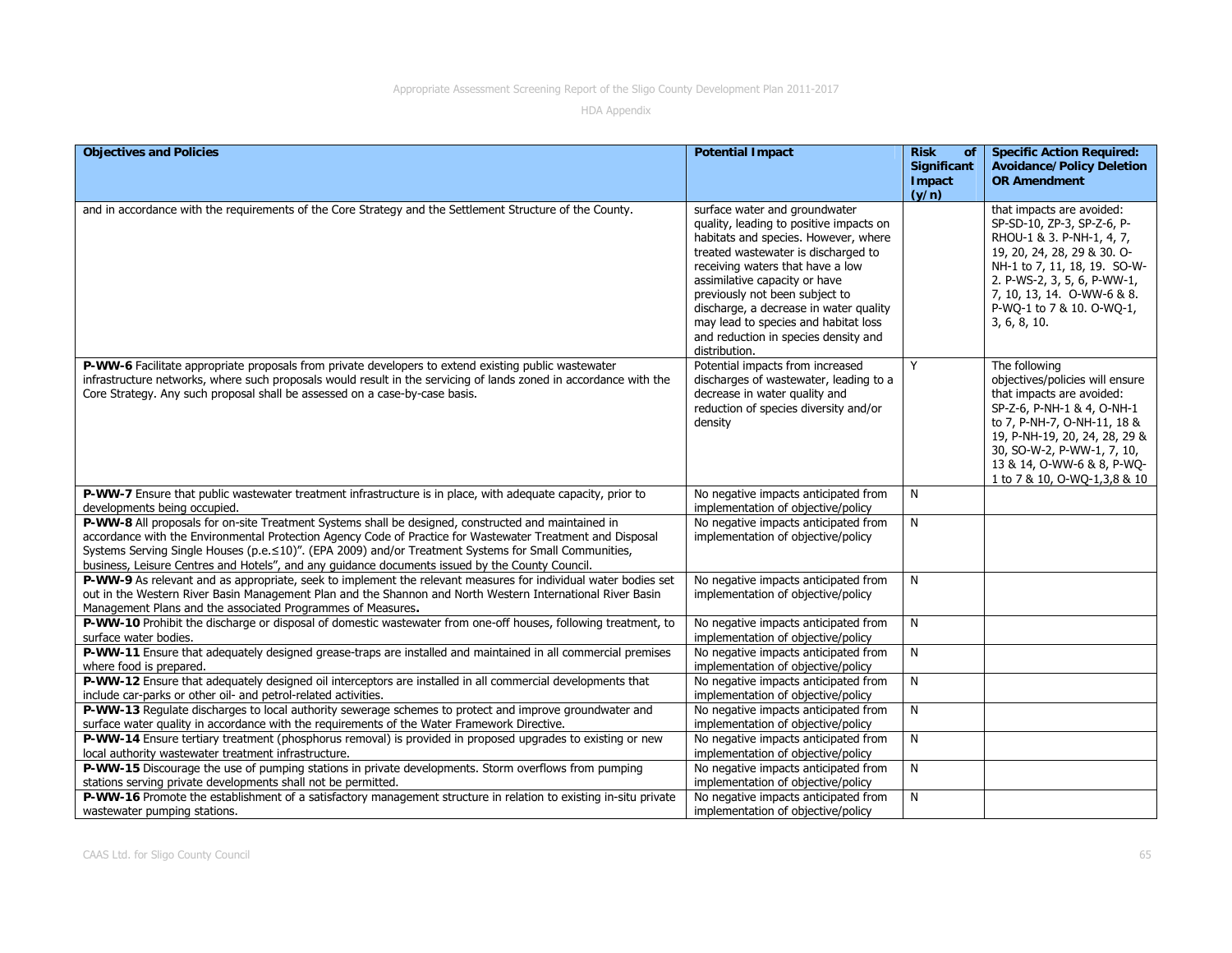| Objectives and Policies | Potential Impact | Risk of Significant Impact (y/n) | Specific Action Required: Avoidance/Policy Deletion OR Amendment |
|---|---|---|---|
| and in accordance with the requirements of the Core Strategy and the Settlement Structure of the County. | surface water and groundwater quality, leading to positive impacts on habitats and species. However, where treated wastewater is discharged to receiving waters that have a low assimilative capacity or have previously not been subject to discharge, a decrease in water quality may lead to species and habitat loss and reduction in species density and distribution. | | that impacts are avoided: SP-SD-10, ZP-3, SP-Z-6, P-RHOU-1 & 3. P-NH-1, 4, 7, 19, 20, 24, 28, 29 & 30. O-NH-1 to 7, 11, 18, 19. SO-W-2. P-WS-2, 3, 5, 6, P-WW-1, 7, 10, 13, 14. O-WW-6 & 8. P-WQ-1 to 7 & 10. O-WQ-1, 3, 6, 8, 10. |
| **P-WW-6** Facilitate appropriate proposals from private developers to extend existing public wastewater infrastructure networks, where such proposals would result in the servicing of lands zoned in accordance with the Core Strategy. Any such proposal shall be assessed on a case-by-case basis. | Potential impacts from increased discharges of wastewater, leading to a decrease in water quality and reduction of species diversity and/or density | Y | The following objectives/policies will ensure that impacts are avoided: SP-Z-6, P-NH-1 & 4, O-NH-1 to 7, P-NH-7, O-NH-11, 18 & 19, P-NH-19, 20, 24, 28, 29 & 30, SO-W-2, P-WW-1, 7, 10, 13 & 14, O-WW-6 & 8, P-WQ-1 to 7 & 10, O-WQ-1,3,8 & 10 |
| **P-WW-7** Ensure that public wastewater treatment infrastructure is in place, with adequate capacity, prior to developments being occupied. | No negative impacts anticipated from implementation of objective/policy | N | |
| **P-WW-8** All proposals for on-site Treatment Systems shall be designed, constructed and maintained in accordance with the Environmental Protection Agency Code of Practice for Wastewater Treatment and Disposal Systems Serving Single Houses (p.e.≤10)". (EPA 2009) and/or Treatment Systems for Small Communities, business, Leisure Centres and Hotels", and any guidance documents issued by the County Council. | No negative impacts anticipated from implementation of objective/policy | N | |
| **P-WW-9** As relevant and as appropriate, seek to implement the relevant measures for individual water bodies set out in the Western River Basin Management Plan and the Shannon and North Western International River Basin Management Plans and the associated Programmes of Measures**.** | No negative impacts anticipated from implementation of objective/policy | N | |
| **P-WW-10** Prohibit the discharge or disposal of domestic wastewater from one-off houses, following treatment, to surface water bodies. | No negative impacts anticipated from implementation of objective/policy | N | |
| **P-WW-11** Ensure that adequately designed grease-traps are installed and maintained in all commercial premises where food is prepared. | No negative impacts anticipated from implementation of objective/policy | N | |
| **P-WW-12** Ensure that adequately designed oil interceptors are installed in all commercial developments that include car-parks or other oil- and petrol-related activities. | No negative impacts anticipated from implementation of objective/policy | N | |
| **P-WW-13** Regulate discharges to local authority sewerage schemes to protect and improve groundwater and surface water quality in accordance with the requirements of the Water Framework Directive. | No negative impacts anticipated from implementation of objective/policy | N | |
| **P-WW-14** Ensure tertiary treatment (phosphorus removal) is provided in proposed upgrades to existing or new local authority wastewater treatment infrastructure. | No negative impacts anticipated from implementation of objective/policy | N | |
| **P-WW-15** Discourage the use of pumping stations in private developments. Storm overflows from pumping stations serving private developments shall not be permitted. | No negative impacts anticipated from implementation of objective/policy | N | |
| **P-WW-16** Promote the establishment of a satisfactory management structure in relation to existing in-situ private wastewater pumping stations. | No negative impacts anticipated from implementation of objective/policy | N | |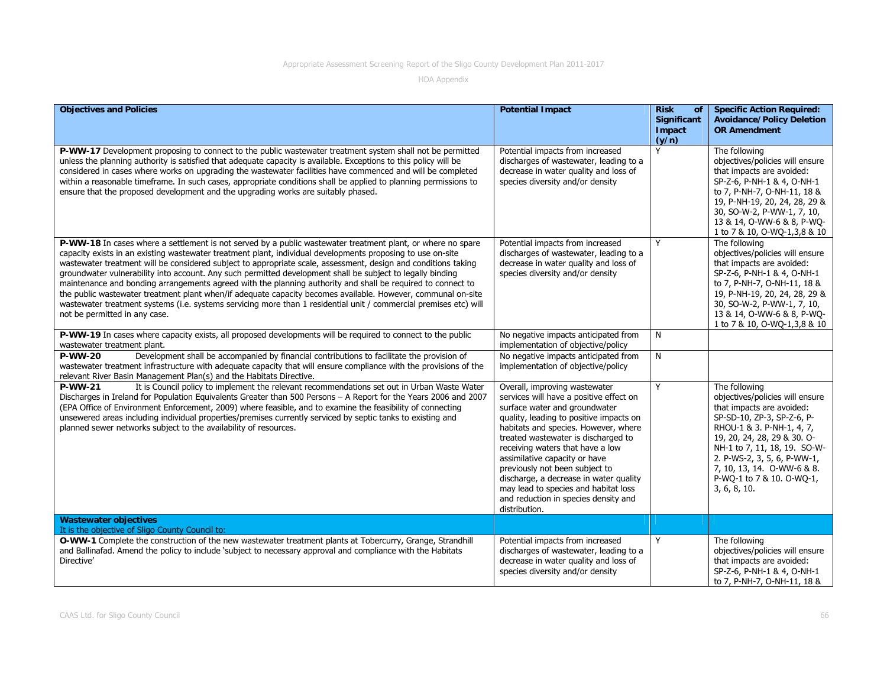| Objectives and Policies | Potential Impact | Risk of Significant Impact (y/n) | Specific Action Required: Avoidance/Policy Deletion OR Amendment |
|---|---|---|---|
| **P-WW-17** Development proposing to connect to the public wastewater treatment system shall not be permitted unless the planning authority is satisfied that adequate capacity is available. Exceptions to this policy will be considered in cases where works on upgrading the wastewater facilities have commenced and will be completed within a reasonable timeframe. In such cases, appropriate conditions shall be applied to planning permissions to ensure that the proposed development and the upgrading works are suitably phased. | Potential impacts from increased discharges of wastewater, leading to a decrease in water quality and loss of species diversity and/or density | Y | The following objectives/policies will ensure that impacts are avoided: SP-Z-6, P-NH-1 & 4, O-NH-1 to 7, P-NH-7, O-NH-11, 18 & 19, P-NH-19, 20, 24, 28, 29 & 30, SO-W-2, P-WW-1, 7, 10, 13 & 14, O-WW-6 & 8, P-WQ-1 to 7 & 10, O-WQ-1,3,8 & 10 |
| **P-WW-18** In cases where a settlement is not served by a public wastewater treatment plant, or where no spare capacity exists in an existing wastewater treatment plant, individual developments proposing to use on-site wastewater treatment will be considered subject to appropriate scale, assessment, design and conditions taking groundwater vulnerability into account. Any such permitted development shall be subject to legally binding maintenance and bonding arrangements agreed with the planning authority and shall be required to connect to the public wastewater treatment plant when/if adequate capacity becomes available. However, communal on-site wastewater treatment systems (i.e. systems servicing more than 1 residential unit / commercial premises etc) will not be permitted in any case. | Potential impacts from increased discharges of wastewater, leading to a decrease in water quality and loss of species diversity and/or density | Y | The following objectives/policies will ensure that impacts are avoided: SP-Z-6, P-NH-1 & 4, O-NH-1 to 7, P-NH-7, O-NH-11, 18 & 19, P-NH-19, 20, 24, 28, 29 & 30, SO-W-2, P-WW-1, 7, 10, 13 & 14, O-WW-6 & 8, P-WQ-1 to 7 & 10, O-WQ-1,3,8 & 10 |
| **P-WW-19** In cases where capacity exists, all proposed developments will be required to connect to the public wastewater treatment plant. | No negative impacts anticipated from implementation of objective/policy | N | |
| **P-WW-20** Development shall be accompanied by financial contributions to facilitate the provision of wastewater treatment infrastructure with adequate capacity that will ensure compliance with the provisions of the relevant River Basin Management Plan(s) and the Habitats Directive. | No negative impacts anticipated from implementation of objective/policy | N | |
| **P-WW-21** It is Council policy to implement the relevant recommendations set out in Urban Waste Water Discharges in Ireland for Population Equivalents Greater than 500 Persons – A Report for the Years 2006 and 2007 (EPA Office of Environment Enforcement, 2009) where feasible, and to examine the feasibility of connecting unsewered areas including individual properties/premises currently serviced by septic tanks to existing and planned sewer networks subject to the availability of resources. | Overall, improving wastewater services will have a positive effect on surface water and groundwater quality, leading to positive impacts on habitats and species. However, where treated wastewater is discharged to receiving waters that have a low assimilative capacity or have previously not been subject to discharge, a decrease in water quality may lead to species and habitat loss and reduction in species density and distribution. | Y | The following objectives/policies will ensure that impacts are avoided: SP-SD-10, ZP-3, SP-Z-6, P-RHOU-1 & 3. P-NH-1, 4, 7, 19, 20, 24, 28, 29 & 30. O-NH-1 to 7, 11, 18, 19. SO-W-2. P-WS-2, 3, 5, 6, P-WW-1, 7, 10, 13, 14. O-WW-6 & 8. P-WQ-1 to 7 & 10. O-WQ-1, 3, 6, 8, 10. |
| **Wastewater objectives**<br>It is the objective of Sligo County Council to: | | | |
| **O-WW-1** Complete the construction of the new wastewater treatment plants at Tobercurry, Grange, Strandhill and Ballinafad. Amend the policy to include 'subject to necessary approval and compliance with the Habitats Directive' | Potential impacts from increased discharges of wastewater, leading to a decrease in water quality and loss of species diversity and/or density | Y | The following objectives/policies will ensure that impacts are avoided: SP-Z-6, P-NH-1 & 4, O-NH-1 to 7, P-NH-7, O-NH-11, 18 & |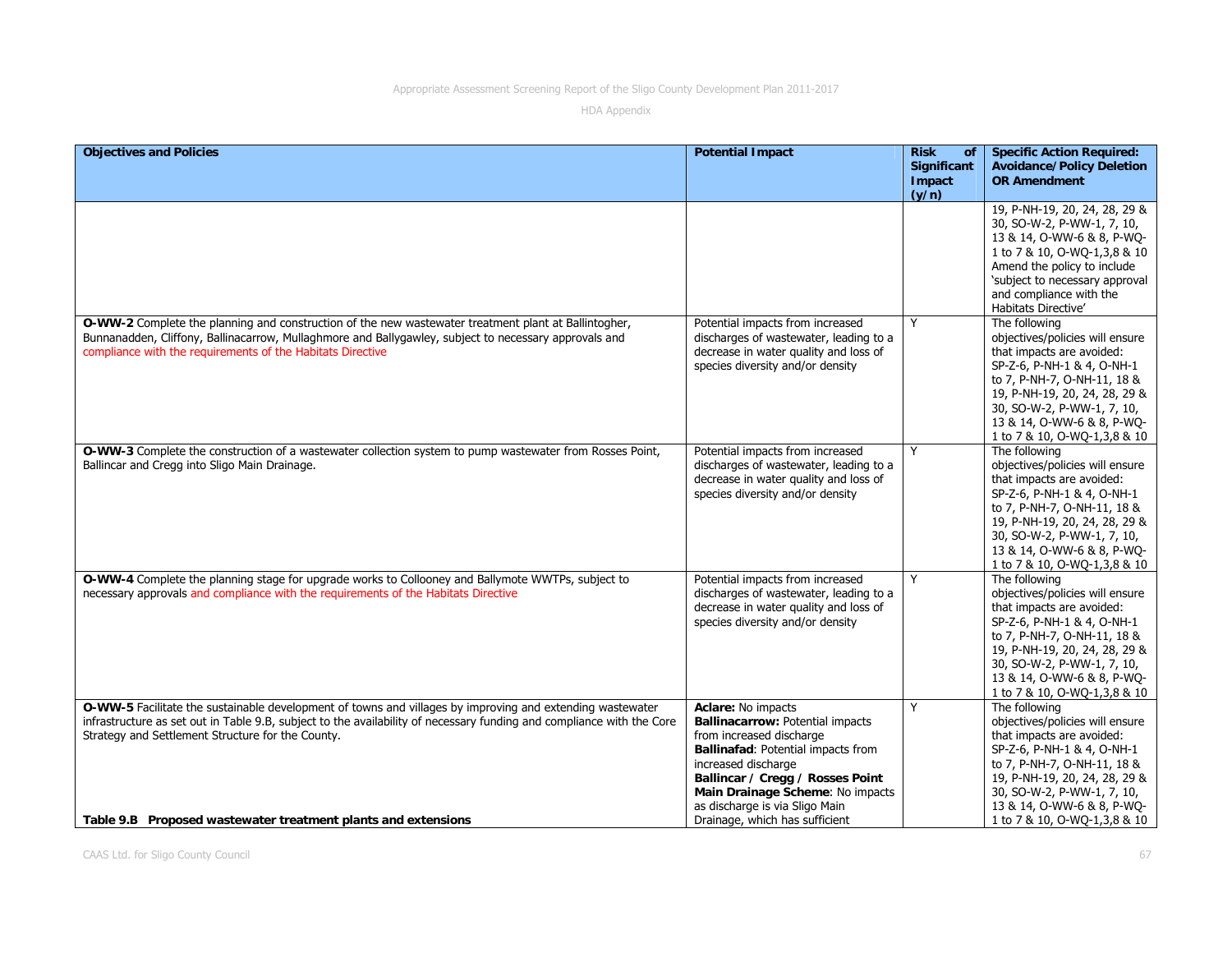| Objectives and Policies | Potential Impact | Risk of Significant Impact (y/n) | Specific Action Required: Avoidance/Policy Deletion OR Amendment |
|---|---|---|---|
| | | | 19, P-NH-19, 20, 24, 28, 29 & 30, SO-W-2, P-WW-1, 7, 10, 13 & 14, O-WW-6 & 8, P-WQ-1 to 7 & 10, O-WQ-1,3,8 & 10 Amend the policy to include 'subject to necessary approval and compliance with the Habitats Directive' |
| **O-WW-2** Complete the planning and construction of the new wastewater treatment plant at Ballintogher, Bunnanadden, Cliffony, Ballinacarrow, Mullaghmore and Ballygawley, subject to necessary approvals and compliance with the requirements of the Habitats Directive | Potential impacts from increased discharges of wastewater, leading to a decrease in water quality and loss of species diversity and/or density | Y | The following objectives/policies will ensure that impacts are avoided: SP-Z-6, P-NH-1 & 4, O-NH-1 to 7, P-NH-7, O-NH-11, 18 & 19, P-NH-19, 20, 24, 28, 29 & 30, SO-W-2, P-WW-1, 7, 10, 13 & 14, O-WW-6 & 8, P-WQ-1 to 7 & 10, O-WQ-1,3,8 & 10 |
| **O-WW-3** Complete the construction of a wastewater collection system to pump wastewater from Rosses Point, Ballincar and Cregg into Sligo Main Drainage. | Potential impacts from increased discharges of wastewater, leading to a decrease in water quality and loss of species diversity and/or density | Y | The following objectives/policies will ensure that impacts are avoided: SP-Z-6, P-NH-1 & 4, O-NH-1 to 7, P-NH-7, O-NH-11, 18 & 19, P-NH-19, 20, 24, 28, 29 & 30, SO-W-2, P-WW-1, 7, 10, 13 & 14, O-WW-6 & 8, P-WQ-1 to 7 & 10, O-WQ-1,3,8 & 10 |
| **O-WW-4** Complete the planning stage for upgrade works to Collooney and Ballymote WWTPs, subject to necessary approvals and compliance with the requirements of the Habitats Directive | Potential impacts from increased discharges of wastewater, leading to a decrease in water quality and loss of species diversity and/or density | Y | The following objectives/policies will ensure that impacts are avoided: SP-Z-6, P-NH-1 & 4, O-NH-1 to 7, P-NH-7, O-NH-11, 18 & 19, P-NH-19, 20, 24, 28, 29 & 30, SO-W-2, P-WW-1, 7, 10, 13 & 14, O-WW-6 & 8, P-WQ-1 to 7 & 10, O-WQ-1,3,8 & 10 |
| **O-WW-5** Facilitate the sustainable development of towns and villages by improving and extending wastewater infrastructure as set out in Table 9.B, subject to the availability of necessary funding and compliance with the Core Strategy and Settlement Structure for the County.<br><br>**Table 9.B Proposed wastewater treatment plants and extensions** | **Aclare:** No impacts<br>**Ballinacarrow:** Potential impacts from increased discharge<br>**Ballinafad**: Potential impacts from increased discharge<br>**Ballincar / Cregg / Rosses Point Main Drainage Scheme**: No impacts as discharge is via Sligo Main Drainage, which has sufficient | Y | The following objectives/policies will ensure that impacts are avoided: SP-Z-6, P-NH-1 & 4, O-NH-1 to 7, P-NH-7, O-NH-11, 18 & 19, P-NH-19, 20, 24, 28, 29 & 30, SO-W-2, P-WW-1, 7, 10, 13 & 14, O-WW-6 & 8, P-WQ-1 to 7 & 10, O-WQ-1,3,8 & 10 |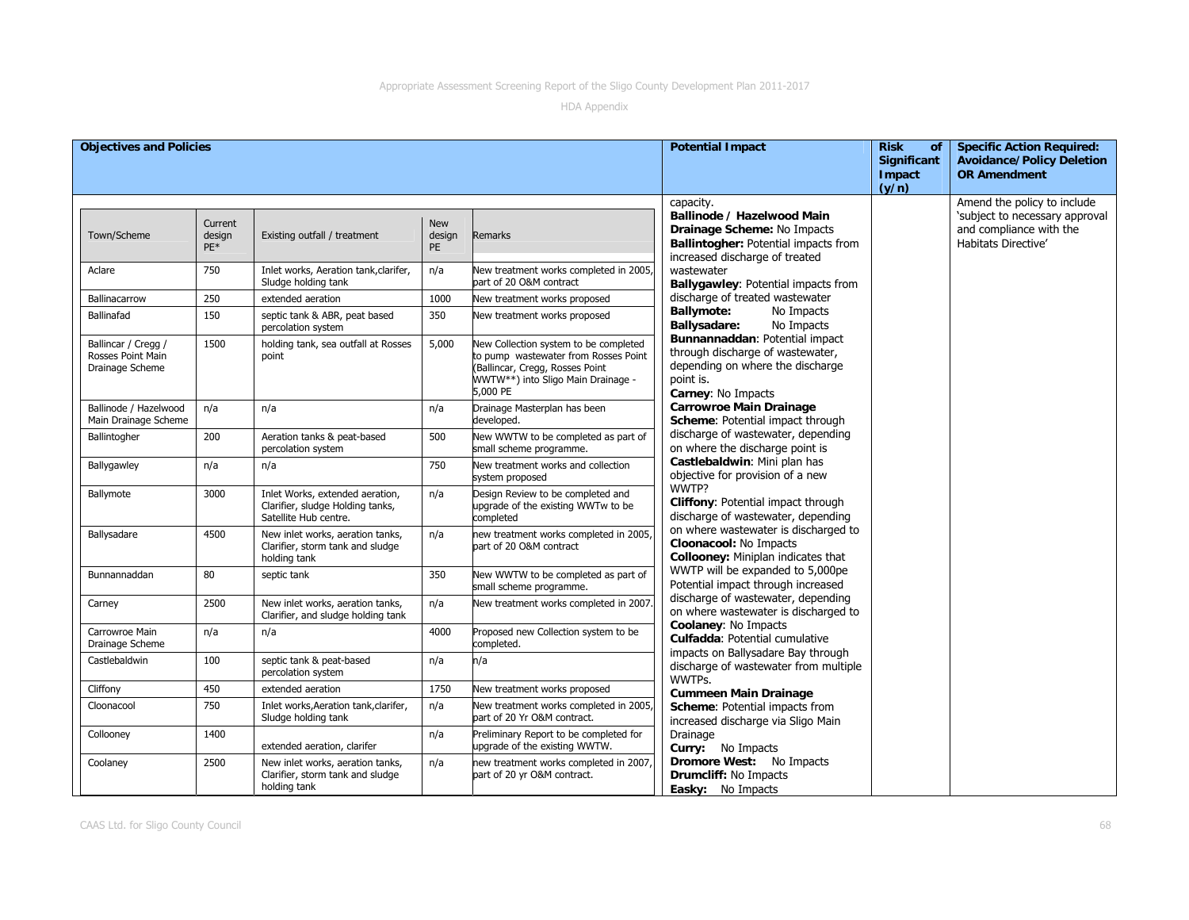| Objectives and Policies | Potential Impact | Risk of Significant Impact (y/n) | Specific Action Required: Avoidance/Policy Deletion OR Amendment |
|---|---|---|---|
| (see table below) | capacity.<br>**Ballinode / Hazelwood Main Drainage Scheme:** No Impacts<br>**Ballintogher:** Potential impacts from increased discharge of treated wastewater<br>**Ballygawley**: Potential impacts from discharge of treated wastewater<br>**Ballymote:** No Impacts<br>**Ballysadare:** No Impacts<br>**Bunnannaddan**: Potential impact through discharge of wastewater, depending on where the discharge point is.<br>**Carney**: No Impacts<br>**Carrowroe Main Drainage Scheme**: Potential impact through discharge of wastewater, depending on where the discharge point is<br>**Castlebaldwin**: Mini plan has objective for provision of a new WWTP?<br>**Cliffony**: Potential impact through discharge of wastewater, depending on where wastewater is discharged to<br>**Cloonacool:** No Impacts<br>**Collooney:** Miniplan indicates that WWTP will be expanded to 5,000pe Potential impact through increased discharge of wastewater, depending on where wastewater is discharged to<br>**Coolaney**: No Impacts<br>**Culfadda**: Potential cumulative impacts on Ballysadare Bay through discharge of wastewater from multiple WWTPs.<br>**Cummeen Main Drainage Scheme**: Potential impacts from increased discharge via Sligo Main Drainage<br>**Curry:** No Impacts<br>**Dromore West:** No Impacts<br>**Drumcliff:** No Impacts<br>**Easky:** No Impacts | | Amend the policy to include 'subject to necessary approval and compliance with the Habitats Directive' |

| Town/Scheme | Current design PE* | Existing outfall / treatment | New design PE | Remarks |
|---|---|---|---|---|
| Aclare | 750 | Inlet works, Aeration tank,clarifer, Sludge holding tank | n/a | New treatment works completed in 2005, part of 20 O&M contract |
| Ballinacarrow | 250 | extended aeration | 1000 | New treatment works proposed |
| Ballinafad | 150 | septic tank & ABR, peat based percolation system | 350 | New treatment works proposed |
| Ballincar / Cregg / Rosses Point Main Drainage Scheme | 1500 | holding tank, sea outfall at Rosses point | 5,000 | New Collection system to be completed to pump wastewater from Rosses Point (Ballincar, Cregg, Rosses Point WWTW**) into Sligo Main Drainage - 5,000 PE |
| Ballinode / Hazelwood Main Drainage Scheme | n/a | n/a | n/a | Drainage Masterplan has been developed. |
| Ballintogher | 200 | Aeration tanks & peat-based percolation system | 500 | New WWTW to be completed as part of small scheme programme. |
| Ballygawley | n/a | n/a | 750 | New treatment works and collection system proposed |
| Ballymote | 3000 | Inlet Works, extended aeration, Clarifier, sludge Holding tanks, Satellite Hub centre. | n/a | Design Review to be completed and upgrade of the existing WWTw to be completed |
| Ballysadare | 4500 | New inlet works, aeration tanks, Clarifier, storm tank and sludge holding tank | n/a | new treatment works completed in 2005, part of 20 O&M contract |
| Bunnannaddan | 80 | septic tank | 350 | New WWTW to be completed as part of small scheme programme. |
| Carney | 2500 | New inlet works, aeration tanks, Clarifier, and sludge holding tank | n/a | New treatment works completed in 2007. |
| Carrowroe Main Drainage Scheme | n/a | n/a | 4000 | Proposed new Collection system to be completed. |
| Castlebaldwin | 100 | septic tank & peat-based percolation system | n/a | n/a |
| Cliffony | 450 | extended aeration | 1750 | New treatment works proposed |
| Cloonacool | 750 | Inlet works,Aeration tank,clarifer, Sludge holding tank | n/a | New treatment works completed in 2005, part of 20 Yr O&M contract. |
| Collooney | 1400 | extended aeration, clarifer | n/a | Preliminary Report to be completed for upgrade of the existing WWTW. |
| Coolaney | 2500 | New inlet works, aeration tanks, Clarifier, storm tank and sludge holding tank | n/a | new treatment works completed in 2007, part of 20 yr O&M contract. |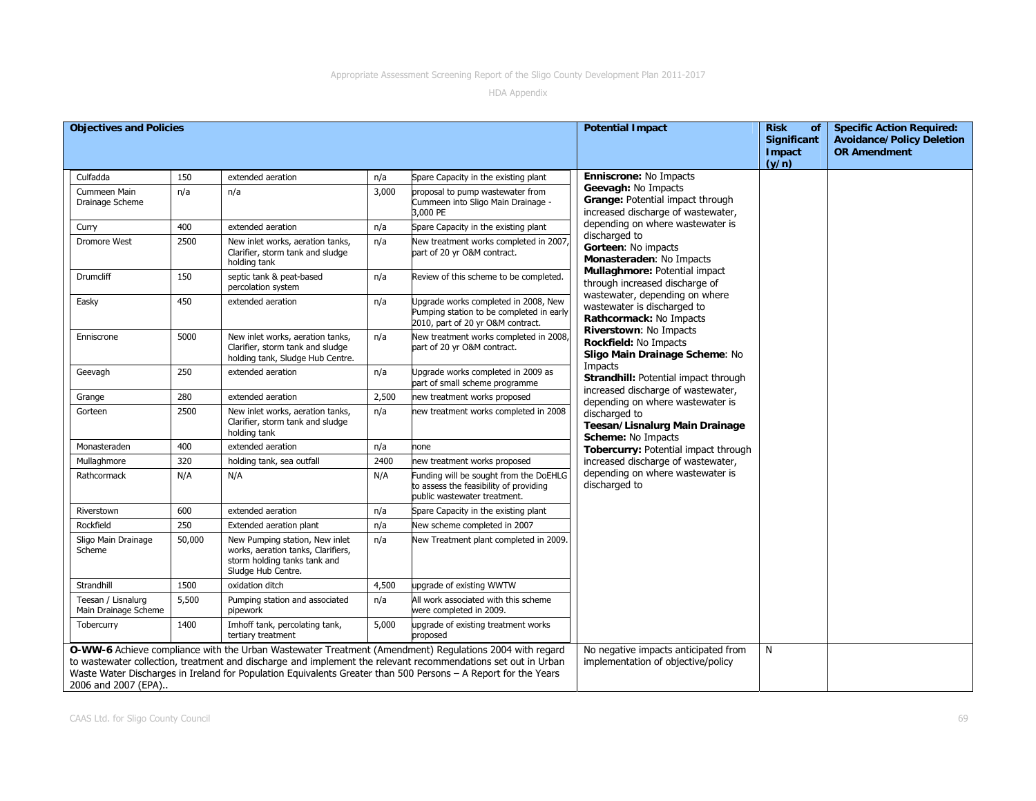| Objectives and Policies | | | | | Potential Impact | Risk of Significant Impact (y/n) | Specific Action Required: Avoidance/Policy Deletion OR Amendment |
|---|---|---|---|---|---|---|---|
| Culfadda | 150 | extended aeration | n/a | Spare Capacity in the existing plant | **Enniscrone:** No Impacts<br>**Geevagh:** No Impacts<br>**Grange:** Potential impact through increased discharge of wastewater, depending on where wastewater is discharged to<br>**Gorteen**: No impacts<br>**Monasteraden**: No Impacts<br>**Mullaghmore:** Potential impact through increased discharge of wastewater, depending on where wastewater is discharged to<br>**Rathcormack:** No Impacts<br>**Riverstown**: No Impacts<br>**Rockfield:** No Impacts<br>**Sligo Main Drainage Scheme**: No Impacts<br>**Strandhill:** Potential impact through increased discharge of wastewater, depending on where wastewater is discharged to<br>**Teesan/Lisnalurg Main Drainage Scheme:** No Impacts<br>**Tobercurry:** Potential impact through increased discharge of wastewater, depending on where wastewater is discharged to | | |
| Cummeen Main Drainage Scheme | n/a | n/a | 3,000 | proposal to pump wastewater from Cummeen into Sligo Main Drainage - 3,000 PE | | | |
| Curry | 400 | extended aeration | n/a | Spare Capacity in the existing plant | | | |
| Dromore West | 2500 | New inlet works, aeration tanks, Clarifier, storm tank and sludge holding tank | n/a | New treatment works completed in 2007, part of 20 yr O&M contract. | | | |
| Drumcliff | 150 | septic tank & peat-based percolation system | n/a | Review of this scheme to be completed. | | | |
| Easky | 450 | extended aeration | n/a | Upgrade works completed in 2008, New Pumping station to be completed in early 2010, part of 20 yr O&M contract. | | | |
| Enniscrone | 5000 | New inlet works, aeration tanks, Clarifier, storm tank and sludge holding tank, Sludge Hub Centre. | n/a | New treatment works completed in 2008, part of 20 yr O&M contract. | | | |
| Geevagh | 250 | extended aeration | n/a | Upgrade works completed in 2009 as part of small scheme programme | | | |
| Grange | 280 | extended aeration | 2,500 | new treatment works proposed | | | |
| Gorteen | 2500 | New inlet works, aeration tanks, Clarifier, storm tank and sludge holding tank | n/a | new treatment works completed in 2008 | | | |
| Monasteraden | 400 | extended aeration | n/a | none | | | |
| Mullaghmore | 320 | holding tank, sea outfall | 2400 | new treatment works proposed | | | |
| Rathcormack | N/A | N/A | N/A | Funding will be sought from the DoEHLG to assess the feasibility of providing public wastewater treatment. | | | |
| Riverstown | 600 | extended aeration | n/a | Spare Capacity in the existing plant | | | |
| Rockfield | 250 | Extended aeration plant | n/a | New scheme completed in 2007 | | | |
| Sligo Main Drainage Scheme | 50,000 | New Pumping station, New inlet works, aeration tanks, Clarifiers, storm holding tanks tank and Sludge Hub Centre. | n/a | New Treatment plant completed in 2009. | | | |
| Strandhill | 1500 | oxidation ditch | 4,500 | upgrade of existing WWTW | | | |
| Teesan / Lisnalurg Main Drainage Scheme | 5,500 | Pumping station and associated pipework | n/a | All work associated with this scheme were completed in 2009. | | | |
| Tobercurry | 1400 | Imhoff tank, percolating tank, tertiary treatment | 5,000 | upgrade of existing treatment works proposed | | | |
| **O-WW-6** Achieve compliance with the Urban Wastewater Treatment (Amendment) Regulations 2004 with regard to wastewater collection, treatment and discharge and implement the relevant recommendations set out in Urban Waste Water Discharges in Ireland for Population Equivalents Greater than 500 Persons – A Report for the Years 2006 and 2007 (EPA).. | | | | | No negative impacts anticipated from implementation of objective/policy | N | |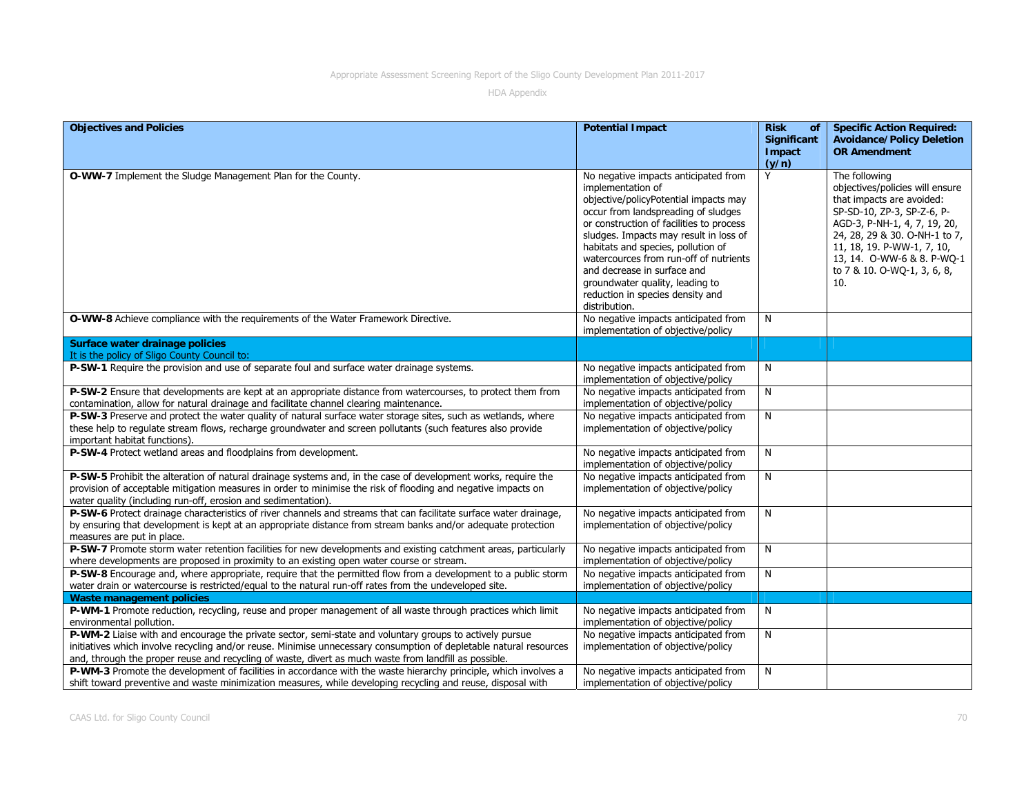| Objectives and Policies | Potential Impact | Risk of Significant Impact (y/n) | Specific Action Required: Avoidance/Policy Deletion OR Amendment |
|---|---|---|---|
| **O-WW-7** Implement the Sludge Management Plan for the County. | No negative impacts anticipated from implementation of objective/policyPotential impacts may occur from landspreading of sludges or construction of facilities to process sludges. Impacts may result in loss of habitats and species, pollution of watercources from run-off of nutrients and decrease in surface and groundwater quality, leading to reduction in species density and distribution. | Y | The following objectives/policies will ensure that impacts are avoided: SP-SD-10, ZP-3, SP-Z-6, P-AGD-3, P-NH-1, 4, 7, 19, 20, 24, 28, 29 & 30. O-NH-1 to 7, 11, 18, 19. P-WW-1, 7, 10, 13, 14. O-WW-6 & 8. P-WQ-1 to 7 & 10. O-WQ-1, 3, 6, 8, 10. |
| **O-WW-8** Achieve compliance with the requirements of the Water Framework Directive. | No negative impacts anticipated from implementation of objective/policy | N | |
| **Surface water drainage policies** It is the policy of Sligo County Council to: | | | |
| **P-SW-1** Require the provision and use of separate foul and surface water drainage systems. | No negative impacts anticipated from implementation of objective/policy | N | |
| **P-SW-2** Ensure that developments are kept at an appropriate distance from watercourses, to protect them from contamination, allow for natural drainage and facilitate channel clearing maintenance. | No negative impacts anticipated from implementation of objective/policy | N | |
| **P-SW-3** Preserve and protect the water quality of natural surface water storage sites, such as wetlands, where these help to regulate stream flows, recharge groundwater and screen pollutants (such features also provide important habitat functions). | No negative impacts anticipated from implementation of objective/policy | N | |
| **P-SW-4** Protect wetland areas and floodplains from development. | No negative impacts anticipated from implementation of objective/policy | N | |
| **P-SW-5** Prohibit the alteration of natural drainage systems and, in the case of development works, require the provision of acceptable mitigation measures in order to minimise the risk of flooding and negative impacts on water quality (including run-off, erosion and sedimentation). | No negative impacts anticipated from implementation of objective/policy | N | |
| **P-SW-6** Protect drainage characteristics of river channels and streams that can facilitate surface water drainage, by ensuring that development is kept at an appropriate distance from stream banks and/or adequate protection measures are put in place. | No negative impacts anticipated from implementation of objective/policy | N | |
| **P-SW-7** Promote storm water retention facilities for new developments and existing catchment areas, particularly where developments are proposed in proximity to an existing open water course or stream. | No negative impacts anticipated from implementation of objective/policy | N | |
| **P-SW-8** Encourage and, where appropriate, require that the permitted flow from a development to a public storm water drain or watercourse is restricted/equal to the natural run-off rates from the undeveloped site. | No negative impacts anticipated from implementation of objective/policy | N | |
| **Waste management policies** | | | |
| **P-WM-1** Promote reduction, recycling, reuse and proper management of all waste through practices which limit environmental pollution. | No negative impacts anticipated from implementation of objective/policy | N | |
| **P-WM-2** Liaise with and encourage the private sector, semi-state and voluntary groups to actively pursue initiatives which involve recycling and/or reuse. Minimise unnecessary consumption of depletable natural resources and, through the proper reuse and recycling of waste, divert as much waste from landfill as possible. | No negative impacts anticipated from implementation of objective/policy | N | |
| **P-WM-3** Promote the development of facilities in accordance with the waste hierarchy principle, which involves a shift toward preventive and waste minimization measures, while developing recycling and reuse, disposal with | No negative impacts anticipated from implementation of objective/policy | N | |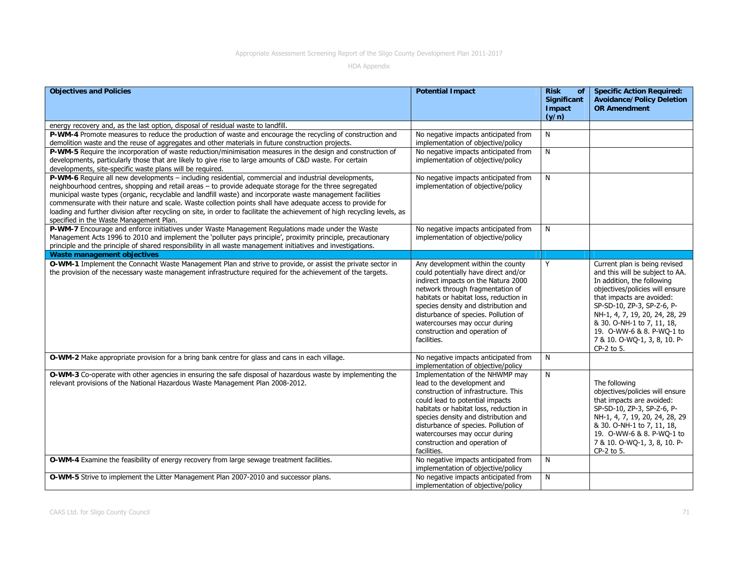| Objectives and Policies | Potential Impact | Risk of Significant Impact (y/n) | Specific Action Required: Avoidance/Policy Deletion OR Amendment |
|---|---|---|---|
| energy recovery and, as the last option, disposal of residual waste to landfill. | | | |
| **P-WM-4** Promote measures to reduce the production of waste and encourage the recycling of construction and demolition waste and the reuse of aggregates and other materials in future construction projects. | No negative impacts anticipated from implementation of objective/policy | N | |
| **P-WM-5** Require the incorporation of waste reduction/minimisation measures in the design and construction of developments, particularly those that are likely to give rise to large amounts of C&D waste. For certain developments, site-specific waste plans will be required. | No negative impacts anticipated from implementation of objective/policy | N | |
| **P-WM-6** Require all new developments – including residential, commercial and industrial developments, neighbourhood centres, shopping and retail areas – to provide adequate storage for the three segregated municipal waste types (organic, recyclable and landfill waste) and incorporate waste management facilities commensurate with their nature and scale. Waste collection points shall have adequate access to provide for loading and further division after recycling on site, in order to facilitate the achievement of high recycling levels, as specified in the Waste Management Plan. | No negative impacts anticipated from implementation of objective/policy | N | |
| **P-WM-7** Encourage and enforce initiatives under Waste Management Regulations made under the Waste Management Acts 1996 to 2010 and implement the 'polluter pays principle', proximity principle, precautionary principle and the principle of shared responsibility in all waste management initiatives and investigations. | No negative impacts anticipated from implementation of objective/policy | N | |
| **Waste management objectives** | | | |
| **O-WM-1** Implement the Connacht Waste Management Plan and strive to provide, or assist the private sector in the provision of the necessary waste management infrastructure required for the achievement of the targets. | Any development within the county could potentially have direct and/or indirect impacts on the Natura 2000 network through fragmentation of habitats or habitat loss, reduction in species density and distribution and disturbance of species. Pollution of watercourses may occur during construction and operation of facilities. | Y | Current plan is being revised and this will be subject to AA. In addition, the following objectives/policies will ensure that impacts are avoided: SP-SD-10, ZP-3, SP-Z-6, P-NH-1, 4, 7, 19, 20, 24, 28, 29 & 30. O-NH-1 to 7, 11, 18, 19. O-WW-6 & 8. P-WQ-1 to 7 & 10. O-WQ-1, 3, 8, 10. P-CP-2 to 5. |
| **O-WM-2** Make appropriate provision for a bring bank centre for glass and cans in each village. | No negative impacts anticipated from implementation of objective/policy | N | |
| **O-WM-3** Co-operate with other agencies in ensuring the safe disposal of hazardous waste by implementing the relevant provisions of the National Hazardous Waste Management Plan 2008-2012. | Implementation of the NHWMP may lead to the development and construction of infrastructure. This could lead to potential impacts habitats or habitat loss, reduction in species density and distribution and disturbance of species. Pollution of watercourses may occur during construction and operation of facilities. | N | The following objectives/policies will ensure that impacts are avoided: SP-SD-10, ZP-3, SP-Z-6, P-NH-1, 4, 7, 19, 20, 24, 28, 29 & 30. O-NH-1 to 7, 11, 18, 19. O-WW-6 & 8. P-WQ-1 to 7 & 10. O-WQ-1, 3, 8, 10. P-CP-2 to 5. |
| **O-WM-4** Examine the feasibility of energy recovery from large sewage treatment facilities. | No negative impacts anticipated from implementation of objective/policy | N | |
| **O-WM-5** Strive to implement the Litter Management Plan 2007-2010 and successor plans. | No negative impacts anticipated from implementation of objective/policy | N | |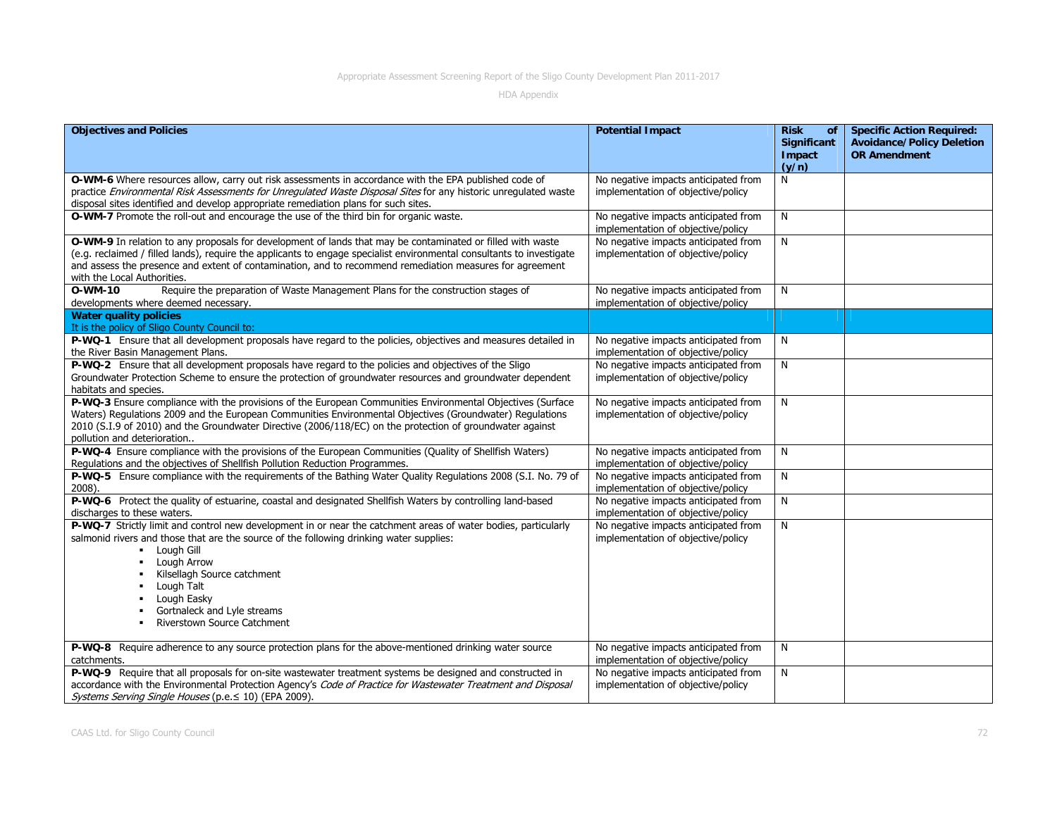| Objectives and Policies | Potential Impact | Risk of Significant Impact (y/n) | Specific Action Required: Avoidance/Policy Deletion OR Amendment |
|---|---|---|---|
| **O-WM-6** Where resources allow, carry out risk assessments in accordance with the EPA published code of practice *Environmental Risk Assessments for Unregulated Waste Disposal Sites* for any historic unregulated waste disposal sites identified and develop appropriate remediation plans for such sites. | No negative impacts anticipated from implementation of objective/policy | N | |
| **O-WM-7** Promote the roll-out and encourage the use of the third bin for organic waste. | No negative impacts anticipated from implementation of objective/policy | N | |
| **O-WM-9** In relation to any proposals for development of lands that may be contaminated or filled with waste (e.g. reclaimed / filled lands), require the applicants to engage specialist environmental consultants to investigate and assess the presence and extent of contamination, and to recommend remediation measures for agreement with the Local Authorities. | No negative impacts anticipated from implementation of objective/policy | N | |
| **O-WM-10** Require the preparation of Waste Management Plans for the construction stages of developments where deemed necessary. | No negative impacts anticipated from implementation of objective/policy | N | |
| **Water quality policies** It is the policy of Sligo County Council to: | | | |
| **P-WQ-1** Ensure that all development proposals have regard to the policies, objectives and measures detailed in the River Basin Management Plans. | No negative impacts anticipated from implementation of objective/policy | N | |
| **P-WQ-2** Ensure that all development proposals have regard to the policies and objectives of the Sligo Groundwater Protection Scheme to ensure the protection of groundwater resources and groundwater dependent habitats and species. | No negative impacts anticipated from implementation of objective/policy | N | |
| **P-WQ-3** Ensure compliance with the provisions of the European Communities Environmental Objectives (Surface Waters) Regulations 2009 and the European Communities Environmental Objectives (Groundwater) Regulations 2010 (S.I.9 of 2010) and the Groundwater Directive (2006/118/EC) on the protection of groundwater against pollution and deterioration.. | No negative impacts anticipated from implementation of objective/policy | N | |
| **P-WQ-4** Ensure compliance with the provisions of the European Communities (Quality of Shellfish Waters) Regulations and the objectives of Shellfish Pollution Reduction Programmes. | No negative impacts anticipated from implementation of objective/policy | N | |
| **P-WQ-5** Ensure compliance with the requirements of the Bathing Water Quality Regulations 2008 (S.I. No. 79 of 2008). | No negative impacts anticipated from implementation of objective/policy | N | |
| **P-WQ-6** Protect the quality of estuarine, coastal and designated Shellfish Waters by controlling land-based discharges to these waters. | No negative impacts anticipated from implementation of objective/policy | N | |
| **P-WQ-7** Strictly limit and control new development in or near the catchment areas of water bodies, particularly salmonid rivers and those that are the source of the following drinking water supplies:<br>▪ Lough Gill<br>▪ Lough Arrow<br>▪ Kilsellagh Source catchment<br>▪ Lough Talt<br>▪ Lough Easky<br>▪ Gortnaleck and Lyle streams<br>▪ Riverstown Source Catchment | No negative impacts anticipated from implementation of objective/policy | N | |
| **P-WQ-8** Require adherence to any source protection plans for the above-mentioned drinking water source catchments. | No negative impacts anticipated from implementation of objective/policy | N | |
| **P-WQ-9** Require that all proposals for on-site wastewater treatment systems be designed and constructed in accordance with the Environmental Protection Agency's *Code of Practice for Wastewater Treatment and Disposal Systems Serving Single Houses* (p.e.≤ 10) (EPA 2009). | No negative impacts anticipated from implementation of objective/policy | N | |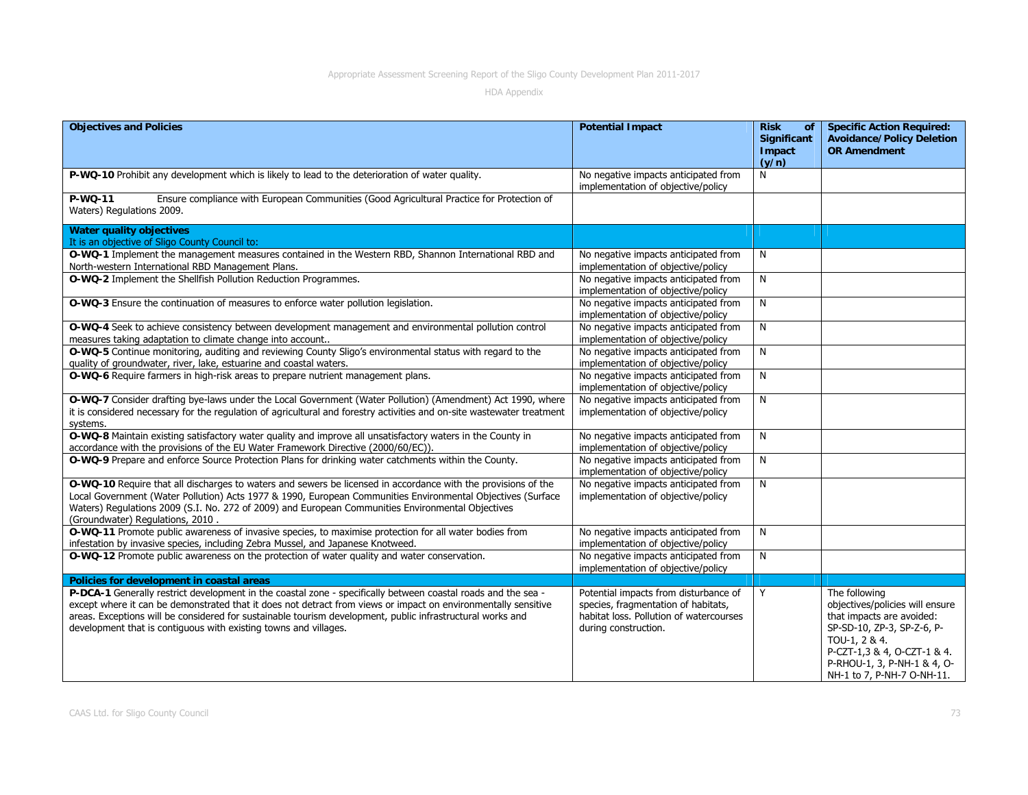| Objectives and Policies | Potential Impact | Risk of Significant Impact (y/n) | Specific Action Required: Avoidance/Policy Deletion OR Amendment |
|---|---|---|---|
| **P-WQ-10** Prohibit any development which is likely to lead to the deterioration of water quality. | No negative impacts anticipated from implementation of objective/policy | N | |
| **P-WQ-11** Ensure compliance with European Communities (Good Agricultural Practice for Protection of Waters) Regulations 2009. | | | |
| **Water quality objectives** It is an objective of Sligo County Council to: | | | |
| **O-WQ-1** Implement the management measures contained in the Western RBD, Shannon International RBD and North-western International RBD Management Plans. | No negative impacts anticipated from implementation of objective/policy | N | |
| **O-WQ-2** Implement the Shellfish Pollution Reduction Programmes. | No negative impacts anticipated from implementation of objective/policy | N | |
| **O-WQ-3** Ensure the continuation of measures to enforce water pollution legislation. | No negative impacts anticipated from implementation of objective/policy | N | |
| **O-WQ-4** Seek to achieve consistency between development management and environmental pollution control measures taking adaptation to climate change into account.. | No negative impacts anticipated from implementation of objective/policy | N | |
| **O-WQ-5** Continue monitoring, auditing and reviewing County Sligo's environmental status with regard to the quality of groundwater, river, lake, estuarine and coastal waters. | No negative impacts anticipated from implementation of objective/policy | N | |
| **O-WQ-6** Require farmers in high-risk areas to prepare nutrient management plans. | No negative impacts anticipated from implementation of objective/policy | N | |
| **O-WQ-7** Consider drafting bye-laws under the Local Government (Water Pollution) (Amendment) Act 1990, where it is considered necessary for the regulation of agricultural and forestry activities and on-site wastewater treatment systems. | No negative impacts anticipated from implementation of objective/policy | N | |
| **O-WQ-8** Maintain existing satisfactory water quality and improve all unsatisfactory waters in the County in accordance with the provisions of the EU Water Framework Directive (2000/60/EC)). | No negative impacts anticipated from implementation of objective/policy | N | |
| **O-WQ-9** Prepare and enforce Source Protection Plans for drinking water catchments within the County. | No negative impacts anticipated from implementation of objective/policy | N | |
| **O-WQ-10** Require that all discharges to waters and sewers be licensed in accordance with the provisions of the Local Government (Water Pollution) Acts 1977 & 1990, European Communities Environmental Objectives (Surface Waters) Regulations 2009 (S.I. No. 272 of 2009) and European Communities Environmental Objectives (Groundwater) Regulations, 2010 . | No negative impacts anticipated from implementation of objective/policy | N | |
| **O-WQ-11** Promote public awareness of invasive species, to maximise protection for all water bodies from infestation by invasive species, including Zebra Mussel, and Japanese Knotweed. | No negative impacts anticipated from implementation of objective/policy | N | |
| **O-WQ-12** Promote public awareness on the protection of water quality and water conservation. | No negative impacts anticipated from implementation of objective/policy | N | |
| **Policies for development in coastal areas** | | | |
| **P-DCA-1** Generally restrict development in the coastal zone - specifically between coastal roads and the sea - except where it can be demonstrated that it does not detract from views or impact on environmentally sensitive areas. Exceptions will be considered for sustainable tourism development, public infrastructural works and development that is contiguous with existing towns and villages. | Potential impacts from disturbance of species, fragmentation of habitats, habitat loss. Pollution of watercourses during construction. | Y | The following objectives/policies will ensure that impacts are avoided: SP-SD-10, ZP-3, SP-Z-6, P-TOU-1, 2 & 4. P-CZT-1,3 & 4, O-CZT-1 & 4. P-RHOU-1, 3, P-NH-1 & 4, O-NH-1 to 7, P-NH-7 O-NH-11. |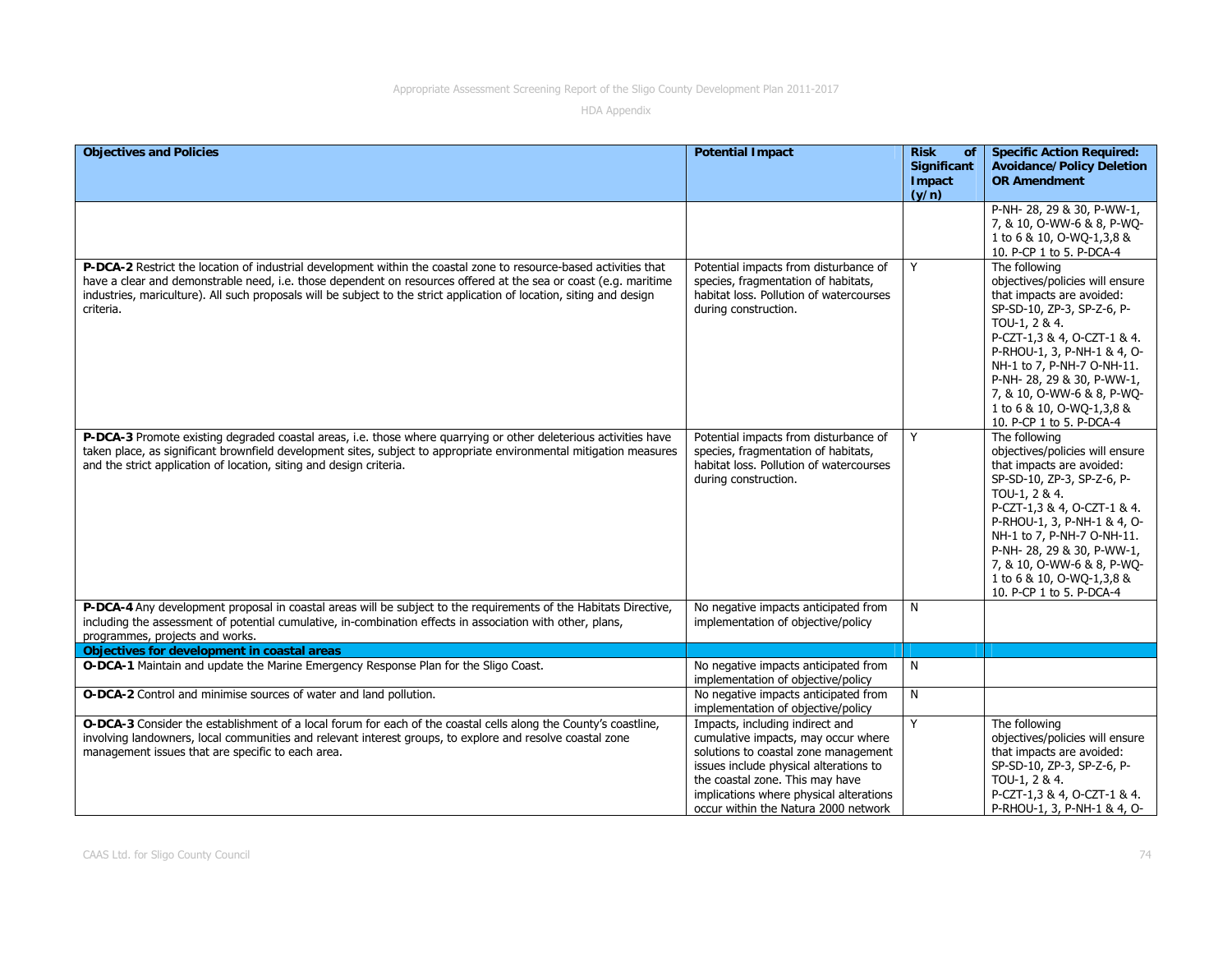| Objectives and Policies | Potential Impact | Risk of Significant Impact (y/n) | Specific Action Required: Avoidance/Policy Deletion OR Amendment |
|---|---|---|---|
| | | | P-NH- 28, 29 & 30, P-WW-1, 7, & 10, O-WW-6 & 8, P-WQ-1 to 6 & 10, O-WQ-1,3,8 & 10. P-CP 1 to 5. P-DCA-4 |
| **P-DCA-2** Restrict the location of industrial development within the coastal zone to resource-based activities that have a clear and demonstrable need, i.e. those dependent on resources offered at the sea or coast (e.g. maritime industries, mariculture). All such proposals will be subject to the strict application of location, siting and design criteria. | Potential impacts from disturbance of species, fragmentation of habitats, habitat loss. Pollution of watercourses during construction. | Y | The following objectives/policies will ensure that impacts are avoided: SP-SD-10, ZP-3, SP-Z-6, P-TOU-1, 2 & 4. P-CZT-1,3 & 4, O-CZT-1 & 4. P-RHOU-1, 3, P-NH-1 & 4, O-NH-1 to 7, P-NH-7 O-NH-11. P-NH- 28, 29 & 30, P-WW-1, 7, & 10, O-WW-6 & 8, P-WQ-1 to 6 & 10, O-WQ-1,3,8 & 10. P-CP 1 to 5. P-DCA-4 |
| **P-DCA-3** Promote existing degraded coastal areas, i.e. those where quarrying or other deleterious activities have taken place, as significant brownfield development sites, subject to appropriate environmental mitigation measures and the strict application of location, siting and design criteria. | Potential impacts from disturbance of species, fragmentation of habitats, habitat loss. Pollution of watercourses during construction. | Y | The following objectives/policies will ensure that impacts are avoided: SP-SD-10, ZP-3, SP-Z-6, P-TOU-1, 2 & 4. P-CZT-1,3 & 4, O-CZT-1 & 4. P-RHOU-1, 3, P-NH-1 & 4, O-NH-1 to 7, P-NH-7 O-NH-11. P-NH- 28, 29 & 30, P-WW-1, 7, & 10, O-WW-6 & 8, P-WQ-1 to 6 & 10, O-WQ-1,3,8 & 10. P-CP 1 to 5. P-DCA-4 |
| **P-DCA-4** Any development proposal in coastal areas will be subject to the requirements of the Habitats Directive, including the assessment of potential cumulative, in-combination effects in association with other, plans, programmes, projects and works. | No negative impacts anticipated from implementation of objective/policy | N | |
| **Objectives for development in coastal areas** | | | |
| **O-DCA-1** Maintain and update the Marine Emergency Response Plan for the Sligo Coast. | No negative impacts anticipated from implementation of objective/policy | N | |
| **O-DCA-2** Control and minimise sources of water and land pollution. | No negative impacts anticipated from implementation of objective/policy | N | |
| **O-DCA-3** Consider the establishment of a local forum for each of the coastal cells along the County's coastline, involving landowners, local communities and relevant interest groups, to explore and resolve coastal zone management issues that are specific to each area. | Impacts, including indirect and cumulative impacts, may occur where solutions to coastal zone management issues include physical alterations to the coastal zone. This may have implications where physical alterations occur within the Natura 2000 network | Y | The following objectives/policies will ensure that impacts are avoided: SP-SD-10, ZP-3, SP-Z-6, P-TOU-1, 2 & 4. P-CZT-1,3 & 4, O-CZT-1 & 4. P-RHOU-1, 3, P-NH-1 & 4, O- |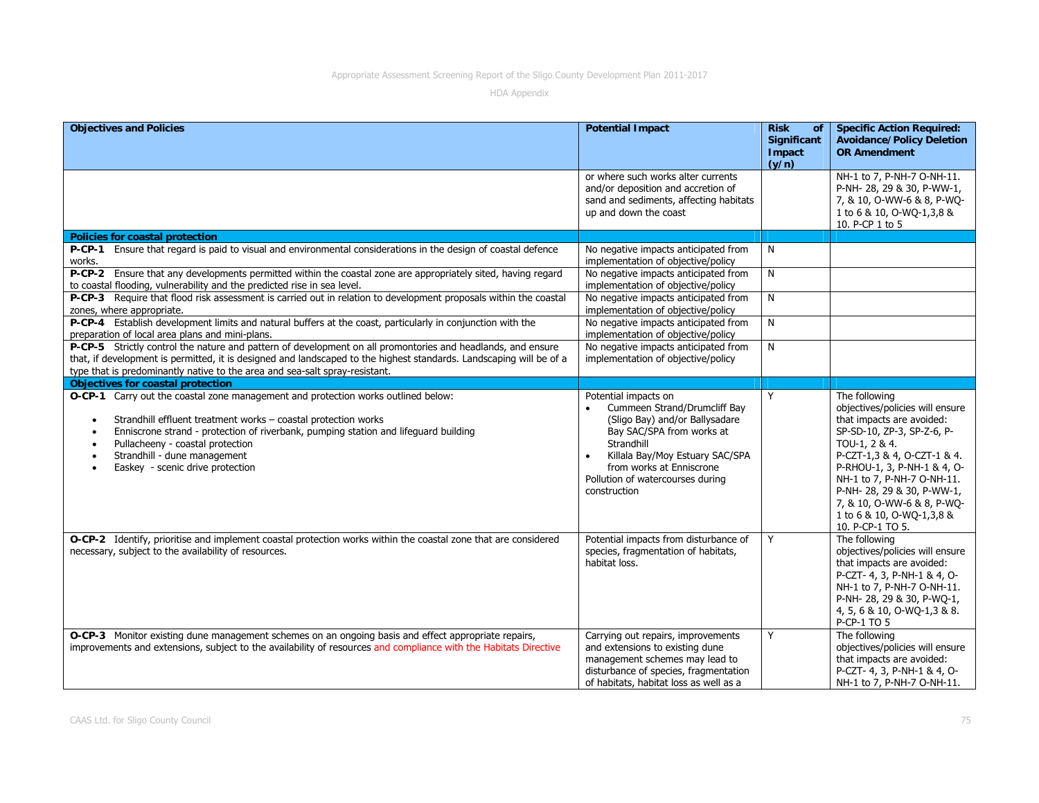| Objectives and Policies | Potential Impact | Risk of Significant Impact (y/n) | Specific Action Required: Avoidance/Policy Deletion OR Amendment |
|---|---|---|---|
| | or where such works alter currents and/or deposition and accretion of sand and sediments, affecting habitats up and down the coast | | NH-1 to 7, P-NH-7 O-NH-11. P-NH- 28, 29 & 30, P-WW-1, 7, & 10, O-WW-6 & 8, P-WQ-1 to 6 & 10, O-WQ-1,3,8 & 10. P-CP 1 to 5 |
| **Policies for coastal protection** | | | |
| **P-CP-1** Ensure that regard is paid to visual and environmental considerations in the design of coastal defence works. | No negative impacts anticipated from implementation of objective/policy | N | |
| **P-CP-2** Ensure that any developments permitted within the coastal zone are appropriately sited, having regard to coastal flooding, vulnerability and the predicted rise in sea level. | No negative impacts anticipated from implementation of objective/policy | N | |
| **P-CP-3** Require that flood risk assessment is carried out in relation to development proposals within the coastal zones, where appropriate. | No negative impacts anticipated from implementation of objective/policy | N | |
| **P-CP-4** Establish development limits and natural buffers at the coast, particularly in conjunction with the preparation of local area plans and mini-plans. | No negative impacts anticipated from implementation of objective/policy | N | |
| **P-CP-5** Strictly control the nature and pattern of development on all promontories and headlands, and ensure that, if development is permitted, it is designed and landscaped to the highest standards. Landscaping will be of a type that is predominantly native to the area and sea-salt spray-resistant. | No negative impacts anticipated from implementation of objective/policy | N | |
| **Objectives for coastal protection** | | | |
| **O-CP-1** Carry out the coastal zone management and protection works outlined below:<br>• Strandhill effluent treatment works – coastal protection works<br>• Enniscrone strand - protection of riverbank, pumping station and lifeguard building<br>• Pullacheeny - coastal protection<br>• Strandhill - dune management<br>• Easkey - scenic drive protection | Potential impacts on<br>• Cummeen Strand/Drumcliff Bay (Sligo Bay) and/or Ballysadare Bay SAC/SPA from works at Strandhill<br>• Killala Bay/Moy Estuary SAC/SPA from works at Enniscrone<br>Pollution of watercourses during construction | Y | The following objectives/policies will ensure that impacts are avoided: SP-SD-10, ZP-3, SP-Z-6, P-TOU-1, 2 & 4. P-CZT-1,3 & 4, O-CZT-1 & 4. P-RHOU-1, 3, P-NH-1 & 4, O-NH-1 to 7, P-NH-7 O-NH-11. P-NH- 28, 29 & 30, P-WW-1, 7, & 10, O-WW-6 & 8, P-WQ-1 to 6 & 10, O-WQ-1,3,8 & 10. P-CP-1 TO 5. |
| **O-CP-2** Identify, prioritise and implement coastal protection works within the coastal zone that are considered necessary, subject to the availability of resources. | Potential impacts from disturbance of species, fragmentation of habitats, habitat loss. | Y | The following objectives/policies will ensure that impacts are avoided: P-CZT- 4, 3, P-NH-1 & 4, O-NH-1 to 7, P-NH-7 O-NH-11. P-NH- 28, 29 & 30, P-WQ-1, 4, 5, 6 & 10, O-WQ-1,3 & 8. P-CP-1 TO 5 |
| **O-CP-3** Monitor existing dune management schemes on an ongoing basis and effect appropriate repairs, improvements and extensions, subject to the availability of resources and compliance with the Habitats Directive | Carrying out repairs, improvements and extensions to existing dune management schemes may lead to disturbance of species, fragmentation of habitats, habitat loss as well as a | Y | The following objectives/policies will ensure that impacts are avoided: P-CZT- 4, 3, P-NH-1 & 4, O-NH-1 to 7, P-NH-7 O-NH-11. |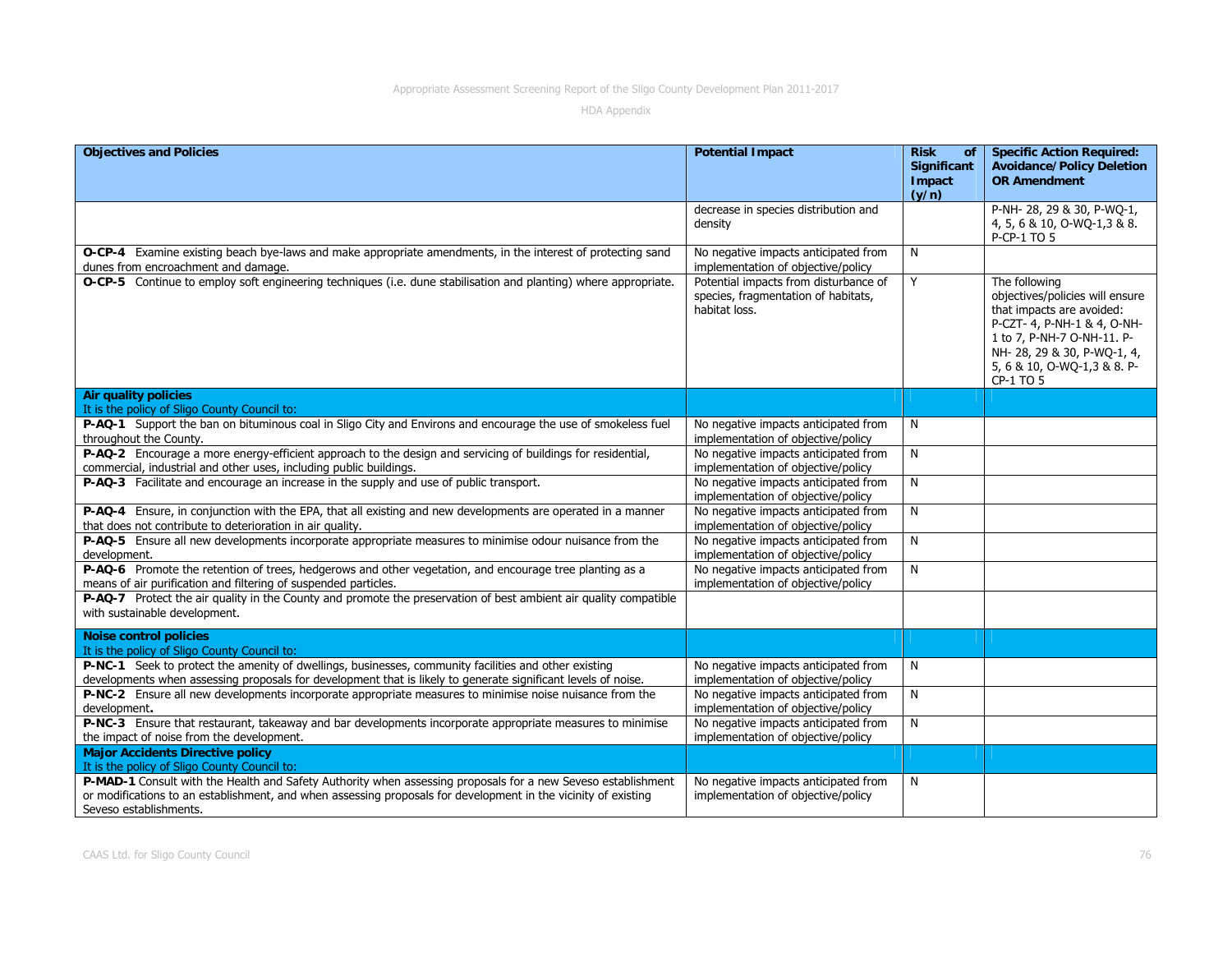| Objectives and Policies | Potential Impact | Risk of Significant Impact (y/n) | Specific Action Required: Avoidance/Policy Deletion OR Amendment |
|---|---|---|---|
| | decrease in species distribution and density | | P-NH- 28, 29 & 30, P-WQ-1, 4, 5, 6 & 10, O-WQ-1,3 & 8. P-CP-1 TO 5 |
| **O-CP-4** Examine existing beach bye-laws and make appropriate amendments, in the interest of protecting sand dunes from encroachment and damage. | No negative impacts anticipated from implementation of objective/policy | N | |
| **O-CP-5** Continue to employ soft engineering techniques (i.e. dune stabilisation and planting) where appropriate. | Potential impacts from disturbance of species, fragmentation of habitats, habitat loss. | Y | The following objectives/policies will ensure that impacts are avoided: P-CZT- 4, P-NH-1 & 4, O-NH-1 to 7, P-NH-7 O-NH-11. P-NH- 28, 29 & 30, P-WQ-1, 4, 5, 6 & 10, O-WQ-1,3 & 8. P-CP-1 TO 5 |
| **Air quality policies**<br>It is the policy of Sligo County Council to: | | | |
| **P-AQ-1** Support the ban on bituminous coal in Sligo City and Environs and encourage the use of smokeless fuel throughout the County. | No negative impacts anticipated from implementation of objective/policy | N | |
| **P-AQ-2** Encourage a more energy-efficient approach to the design and servicing of buildings for residential, commercial, industrial and other uses, including public buildings. | No negative impacts anticipated from implementation of objective/policy | N | |
| **P-AQ-3** Facilitate and encourage an increase in the supply and use of public transport. | No negative impacts anticipated from implementation of objective/policy | N | |
| **P-AQ-4** Ensure, in conjunction with the EPA, that all existing and new developments are operated in a manner that does not contribute to deterioration in air quality. | No negative impacts anticipated from implementation of objective/policy | N | |
| **P-AQ-5** Ensure all new developments incorporate appropriate measures to minimise odour nuisance from the development. | No negative impacts anticipated from implementation of objective/policy | N | |
| **P-AQ-6** Promote the retention of trees, hedgerows and other vegetation, and encourage tree planting as a means of air purification and filtering of suspended particles. | No negative impacts anticipated from implementation of objective/policy | N | |
| **P-AQ-7** Protect the air quality in the County and promote the preservation of best ambient air quality compatible with sustainable development. | | | |
| **Noise control policies**<br>It is the policy of Sligo County Council to: | | | |
| **P-NC-1** Seek to protect the amenity of dwellings, businesses, community facilities and other existing developments when assessing proposals for development that is likely to generate significant levels of noise. | No negative impacts anticipated from implementation of objective/policy | N | |
| **P-NC-2** Ensure all new developments incorporate appropriate measures to minimise noise nuisance from the development. | No negative impacts anticipated from implementation of objective/policy | N | |
| **P-NC-3** Ensure that restaurant, takeaway and bar developments incorporate appropriate measures to minimise the impact of noise from the development. | No negative impacts anticipated from implementation of objective/policy | N | |
| **Major Accidents Directive policy**<br>It is the policy of Sligo County Council to: | | | |
| **P-MAD-1** Consult with the Health and Safety Authority when assessing proposals for a new Seveso establishment or modifications to an establishment, and when assessing proposals for development in the vicinity of existing Seveso establishments. | No negative impacts anticipated from implementation of objective/policy | N | |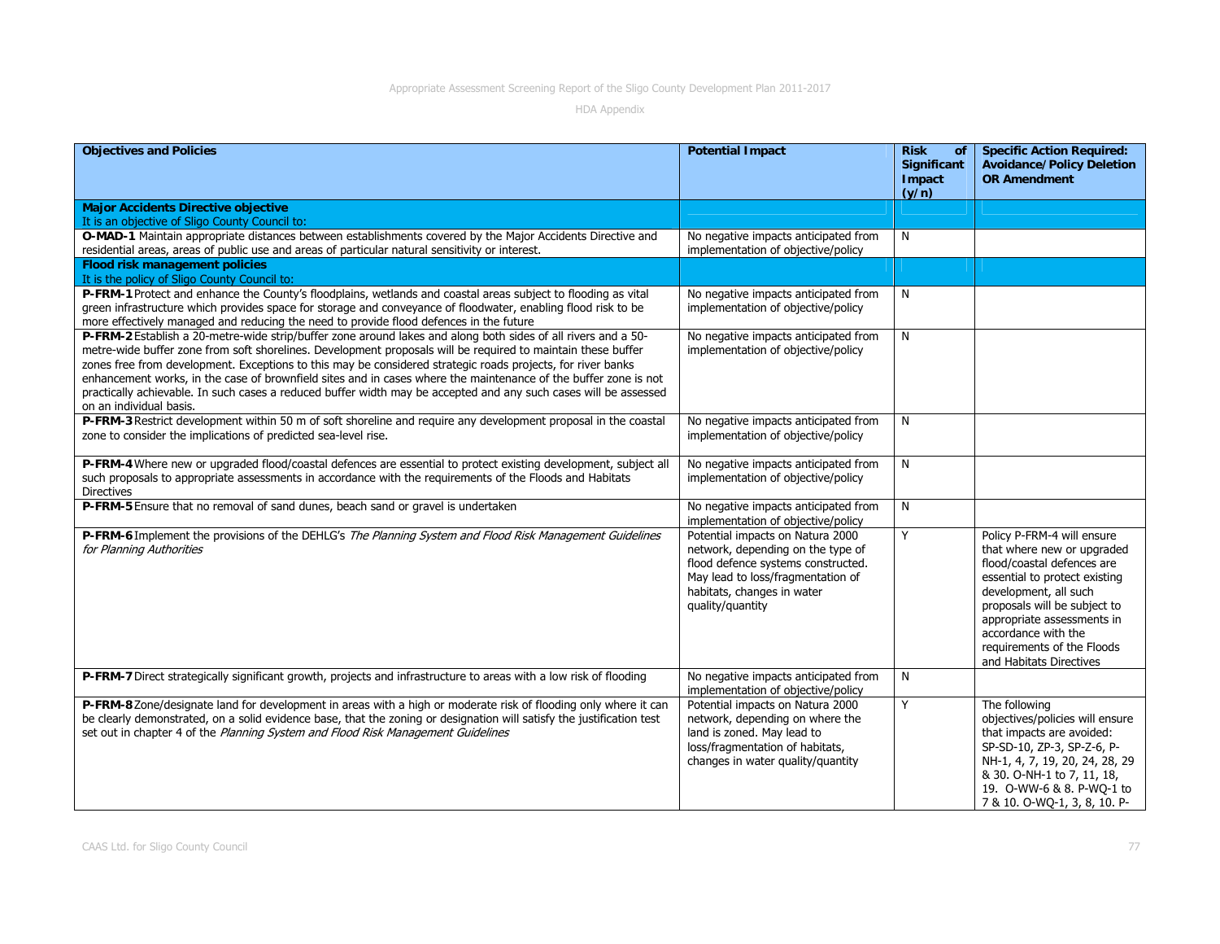| Objectives and Policies | Potential Impact | Risk of Significant Impact (y/n) | Specific Action Required: Avoidance/Policy Deletion OR Amendment |
|---|---|---|---|
| **Major Accidents Directive objective** It is an objective of Sligo County Council to: | | | |
| **O-MAD-1** Maintain appropriate distances between establishments covered by the Major Accidents Directive and residential areas, areas of public use and areas of particular natural sensitivity or interest. | No negative impacts anticipated from implementation of objective/policy | N | |
| **Flood risk management policies** It is the policy of Sligo County Council to: | | | |
| **P-FRM-1** Protect and enhance the County's floodplains, wetlands and coastal areas subject to flooding as vital green infrastructure which provides space for storage and conveyance of floodwater, enabling flood risk to be more effectively managed and reducing the need to provide flood defences in the future | No negative impacts anticipated from implementation of objective/policy | N | |
| **P-FRM-2** Establish a 20-metre-wide strip/buffer zone around lakes and along both sides of all rivers and a 50-metre-wide buffer zone from soft shorelines. Development proposals will be required to maintain these buffer zones free from development. Exceptions to this may be considered strategic roads projects, for river banks enhancement works, in the case of brownfield sites and in cases where the maintenance of the buffer zone is not practically achievable. In such cases a reduced buffer width may be accepted and any such cases will be assessed on an individual basis. | No negative impacts anticipated from implementation of objective/policy | N | |
| **P-FRM-3** Restrict development within 50 m of soft shoreline and require any development proposal in the coastal zone to consider the implications of predicted sea-level rise. | No negative impacts anticipated from implementation of objective/policy | N | |
| **P-FRM-4** Where new or upgraded flood/coastal defences are essential to protect existing development, subject all such proposals to appropriate assessments in accordance with the requirements of the Floods and Habitats Directives | No negative impacts anticipated from implementation of objective/policy | N | |
| **P-FRM-5** Ensure that no removal of sand dunes, beach sand or gravel is undertaken | No negative impacts anticipated from implementation of objective/policy | N | |
| **P-FRM-6** Implement the provisions of the DEHLG's *The Planning System and Flood Risk Management Guidelines for Planning Authorities* | Potential impacts on Natura 2000 network, depending on the type of flood defence systems constructed. May lead to loss/fragmentation of habitats, changes in water quality/quantity | Y | Policy P-FRM-4 will ensure that where new or upgraded flood/coastal defences are essential to protect existing development, all such proposals will be subject to appropriate assessments in accordance with the requirements of the Floods and Habitats Directives |
| **P-FRM-7** Direct strategically significant growth, projects and infrastructure to areas with a low risk of flooding | No negative impacts anticipated from implementation of objective/policy | N | |
| **P-FRM-8** Zone/designate land for development in areas with a high or moderate risk of flooding only where it can be clearly demonstrated, on a solid evidence base, that the zoning or designation will satisfy the justification test set out in chapter 4 of the *Planning System and Flood Risk Management Guidelines* | Potential impacts on Natura 2000 network, depending on where the land is zoned. May lead to loss/fragmentation of habitats, changes in water quality/quantity | Y | The following objectives/policies will ensure that impacts are avoided: SP-SD-10, ZP-3, SP-Z-6, P-NH-1, 4, 7, 19, 20, 24, 28, 29 & 30. O-NH-1 to 7, 11, 18, 19. O-WW-6 & 8. P-WQ-1 to 7 & 10. O-WQ-1, 3, 8, 10. P- |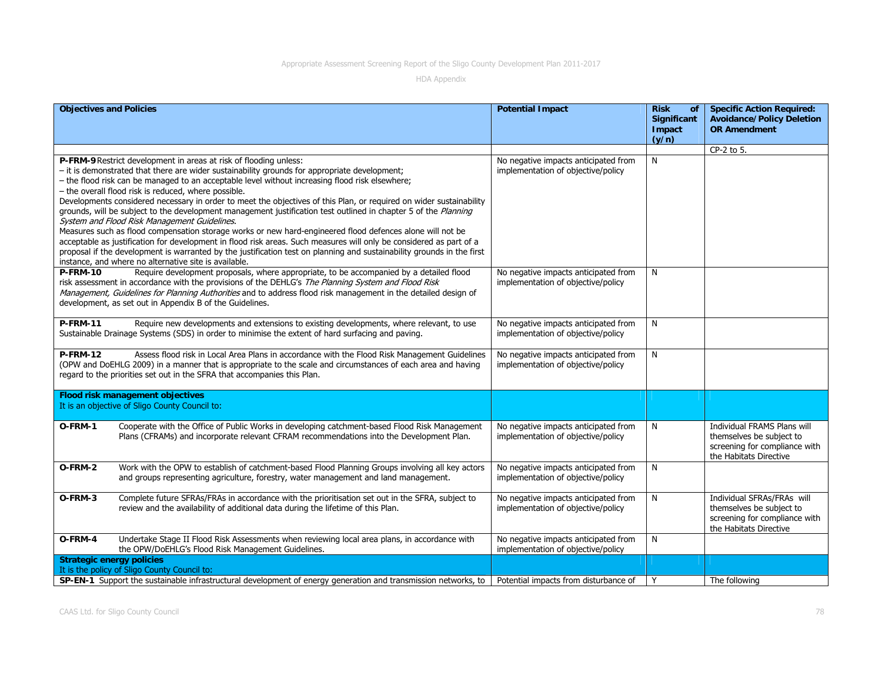| Objectives and Policies | Potential Impact | Risk of Significant Impact (y/n) | Specific Action Required: Avoidance/Policy Deletion OR Amendment |
|---|---|---|---|
| | | | CP-2 to 5. |
| **P-FRM-9** Restrict development in areas at risk of flooding unless:<br>– it is demonstrated that there are wider sustainability grounds for appropriate development;<br>– the flood risk can be managed to an acceptable level without increasing flood risk elsewhere;<br>– the overall flood risk is reduced, where possible.<br>Developments considered necessary in order to meet the objectives of this Plan, or required on wider sustainability grounds, will be subject to the development management justification test outlined in chapter 5 of the *Planning System and Flood Risk Management Guidelines.*<br>Measures such as flood compensation storage works or new hard-engineered flood defences alone will not be acceptable as justification for development in flood risk areas. Such measures will only be considered as part of a proposal if the development is warranted by the justification test on planning and sustainability grounds in the first instance, and where no alternative site is available. | No negative impacts anticipated from implementation of objective/policy | N | |
| **P-FRM-10** Require development proposals, where appropriate, to be accompanied by a detailed flood risk assessment in accordance with the provisions of the DEHLG's *The Planning System and Flood Risk Management, Guidelines for Planning Authorities* and to address flood risk management in the detailed design of development, as set out in Appendix B of the Guidelines. | No negative impacts anticipated from implementation of objective/policy | N | |
| **P-FRM-11** Require new developments and extensions to existing developments, where relevant, to use Sustainable Drainage Systems (SDS) in order to minimise the extent of hard surfacing and paving. | No negative impacts anticipated from implementation of objective/policy | N | |
| **P-FRM-12** Assess flood risk in Local Area Plans in accordance with the Flood Risk Management Guidelines (OPW and DoEHLG 2009) in a manner that is appropriate to the scale and circumstances of each area and having regard to the priorities set out in the SFRA that accompanies this Plan. | No negative impacts anticipated from implementation of objective/policy | N | |
| **Flood risk management objectives**<br>It is an objective of Sligo County Council to: | | | |
| **O-FRM-1** Cooperate with the Office of Public Works in developing catchment-based Flood Risk Management Plans (CFRAMs) and incorporate relevant CFRAM recommendations into the Development Plan. | No negative impacts anticipated from implementation of objective/policy | N | Individual FRAMS Plans will themselves be subject to screening for compliance with the Habitats Directive |
| **O-FRM-2** Work with the OPW to establish of catchment-based Flood Planning Groups involving all key actors and groups representing agriculture, forestry, water management and land management. | No negative impacts anticipated from implementation of objective/policy | N | |
| **O-FRM-3** Complete future SFRAs/FRAs in accordance with the prioritisation set out in the SFRA, subject to review and the availability of additional data during the lifetime of this Plan. | No negative impacts anticipated from implementation of objective/policy | N | Individual SFRAs/FRAs will themselves be subject to screening for compliance with the Habitats Directive |
| **O-FRM-4** Undertake Stage II Flood Risk Assessments when reviewing local area plans, in accordance with the OPW/DoEHLG's Flood Risk Management Guidelines. | No negative impacts anticipated from implementation of objective/policy | N | |
| **Strategic energy policies**<br>It is the policy of Sligo County Council to: | | | |
| **SP-EN-1** Support the sustainable infrastructural development of energy generation and transmission networks, to | Potential impacts from disturbance of | Y | The following |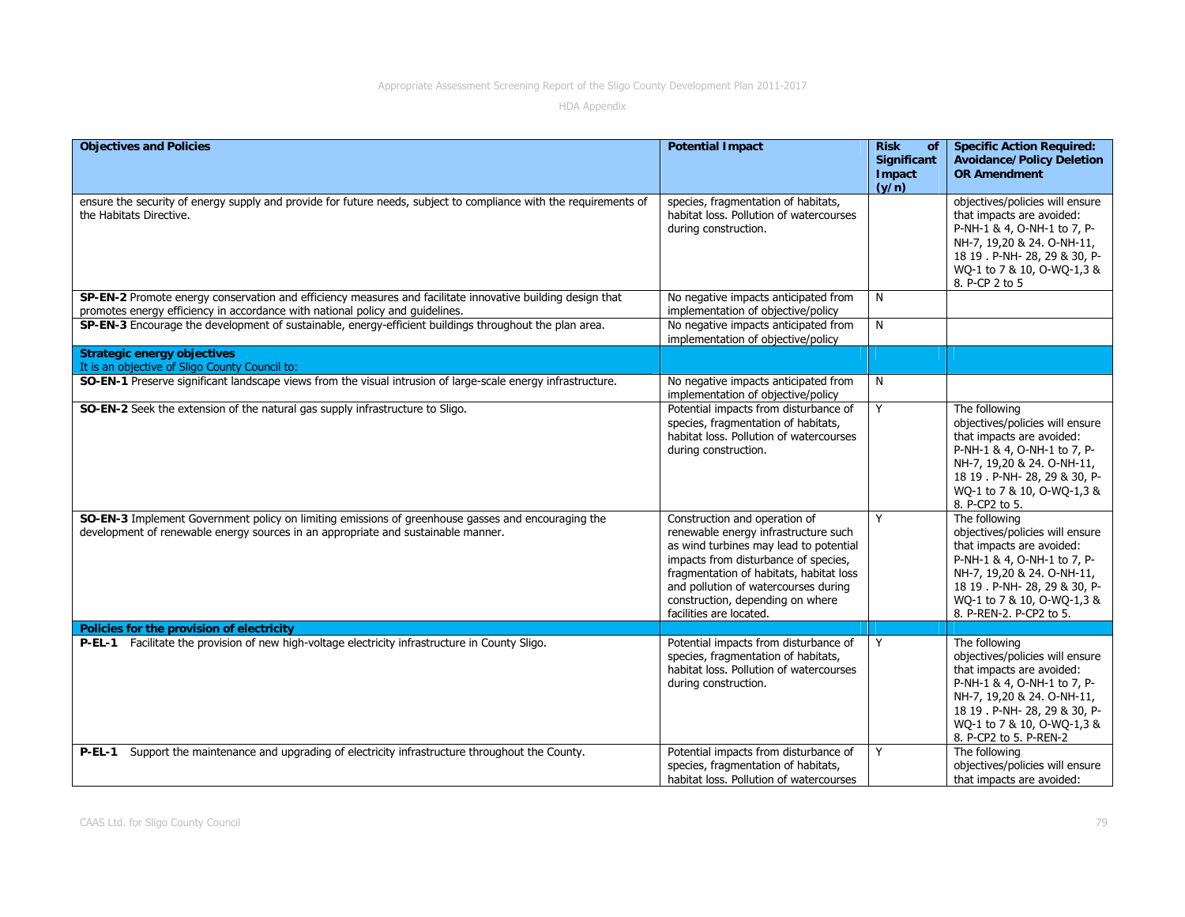| Objectives and Policies | Potential Impact | Risk of Significant Impact (y/n) | Specific Action Required: Avoidance/Policy Deletion OR Amendment |
|---|---|---|---|
| ensure the security of energy supply and provide for future needs, subject to compliance with the requirements of the Habitats Directive. | species, fragmentation of habitats, habitat loss. Pollution of watercourses during construction. | | objectives/policies will ensure that impacts are avoided: P-NH-1 & 4, O-NH-1 to 7, P-NH-7, 19,20 & 24. O-NH-11, 18 19 . P-NH- 28, 29 & 30, P-WQ-1 to 7 & 10, O-WQ-1,3 & 8. P-CP 2 to 5 |
| **SP-EN-2** Promote energy conservation and efficiency measures and facilitate innovative building design that promotes energy efficiency in accordance with national policy and guidelines. | No negative impacts anticipated from implementation of objective/policy | N | |
| **SP-EN-3** Encourage the development of sustainable, energy-efficient buildings throughout the plan area. | No negative impacts anticipated from implementation of objective/policy | N | |
| **Strategic energy objectives**<br>It is an objective of Sligo County Council to: | | | |
| **SO-EN-1** Preserve significant landscape views from the visual intrusion of large-scale energy infrastructure. | No negative impacts anticipated from implementation of objective/policy | N | |
| **SO-EN-2** Seek the extension of the natural gas supply infrastructure to Sligo. | Potential impacts from disturbance of species, fragmentation of habitats, habitat loss. Pollution of watercourses during construction. | Y | The following objectives/policies will ensure that impacts are avoided: P-NH-1 & 4, O-NH-1 to 7, P-NH-7, 19,20 & 24. O-NH-11, 18 19 . P-NH- 28, 29 & 30, P-WQ-1 to 7 & 10, O-WQ-1,3 & 8. P-CP2 to 5. |
| **SO-EN-3** Implement Government policy on limiting emissions of greenhouse gasses and encouraging the development of renewable energy sources in an appropriate and sustainable manner. | Construction and operation of renewable energy infrastructure such as wind turbines may lead to potential impacts from disturbance of species, fragmentation of habitats, habitat loss and pollution of watercourses during construction, depending on where facilities are located. | Y | The following objectives/policies will ensure that impacts are avoided: P-NH-1 & 4, O-NH-1 to 7, P-NH-7, 19,20 & 24. O-NH-11, 18 19 . P-NH- 28, 29 & 30, P-WQ-1 to 7 & 10, O-WQ-1,3 & 8. P-REN-2. P-CP2 to 5. |
| **Policies for the provision of electricity** | | | |
| **P-EL-1** Facilitate the provision of new high-voltage electricity infrastructure in County Sligo. | Potential impacts from disturbance of species, fragmentation of habitats, habitat loss. Pollution of watercourses during construction. | Y | The following objectives/policies will ensure that impacts are avoided: P-NH-1 & 4, O-NH-1 to 7, P-NH-7, 19,20 & 24. O-NH-11, 18 19 . P-NH- 28, 29 & 30, P-WQ-1 to 7 & 10, O-WQ-1,3 & 8. P-CP2 to 5. P-REN-2 |
| **P-EL-1** Support the maintenance and upgrading of electricity infrastructure throughout the County. | Potential impacts from disturbance of species, fragmentation of habitats, habitat loss. Pollution of watercourses | Y | The following objectives/policies will ensure that impacts are avoided: |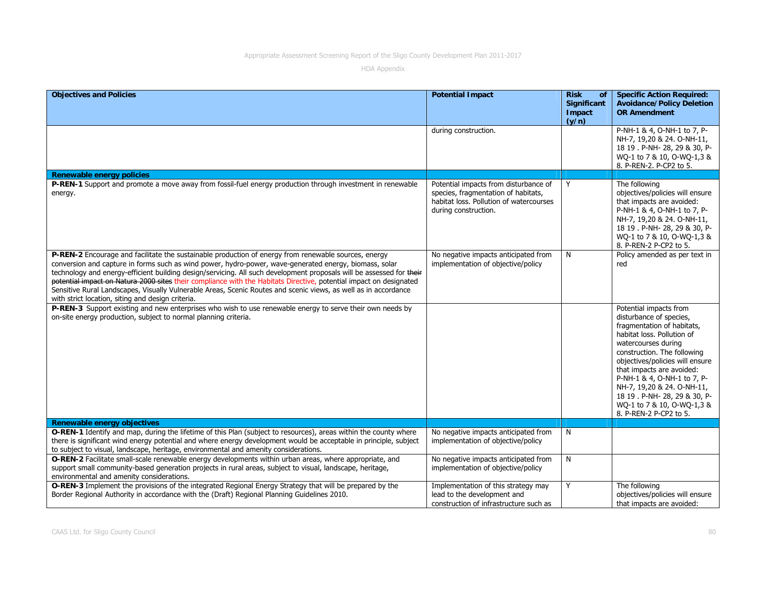| Objectives and Policies | Potential Impact | Risk of Significant Impact (y/n) | Specific Action Required: Avoidance/Policy Deletion OR Amendment |
|---|---|---|---|
| | during construction. | | P-NH-1 & 4, O-NH-1 to 7, P-NH-7, 19,20 & 24. O-NH-11, 18 19 . P-NH- 28, 29 & 30, P-WQ-1 to 7 & 10, O-WQ-1,3 & 8. P-REN-2. P-CP2 to 5. |
| **Renewable energy policies** | | | |
| **P-REN-1** Support and promote a move away from fossil-fuel energy production through investment in renewable energy. | Potential impacts from disturbance of species, fragmentation of habitats, habitat loss. Pollution of watercourses during construction. | Y | The following objectives/policies will ensure that impacts are avoided: P-NH-1 & 4, O-NH-1 to 7, P-NH-7, 19,20 & 24. O-NH-11, 18 19 . P-NH- 28, 29 & 30, P-WQ-1 to 7 & 10, O-WQ-1,3 & 8. P-REN-2 P-CP2 to 5. |
| **P-REN-2** Encourage and facilitate the sustainable production of energy from renewable sources, energy conversion and capture in forms such as wind power, hydro-power, wave-generated energy, biomass, solar technology and energy-efficient building design/servicing. All such development proposals will be assessed for ~~their potential impact on Natura 2000 sites~~ their compliance with the Habitats Directive, potential impact on designated Sensitive Rural Landscapes, Visually Vulnerable Areas, Scenic Routes and scenic views, as well as in accordance with strict location, siting and design criteria. | No negative impacts anticipated from implementation of objective/policy | N | Policy amended as per text in red |
| **P-REN-3** Support existing and new enterprises who wish to use renewable energy to serve their own needs by on-site energy production, subject to normal planning criteria. | | | Potential impacts from disturbance of species, fragmentation of habitats, habitat loss. Pollution of watercourses during construction. The following objectives/policies will ensure that impacts are avoided: P-NH-1 & 4, O-NH-1 to 7, P-NH-7, 19,20 & 24. O-NH-11, 18 19 . P-NH- 28, 29 & 30, P-WQ-1 to 7 & 10, O-WQ-1,3 & 8. P-REN-2 P-CP2 to 5. |
| **Renewable energy objectives** | | | |
| **O-REN-1** Identify and map, during the lifetime of this Plan (subject to resources), areas within the county where there is significant wind energy potential and where energy development would be acceptable in principle, subject to subject to visual, landscape, heritage, environmental and amenity considerations. | No negative impacts anticipated from implementation of objective/policy | N | |
| **O-REN-2** Facilitate small-scale renewable energy developments within urban areas, where appropriate, and support small community-based generation projects in rural areas, subject to visual, landscape, heritage, environmental and amenity considerations. | No negative impacts anticipated from implementation of objective/policy | N | |
| **O-REN-3** Implement the provisions of the integrated Regional Energy Strategy that will be prepared by the Border Regional Authority in accordance with the (Draft) Regional Planning Guidelines 2010. | Implementation of this strategy may lead to the development and construction of infrastructure such as | Y | The following objectives/policies will ensure that impacts are avoided: |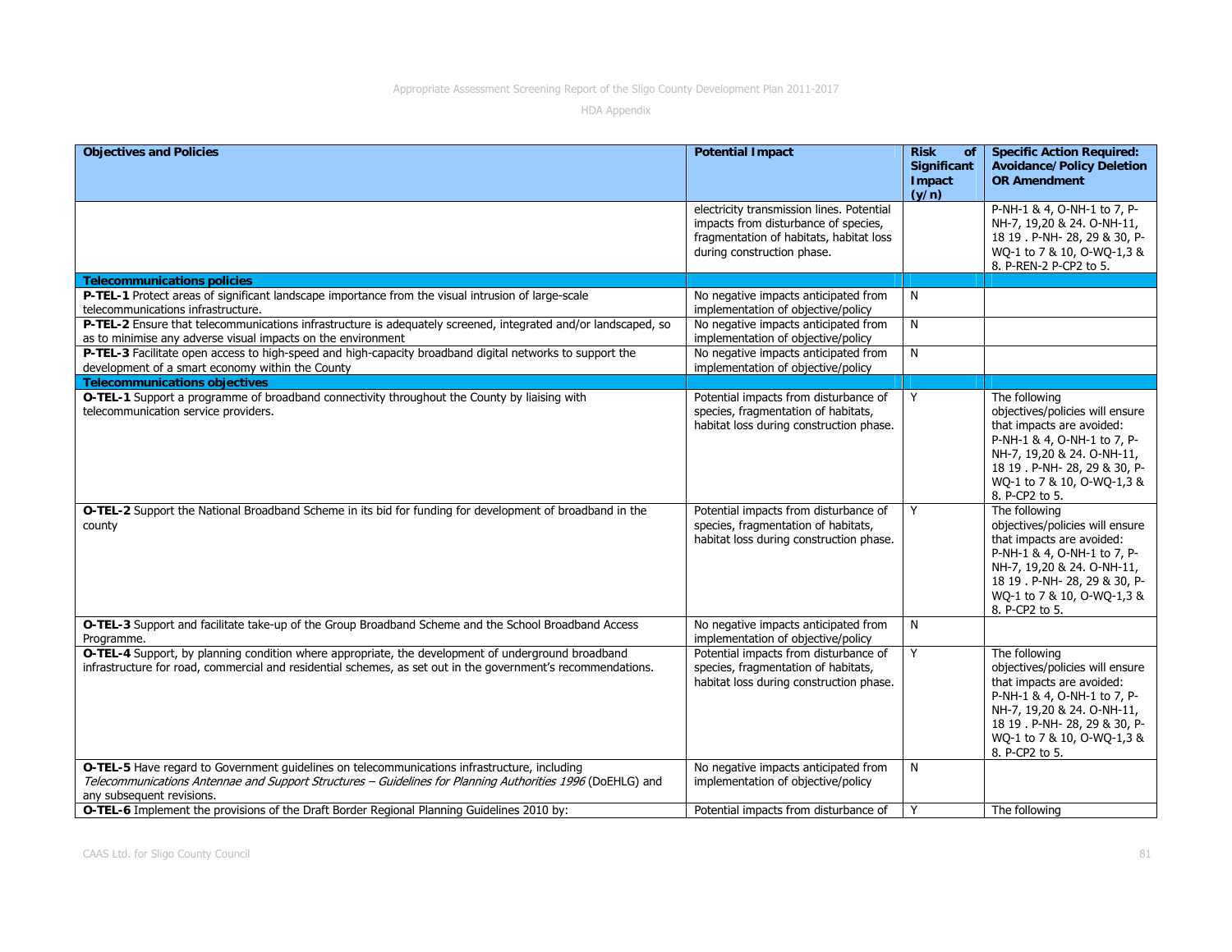| Objectives and Policies | Potential Impact | Risk of Significant Impact (y/n) | Specific Action Required: Avoidance/Policy Deletion OR Amendment |
|---|---|---|---|
| | electricity transmission lines. Potential impacts from disturbance of species, fragmentation of habitats, habitat loss during construction phase. | | P-NH-1 & 4, O-NH-1 to 7, P-NH-7, 19,20 & 24. O-NH-11, 18 19 . P-NH- 28, 29 & 30, P-WQ-1 to 7 & 10, O-WQ-1,3 & 8. P-REN-2 P-CP2 to 5. |
| **Telecommunications policies** | | | |
| **P-TEL-1** Protect areas of significant landscape importance from the visual intrusion of large-scale telecommunications infrastructure. | No negative impacts anticipated from implementation of objective/policy | N | |
| **P-TEL-2** Ensure that telecommunications infrastructure is adequately screened, integrated and/or landscaped, so as to minimise any adverse visual impacts on the environment | No negative impacts anticipated from implementation of objective/policy | N | |
| **P-TEL-3** Facilitate open access to high-speed and high-capacity broadband digital networks to support the development of a smart economy within the County | No negative impacts anticipated from implementation of objective/policy | N | |
| **Telecommunications objectives** | | | |
| **O-TEL-1** Support a programme of broadband connectivity throughout the County by liaising with telecommunication service providers. | Potential impacts from disturbance of species, fragmentation of habitats, habitat loss during construction phase. | Y | The following objectives/policies will ensure that impacts are avoided: P-NH-1 & 4, O-NH-1 to 7, P-NH-7, 19,20 & 24. O-NH-11, 18 19 . P-NH- 28, 29 & 30, P-WQ-1 to 7 & 10, O-WQ-1,3 & 8. P-CP2 to 5. |
| **O-TEL-2** Support the National Broadband Scheme in its bid for funding for development of broadband in the county | Potential impacts from disturbance of species, fragmentation of habitats, habitat loss during construction phase. | Y | The following objectives/policies will ensure that impacts are avoided: P-NH-1 & 4, O-NH-1 to 7, P-NH-7, 19,20 & 24. O-NH-11, 18 19 . P-NH- 28, 29 & 30, P-WQ-1 to 7 & 10, O-WQ-1,3 & 8. P-CP2 to 5. |
| **O-TEL-3** Support and facilitate take-up of the Group Broadband Scheme and the School Broadband Access Programme. | No negative impacts anticipated from implementation of objective/policy | N | |
| **O-TEL-4** Support, by planning condition where appropriate, the development of underground broadband infrastructure for road, commercial and residential schemes, as set out in the government's recommendations. | Potential impacts from disturbance of species, fragmentation of habitats, habitat loss during construction phase. | Y | The following objectives/policies will ensure that impacts are avoided: P-NH-1 & 4, O-NH-1 to 7, P-NH-7, 19,20 & 24. O-NH-11, 18 19 . P-NH- 28, 29 & 30, P-WQ-1 to 7 & 10, O-WQ-1,3 & 8. P-CP2 to 5. |
| **O-TEL-5** Have regard to Government guidelines on telecommunications infrastructure, including *Telecommunications Antennae and Support Structures – Guidelines for Planning Authorities 1996* (DoEHLG) and any subsequent revisions. | No negative impacts anticipated from implementation of objective/policy | N | |
| **O-TEL-6** Implement the provisions of the Draft Border Regional Planning Guidelines 2010 by: | Potential impacts from disturbance of | Y | The following |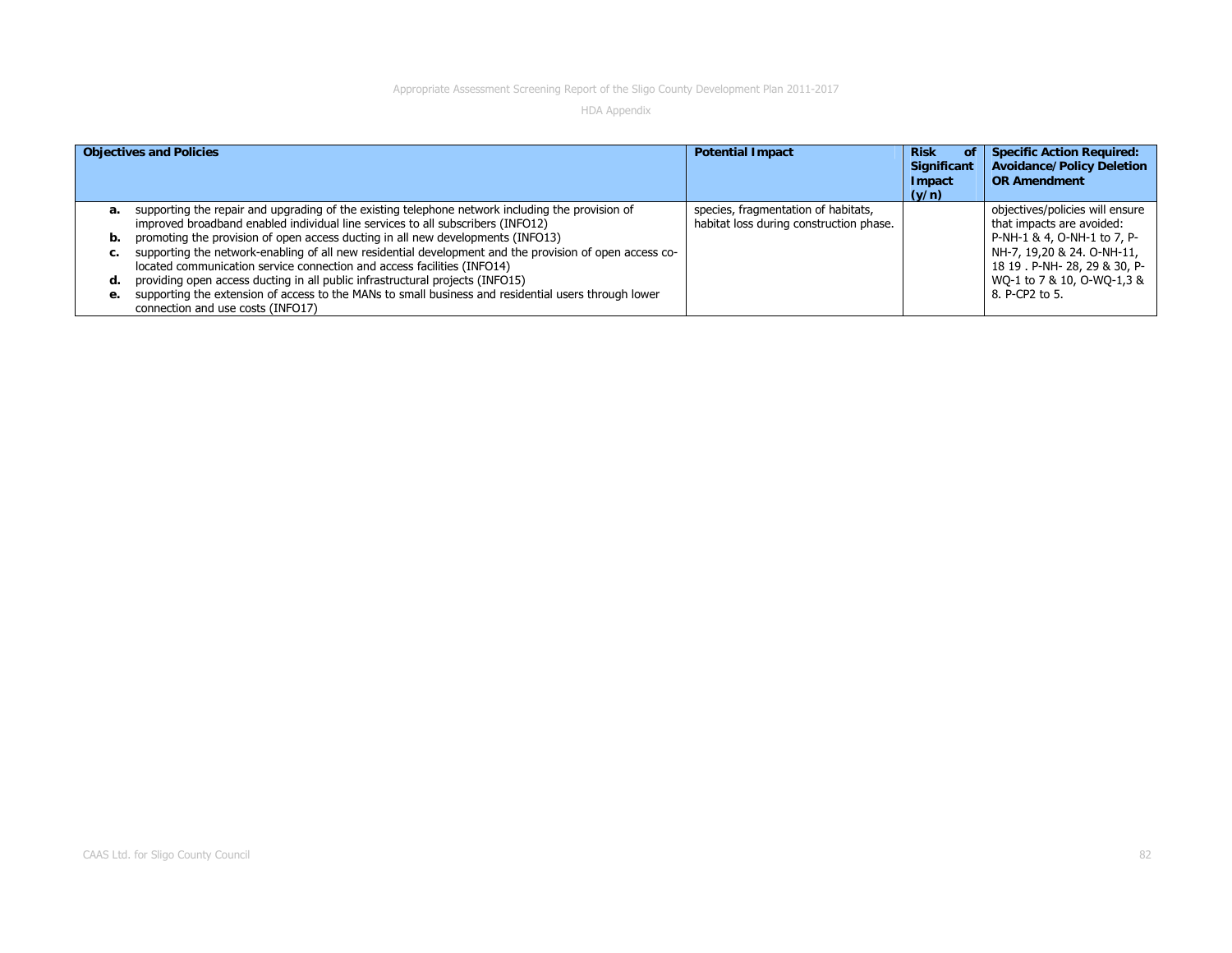| Objectives and Policies | Potential Impact | Risk of Significant Impact (y/n) | Specific Action Required: Avoidance/Policy Deletion OR Amendment |
|---|---|---|---|
| **a.** supporting the repair and upgrading of the existing telephone network including the provision of improved broadband enabled individual line services to all subscribers (INFO12)<br>**b.** promoting the provision of open access ducting in all new developments (INFO13)<br>**c.** supporting the network-enabling of all new residential development and the provision of open access co-located communication service connection and access facilities (INFO14)<br>**d.** providing open access ducting in all public infrastructural projects (INFO15)<br>**e.** supporting the extension of access to the MANs to small business and residential users through lower connection and use costs (INFO17) | species, fragmentation of habitats, habitat loss during construction phase. | | objectives/policies will ensure that impacts are avoided: P-NH-1 & 4, O-NH-1 to 7, P-NH-7, 19,20 & 24. O-NH-11, 18 19 . P-NH- 28, 29 & 30, P-WQ-1 to 7 & 10, O-WQ-1,3 & 8. P-CP2 to 5. |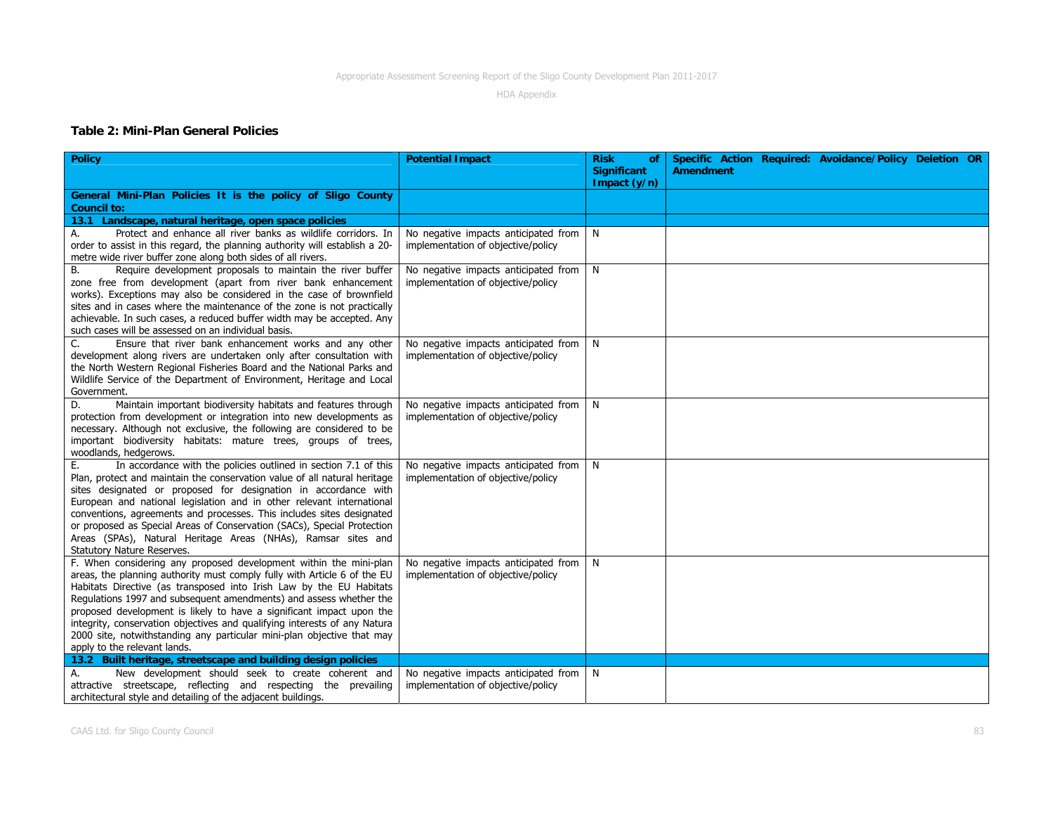### Table 2: Mini-Plan General Policies

| Policy | Potential Impact | Risk of Significant Impact (y/n) | Specific Action Required: Avoidance/Policy Deletion OR Amendment |
|---|---|---|---|
| **General Mini-Plan Policies It is the policy of Sligo County Council to:** | | | |
| **13.1 Landscape, natural heritage, open space policies** | | | |
| A. Protect and enhance all river banks as wildlife corridors. In order to assist in this regard, the planning authority will establish a 20-metre wide river buffer zone along both sides of all rivers. | No negative impacts anticipated from implementation of objective/policy | N | |
| B. Require development proposals to maintain the river buffer zone free from development (apart from river bank enhancement works). Exceptions may also be considered in the case of brownfield sites and in cases where the maintenance of the zone is not practically achievable. In such cases, a reduced buffer width may be accepted. Any such cases will be assessed on an individual basis. | No negative impacts anticipated from implementation of objective/policy | N | |
| C. Ensure that river bank enhancement works and any other development along rivers are undertaken only after consultation with the North Western Regional Fisheries Board and the National Parks and Wildlife Service of the Department of Environment, Heritage and Local Government. | No negative impacts anticipated from implementation of objective/policy | N | |
| D. Maintain important biodiversity habitats and features through protection from development or integration into new developments as necessary. Although not exclusive, the following are considered to be important biodiversity habitats: mature trees, groups of trees, woodlands, hedgerows. | No negative impacts anticipated from implementation of objective/policy | N | |
| E. In accordance with the policies outlined in section 7.1 of this Plan, protect and maintain the conservation value of all natural heritage sites designated or proposed for designation in accordance with European and national legislation and in other relevant international conventions, agreements and processes. This includes sites designated or proposed as Special Areas of Conservation (SACs), Special Protection Areas (SPAs), Natural Heritage Areas (NHAs), Ramsar sites and Statutory Nature Reserves. | No negative impacts anticipated from implementation of objective/policy | N | |
| F. When considering any proposed development within the mini-plan areas, the planning authority must comply fully with Article 6 of the EU Habitats Directive (as transposed into Irish Law by the EU Habitats Regulations 1997 and subsequent amendments) and assess whether the proposed development is likely to have a significant impact upon the integrity, conservation objectives and qualifying interests of any Natura 2000 site, notwithstanding any particular mini-plan objective that may apply to the relevant lands. | No negative impacts anticipated from implementation of objective/policy | N | |
| **13.2 Built heritage, streetscape and building design policies** | | | |
| A. New development should seek to create coherent and attractive streetscape, reflecting and respecting the prevailing architectural style and detailing of the adjacent buildings. | No negative impacts anticipated from implementation of objective/policy | N | |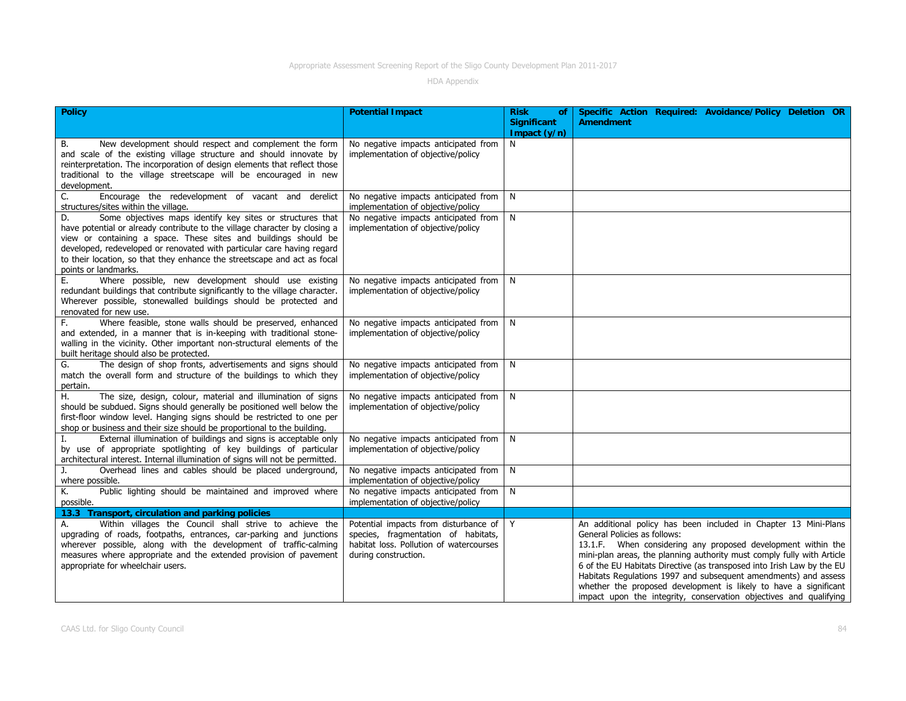| Policy | Potential Impact | Risk of Significant Impact (y/n) | Specific Action Required: Avoidance/Policy Deletion OR Amendment |
|---|---|---|---|
| B. New development should respect and complement the form and scale of the existing village structure and should innovate by reinterpretation. The incorporation of design elements that reflect those traditional to the village streetscape will be encouraged in new development. | No negative impacts anticipated from implementation of objective/policy | N | |
| C. Encourage the redevelopment of vacant and derelict structures/sites within the village. | No negative impacts anticipated from implementation of objective/policy | N | |
| D. Some objectives maps identify key sites or structures that have potential or already contribute to the village character by closing a view or containing a space. These sites and buildings should be developed, redeveloped or renovated with particular care having regard to their location, so that they enhance the streetscape and act as focal points or landmarks. | No negative impacts anticipated from implementation of objective/policy | N | |
| E. Where possible, new development should use existing redundant buildings that contribute significantly to the village character. Wherever possible, stonewalled buildings should be protected and renovated for new use. | No negative impacts anticipated from implementation of objective/policy | N | |
| F. Where feasible, stone walls should be preserved, enhanced and extended, in a manner that is in-keeping with traditional stone-walling in the vicinity. Other important non-structural elements of the built heritage should also be protected. | No negative impacts anticipated from implementation of objective/policy | N | |
| G. The design of shop fronts, advertisements and signs should match the overall form and structure of the buildings to which they pertain. | No negative impacts anticipated from implementation of objective/policy | N | |
| H. The size, design, colour, material and illumination of signs should be subdued. Signs should generally be positioned well below the first-floor window level. Hanging signs should be restricted to one per shop or business and their size should be proportional to the building. | No negative impacts anticipated from implementation of objective/policy | N | |
| I. External illumination of buildings and signs is acceptable only by use of appropriate spotlighting of key buildings of particular architectural interest. Internal illumination of signs will not be permitted. | No negative impacts anticipated from implementation of objective/policy | N | |
| J. Overhead lines and cables should be placed underground, where possible. | No negative impacts anticipated from implementation of objective/policy | N | |
| K. Public lighting should be maintained and improved where possible. | No negative impacts anticipated from implementation of objective/policy | N | |
| **13.3 Transport, circulation and parking policies** | | | |
| A. Within villages the Council shall strive to achieve the upgrading of roads, footpaths, entrances, car-parking and junctions wherever possible, along with the development of traffic-calming measures where appropriate and the extended provision of pavement appropriate for wheelchair users. | Potential impacts from disturbance of species, fragmentation of habitats, habitat loss. Pollution of watercourses during construction. | Y | An additional policy has been included in Chapter 13 Mini-Plans General Policies as follows: 13.1.F. When considering any proposed development within the mini-plan areas, the planning authority must comply fully with Article 6 of the EU Habitats Directive (as transposed into Irish Law by the EU Habitats Regulations 1997 and subsequent amendments) and assess whether the proposed development is likely to have a significant impact upon the integrity, conservation objectives and qualifying |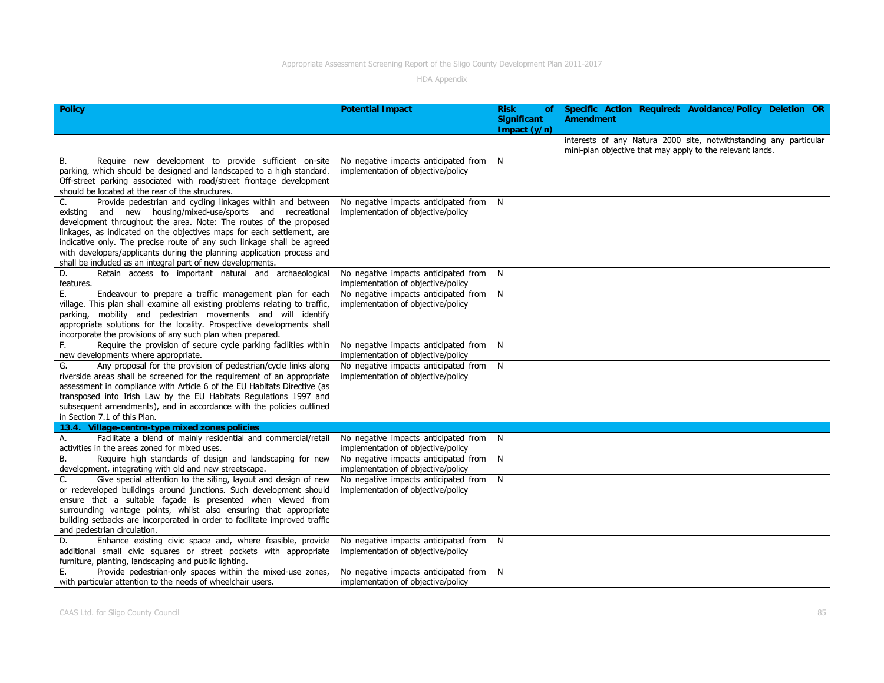| Policy | Potential Impact | Risk of Significant Impact (y/n) | Specific Action Required: Avoidance/Policy Deletion OR Amendment |
|---|---|---|---|
| | | | interests of any Natura 2000 site, notwithstanding any particular mini-plan objective that may apply to the relevant lands. |
| B. Require new development to provide sufficient on-site parking, which should be designed and landscaped to a high standard. Off-street parking associated with road/street frontage development should be located at the rear of the structures. | No negative impacts anticipated from implementation of objective/policy | N | |
| C. Provide pedestrian and cycling linkages within and between existing and new housing/mixed-use/sports and recreational development throughout the area. Note: The routes of the proposed linkages, as indicated on the objectives maps for each settlement, are indicative only. The precise route of any such linkage shall be agreed with developers/applicants during the planning application process and shall be included as an integral part of new developments. | No negative impacts anticipated from implementation of objective/policy | N | |
| D. Retain access to important natural and archaeological features. | No negative impacts anticipated from implementation of objective/policy | N | |
| E. Endeavour to prepare a traffic management plan for each village. This plan shall examine all existing problems relating to traffic, parking, mobility and pedestrian movements and will identify appropriate solutions for the locality. Prospective developments shall incorporate the provisions of any such plan when prepared. | No negative impacts anticipated from implementation of objective/policy | N | |
| F. Require the provision of secure cycle parking facilities within new developments where appropriate. | No negative impacts anticipated from implementation of objective/policy | N | |
| G. Any proposal for the provision of pedestrian/cycle links along riverside areas shall be screened for the requirement of an appropriate assessment in compliance with Article 6 of the EU Habitats Directive (as transposed into Irish Law by the EU Habitats Regulations 1997 and subsequent amendments), and in accordance with the policies outlined in Section 7.1 of this Plan. | No negative impacts anticipated from implementation of objective/policy | N | |
| **13.4. Village-centre-type mixed zones policies** | | | |
| A. Facilitate a blend of mainly residential and commercial/retail activities in the areas zoned for mixed uses. | No negative impacts anticipated from implementation of objective/policy | N | |
| B. Require high standards of design and landscaping for new development, integrating with old and new streetscape. | No negative impacts anticipated from implementation of objective/policy | N | |
| C. Give special attention to the siting, layout and design of new or redeveloped buildings around junctions. Such development should ensure that a suitable façade is presented when viewed from surrounding vantage points, whilst also ensuring that appropriate building setbacks are incorporated in order to facilitate improved traffic and pedestrian circulation. | No negative impacts anticipated from implementation of objective/policy | N | |
| D. Enhance existing civic space and, where feasible, provide additional small civic squares or street pockets with appropriate furniture, planting, landscaping and public lighting. | No negative impacts anticipated from implementation of objective/policy | N | |
| E. Provide pedestrian-only spaces within the mixed-use zones, with particular attention to the needs of wheelchair users. | No negative impacts anticipated from implementation of objective/policy | N | |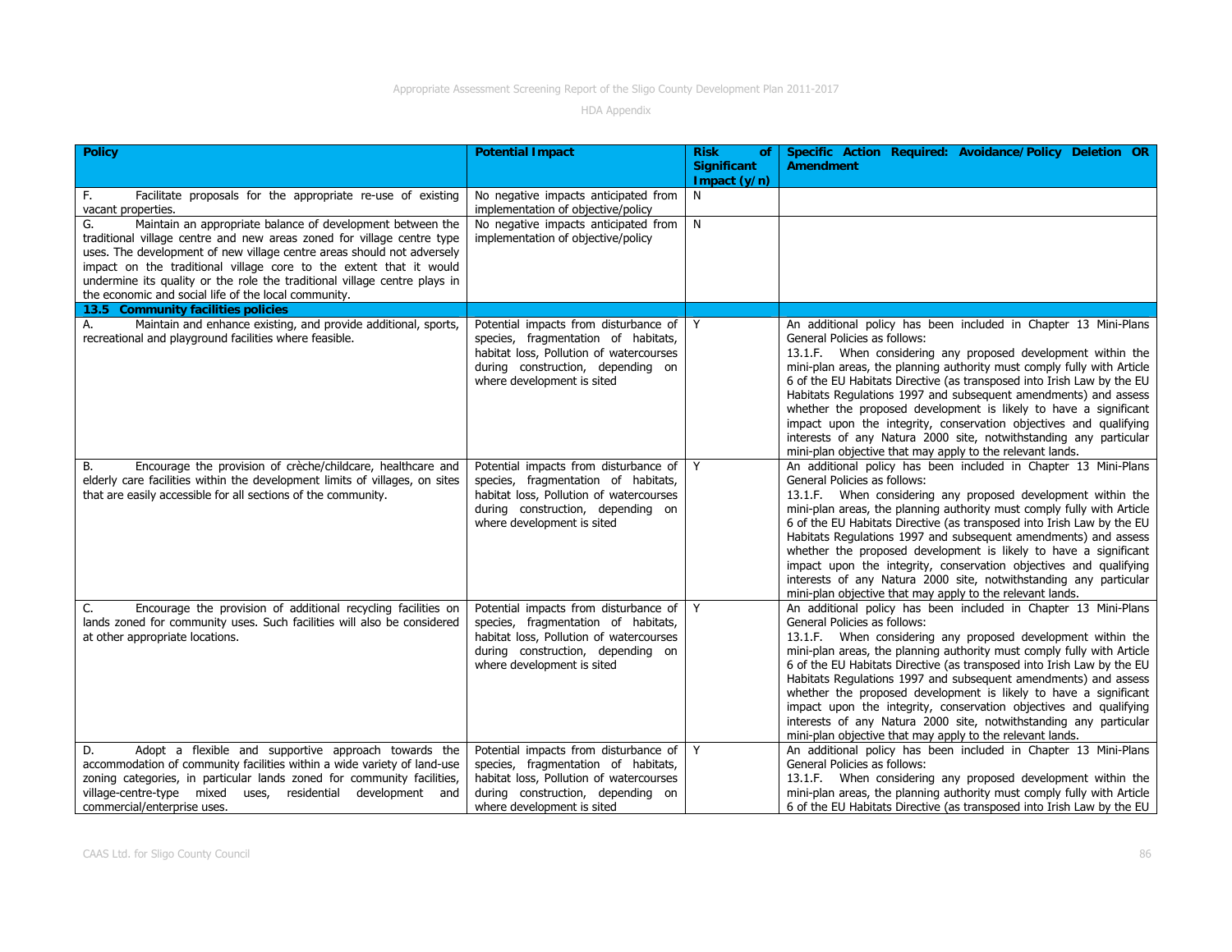| Policy | Potential Impact | Risk of Significant Impact (y/n) | Specific Action Required: Avoidance/Policy Deletion OR Amendment |
|---|---|---|---|
| F. Facilitate proposals for the appropriate re-use of existing vacant properties. | No negative impacts anticipated from implementation of objective/policy | N | |
| G. Maintain an appropriate balance of development between the traditional village centre and new areas zoned for village centre type uses. The development of new village centre areas should not adversely impact on the traditional village core to the extent that it would undermine its quality or the role the traditional village centre plays in the economic and social life of the local community. | No negative impacts anticipated from implementation of objective/policy | N | |
| **13.5 Community facilities policies** | | | |
| A. Maintain and enhance existing, and provide additional, sports, recreational and playground facilities where feasible. | Potential impacts from disturbance of species, fragmentation of habitats, habitat loss, Pollution of watercourses during construction, depending on where development is sited | Y | An additional policy has been included in Chapter 13 Mini-Plans General Policies as follows: 13.1.F. When considering any proposed development within the mini-plan areas, the planning authority must comply fully with Article 6 of the EU Habitats Directive (as transposed into Irish Law by the EU Habitats Regulations 1997 and subsequent amendments) and assess whether the proposed development is likely to have a significant impact upon the integrity, conservation objectives and qualifying interests of any Natura 2000 site, notwithstanding any particular mini-plan objective that may apply to the relevant lands. |
| B. Encourage the provision of crèche/childcare, healthcare and elderly care facilities within the development limits of villages, on sites that are easily accessible for all sections of the community. | Potential impacts from disturbance of species, fragmentation of habitats, habitat loss, Pollution of watercourses during construction, depending on where development is sited | Y | An additional policy has been included in Chapter 13 Mini-Plans General Policies as follows: 13.1.F. When considering any proposed development within the mini-plan areas, the planning authority must comply fully with Article 6 of the EU Habitats Directive (as transposed into Irish Law by the EU Habitats Regulations 1997 and subsequent amendments) and assess whether the proposed development is likely to have a significant impact upon the integrity, conservation objectives and qualifying interests of any Natura 2000 site, notwithstanding any particular mini-plan objective that may apply to the relevant lands. |
| C. Encourage the provision of additional recycling facilities on lands zoned for community uses. Such facilities will also be considered at other appropriate locations. | Potential impacts from disturbance of species, fragmentation of habitats, habitat loss, Pollution of watercourses during construction, depending on where development is sited | Y | An additional policy has been included in Chapter 13 Mini-Plans General Policies as follows: 13.1.F. When considering any proposed development within the mini-plan areas, the planning authority must comply fully with Article 6 of the EU Habitats Directive (as transposed into Irish Law by the EU Habitats Regulations 1997 and subsequent amendments) and assess whether the proposed development is likely to have a significant impact upon the integrity, conservation objectives and qualifying interests of any Natura 2000 site, notwithstanding any particular mini-plan objective that may apply to the relevant lands. |
| D. Adopt a flexible and supportive approach towards the accommodation of community facilities within a wide variety of land-use zoning categories, in particular lands zoned for community facilities, village-centre-type mixed uses, residential development and commercial/enterprise uses. | Potential impacts from disturbance of species, fragmentation of habitats, habitat loss, Pollution of watercourses during construction, depending on where development is sited | Y | An additional policy has been included in Chapter 13 Mini-Plans General Policies as follows: 13.1.F. When considering any proposed development within the mini-plan areas, the planning authority must comply fully with Article 6 of the EU Habitats Directive (as transposed into Irish Law by the EU |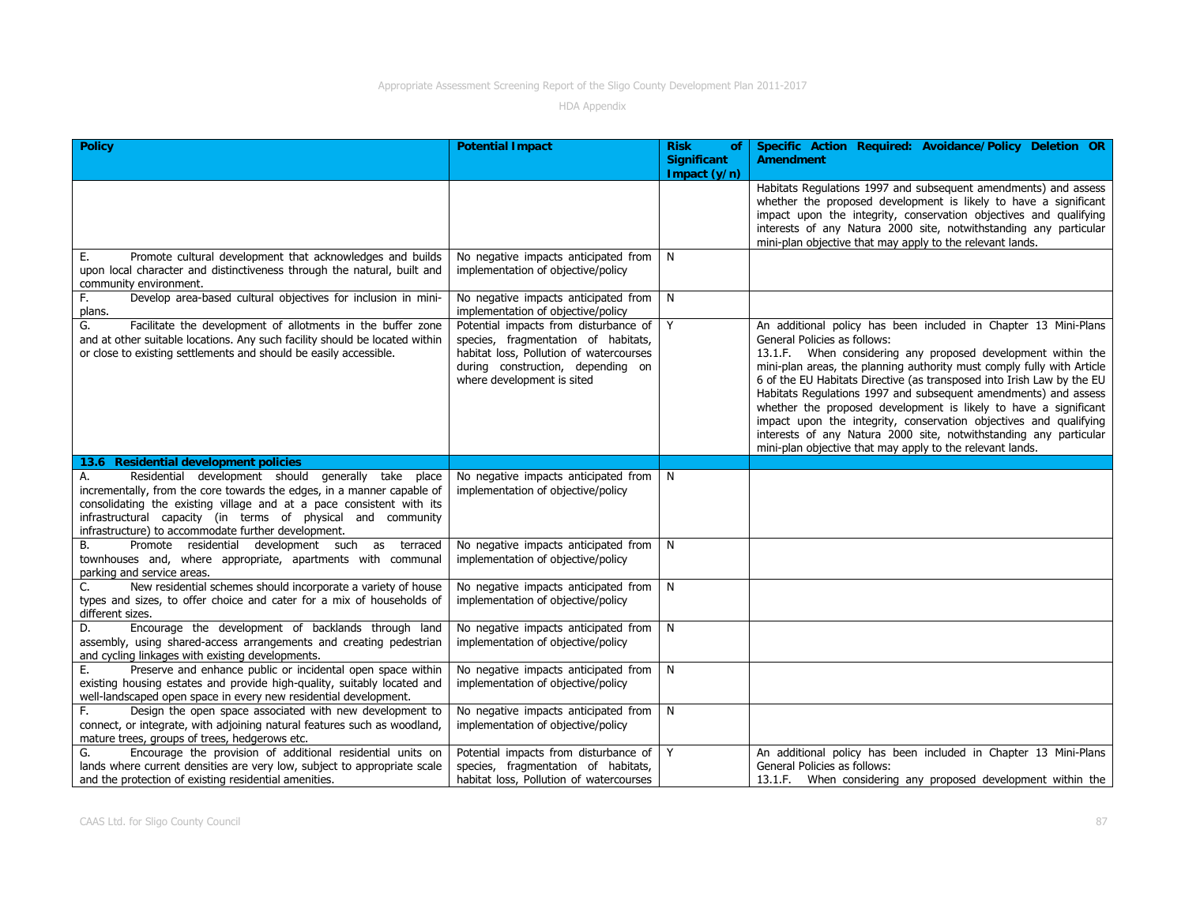| Policy | Potential Impact | Risk of Significant Impact (y/n) | Specific Action Required: Avoidance/Policy Deletion OR Amendment |
|---|---|---|---|
| | | | Habitats Regulations 1997 and subsequent amendments) and assess whether the proposed development is likely to have a significant impact upon the integrity, conservation objectives and qualifying interests of any Natura 2000 site, notwithstanding any particular mini-plan objective that may apply to the relevant lands. |
| E. Promote cultural development that acknowledges and builds upon local character and distinctiveness through the natural, built and community environment. | No negative impacts anticipated from implementation of objective/policy | N | |
| F. Develop area-based cultural objectives for inclusion in mini-plans. | No negative impacts anticipated from implementation of objective/policy | N | |
| G. Facilitate the development of allotments in the buffer zone and at other suitable locations. Any such facility should be located within or close to existing settlements and should be easily accessible. | Potential impacts from disturbance of species, fragmentation of habitats, habitat loss, Pollution of watercourses during construction, depending on where development is sited | Y | An additional policy has been included in Chapter 13 Mini-Plans General Policies as follows: 13.1.F. When considering any proposed development within the mini-plan areas, the planning authority must comply fully with Article 6 of the EU Habitats Directive (as transposed into Irish Law by the EU Habitats Regulations 1997 and subsequent amendments) and assess whether the proposed development is likely to have a significant impact upon the integrity, conservation objectives and qualifying interests of any Natura 2000 site, notwithstanding any particular mini-plan objective that may apply to the relevant lands. |
| **13.6 Residential development policies** | | | |
| A. Residential development should generally take place incrementally, from the core towards the edges, in a manner capable of consolidating the existing village and at a pace consistent with its infrastructural capacity (in terms of physical and community infrastructure) to accommodate further development. | No negative impacts anticipated from implementation of objective/policy | N | |
| B. Promote residential development such as terraced townhouses and, where appropriate, apartments with communal parking and service areas. | No negative impacts anticipated from implementation of objective/policy | N | |
| C. New residential schemes should incorporate a variety of house types and sizes, to offer choice and cater for a mix of households of different sizes. | No negative impacts anticipated from implementation of objective/policy | N | |
| D. Encourage the development of backlands through land assembly, using shared-access arrangements and creating pedestrian and cycling linkages with existing developments. | No negative impacts anticipated from implementation of objective/policy | N | |
| E. Preserve and enhance public or incidental open space within existing housing estates and provide high-quality, suitably located and well-landscaped open space in every new residential development. | No negative impacts anticipated from implementation of objective/policy | N | |
| F. Design the open space associated with new development to connect, or integrate, with adjoining natural features such as woodland, mature trees, groups of trees, hedgerows etc. | No negative impacts anticipated from implementation of objective/policy | N | |
| G. Encourage the provision of additional residential units on lands where current densities are very low, subject to appropriate scale and the protection of existing residential amenities. | Potential impacts from disturbance of species, fragmentation of habitats, habitat loss, Pollution of watercourses | Y | An additional policy has been included in Chapter 13 Mini-Plans General Policies as follows: 13.1.F. When considering any proposed development within the |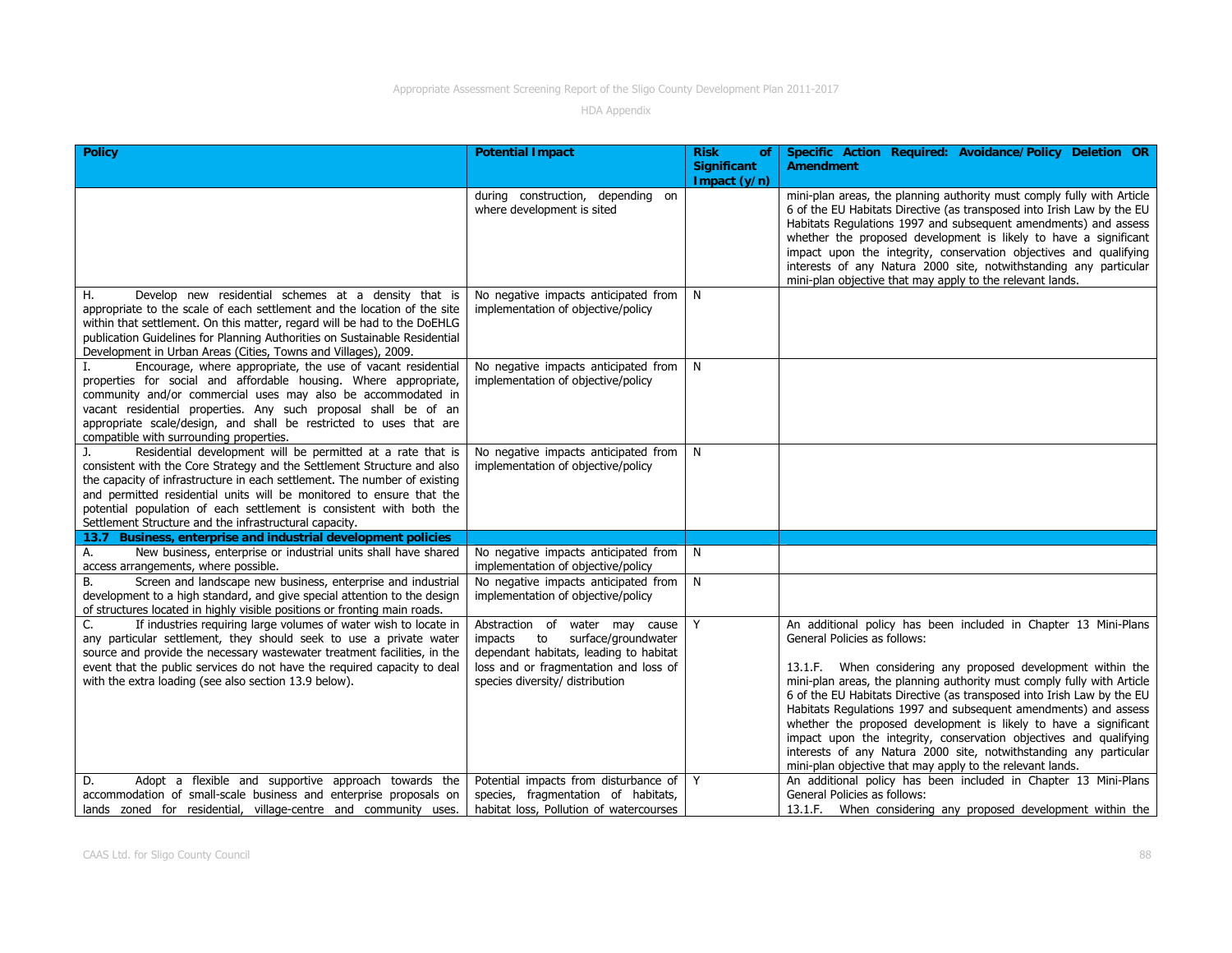| Policy | Potential Impact | Risk of Significant Impact (y/n) | Specific Action Required: Avoidance/Policy Deletion OR Amendment |
|---|---|---|---|
| | during construction, depending on where development is sited | | mini-plan areas, the planning authority must comply fully with Article 6 of the EU Habitats Directive (as transposed into Irish Law by the EU Habitats Regulations 1997 and subsequent amendments) and assess whether the proposed development is likely to have a significant impact upon the integrity, conservation objectives and qualifying interests of any Natura 2000 site, notwithstanding any particular mini-plan objective that may apply to the relevant lands. |
| H. Develop new residential schemes at a density that is appropriate to the scale of each settlement and the location of the site within that settlement. On this matter, regard will be had to the DoEHLG publication Guidelines for Planning Authorities on Sustainable Residential Development in Urban Areas (Cities, Towns and Villages), 2009. | No negative impacts anticipated from implementation of objective/policy | N | |
| I. Encourage, where appropriate, the use of vacant residential properties for social and affordable housing. Where appropriate, community and/or commercial uses may also be accommodated in vacant residential properties. Any such proposal shall be of an appropriate scale/design, and shall be restricted to uses that are compatible with surrounding properties. | No negative impacts anticipated from implementation of objective/policy | N | |
| J. Residential development will be permitted at a rate that is consistent with the Core Strategy and the Settlement Structure and also the capacity of infrastructure in each settlement. The number of existing and permitted residential units will be monitored to ensure that the potential population of each settlement is consistent with both the Settlement Structure and the infrastructural capacity. | No negative impacts anticipated from implementation of objective/policy | N | |
| **13.7 Business, enterprise and industrial development policies** | | | |
| A. New business, enterprise or industrial units shall have shared access arrangements, where possible. | No negative impacts anticipated from implementation of objective/policy | N | |
| B. Screen and landscape new business, enterprise and industrial development to a high standard, and give special attention to the design of structures located in highly visible positions or fronting main roads. | No negative impacts anticipated from implementation of objective/policy | N | |
| C. If industries requiring large volumes of water wish to locate in any particular settlement, they should seek to use a private water source and provide the necessary wastewater treatment facilities, in the event that the public services do not have the required capacity to deal with the extra loading (see also section 13.9 below). | Abstraction of water may cause impacts to surface/groundwater dependant habitats, leading to habitat loss and or fragmentation and loss of species diversity/ distribution | Y | An additional policy has been included in Chapter 13 Mini-Plans General Policies as follows:<br><br>13.1.F. When considering any proposed development within the mini-plan areas, the planning authority must comply fully with Article 6 of the EU Habitats Directive (as transposed into Irish Law by the EU Habitats Regulations 1997 and subsequent amendments) and assess whether the proposed development is likely to have a significant impact upon the integrity, conservation objectives and qualifying interests of any Natura 2000 site, notwithstanding any particular mini-plan objective that may apply to the relevant lands. |
| D. Adopt a flexible and supportive approach towards the accommodation of small-scale business and enterprise proposals on lands zoned for residential, village-centre and community uses. | Potential impacts from disturbance of species, fragmentation of habitats, habitat loss, Pollution of watercourses | Y | An additional policy has been included in Chapter 13 Mini-Plans General Policies as follows:<br>13.1.F. When considering any proposed development within the |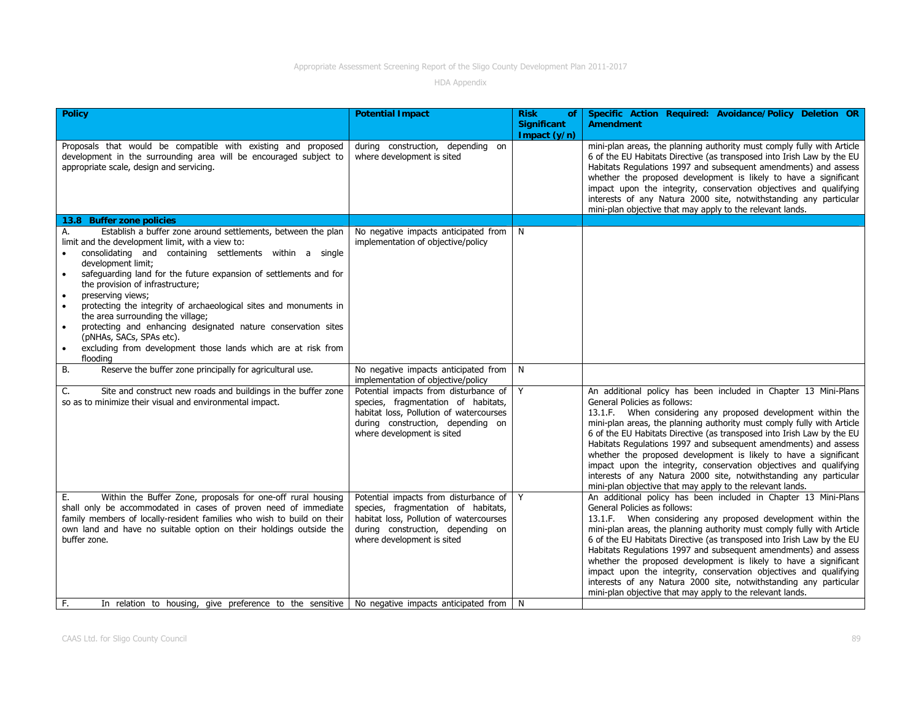| Policy | Potential Impact | Risk of Significant Impact (y/n) | Specific Action Required: Avoidance/Policy Deletion OR Amendment |
|---|---|---|---|
| Proposals that would be compatible with existing and proposed development in the surrounding area will be encouraged subject to appropriate scale, design and servicing. | during construction, depending on where development is sited | | mini-plan areas, the planning authority must comply fully with Article 6 of the EU Habitats Directive (as transposed into Irish Law by the EU Habitats Regulations 1997 and subsequent amendments) and assess whether the proposed development is likely to have a significant impact upon the integrity, conservation objectives and qualifying interests of any Natura 2000 site, notwithstanding any particular mini-plan objective that may apply to the relevant lands. |
| **13.8 Buffer zone policies** | | | |
| A. Establish a buffer zone around settlements, between the plan limit and the development limit, with a view to:<br>• consolidating and containing settlements within a single development limit;<br>• safeguarding land for the future expansion of settlements and for the provision of infrastructure;<br>• preserving views;<br>• protecting the integrity of archaeological sites and monuments in the area surrounding the village;<br>• protecting and enhancing designated nature conservation sites (pNHAs, SACs, SPAs etc).<br>• excluding from development those lands which are at risk from flooding | No negative impacts anticipated from implementation of objective/policy | N | |
| B. Reserve the buffer zone principally for agricultural use. | No negative impacts anticipated from implementation of objective/policy | N | |
| C. Site and construct new roads and buildings in the buffer zone so as to minimize their visual and environmental impact. | Potential impacts from disturbance of species, fragmentation of habitats, habitat loss, Pollution of watercourses during construction, depending on where development is sited | Y | An additional policy has been included in Chapter 13 Mini-Plans General Policies as follows:<br>13.1.F. When considering any proposed development within the mini-plan areas, the planning authority must comply fully with Article 6 of the EU Habitats Directive (as transposed into Irish Law by the EU Habitats Regulations 1997 and subsequent amendments) and assess whether the proposed development is likely to have a significant impact upon the integrity, conservation objectives and qualifying interests of any Natura 2000 site, notwithstanding any particular mini-plan objective that may apply to the relevant lands. |
| E. Within the Buffer Zone, proposals for one-off rural housing shall only be accommodated in cases of proven need of immediate family members of locally-resident families who wish to build on their own land and have no suitable option on their holdings outside the buffer zone. | Potential impacts from disturbance of species, fragmentation of habitats, habitat loss, Pollution of watercourses during construction, depending on where development is sited | Y | An additional policy has been included in Chapter 13 Mini-Plans General Policies as follows:<br>13.1.F. When considering any proposed development within the mini-plan areas, the planning authority must comply fully with Article 6 of the EU Habitats Directive (as transposed into Irish Law by the EU Habitats Regulations 1997 and subsequent amendments) and assess whether the proposed development is likely to have a significant impact upon the integrity, conservation objectives and qualifying interests of any Natura 2000 site, notwithstanding any particular mini-plan objective that may apply to the relevant lands. |
| F. In relation to housing, give preference to the sensitive | No negative impacts anticipated from | N | |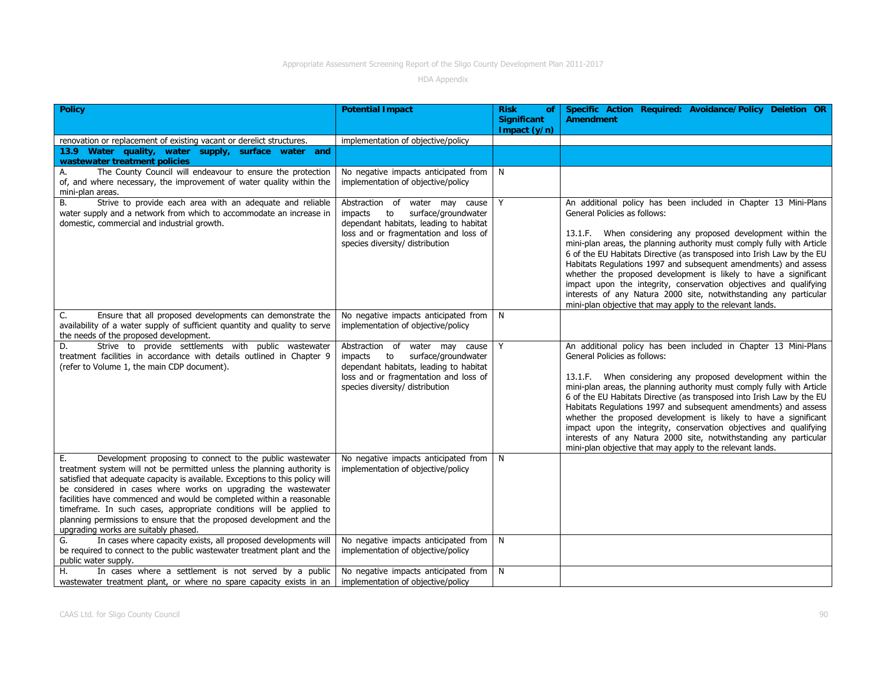| Policy | Potential Impact | Risk of Significant Impact (y/n) | Specific Action Required: Avoidance/Policy Deletion OR Amendment |
| --- | --- | --- | --- |
| renovation or replacement of existing vacant or derelict structures. | implementation of objective/policy | | |
| **13.9 Water quality, water supply, surface water and wastewater treatment policies** | | | |
| A. The County Council will endeavour to ensure the protection of, and where necessary, the improvement of water quality within the mini-plan areas. | No negative impacts anticipated from implementation of objective/policy | N | |
| B. Strive to provide each area with an adequate and reliable water supply and a network from which to accommodate an increase in domestic, commercial and industrial growth. | Abstraction of water may cause impacts to surface/groundwater dependant habitats, leading to habitat loss and or fragmentation and loss of species diversity/ distribution | Y | An additional policy has been included in Chapter 13 Mini-Plans General Policies as follows:<br><br>13.1.F. When considering any proposed development within the mini-plan areas, the planning authority must comply fully with Article 6 of the EU Habitats Directive (as transposed into Irish Law by the EU Habitats Regulations 1997 and subsequent amendments) and assess whether the proposed development is likely to have a significant impact upon the integrity, conservation objectives and qualifying interests of any Natura 2000 site, notwithstanding any particular mini-plan objective that may apply to the relevant lands. |
| C. Ensure that all proposed developments can demonstrate the availability of a water supply of sufficient quantity and quality to serve the needs of the proposed development. | No negative impacts anticipated from implementation of objective/policy | N | |
| D. Strive to provide settlements with public wastewater treatment facilities in accordance with details outlined in Chapter 9 (refer to Volume 1, the main CDP document). | Abstraction of water may cause impacts to surface/groundwater dependant habitats, leading to habitat loss and or fragmentation and loss of species diversity/ distribution | Y | An additional policy has been included in Chapter 13 Mini-Plans General Policies as follows:<br><br>13.1.F. When considering any proposed development within the mini-plan areas, the planning authority must comply fully with Article 6 of the EU Habitats Directive (as transposed into Irish Law by the EU Habitats Regulations 1997 and subsequent amendments) and assess whether the proposed development is likely to have a significant impact upon the integrity, conservation objectives and qualifying interests of any Natura 2000 site, notwithstanding any particular mini-plan objective that may apply to the relevant lands. |
| E. Development proposing to connect to the public wastewater treatment system will not be permitted unless the planning authority is satisfied that adequate capacity is available. Exceptions to this policy will be considered in cases where works on upgrading the wastewater facilities have commenced and would be completed within a reasonable timeframe. In such cases, appropriate conditions will be applied to planning permissions to ensure that the proposed development and the upgrading works are suitably phased. | No negative impacts anticipated from implementation of objective/policy | N | |
| G. In cases where capacity exists, all proposed developments will be required to connect to the public wastewater treatment plant and the public water supply. | No negative impacts anticipated from implementation of objective/policy | N | |
| H. In cases where a settlement is not served by a public wastewater treatment plant, or where no spare capacity exists in an | No negative impacts anticipated from implementation of objective/policy | N | |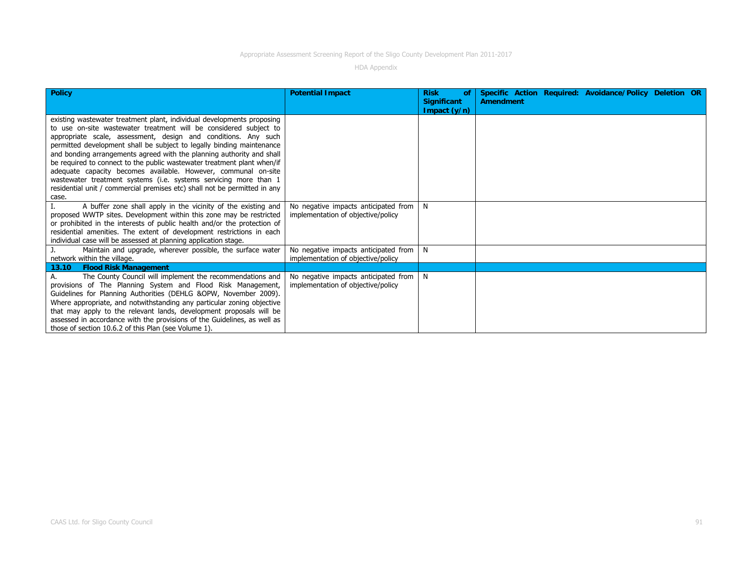| Policy | Potential Impact | Risk of Significant Impact (y/n) | Specific Action Required: Avoidance/Policy Deletion OR Amendment |
|---|---|---|---|
| existing wastewater treatment plant, individual developments proposing to use on-site wastewater treatment will be considered subject to appropriate scale, assessment, design and conditions. Any such permitted development shall be subject to legally binding maintenance and bonding arrangements agreed with the planning authority and shall be required to connect to the public wastewater treatment plant when/if adequate capacity becomes available. However, communal on-site wastewater treatment systems (i.e. systems servicing more than 1 residential unit / commercial premises etc) shall not be permitted in any case. | | | |
| I. A buffer zone shall apply in the vicinity of the existing and proposed WWTP sites. Development within this zone may be restricted or prohibited in the interests of public health and/or the protection of residential amenities. The extent of development restrictions in each individual case will be assessed at planning application stage. | No negative impacts anticipated from implementation of objective/policy | N | |
| J. Maintain and upgrade, wherever possible, the surface water network within the village. | No negative impacts anticipated from implementation of objective/policy | N | |
| **13.10 Flood Risk Management** | | | |
| A. The County Council will implement the recommendations and provisions of The Planning System and Flood Risk Management, Guidelines for Planning Authorities (DEHLG &OPW, November 2009). Where appropriate, and notwithstanding any particular zoning objective that may apply to the relevant lands, development proposals will be assessed in accordance with the provisions of the Guidelines, as well as those of section 10.6.2 of this Plan (see Volume 1). | No negative impacts anticipated from implementation of objective/policy | N | |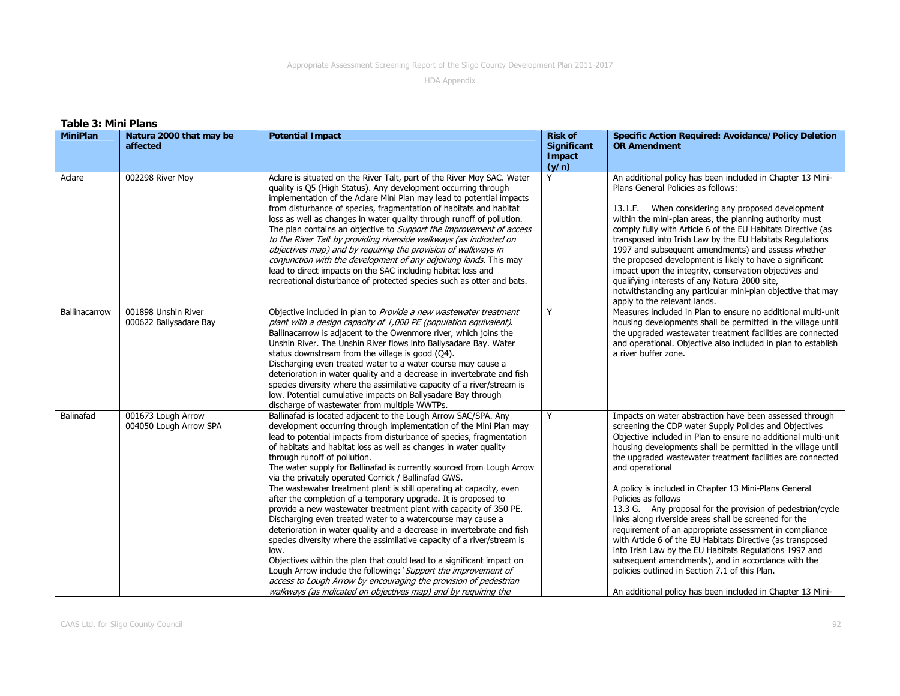**Table 3: Mini Plans**

| MiniPlan | Natura 2000 that may be affected | Potential Impact | Risk of Significant Impact (y/n) | Specific Action Required: Avoidance/Policy Deletion OR Amendment |
|---|---|---|---|---|
| Aclare | 002298 River Moy | Aclare is situated on the River Talt, part of the River Moy SAC. Water quality is Q5 (High Status). Any development occurring through implementation of the Aclare Mini Plan may lead to potential impacts from disturbance of species, fragmentation of habitats and habitat loss as well as changes in water quality through runoff of pollution. The plan contains an objective to *Support the improvement of access to the River Talt by providing riverside walkways (as indicated on objectives map) and by requiring the provision of walkways in conjunction with the development of any adjoining lands.* This may lead to direct impacts on the SAC including habitat loss and recreational disturbance of protected species such as otter and bats. | Y | An additional policy has been included in Chapter 13 Mini-Plans General Policies as follows:<br><br>13.1.F. When considering any proposed development within the mini-plan areas, the planning authority must comply fully with Article 6 of the EU Habitats Directive (as transposed into Irish Law by the EU Habitats Regulations 1997 and subsequent amendments) and assess whether the proposed development is likely to have a significant impact upon the integrity, conservation objectives and qualifying interests of any Natura 2000 site, notwithstanding any particular mini-plan objective that may apply to the relevant lands. |
| Ballinacarrow | 001898 Unshin River<br>000622 Ballysadare Bay | Objective included in plan to *Provide a new wastewater treatment plant with a design capacity of 1,000 PE (population equivalent).* Ballinacarrow is adjacent to the Owenmore river, which joins the Unshin River. The Unshin River flows into Ballysadare Bay. Water status downstream from the village is good (Q4).<br>Discharging even treated water to a water course may cause a deterioration in water quality and a decrease in invertebrate and fish species diversity where the assimilative capacity of a river/stream is low. Potential cumulative impacts on Ballysadare Bay through discharge of wastewater from multiple WWTPs. | Y | Measures included in Plan to ensure no additional multi-unit housing developments shall be permitted in the village until the upgraded wastewater treatment facilities are connected and operational. Objective also included in plan to establish a river buffer zone. |
| Balinafad | 001673 Lough Arrow<br>004050 Lough Arrow SPA | Ballinafad is located adjacent to the Lough Arrow SAC/SPA. Any development occurring through implementation of the Mini Plan may lead to potential impacts from disturbance of species, fragmentation of habitats and habitat loss as well as changes in water quality through runoff of pollution.<br>The water supply for Ballinafad is currently sourced from Lough Arrow via the privately operated Corrick / Ballinafad GWS.<br>The wastewater treatment plant is still operating at capacity, even after the completion of a temporary upgrade. It is proposed to provide a new wastewater treatment plant with capacity of 350 PE. Discharging even treated water to a watercourse may cause a deterioration in water quality and a decrease in invertebrate and fish species diversity where the assimilative capacity of a river/stream is low.<br>Objectives within the plan that could lead to a significant impact on Lough Arrow include the following: '*Support the improvement of access to Lough Arrow by encouraging the provision of pedestrian walkways (as indicated on objectives map) and by requiring the* | Y | Impacts on water abstraction have been assessed through screening the CDP water Supply Policies and Objectives Objective included in Plan to ensure no additional multi-unit housing developments shall be permitted in the village until the upgraded wastewater treatment facilities are connected and operational<br><br>A policy is included in Chapter 13 Mini-Plans General Policies as follows<br>13.3 G. Any proposal for the provision of pedestrian/cycle links along riverside areas shall be screened for the requirement of an appropriate assessment in compliance with Article 6 of the EU Habitats Directive (as transposed into Irish Law by the EU Habitats Regulations 1997 and subsequent amendments), and in accordance with the policies outlined in Section 7.1 of this Plan.<br><br>An additional policy has been included in Chapter 13 Mini- |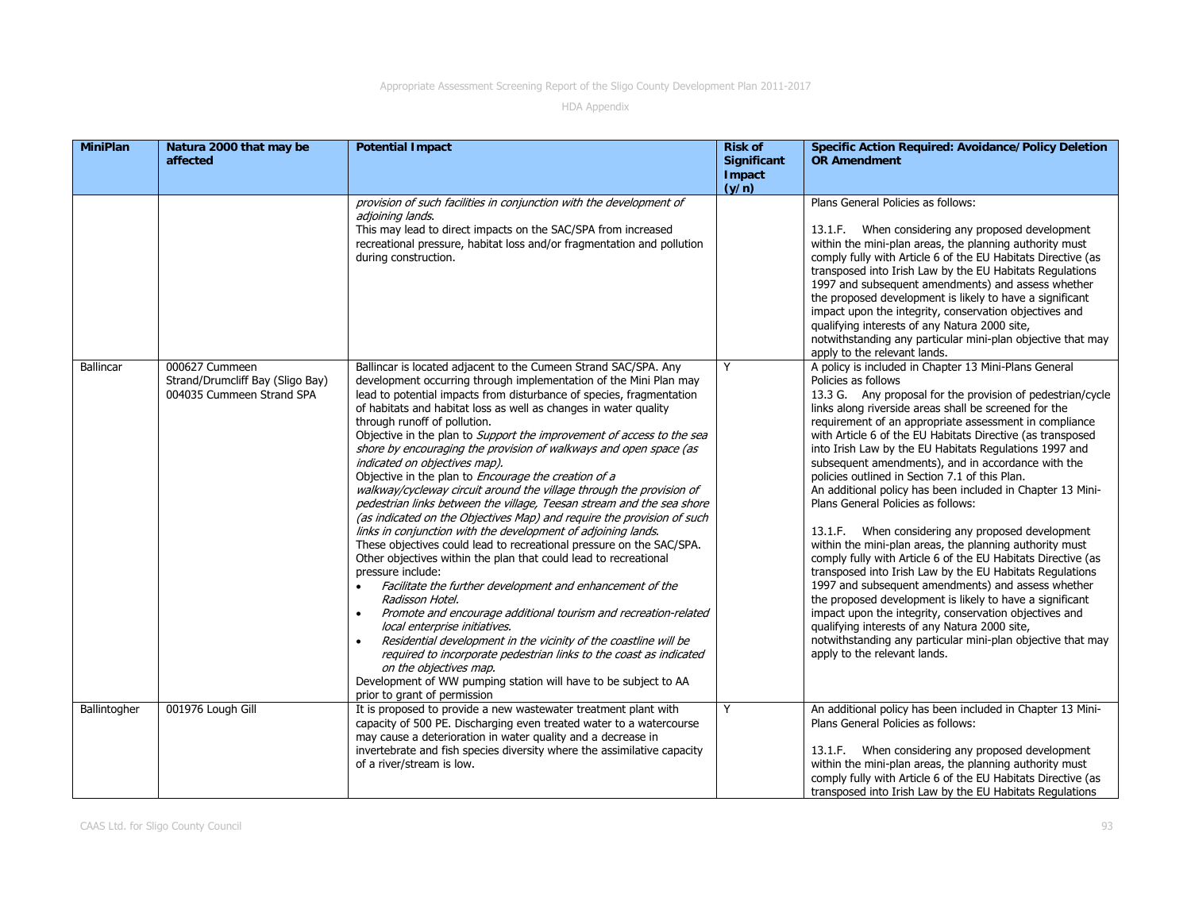| MiniPlan | Natura 2000 that may be affected | Potential Impact | Risk of Significant Impact (y/n) | Specific Action Required: Avoidance/Policy Deletion OR Amendment |
|---|---|---|---|---|
| | | *provision of such facilities in conjunction with the development of adjoining lands.*<br>This may lead to direct impacts on the SAC/SPA from increased recreational pressure, habitat loss and/or fragmentation and pollution during construction. | | Plans General Policies as follows:<br><br>13.1.F. When considering any proposed development within the mini-plan areas, the planning authority must comply fully with Article 6 of the EU Habitats Directive (as transposed into Irish Law by the EU Habitats Regulations 1997 and subsequent amendments) and assess whether the proposed development is likely to have a significant impact upon the integrity, conservation objectives and qualifying interests of any Natura 2000 site, notwithstanding any particular mini-plan objective that may apply to the relevant lands. |
| Ballincar | 000627 Cummeen Strand/Drumcliff Bay (Sligo Bay)<br>004035 Cummeen Strand SPA | Ballincar is located adjacent to the Cumeen Strand SAC/SPA. Any development occurring through implementation of the Mini Plan may lead to potential impacts from disturbance of species, fragmentation of habitats and habitat loss as well as changes in water quality through runoff of pollution.<br>Objective in the plan to *Support the improvement of access to the sea shore by encouraging the provision of walkways and open space (as indicated on objectives map).*<br>Objective in the plan to *Encourage the creation of a walkway/cycleway circuit around the village through the provision of pedestrian links between the village, Teesan stream and the sea shore (as indicated on the Objectives Map) and require the provision of such links in conjunction with the development of adjoining lands.*<br>These objectives could lead to recreational pressure on the SAC/SPA. Other objectives within the plan that could lead to recreational pressure include:<br>• *Facilitate the further development and enhancement of the Radisson Hotel.*<br>• *Promote and encourage additional tourism and recreation-related local enterprise initiatives.*<br>• *Residential development in the vicinity of the coastline will be required to incorporate pedestrian links to the coast as indicated on the objectives map.*<br>Development of WW pumping station will have to be subject to AA prior to grant of permission | Y | A policy is included in Chapter 13 Mini-Plans General Policies as follows<br>13.3 G. Any proposal for the provision of pedestrian/cycle links along riverside areas shall be screened for the requirement of an appropriate assessment in compliance with Article 6 of the EU Habitats Directive (as transposed into Irish Law by the EU Habitats Regulations 1997 and subsequent amendments), and in accordance with the policies outlined in Section 7.1 of this Plan.<br>An additional policy has been included in Chapter 13 Mini-Plans General Policies as follows:<br><br>13.1.F. When considering any proposed development within the mini-plan areas, the planning authority must comply fully with Article 6 of the EU Habitats Directive (as transposed into Irish Law by the EU Habitats Regulations 1997 and subsequent amendments) and assess whether the proposed development is likely to have a significant impact upon the integrity, conservation objectives and qualifying interests of any Natura 2000 site, notwithstanding any particular mini-plan objective that may apply to the relevant lands. |
| Ballintogher | 001976 Lough Gill | It is proposed to provide a new wastewater treatment plant with capacity of 500 PE. Discharging even treated water to a watercourse may cause a deterioration in water quality and a decrease in invertebrate and fish species diversity where the assimilative capacity of a river/stream is low. | Y | An additional policy has been included in Chapter 13 Mini-Plans General Policies as follows:<br><br>13.1.F. When considering any proposed development within the mini-plan areas, the planning authority must comply fully with Article 6 of the EU Habitats Directive (as transposed into Irish Law by the EU Habitats Regulations |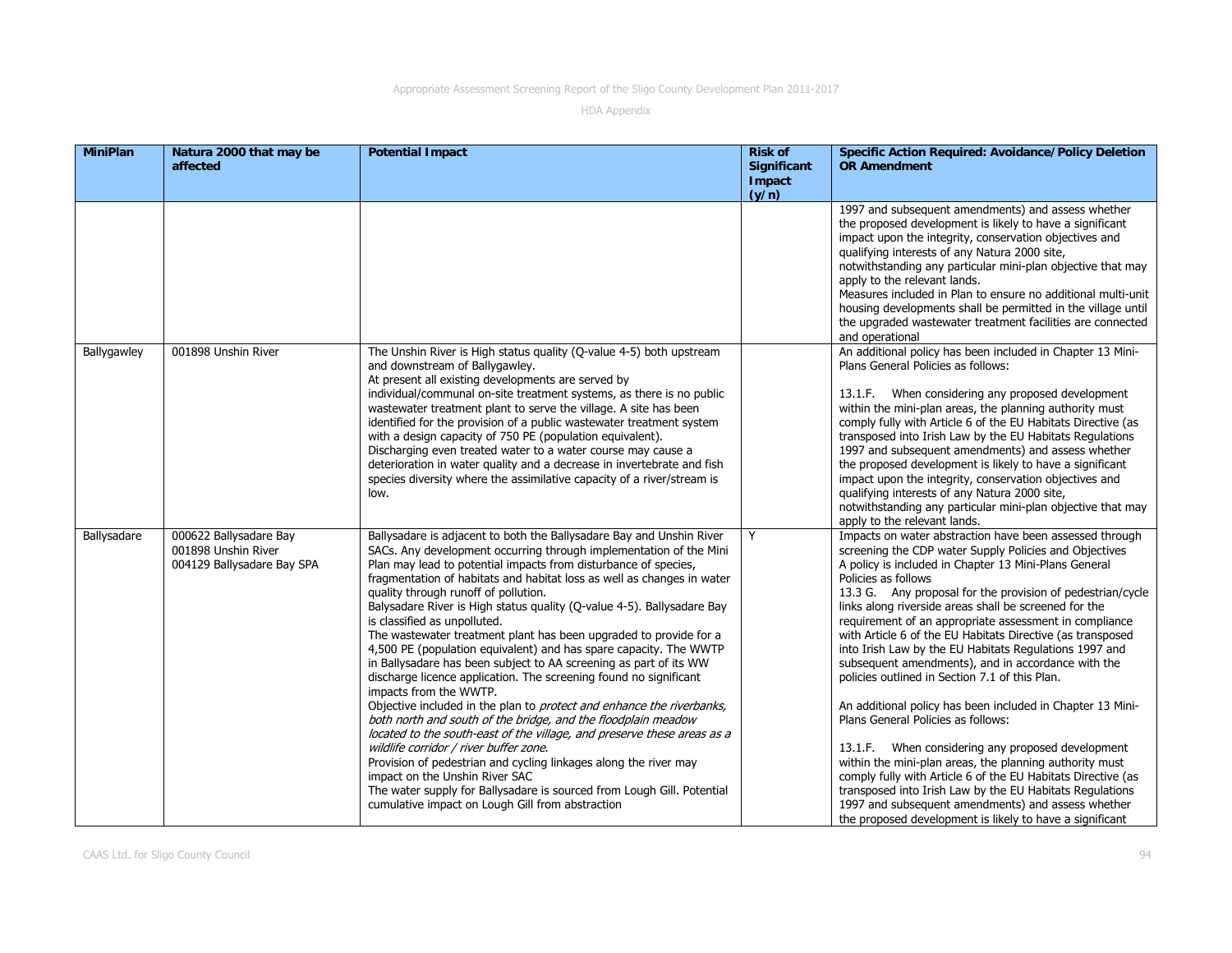| MiniPlan | Natura 2000 that may be affected | Potential Impact | Risk of Significant Impact (y/n) | Specific Action Required: Avoidance/Policy Deletion OR Amendment |
|---|---|---|---|---|
| | | | | 1997 and subsequent amendments) and assess whether the proposed development is likely to have a significant impact upon the integrity, conservation objectives and qualifying interests of any Natura 2000 site, notwithstanding any particular mini-plan objective that may apply to the relevant lands.<br>Measures included in Plan to ensure no additional multi-unit housing developments shall be permitted in the village until the upgraded wastewater treatment facilities are connected and operational |
| Ballygawley | 001898 Unshin River | The Unshin River is High status quality (Q-value 4-5) both upstream and downstream of Ballygawley.<br>At present all existing developments are served by individual/communal on-site treatment systems, as there is no public wastewater treatment plant to serve the village. A site has been identified for the provision of a public wastewater treatment system with a design capacity of 750 PE (population equivalent).<br>Discharging even treated water to a water course may cause a deterioration in water quality and a decrease in invertebrate and fish species diversity where the assimilative capacity of a river/stream is low. | | An additional policy has been included in Chapter 13 Mini-Plans General Policies as follows:<br><br>13.1.F. When considering any proposed development within the mini-plan areas, the planning authority must comply fully with Article 6 of the EU Habitats Directive (as transposed into Irish Law by the EU Habitats Regulations 1997 and subsequent amendments) and assess whether the proposed development is likely to have a significant impact upon the integrity, conservation objectives and qualifying interests of any Natura 2000 site, notwithstanding any particular mini-plan objective that may apply to the relevant lands. |
| Ballysadare | 000622 Ballysadare Bay<br>001898 Unshin River<br>004129 Ballysadare Bay SPA | Ballysadare is adjacent to both the Ballysadare Bay and Unshin River SACs. Any development occurring through implementation of the Mini Plan may lead to potential impacts from disturbance of species, fragmentation of habitats and habitat loss as well as changes in water quality through runoff of pollution.<br>Balysadare River is High status quality (Q-value 4-5). Ballysadare Bay is classified as unpolluted.<br>The wastewater treatment plant has been upgraded to provide for a 4,500 PE (population equivalent) and has spare capacity. The WWTP in Ballysadare has been subject to AA screening as part of its WW discharge licence application. The screening found no significant impacts from the WWTP.<br>Objective included in the plan to *protect and enhance the riverbanks, both north and south of the bridge, and the floodplain meadow located to the south-east of the village, and preserve these areas as a wildlife corridor / river buffer zone*.<br>Provision of pedestrian and cycling linkages along the river may impact on the Unshin River SAC<br>The water supply for Ballysadare is sourced from Lough Gill. Potential cumulative impact on Lough Gill from abstraction | Y | Impacts on water abstraction have been assessed through screening the CDP water Supply Policies and Objectives<br>A policy is included in Chapter 13 Mini-Plans General Policies as follows<br>13.3 G. Any proposal for the provision of pedestrian/cycle links along riverside areas shall be screened for the requirement of an appropriate assessment in compliance with Article 6 of the EU Habitats Directive (as transposed into Irish Law by the EU Habitats Regulations 1997 and subsequent amendments), and in accordance with the policies outlined in Section 7.1 of this Plan.<br><br>An additional policy has been included in Chapter 13 Mini-Plans General Policies as follows:<br><br>13.1.F. When considering any proposed development within the mini-plan areas, the planning authority must comply fully with Article 6 of the EU Habitats Directive (as transposed into Irish Law by the EU Habitats Regulations 1997 and subsequent amendments) and assess whether the proposed development is likely to have a significant |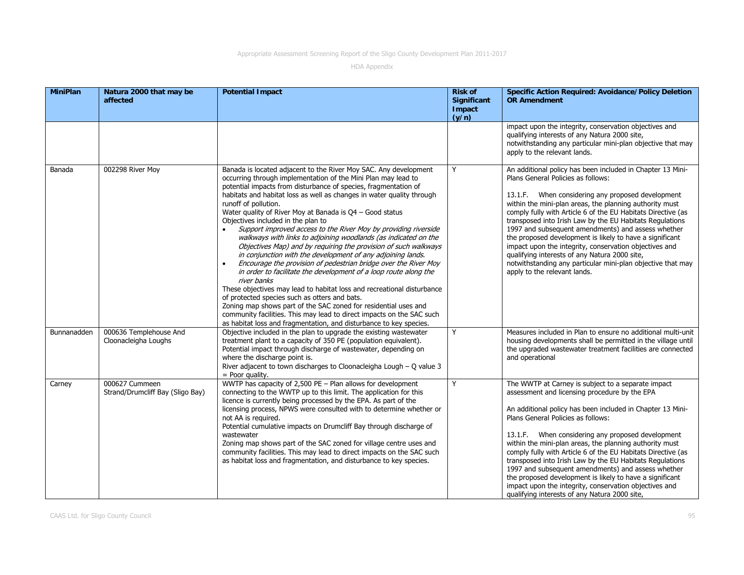| MiniPlan | Natura 2000 that may be affected | Potential Impact | Risk of Significant Impact (y/n) | Specific Action Required: Avoidance/Policy Deletion OR Amendment |
|---|---|---|---|---|
| | | | | impact upon the integrity, conservation objectives and qualifying interests of any Natura 2000 site, notwithstanding any particular mini-plan objective that may apply to the relevant lands. |
| Banada | 002298 River Moy | Banada is located adjacent to the River Moy SAC. Any development occurring through implementation of the Mini Plan may lead to potential impacts from disturbance of species, fragmentation of habitats and habitat loss as well as changes in water quality through runoff of pollution.<br>Water quality of River Moy at Banada is Q4 – Good status<br>Objectives included in the plan to<br>• *Support improved access to the River Moy by providing riverside walkways with links to adjoining woodlands (as indicated on the Objectives Map) and by requiring the provision of such walkways in conjunction with the development of any adjoining lands.*<br>• *Encourage the provision of pedestrian bridge over the River Moy in order to facilitate the development of a loop route along the river banks*<br>These objectives may lead to habitat loss and recreational disturbance of protected species such as otters and bats.<br>Zoning map shows part of the SAC zoned for residential uses and community facilities. This may lead to direct impacts on the SAC such as habitat loss and fragmentation, and disturbance to key species. | Y | An additional policy has been included in Chapter 13 Mini-Plans General Policies as follows:<br><br>13.1.F. When considering any proposed development within the mini-plan areas, the planning authority must comply fully with Article 6 of the EU Habitats Directive (as transposed into Irish Law by the EU Habitats Regulations 1997 and subsequent amendments) and assess whether the proposed development is likely to have a significant impact upon the integrity, conservation objectives and qualifying interests of any Natura 2000 site, notwithstanding any particular mini-plan objective that may apply to the relevant lands. |
| Bunnanadden | 000636 Templehouse And Cloonacleigha Loughs | Objective included in the plan to upgrade the existing wastewater treatment plant to a capacity of 350 PE (population equivalent).<br>Potential impact through discharge of wastewater, depending on where the discharge point is.<br>River adjacent to town discharges to Cloonacleigha Lough – Q value 3 = Poor quality. | Y | Measures included in Plan to ensure no additional multi-unit housing developments shall be permitted in the village until the upgraded wastewater treatment facilities are connected and operational |
| Carney | 000627 Cummeen Strand/Drumcliff Bay (Sligo Bay) | WWTP has capacity of 2,500 PE – Plan allows for development connecting to the WWTP up to this limit. The application for this licence is currently being processed by the EPA. As part of the licensing process, NPWS were consulted with to determine whether or not AA is required.<br>Potential cumulative impacts on Drumcliff Bay through discharge of wastewater<br>Zoning map shows part of the SAC zoned for village centre uses and community facilities. This may lead to direct impacts on the SAC such as habitat loss and fragmentation, and disturbance to key species. | Y | The WWTP at Carney is subject to a separate impact assessment and licensing procedure by the EPA<br><br>An additional policy has been included in Chapter 13 Mini-Plans General Policies as follows:<br><br>13.1.F. When considering any proposed development within the mini-plan areas, the planning authority must comply fully with Article 6 of the EU Habitats Directive (as transposed into Irish Law by the EU Habitats Regulations 1997 and subsequent amendments) and assess whether the proposed development is likely to have a significant impact upon the integrity, conservation objectives and qualifying interests of any Natura 2000 site, |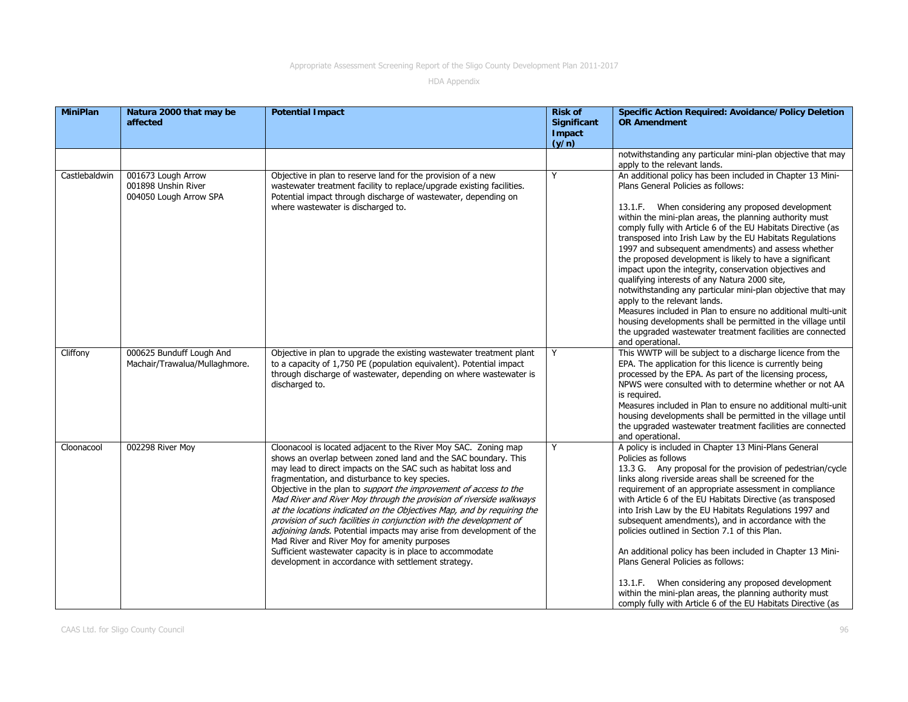| MiniPlan | Natura 2000 that may be affected | Potential Impact | Risk of Significant Impact (y/n) | Specific Action Required: Avoidance/Policy Deletion OR Amendment |
|---|---|---|---|---|
| | | | | notwithstanding any particular mini-plan objective that may apply to the relevant lands. |
| Castlebaldwin | 001673 Lough Arrow<br>001898 Unshin River<br>004050 Lough Arrow SPA | Objective in plan to reserve land for the provision of a new wastewater treatment facility to replace/upgrade existing facilities. Potential impact through discharge of wastewater, depending on where wastewater is discharged to. | Y | An additional policy has been included in Chapter 13 Mini-Plans General Policies as follows:<br><br>13.1.F. When considering any proposed development within the mini-plan areas, the planning authority must comply fully with Article 6 of the EU Habitats Directive (as transposed into Irish Law by the EU Habitats Regulations 1997 and subsequent amendments) and assess whether the proposed development is likely to have a significant impact upon the integrity, conservation objectives and qualifying interests of any Natura 2000 site, notwithstanding any particular mini-plan objective that may apply to the relevant lands.<br>Measures included in Plan to ensure no additional multi-unit housing developments shall be permitted in the village until the upgraded wastewater treatment facilities are connected and operational. |
| Cliffony | 000625 Bunduff Lough And Machair/Trawalua/Mullaghmore. | Objective in plan to upgrade the existing wastewater treatment plant to a capacity of 1,750 PE (population equivalent). Potential impact through discharge of wastewater, depending on where wastewater is discharged to. | Y | This WWTP will be subject to a discharge licence from the EPA. The application for this licence is currently being processed by the EPA. As part of the licensing process, NPWS were consulted with to determine whether or not AA is required.<br>Measures included in Plan to ensure no additional multi-unit housing developments shall be permitted in the village until the upgraded wastewater treatment facilities are connected and operational. |
| Cloonacool | 002298 River Moy | Cloonacool is located adjacent to the River Moy SAC. Zoning map shows an overlap between zoned land and the SAC boundary. This may lead to direct impacts on the SAC such as habitat loss and fragmentation, and disturbance to key species.<br>Objective in the plan to *support the improvement of access to the Mad River and River Moy through the provision of riverside walkways at the locations indicated on the Objectives Map, and by requiring the provision of such facilities in conjunction with the development of adjoining lands*. Potential impacts may arise from development of the Mad River and River Moy for amenity purposes<br>Sufficient wastewater capacity is in place to accommodate development in accordance with settlement strategy. | Y | A policy is included in Chapter 13 Mini-Plans General Policies as follows<br>13.3 G. Any proposal for the provision of pedestrian/cycle links along riverside areas shall be screened for the requirement of an appropriate assessment in compliance with Article 6 of the EU Habitats Directive (as transposed into Irish Law by the EU Habitats Regulations 1997 and subsequent amendments), and in accordance with the policies outlined in Section 7.1 of this Plan.<br><br>An additional policy has been included in Chapter 13 Mini-Plans General Policies as follows:<br><br>13.1.F. When considering any proposed development within the mini-plan areas, the planning authority must comply fully with Article 6 of the EU Habitats Directive (as |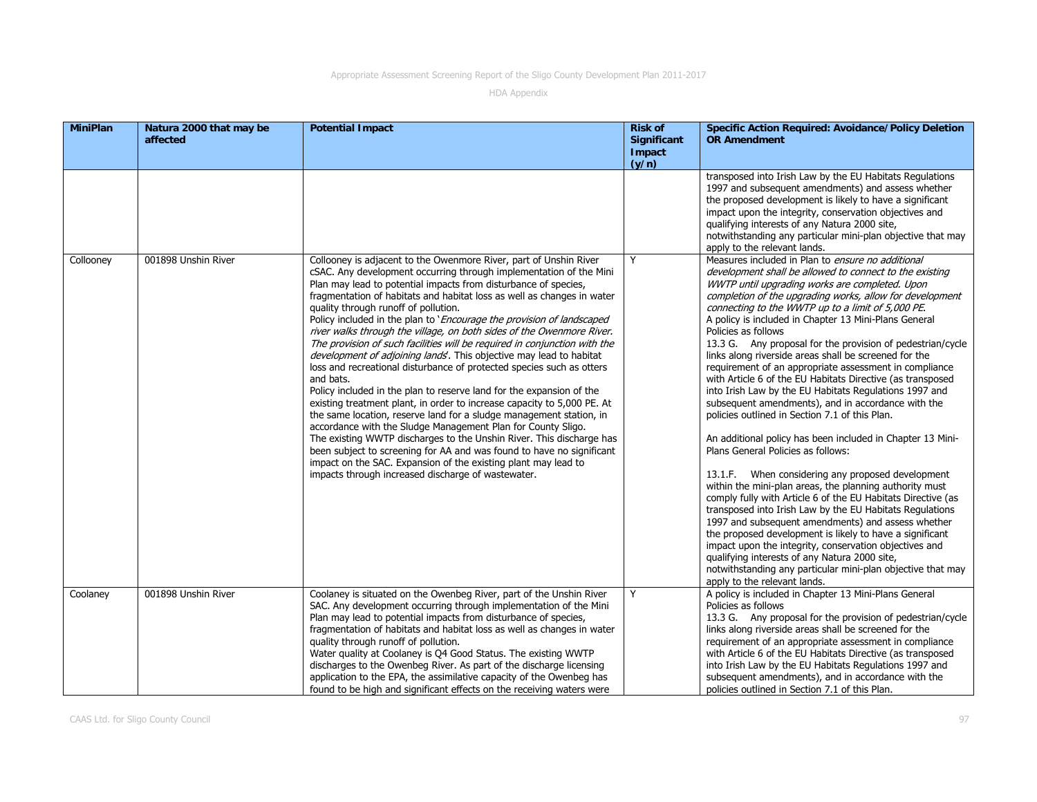| MiniPlan | Natura 2000 that may be affected | Potential Impact | Risk of Significant Impact (y/n) | Specific Action Required: Avoidance/Policy Deletion OR Amendment |
|---|---|---|---|---|
| | | | | transposed into Irish Law by the EU Habitats Regulations 1997 and subsequent amendments) and assess whether the proposed development is likely to have a significant impact upon the integrity, conservation objectives and qualifying interests of any Natura 2000 site, notwithstanding any particular mini-plan objective that may apply to the relevant lands. |
| Collooney | 001898 Unshin River | Collooney is adjacent to the Owenmore River, part of Unshin River cSAC. Any development occurring through implementation of the Mini Plan may lead to potential impacts from disturbance of species, fragmentation of habitats and habitat loss as well as changes in water quality through runoff of pollution.<br>Policy included in the plan to '*Encourage the provision of landscaped river walks through the village, on both sides of the Owenmore River. The provision of such facilities will be required in conjunction with the development of adjoining lands*'. This objective may lead to habitat loss and recreational disturbance of protected species such as otters and bats.<br>Policy included in the plan to reserve land for the expansion of the existing treatment plant, in order to increase capacity to 5,000 PE. At the same location, reserve land for a sludge management station, in accordance with the Sludge Management Plan for County Sligo.<br>The existing WWTP discharges to the Unshin River. This discharge has been subject to screening for AA and was found to have no significant impact on the SAC. Expansion of the existing plant may lead to impacts through increased discharge of wastewater. | Y | Measures included in Plan to *ensure no additional development shall be allowed to connect to the existing WWTP until upgrading works are completed. Upon completion of the upgrading works, allow for development connecting to the WWTP up to a limit of 5,000 PE.*<br>A policy is included in Chapter 13 Mini-Plans General Policies as follows<br>13.3 G. Any proposal for the provision of pedestrian/cycle links along riverside areas shall be screened for the requirement of an appropriate assessment in compliance with Article 6 of the EU Habitats Directive (as transposed into Irish Law by the EU Habitats Regulations 1997 and subsequent amendments), and in accordance with the policies outlined in Section 7.1 of this Plan.<br><br>An additional policy has been included in Chapter 13 Mini-Plans General Policies as follows:<br><br>13.1.F. When considering any proposed development within the mini-plan areas, the planning authority must comply fully with Article 6 of the EU Habitats Directive (as transposed into Irish Law by the EU Habitats Regulations 1997 and subsequent amendments) and assess whether the proposed development is likely to have a significant impact upon the integrity, conservation objectives and qualifying interests of any Natura 2000 site, notwithstanding any particular mini-plan objective that may apply to the relevant lands. |
| Coolaney | 001898 Unshin River | Coolaney is situated on the Owenbeg River, part of the Unshin River SAC. Any development occurring through implementation of the Mini Plan may lead to potential impacts from disturbance of species, fragmentation of habitats and habitat loss as well as changes in water quality through runoff of pollution.<br>Water quality at Coolaney is Q4 Good Status. The existing WWTP discharges to the Owenbeg River. As part of the discharge licensing application to the EPA, the assimilative capacity of the Owenbeg has found to be high and significant effects on the receiving waters were | Y | A policy is included in Chapter 13 Mini-Plans General Policies as follows<br>13.3 G. Any proposal for the provision of pedestrian/cycle links along riverside areas shall be screened for the requirement of an appropriate assessment in compliance with Article 6 of the EU Habitats Directive (as transposed into Irish Law by the EU Habitats Regulations 1997 and subsequent amendments), and in accordance with the policies outlined in Section 7.1 of this Plan. |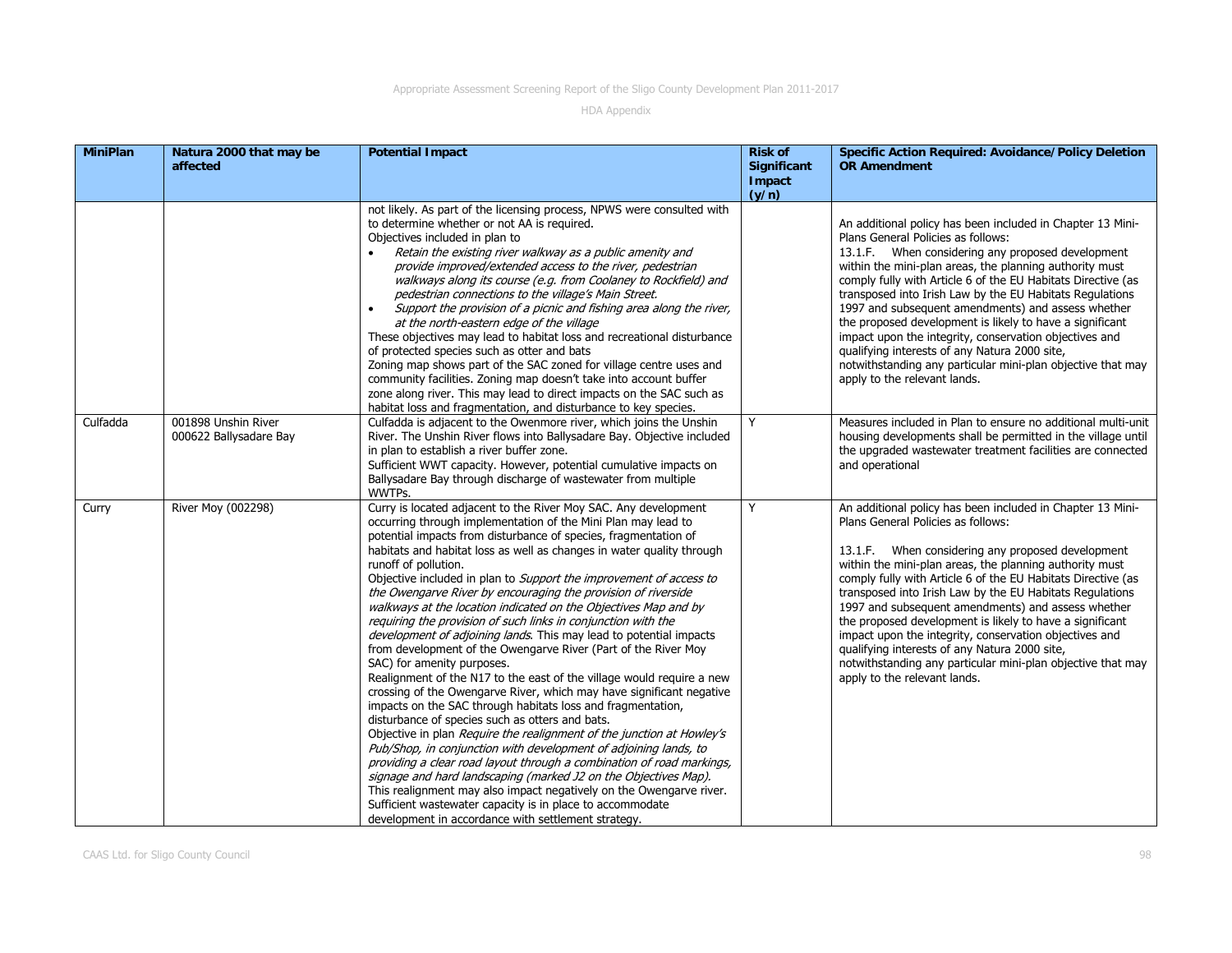| MiniPlan | Natura 2000 that may be affected | Potential Impact | Risk of Significant Impact (y/n) | Specific Action Required: Avoidance/Policy Deletion OR Amendment |
|---|---|---|---|---|
| | | not likely. As part of the licensing process, NPWS were consulted with to determine whether or not AA is required.<br>Objectives included in plan to<br>• *Retain the existing river walkway as a public amenity and provide improved/extended access to the river, pedestrian walkways along its course (e.g. from Coolaney to Rockfield) and pedestrian connections to the village's Main Street.*<br>• *Support the provision of a picnic and fishing area along the river, at the north-eastern edge of the village*<br>These objectives may lead to habitat loss and recreational disturbance of protected species such as otter and bats<br>Zoning map shows part of the SAC zoned for village centre uses and community facilities. Zoning map doesn't take into account buffer zone along river. This may lead to direct impacts on the SAC such as habitat loss and fragmentation, and disturbance to key species. | | An additional policy has been included in Chapter 13 Mini-Plans General Policies as follows:<br>13.1.F. When considering any proposed development within the mini-plan areas, the planning authority must comply fully with Article 6 of the EU Habitats Directive (as transposed into Irish Law by the EU Habitats Regulations 1997 and subsequent amendments) and assess whether the proposed development is likely to have a significant impact upon the integrity, conservation objectives and qualifying interests of any Natura 2000 site, notwithstanding any particular mini-plan objective that may apply to the relevant lands. |
| Culfadda | 001898 Unshin River<br>000622 Ballysadare Bay | Culfadda is adjacent to the Owenmore river, which joins the Unshin River. The Unshin River flows into Ballysadare Bay. Objective included in plan to establish a river buffer zone.<br>Sufficient WWT capacity. However, potential cumulative impacts on Ballysadare Bay through discharge of wastewater from multiple WWTPs. | Y | Measures included in Plan to ensure no additional multi-unit housing developments shall be permitted in the village until the upgraded wastewater treatment facilities are connected and operational |
| Curry | River Moy (002298) | Curry is located adjacent to the River Moy SAC. Any development occurring through implementation of the Mini Plan may lead to potential impacts from disturbance of species, fragmentation of habitats and habitat loss as well as changes in water quality through runoff of pollution.<br>Objective included in plan to *Support the improvement of access to the Owengarve River by encouraging the provision of riverside walkways at the location indicated on the Objectives Map and by requiring the provision of such links in conjunction with the development of adjoining lands*. This may lead to potential impacts from development of the Owengarve River (Part of the River Moy SAC) for amenity purposes.<br>Realignment of the N17 to the east of the village would require a new crossing of the Owengarve River, which may have significant negative impacts on the SAC through habitats loss and fragmentation, disturbance of species such as otters and bats.<br>Objective in plan *Require the realignment of the junction at Howley's Pub/Shop, in conjunction with development of adjoining lands, to providing a clear road layout through a combination of road markings, signage and hard landscaping (marked J2 on the Objectives Map).* This realignment may also impact negatively on the Owengarve river.<br>Sufficient wastewater capacity is in place to accommodate development in accordance with settlement strategy. | Y | An additional policy has been included in Chapter 13 Mini-Plans General Policies as follows:<br><br>13.1.F. When considering any proposed development within the mini-plan areas, the planning authority must comply fully with Article 6 of the EU Habitats Directive (as transposed into Irish Law by the EU Habitats Regulations 1997 and subsequent amendments) and assess whether the proposed development is likely to have a significant impact upon the integrity, conservation objectives and qualifying interests of any Natura 2000 site, notwithstanding any particular mini-plan objective that may apply to the relevant lands. |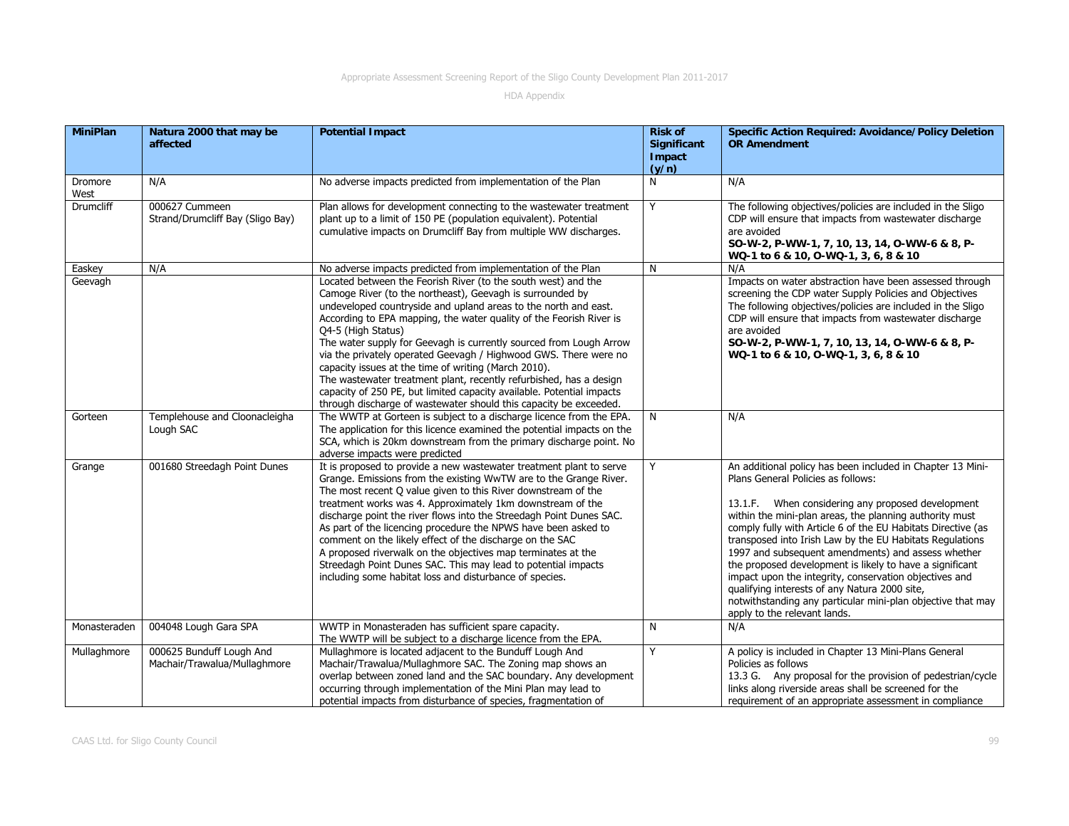| MiniPlan | Natura 2000 that may be affected | Potential Impact | Risk of Significant Impact (y/n) | Specific Action Required: Avoidance/Policy Deletion OR Amendment |
|---|---|---|---|---|
| Dromore West | N/A | No adverse impacts predicted from implementation of the Plan | N | N/A |
| Drumcliff | 000627 Cummeen Strand/Drumcliff Bay (Sligo Bay) | Plan allows for development connecting to the wastewater treatment plant up to a limit of 150 PE (population equivalent). Potential cumulative impacts on Drumcliff Bay from multiple WW discharges. | Y | The following objectives/policies are included in the Sligo CDP will ensure that impacts from wastewater discharge are avoided **SO-W-2, P-WW-1, 7, 10, 13, 14, O-WW-6 & 8, P-WQ-1 to 6 & 10, O-WQ-1, 3, 6, 8 & 10** |
| Easkey | N/A | No adverse impacts predicted from implementation of the Plan | N | N/A |
| Geevagh | | Located between the Feorish River (to the south west) and the Camoge River (to the northeast), Geevagh is surrounded by undeveloped countryside and upland areas to the north and east. According to EPA mapping, the water quality of the Feorish River is Q4-5 (High Status) The water supply for Geevagh is currently sourced from Lough Arrow via the privately operated Geevagh / Highwood GWS. There were no capacity issues at the time of writing (March 2010). The wastewater treatment plant, recently refurbished, has a design capacity of 250 PE, but limited capacity available. Potential impacts through discharge of wastewater should this capacity be exceeded. | | Impacts on water abstraction have been assessed through screening the CDP water Supply Policies and Objectives The following objectives/policies are included in the Sligo CDP will ensure that impacts from wastewater discharge are avoided **SO-W-2, P-WW-1, 7, 10, 13, 14, O-WW-6 & 8, P-WQ-1 to 6 & 10, O-WQ-1, 3, 6, 8 & 10** |
| Gorteen | Templehouse and Cloonacleigha Lough SAC | The WWTP at Gorteen is subject to a discharge licence from the EPA. The application for this licence examined the potential impacts on the SCA, which is 20km downstream from the primary discharge point. No adverse impacts were predicted | N | N/A |
| Grange | 001680 Streedagh Point Dunes | It is proposed to provide a new wastewater treatment plant to serve Grange. Emissions from the existing WwTW are to the Grange River. The most recent Q value given to this River downstream of the treatment works was 4. Approximately 1km downstream of the discharge point the river flows into the Streedagh Point Dunes SAC. As part of the licencing procedure the NPWS have been asked to comment on the likely effect of the discharge on the SAC A proposed riverwalk on the objectives map terminates at the Streedagh Point Dunes SAC. This may lead to potential impacts including some habitat loss and disturbance of species. | Y | An additional policy has been included in Chapter 13 Mini-Plans General Policies as follows: 13.1.F. When considering any proposed development within the mini-plan areas, the planning authority must comply fully with Article 6 of the EU Habitats Directive (as transposed into Irish Law by the EU Habitats Regulations 1997 and subsequent amendments) and assess whether the proposed development is likely to have a significant impact upon the integrity, conservation objectives and qualifying interests of any Natura 2000 site, notwithstanding any particular mini-plan objective that may apply to the relevant lands. |
| Monasteraden | 004048 Lough Gara SPA | WWTP in Monasteraden has sufficient spare capacity. The WWTP will be subject to a discharge licence from the EPA. | N | N/A |
| Mullaghmore | 000625 Bunduff Lough And Machair/Trawalua/Mullaghmore | Mullaghmore is located adjacent to the Bunduff Lough And Machair/Trawalua/Mullaghmore SAC. The Zoning map shows an overlap between zoned land and the SAC boundary. Any development occurring through implementation of the Mini Plan may lead to potential impacts from disturbance of species, fragmentation of | Y | A policy is included in Chapter 13 Mini-Plans General Policies as follows 13.3 G. Any proposal for the provision of pedestrian/cycle links along riverside areas shall be screened for the requirement of an appropriate assessment in compliance |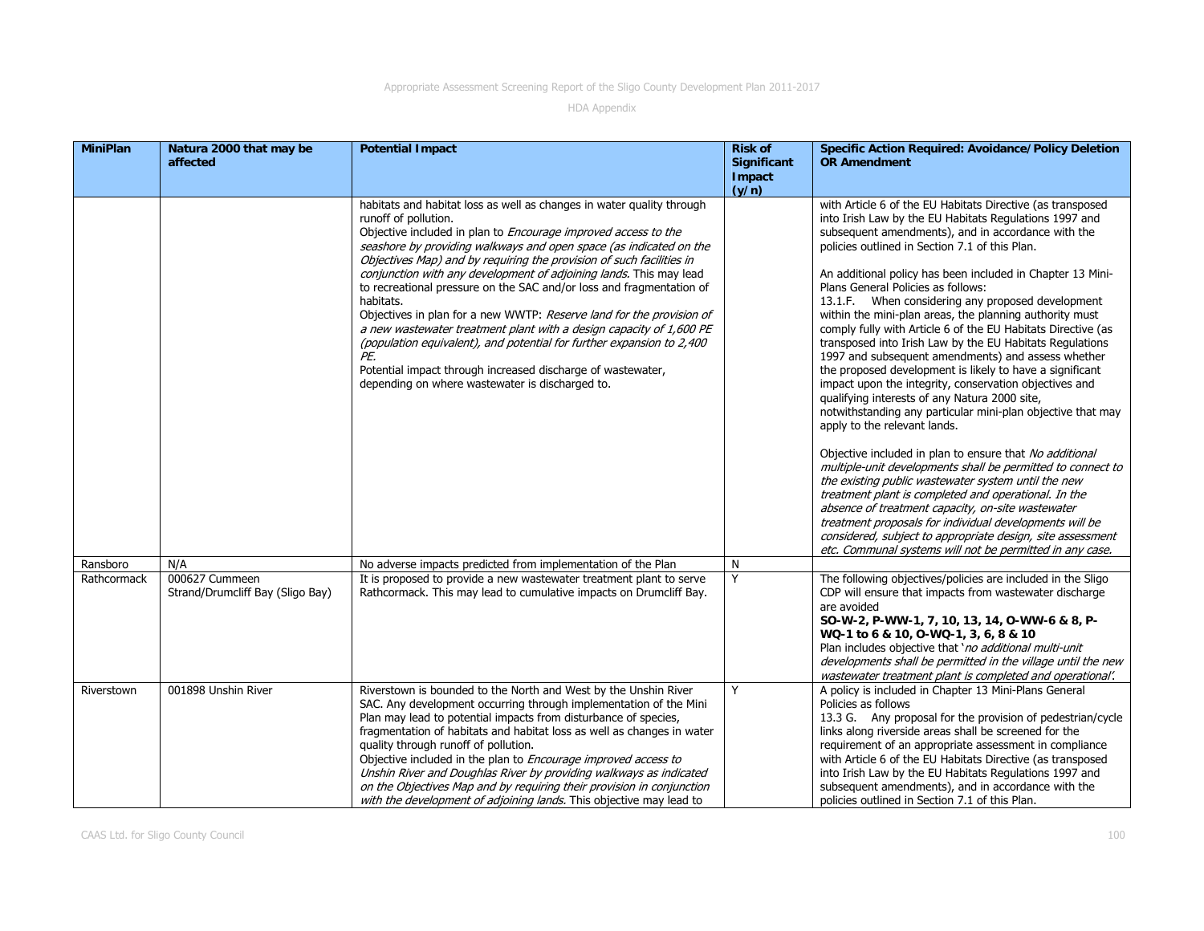| MiniPlan | Natura 2000 that may be affected | Potential Impact | Risk of Significant Impact (y/n) | Specific Action Required: Avoidance/Policy Deletion OR Amendment |
|---|---|---|---|---|
| | | habitats and habitat loss as well as changes in water quality through runoff of pollution.<br>Objective included in plan to *Encourage improved access to the seashore by providing walkways and open space (as indicated on the Objectives Map) and by requiring the provision of such facilities in conjunction with any development of adjoining lands.* This may lead to recreational pressure on the SAC and/or loss and fragmentation of habitats.<br>Objectives in plan for a new WWTP: *Reserve land for the provision of a new wastewater treatment plant with a design capacity of 1,600 PE (population equivalent), and potential for further expansion to 2,400 PE.*<br>Potential impact through increased discharge of wastewater, depending on where wastewater is discharged to. | | with Article 6 of the EU Habitats Directive (as transposed into Irish Law by the EU Habitats Regulations 1997 and subsequent amendments), and in accordance with the policies outlined in Section 7.1 of this Plan.<br><br>An additional policy has been included in Chapter 13 Mini-Plans General Policies as follows:<br>13.1.F. When considering any proposed development within the mini-plan areas, the planning authority must comply fully with Article 6 of the EU Habitats Directive (as transposed into Irish Law by the EU Habitats Regulations 1997 and subsequent amendments) and assess whether the proposed development is likely to have a significant impact upon the integrity, conservation objectives and qualifying interests of any Natura 2000 site, notwithstanding any particular mini-plan objective that may apply to the relevant lands.<br><br>Objective included in plan to ensure that *No additional multiple-unit developments shall be permitted to connect to the existing public wastewater system until the new treatment plant is completed and operational. In the absence of treatment capacity, on-site wastewater treatment proposals for individual developments will be considered, subject to appropriate design, site assessment etc. Communal systems will not be permitted in any case.* |
| Ransboro | N/A | No adverse impacts predicted from implementation of the Plan | N | |
| Rathcormack | 000627 Cummeen Strand/Drumcliff Bay (Sligo Bay) | It is proposed to provide a new wastewater treatment plant to serve Rathcormack. This may lead to cumulative impacts on Drumcliff Bay. | Y | The following objectives/policies are included in the Sligo CDP will ensure that impacts from wastewater discharge are avoided<br>**SO-W-2, P-WW-1, 7, 10, 13, 14, O-WW-6 & 8, P-WQ-1 to 6 & 10, O-WQ-1, 3, 6, 8 & 10**<br>Plan includes objective that '*no additional multi-unit developments shall be permitted in the village until the new wastewater treatment plant is completed and operational*'. |
| Riverstown | 001898 Unshin River | Riverstown is bounded to the North and West by the Unshin River SAC. Any development occurring through implementation of the Mini Plan may lead to potential impacts from disturbance of species, fragmentation of habitats and habitat loss as well as changes in water quality through runoff of pollution.<br>Objective included in the plan to *Encourage improved access to Unshin River and Doughlas River by providing walkways as indicated on the Objectives Map and by requiring their provision in conjunction with the development of adjoining lands.* This objective may lead to | Y | A policy is included in Chapter 13 Mini-Plans General Policies as follows<br>13.3 G. Any proposal for the provision of pedestrian/cycle links along riverside areas shall be screened for the requirement of an appropriate assessment in compliance with Article 6 of the EU Habitats Directive (as transposed into Irish Law by the EU Habitats Regulations 1997 and subsequent amendments), and in accordance with the policies outlined in Section 7.1 of this Plan. |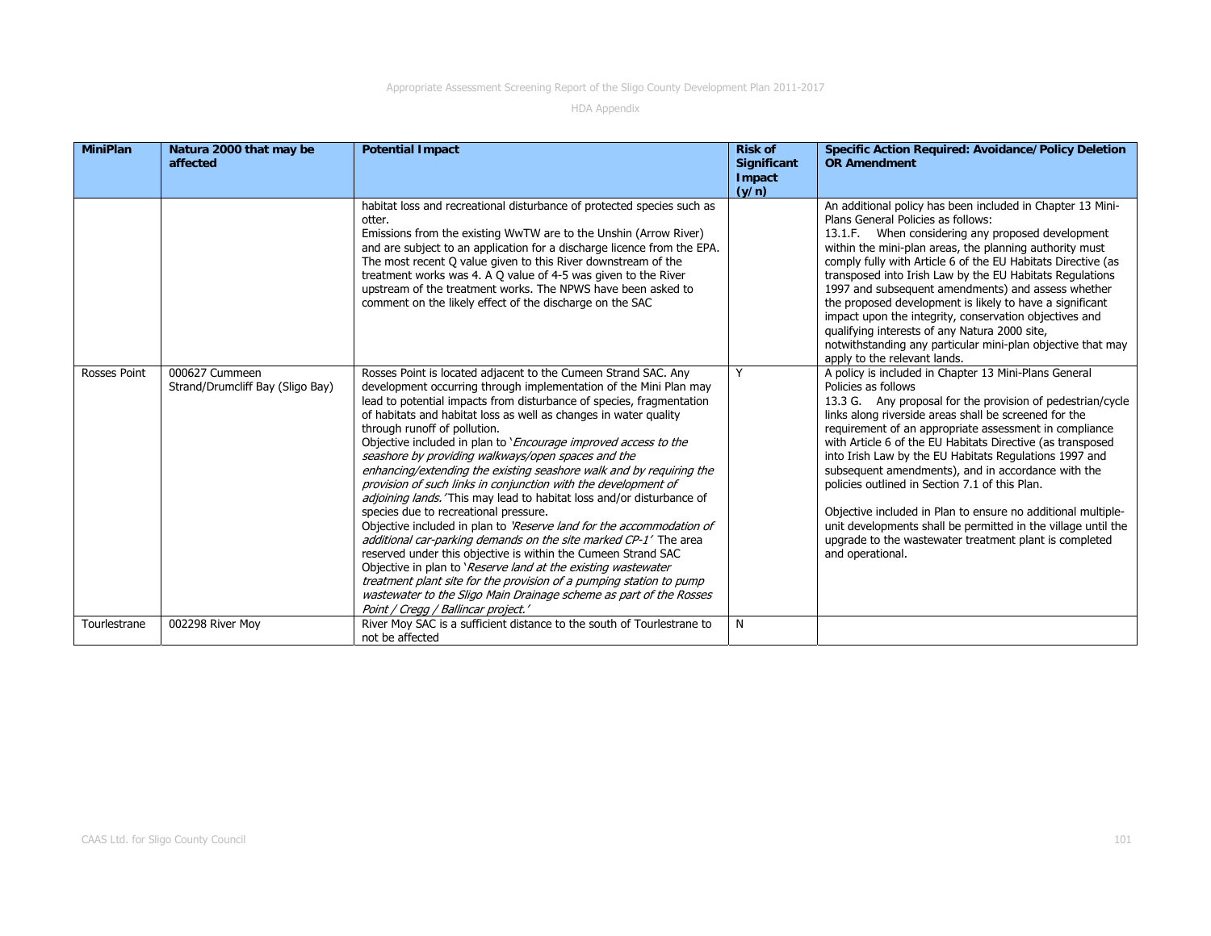| MiniPlan | Natura 2000 that may be affected | Potential Impact | Risk of Significant Impact (y/n) | Specific Action Required: Avoidance/Policy Deletion OR Amendment |
|---|---|---|---|---|
| | | habitat loss and recreational disturbance of protected species such as otter.<br>Emissions from the existing WwTW are to the Unshin (Arrow River) and are subject to an application for a discharge licence from the EPA. The most recent Q value given to this River downstream of the treatment works was 4. A Q value of 4-5 was given to the River upstream of the treatment works. The NPWS have been asked to comment on the likely effect of the discharge on the SAC | | An additional policy has been included in Chapter 13 Mini-Plans General Policies as follows:<br>13.1.F. When considering any proposed development within the mini-plan areas, the planning authority must comply fully with Article 6 of the EU Habitats Directive (as transposed into Irish Law by the EU Habitats Regulations 1997 and subsequent amendments) and assess whether the proposed development is likely to have a significant impact upon the integrity, conservation objectives and qualifying interests of any Natura 2000 site, notwithstanding any particular mini-plan objective that may apply to the relevant lands. |
| Rosses Point | 000627 Cummeen Strand/Drumcliff Bay (Sligo Bay) | Rosses Point is located adjacent to the Cumeen Strand SAC. Any development occurring through implementation of the Mini Plan may lead to potential impacts from disturbance of species, fragmentation of habitats and habitat loss as well as changes in water quality through runoff of pollution.<br>Objective included in plan to '*Encourage improved access to the seashore by providing walkways/open spaces and the enhancing/extending the existing seashore walk and by requiring the provision of such links in conjunction with the development of adjoining lands.'* This may lead to habitat loss and/or disturbance of species due to recreational pressure.<br>Objective included in plan to *'Reserve land for the accommodation of additional car-parking demands on the site marked CP-1'* The area reserved under this objective is within the Cumeen Strand SAC<br>Objective in plan to '*Reserve land at the existing wastewater treatment plant site for the provision of a pumping station to pump wastewater to the Sligo Main Drainage scheme as part of the Rosses Point / Cregg / Ballincar project.'* | Y | A policy is included in Chapter 13 Mini-Plans General Policies as follows<br>13.3 G. Any proposal for the provision of pedestrian/cycle links along riverside areas shall be screened for the requirement of an appropriate assessment in compliance with Article 6 of the EU Habitats Directive (as transposed into Irish Law by the EU Habitats Regulations 1997 and subsequent amendments), and in accordance with the policies outlined in Section 7.1 of this Plan.<br><br>Objective included in Plan to ensure no additional multiple-unit developments shall be permitted in the village until the upgrade to the wastewater treatment plant is completed and operational. |
| Tourlestrane | 002298 River Moy | River Moy SAC is a sufficient distance to the south of Tourlestrane to not be affected | N | |